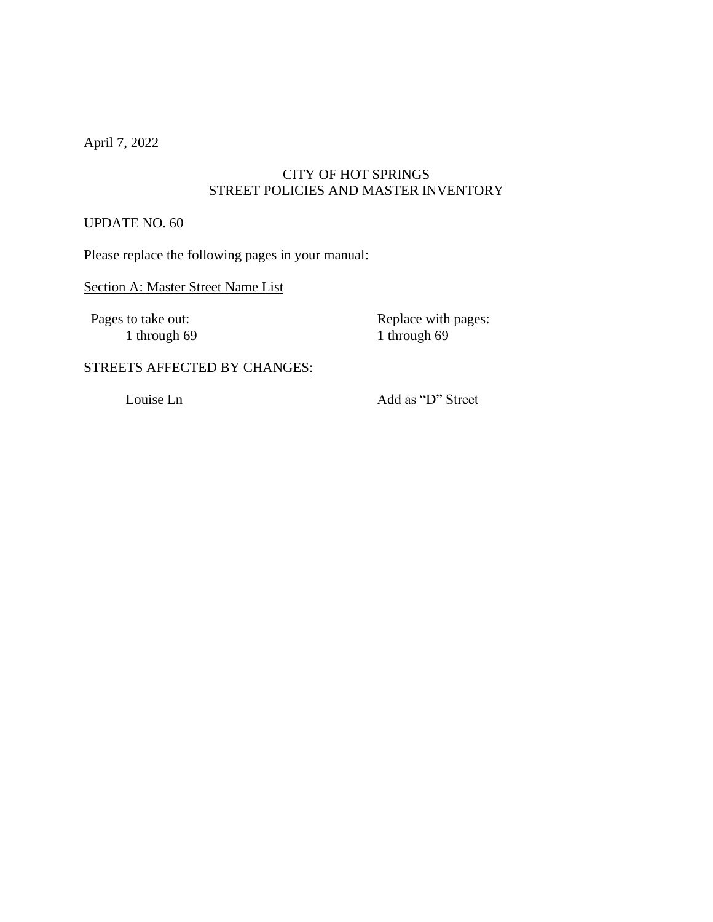April 7, 2022

CITY OF HOT SPRINGS
STREET POLICIES AND MASTER INVENTORY

UPDATE NO. 60

Please replace the following pages in your manual:

<u>Section A: Master Street Name List</u>

| Pages to take out: | Replace with pages: |
| --- | --- |
| 1 through 69 | 1 through 69 |

<u>STREETS AFFECTED BY CHANGES:</u>

| Louise Ln | Add as “D” Street |
| --- | --- |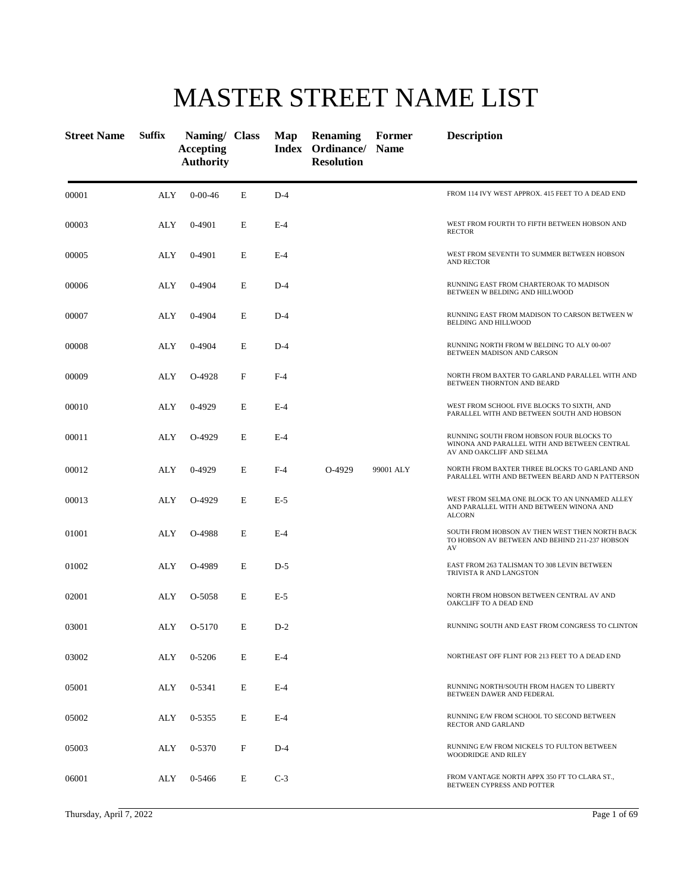# MASTER STREET NAME LIST

| Street Name | Suffix | Naming/ Accepting Authority | Class | Map Index | Renaming Ordinance/ Resolution | Former Name | Description |
|---|---|---|---|---|---|---|---|
| 00001 | ALY | 0-00-46 | E | D-4 | | | FROM 114 IVY WEST APPROX. 415 FEET TO A DEAD END |
| 00003 | ALY | 0-4901 | E | E-4 | | | WEST FROM FOURTH TO FIFTH BETWEEN HOBSON AND RECTOR |
| 00005 | ALY | 0-4901 | E | E-4 | | | WEST FROM SEVENTH TO SUMMER BETWEEN HOBSON AND RECTOR |
| 00006 | ALY | 0-4904 | E | D-4 | | | RUNNING EAST FROM CHARTEROAK TO MADISON BETWEEN W BELDING AND HILLWOOD |
| 00007 | ALY | 0-4904 | E | D-4 | | | RUNNING EAST FROM MADISON TO CARSON BETWEEN W BELDING AND HILLWOOD |
| 00008 | ALY | 0-4904 | E | D-4 | | | RUNNING NORTH FROM W BELDING TO ALY 00-007 BETWEEN MADISON AND CARSON |
| 00009 | ALY | O-4928 | F | F-4 | | | NORTH FROM BAXTER TO GARLAND PARALLEL WITH AND BETWEEN THORNTON AND BEARD |
| 00010 | ALY | 0-4929 | E | E-4 | | | WEST FROM SCHOOL FIVE BLOCKS TO SIXTH, AND PARALLEL WITH AND BETWEEN SOUTH AND HOBSON |
| 00011 | ALY | O-4929 | E | E-4 | | | RUNNING SOUTH FROM HOBSON FOUR BLOCKS TO WINONA AND PARALLEL WITH AND BETWEEN CENTRAL AV AND OAKCLIFF AND SELMA |
| 00012 | ALY | 0-4929 | E | F-4 | O-4929 | 99001 ALY | NORTH FROM BAXTER THREE BLOCKS TO GARLAND AND PARALLEL WITH AND BETWEEN BEARD AND N PATTERSON |
| 00013 | ALY | O-4929 | E | E-5 | | | WEST FROM SELMA ONE BLOCK TO AN UNNAMED ALLEY AND PARALLEL WITH AND BETWEEN WINONA AND ALCORN |
| 01001 | ALY | O-4988 | E | E-4 | | | SOUTH FROM HOBSON AV THEN WEST THEN NORTH BACK TO HOBSON AV BETWEEN AND BEHIND 211-237 HOBSON AV |
| 01002 | ALY | O-4989 | E | D-5 | | | EAST FROM 263 TALISMAN TO 308 LEVIN BETWEEN TRIVISTA R AND LANGSTON |
| 02001 | ALY | O-5058 | E | E-5 | | | NORTH FROM HOBSON BETWEEN CENTRAL AV AND OAKCLIFF TO A DEAD END |
| 03001 | ALY | O-5170 | E | D-2 | | | RUNNING SOUTH AND EAST FROM CONGRESS TO CLINTON |
| 03002 | ALY | 0-5206 | E | E-4 | | | NORTHEAST OFF FLINT FOR 213 FEET TO A DEAD END |
| 05001 | ALY | 0-5341 | E | E-4 | | | RUNNING NORTH/SOUTH FROM HAGEN TO LIBERTY BETWEEN DAWER AND FEDERAL |
| 05002 | ALY | 0-5355 | E | E-4 | | | RUNNING E/W FROM SCHOOL TO SECOND BETWEEN RECTOR AND GARLAND |
| 05003 | ALY | 0-5370 | F | D-4 | | | RUNNING E/W FROM NICKELS TO FULTON BETWEEN WOODRIDGE AND RILEY |
| 06001 | ALY | 0-5466 | E | C-3 | | | FROM VANTAGE NORTH APPX 350 FT TO CLARA ST., BETWEEN CYPRESS AND POTTER |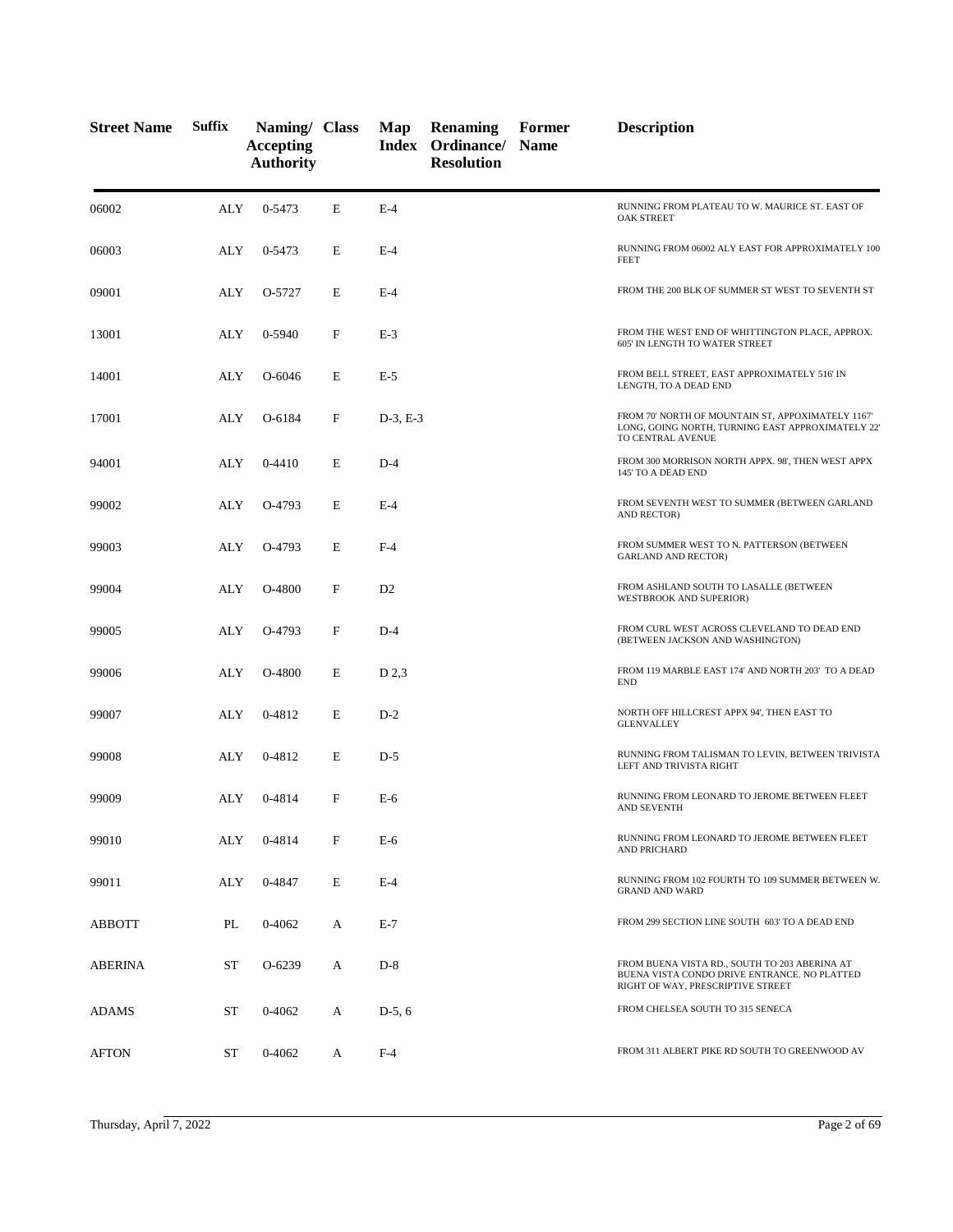| Street Name | Suffix | Naming/ Accepting Authority | Class | Map Index | Renaming Ordinance/ Resolution | Former Name | Description |
|---|---|---|---|---|---|---|---|
| 06002 | ALY | 0-5473 | E | E-4 | | | RUNNING FROM PLATEAU TO W. MAURICE ST. EAST OF OAK STREET |
| 06003 | ALY | 0-5473 | E | E-4 | | | RUNNING FROM 06002 ALY EAST FOR APPROXIMATELY 100 FEET |
| 09001 | ALY | O-5727 | E | E-4 | | | FROM THE 200 BLK OF SUMMER ST WEST TO SEVENTH ST |
| 13001 | ALY | 0-5940 | F | E-3 | | | FROM THE WEST END OF WHITTINGTON PLACE, APPROX. 605' IN LENGTH TO WATER STREET |
| 14001 | ALY | O-6046 | E | E-5 | | | FROM BELL STREET, EAST APPROXIMATELY 516' IN LENGTH, TO A DEAD END |
| 17001 | ALY | O-6184 | F | D-3, E-3 | | | FROM 70' NORTH OF MOUNTAIN ST, APPOXIMATELY 1167' LONG, GOING NORTH, TURNING EAST APPROXIMATELY 22' TO CENTRAL AVENUE |
| 94001 | ALY | 0-4410 | E | D-4 | | | FROM 300 MORRISON NORTH APPX. 98', THEN WEST APPX 145' TO A DEAD END |
| 99002 | ALY | O-4793 | E | E-4 | | | FROM SEVENTH WEST TO SUMMER (BETWEEN GARLAND AND RECTOR) |
| 99003 | ALY | O-4793 | E | F-4 | | | FROM SUMMER WEST TO N. PATTERSON (BETWEEN GARLAND AND RECTOR) |
| 99004 | ALY | O-4800 | F | D2 | | | FROM ASHLAND SOUTH TO LASALLE (BETWEEN WESTBROOK AND SUPERIOR) |
| 99005 | ALY | O-4793 | F | D-4 | | | FROM CURL WEST ACROSS CLEVELAND TO DEAD END (BETWEEN JACKSON AND WASHINGTON) |
| 99006 | ALY | O-4800 | E | D 2,3 | | | FROM 119 MARBLE EAST 174' AND NORTH 203' TO A DEAD END |
| 99007 | ALY | 0-4812 | E | D-2 | | | NORTH OFF HILLCREST APPX 94', THEN EAST TO GLENVALLEY |
| 99008 | ALY | 0-4812 | E | D-5 | | | RUNNING FROM TALISMAN TO LEVIN, BETWEEN TRIVISTA LEFT AND TRIVISTA RIGHT |
| 99009 | ALY | 0-4814 | F | E-6 | | | RUNNING FROM LEONARD TO JEROME BETWEEN FLEET AND SEVENTH |
| 99010 | ALY | 0-4814 | F | E-6 | | | RUNNING FROM LEONARD TO JEROME BETWEEN FLEET AND PRICHARD |
| 99011 | ALY | 0-4847 | E | E-4 | | | RUNNING FROM 102 FOURTH TO 109 SUMMER BETWEEN W. GRAND AND WARD |
| ABBOTT | PL | 0-4062 | A | E-7 | | | FROM 299 SECTION LINE SOUTH 603' TO A DEAD END |
| ABERINA | ST | O-6239 | A | D-8 | | | FROM BUENA VISTA RD., SOUTH TO 203 ABERINA AT BUENA VISTA CONDO DRIVE ENTRANCE. NO PLATTED RIGHT OF WAY, PRESCRIPTIVE STREET |
| ADAMS | ST | 0-4062 | A | D-5, 6 | | | FROM CHELSEA SOUTH TO 315 SENECA |
| AFTON | ST | 0-4062 | A | F-4 | | | FROM 311 ALBERT PIKE RD SOUTH TO GREENWOOD AV |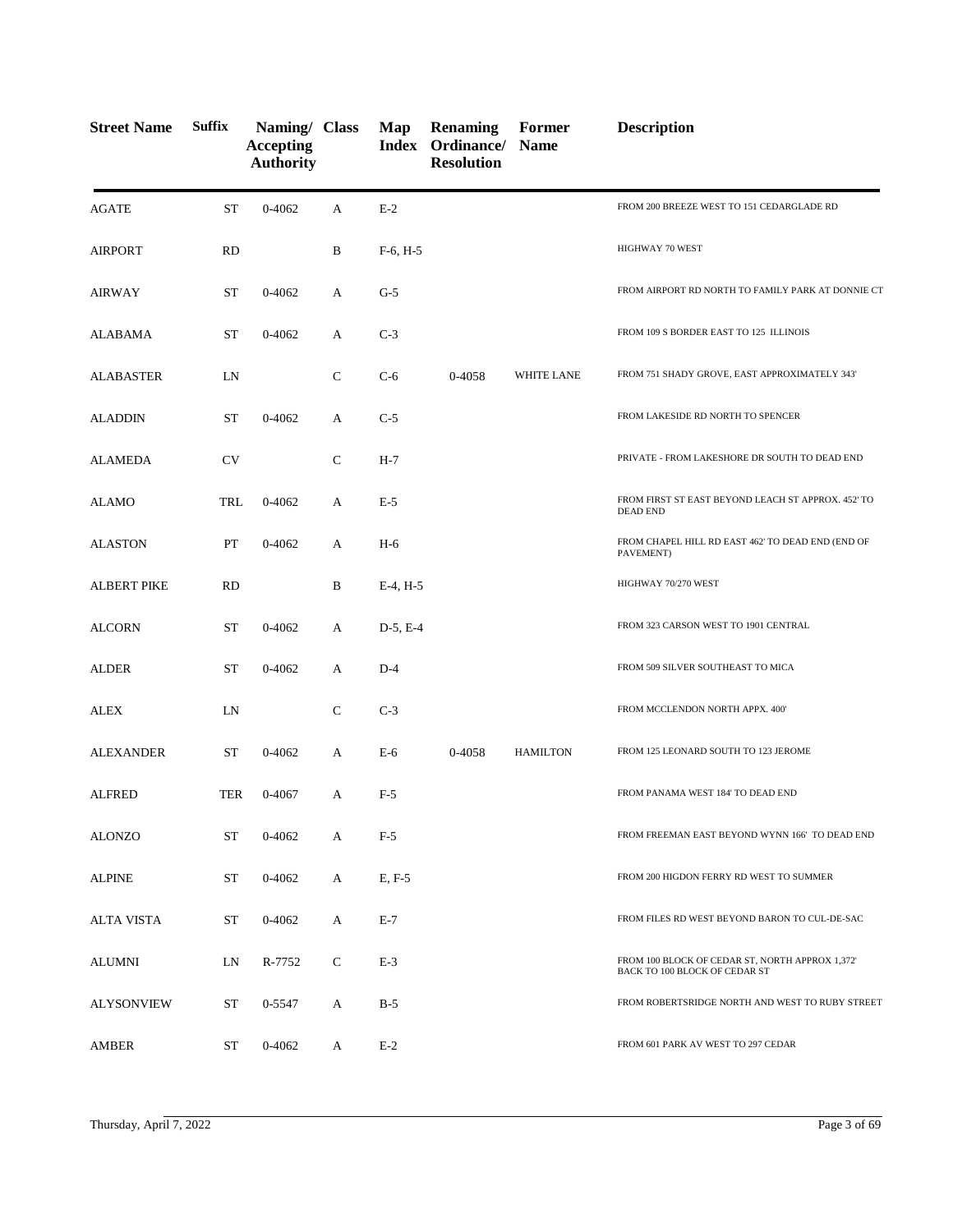| Street Name | Suffix | Naming/ Accepting Authority | Class | Map Index | Renaming Ordinance/ Resolution | Former Name | Description |
|---|---|---|---|---|---|---|---|
| AGATE | ST | 0-4062 | A | E-2 | | | FROM 200 BREEZE WEST TO 151 CEDARGLADE RD |
| AIRPORT | RD | | B | F-6, H-5 | | | HIGHWAY 70 WEST |
| AIRWAY | ST | 0-4062 | A | G-5 | | | FROM AIRPORT RD NORTH TO FAMILY PARK AT DONNIE CT |
| ALABAMA | ST | 0-4062 | A | C-3 | | | FROM 109 S BORDER EAST TO 125 ILLINOIS |
| ALABASTER | LN | | C | C-6 | 0-4058 | WHITE LANE | FROM 751 SHADY GROVE, EAST APPROXIMATELY 343' |
| ALADDIN | ST | 0-4062 | A | C-5 | | | FROM LAKESIDE RD NORTH TO SPENCER |
| ALAMEDA | CV | | C | H-7 | | | PRIVATE - FROM LAKESHORE DR SOUTH TO DEAD END |
| ALAMO | TRL | 0-4062 | A | E-5 | | | FROM FIRST ST EAST BEYOND LEACH ST APPROX. 452' TO DEAD END |
| ALASTON | PT | 0-4062 | A | H-6 | | | FROM CHAPEL HILL RD EAST 462' TO DEAD END (END OF PAVEMENT) |
| ALBERT PIKE | RD | | B | E-4, H-5 | | | HIGHWAY 70/270 WEST |
| ALCORN | ST | 0-4062 | A | D-5, E-4 | | | FROM 323 CARSON WEST TO 1901 CENTRAL |
| ALDER | ST | 0-4062 | A | D-4 | | | FROM 509 SILVER SOUTHEAST TO MICA |
| ALEX | LN | | C | C-3 | | | FROM MCCLENDON NORTH APPX. 400' |
| ALEXANDER | ST | 0-4062 | A | E-6 | 0-4058 | HAMILTON | FROM 125 LEONARD SOUTH TO 123 JEROME |
| ALFRED | TER | 0-4067 | A | F-5 | | | FROM PANAMA WEST 184' TO DEAD END |
| ALONZO | ST | 0-4062 | A | F-5 | | | FROM FREEMAN EAST BEYOND WYNN 166' TO DEAD END |
| ALPINE | ST | 0-4062 | A | E, F-5 | | | FROM 200 HIGDON FERRY RD WEST TO SUMMER |
| ALTA VISTA | ST | 0-4062 | A | E-7 | | | FROM FILES RD WEST BEYOND BARON TO CUL-DE-SAC |
| ALUMNI | LN | R-7752 | C | E-3 | | | FROM 100 BLOCK OF CEDAR ST, NORTH APPROX 1,372' BACK TO 100 BLOCK OF CEDAR ST |
| ALYSONVIEW | ST | 0-5547 | A | B-5 | | | FROM ROBERTSRIDGE NORTH AND WEST TO RUBY STREET |
| AMBER | ST | 0-4062 | A | E-2 | | | FROM 601 PARK AV WEST TO 297 CEDAR |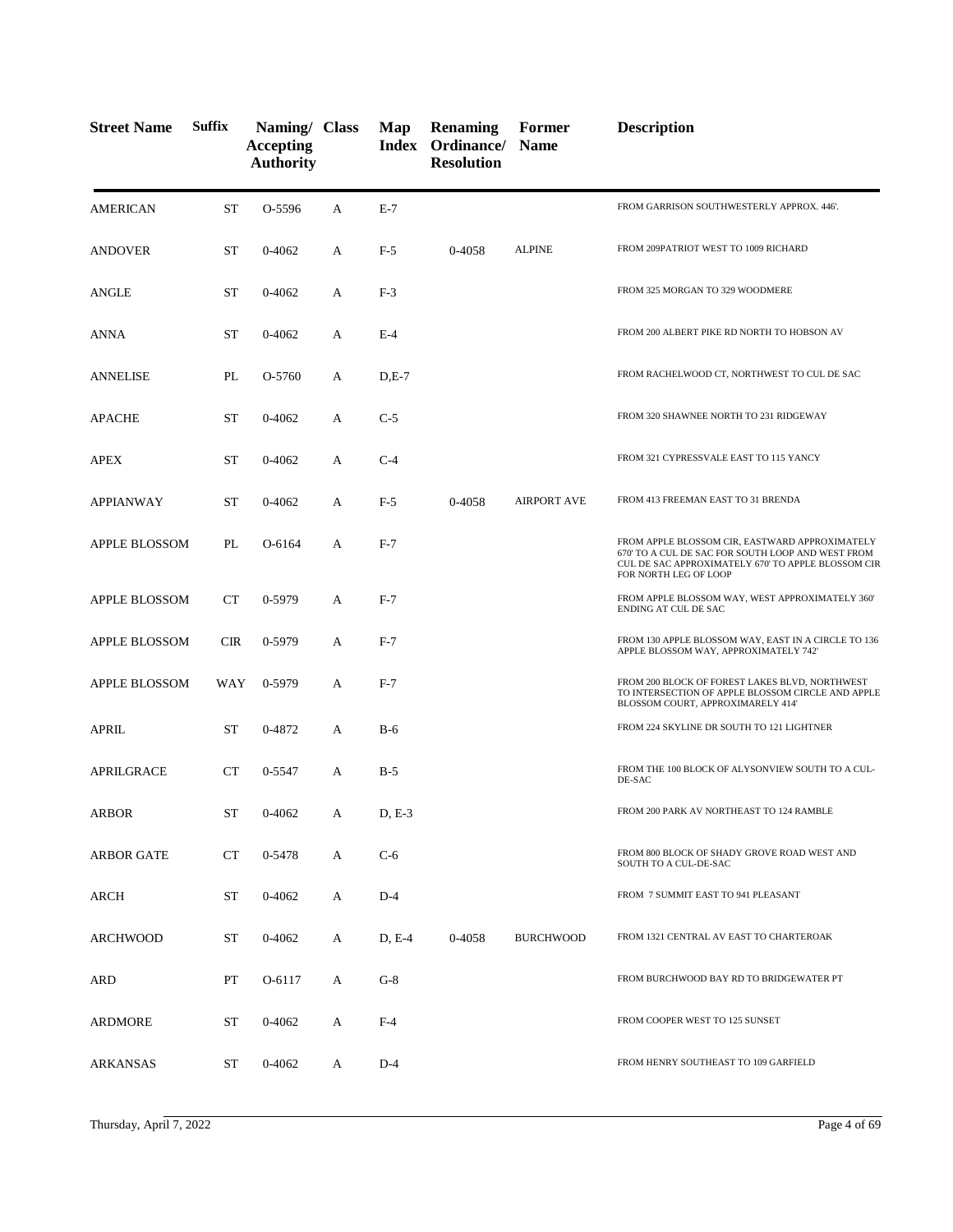| Street Name | Suffix | Naming/ Accepting Authority | Class | Map Index | Renaming Ordinance/ Resolution | Former Name | Description |
|---|---|---|---|---|---|---|---|
| AMERICAN | ST | O-5596 | A | E-7 | | | FROM GARRISON SOUTHWESTERLY APPROX. 446'. |
| ANDOVER | ST | 0-4062 | A | F-5 | 0-4058 | ALPINE | FROM 209PATRIOT WEST TO 1009 RICHARD |
| ANGLE | ST | 0-4062 | A | F-3 | | | FROM 325 MORGAN TO 329 WOODMERE |
| ANNA | ST | 0-4062 | A | E-4 | | | FROM 200 ALBERT PIKE RD NORTH TO HOBSON AV |
| ANNELISE | PL | O-5760 | A | D,E-7 | | | FROM RACHELWOOD CT, NORTHWEST TO CUL DE SAC |
| APACHE | ST | 0-4062 | A | C-5 | | | FROM 320 SHAWNEE NORTH TO 231 RIDGEWAY |
| APEX | ST | 0-4062 | A | C-4 | | | FROM 321 CYPRESSVALE EAST TO 115 YANCY |
| APPIANWAY | ST | 0-4062 | A | F-5 | 0-4058 | AIRPORT AVE | FROM 413 FREEMAN EAST TO 31 BRENDA |
| APPLE BLOSSOM | PL | O-6164 | A | F-7 | | | FROM APPLE BLOSSOM CIR, EASTWARD APPROXIMATELY 670' TO A CUL DE SAC FOR SOUTH LOOP AND WEST FROM CUL DE SAC APPROXIMATELY 670' TO APPLE BLOSSOM CIR FOR NORTH LEG OF LOOP |
| APPLE BLOSSOM | CT | 0-5979 | A | F-7 | | | FROM APPLE BLOSSOM WAY, WEST APPROXIMATELY 360' ENDING AT CUL DE SAC |
| APPLE BLOSSOM | CIR | 0-5979 | A | F-7 | | | FROM 130 APPLE BLOSSOM WAY, EAST IN A CIRCLE TO 136 APPLE BLOSSOM WAY, APPROXIMATELY 742' |
| APPLE BLOSSOM | WAY | 0-5979 | A | F-7 | | | FROM 200 BLOCK OF FOREST LAKES BLVD, NORTHWEST TO INTERSECTION OF APPLE BLOSSOM CIRCLE AND APPLE BLOSSOM COURT, APPROXIMARELY 414' |
| APRIL | ST | 0-4872 | A | B-6 | | | FROM 224 SKYLINE DR SOUTH TO 121 LIGHTNER |
| APRILGRACE | CT | 0-5547 | A | B-5 | | | FROM THE 100 BLOCK OF ALYSONVIEW SOUTH TO A CUL-DE-SAC |
| ARBOR | ST | 0-4062 | A | D, E-3 | | | FROM 200 PARK AV NORTHEAST TO 124 RAMBLE |
| ARBOR GATE | CT | 0-5478 | A | C-6 | | | FROM 800 BLOCK OF SHADY GROVE ROAD WEST AND SOUTH TO A CUL-DE-SAC |
| ARCH | ST | 0-4062 | A | D-4 | | | FROM 7 SUMMIT EAST TO 941 PLEASANT |
| ARCHWOOD | ST | 0-4062 | A | D, E-4 | 0-4058 | BURCHWOOD | FROM 1321 CENTRAL AV EAST TO CHARTEROAK |
| ARD | PT | O-6117 | A | G-8 | | | FROM BURCHWOOD BAY RD TO BRIDGEWATER PT |
| ARDMORE | ST | 0-4062 | A | F-4 | | | FROM COOPER WEST TO 125 SUNSET |
| ARKANSAS | ST | 0-4062 | A | D-4 | | | FROM HENRY SOUTHEAST TO 109 GARFIELD |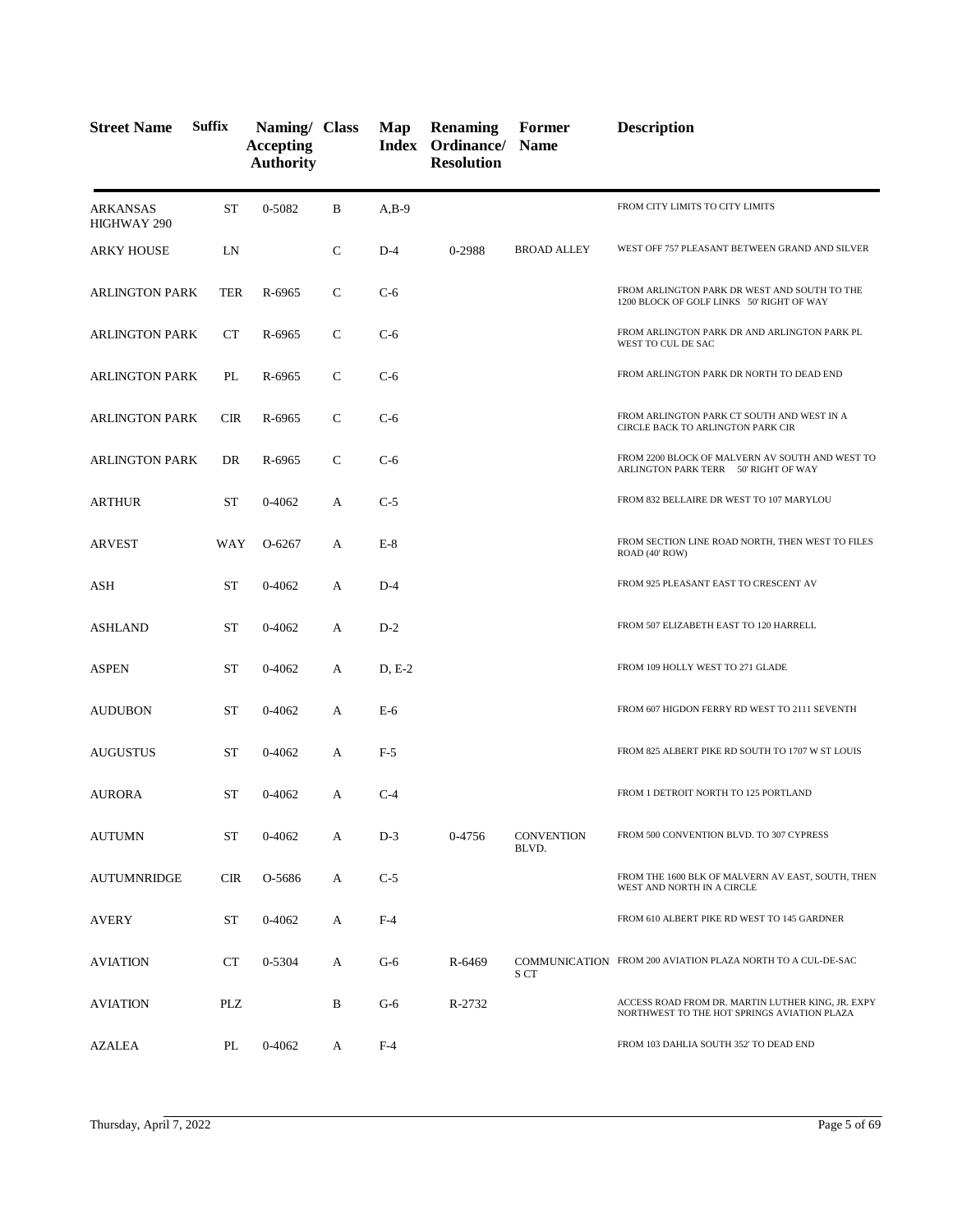| Street Name | Suffix | Naming/ Accepting Authority | Class | Map Index | Renaming Ordinance/ Resolution | Former Name | Description |
|---|---|---|---|---|---|---|---|
| ARKANSAS HIGHWAY 290 | ST | 0-5082 | B | A,B-9 | | | FROM CITY LIMITS TO CITY LIMITS |
| ARKY HOUSE | LN | | C | D-4 | 0-2988 | BROAD ALLEY | WEST OFF 757 PLEASANT BETWEEN GRAND AND SILVER |
| ARLINGTON PARK | TER | R-6965 | C | C-6 | | | FROM ARLINGTON PARK DR WEST AND SOUTH TO THE 1200 BLOCK OF GOLF LINKS 50' RIGHT OF WAY |
| ARLINGTON PARK | CT | R-6965 | C | C-6 | | | FROM ARLINGTON PARK DR AND ARLINGTON PARK PL WEST TO CUL DE SAC |
| ARLINGTON PARK | PL | R-6965 | C | C-6 | | | FROM ARLINGTON PARK DR NORTH TO DEAD END |
| ARLINGTON PARK | CIR | R-6965 | C | C-6 | | | FROM ARLINGTON PARK CT SOUTH AND WEST IN A CIRCLE BACK TO ARLINGTON PARK CIR |
| ARLINGTON PARK | DR | R-6965 | C | C-6 | | | FROM 2200 BLOCK OF MALVERN AV SOUTH AND WEST TO ARLINGTON PARK TERR 50' RIGHT OF WAY |
| ARTHUR | ST | 0-4062 | A | C-5 | | | FROM 832 BELLAIRE DR WEST TO 107 MARYLOU |
| ARVEST | WAY | O-6267 | A | E-8 | | | FROM SECTION LINE ROAD NORTH, THEN WEST TO FILES ROAD (40' ROW) |
| ASH | ST | 0-4062 | A | D-4 | | | FROM 925 PLEASANT EAST TO CRESCENT AV |
| ASHLAND | ST | 0-4062 | A | D-2 | | | FROM 507 ELIZABETH EAST TO 120 HARRELL |
| ASPEN | ST | 0-4062 | A | D, E-2 | | | FROM 109 HOLLY WEST TO 271 GLADE |
| AUDUBON | ST | 0-4062 | A | E-6 | | | FROM 607 HIGDON FERRY RD WEST TO 2111 SEVENTH |
| AUGUSTUS | ST | 0-4062 | A | F-5 | | | FROM 825 ALBERT PIKE RD SOUTH TO 1707 W ST LOUIS |
| AURORA | ST | 0-4062 | A | C-4 | | | FROM 1 DETROIT NORTH TO 125 PORTLAND |
| AUTUMN | ST | 0-4062 | A | D-3 | 0-4756 | CONVENTION BLVD. | FROM 500 CONVENTION BLVD. TO 307 CYPRESS |
| AUTUMNRIDGE | CIR | O-5686 | A | C-5 | | | FROM THE 1600 BLK OF MALVERN AV EAST, SOUTH, THEN WEST AND NORTH IN A CIRCLE |
| AVERY | ST | 0-4062 | A | F-4 | | | FROM 610 ALBERT PIKE RD WEST TO 145 GARDNER |
| AVIATION | CT | 0-5304 | A | G-6 | R-6469 | COMMUNICATIONS CT | FROM 200 AVIATION PLAZA NORTH TO A CUL-DE-SAC |
| AVIATION | PLZ | | B | G-6 | R-2732 | | ACCESS ROAD FROM DR. MARTIN LUTHER KING, JR. EXPY NORTHWEST TO THE HOT SPRINGS AVIATION PLAZA |
| AZALEA | PL | 0-4062 | A | F-4 | | | FROM 103 DAHLIA SOUTH 352' TO DEAD END |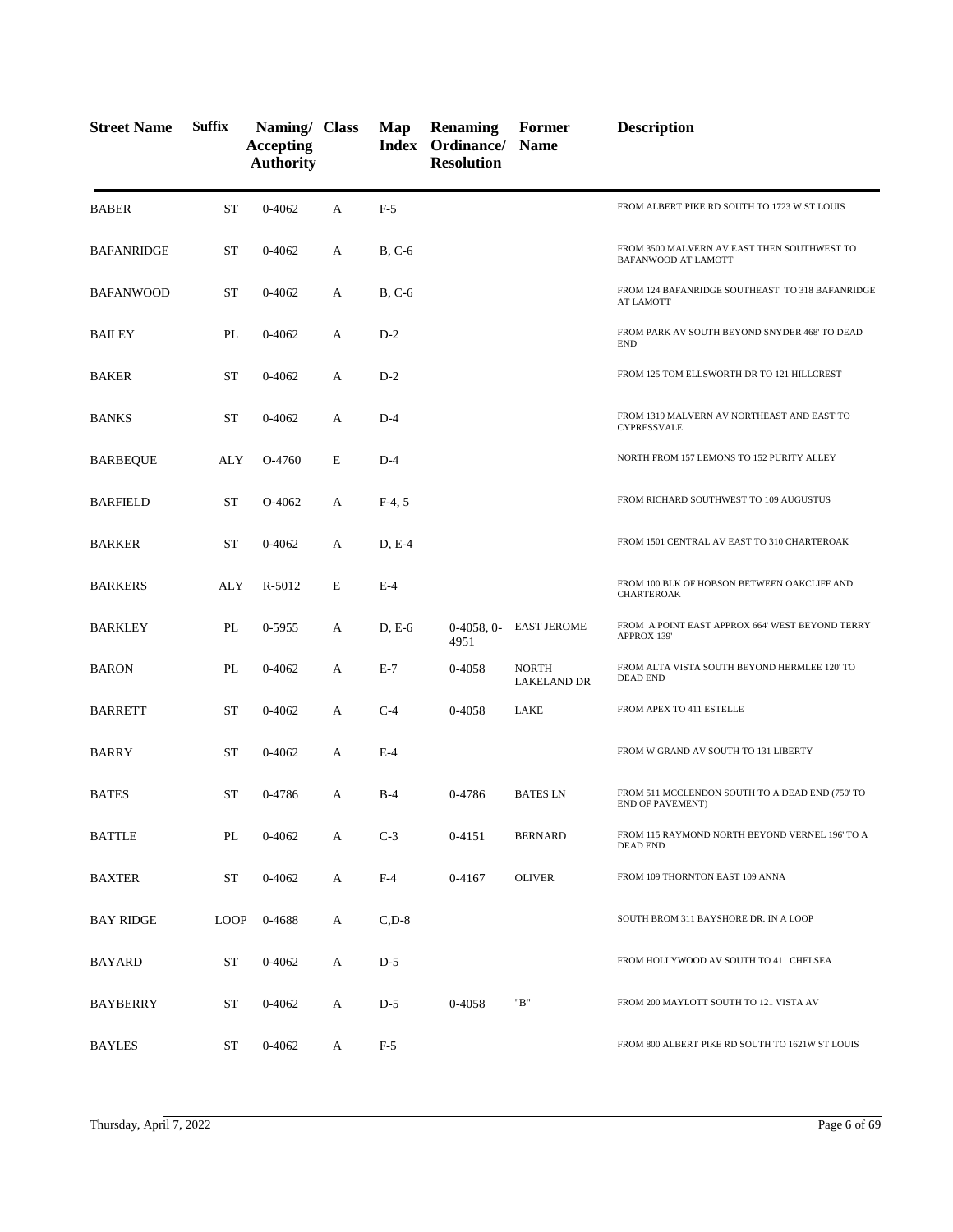| Street Name | Suffix | Naming/ Accepting Authority | Class | Map Index | Renaming Ordinance/ Resolution | Former Name | Description |
|---|---|---|---|---|---|---|---|
| BABER | ST | 0-4062 | A | F-5 | | | FROM ALBERT PIKE RD SOUTH TO 1723 W ST LOUIS |
| BAFANRIDGE | ST | 0-4062 | A | B, C-6 | | | FROM 3500 MALVERN AV EAST THEN SOUTHWEST TO BAFANWOOD AT LAMOTT |
| BAFANWOOD | ST | 0-4062 | A | B, C-6 | | | FROM 124 BAFANRIDGE SOUTHEAST TO 318 BAFANRIDGE AT LAMOTT |
| BAILEY | PL | 0-4062 | A | D-2 | | | FROM PARK AV SOUTH BEYOND SNYDER 468' TO DEAD END |
| BAKER | ST | 0-4062 | A | D-2 | | | FROM 125 TOM ELLSWORTH DR TO 121 HILLCREST |
| BANKS | ST | 0-4062 | A | D-4 | | | FROM 1319 MALVERN AV NORTHEAST AND EAST TO CYPRESSVALE |
| BARBEQUE | ALY | O-4760 | E | D-4 | | | NORTH FROM 157 LEMONS TO 152 PURITY ALLEY |
| BARFIELD | ST | O-4062 | A | F-4, 5 | | | FROM RICHARD SOUTHWEST TO 109 AUGUSTUS |
| BARKER | ST | 0-4062 | A | D, E-4 | | | FROM 1501 CENTRAL AV EAST TO 310 CHARTEROAK |
| BARKERS | ALY | R-5012 | E | E-4 | | | FROM 100 BLK OF HOBSON BETWEEN OAKCLIFF AND CHARTEROAK |
| BARKLEY | PL | 0-5955 | A | D, E-6 | 0-4058, 0-4951 | EAST JEROME | FROM A POINT EAST APPROX 664' WEST BEYOND TERRY APPROX 139' |
| BARON | PL | 0-4062 | A | E-7 | 0-4058 | NORTH LAKELAND DR | FROM ALTA VISTA SOUTH BEYOND HERMLEE 120' TO DEAD END |
| BARRETT | ST | 0-4062 | A | C-4 | 0-4058 | LAKE | FROM APEX TO 411 ESTELLE |
| BARRY | ST | 0-4062 | A | E-4 | | | FROM W GRAND AV SOUTH TO 131 LIBERTY |
| BATES | ST | 0-4786 | A | B-4 | 0-4786 | BATES LN | FROM 511 MCCLENDON SOUTH TO A DEAD END (750' TO END OF PAVEMENT) |
| BATTLE | PL | 0-4062 | A | C-3 | 0-4151 | BERNARD | FROM 115 RAYMOND NORTH BEYOND VERNEL 196' TO A DEAD END |
| BAXTER | ST | 0-4062 | A | F-4 | 0-4167 | OLIVER | FROM 109 THORNTON EAST 109 ANNA |
| BAY RIDGE | LOOP | 0-4688 | A | C,D-8 | | | SOUTH BROM 311 BAYSHORE DR. IN A LOOP |
| BAYARD | ST | 0-4062 | A | D-5 | | | FROM HOLLYWOOD AV SOUTH TO 411 CHELSEA |
| BAYBERRY | ST | 0-4062 | A | D-5 | 0-4058 | "B" | FROM 200 MAYLOTT SOUTH TO 121 VISTA AV |
| BAYLES | ST | 0-4062 | A | F-5 | | | FROM 800 ALBERT PIKE RD SOUTH TO 1621W ST LOUIS |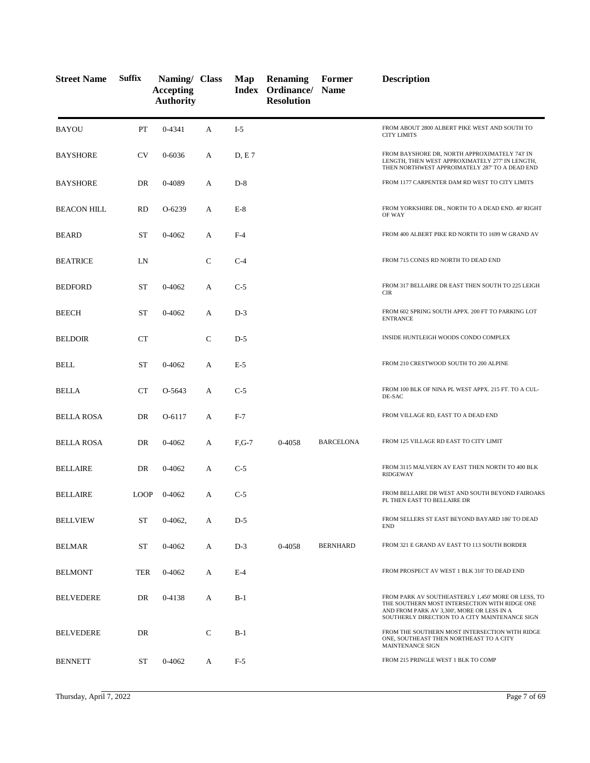| Street Name | Suffix | Naming/ Accepting Authority | Class | Map Index | Renaming Ordinance/ Resolution | Former Name | Description |
|---|---|---|---|---|---|---|---|
| BAYOU | PT | 0-4341 | A | I-5 | | | FROM ABOUT 2800 ALBERT PIKE WEST AND SOUTH TO CITY LIMITS |
| BAYSHORE | CV | 0-6036 | A | D, E 7 | | | FROM BAYSHORE DR, NORTH APPROXIMATELY 743' IN LENGTH, THEN WEST APPROXIMATELY 277' IN LENGTH, THEN NORTHWEST APPROIMATELY 287' TO A DEAD END |
| BAYSHORE | DR | 0-4089 | A | D-8 | | | FROM 1177 CARPENTER DAM RD WEST TO CITY LIMITS |
| BEACON HILL | RD | O-6239 | A | E-8 | | | FROM YORKSHIRE DR., NORTH TO A DEAD END. 40' RIGHT OF WAY |
| BEARD | ST | 0-4062 | A | F-4 | | | FROM 400 ALBERT PIKE RD NORTH TO 1699 W GRAND AV |
| BEATRICE | LN | | C | C-4 | | | FROM 715 CONES RD NORTH TO DEAD END |
| BEDFORD | ST | 0-4062 | A | C-5 | | | FROM 317 BELLAIRE DR EAST THEN SOUTH TO 225 LEIGH CIR |
| BEECH | ST | 0-4062 | A | D-3 | | | FROM 602 SPRING SOUTH APPX. 200 FT TO PARKING LOT ENTRANCE |
| BELDOIR | CT | | C | D-5 | | | INSIDE HUNTLEIGH WOODS CONDO COMPLEX |
| BELL | ST | 0-4062 | A | E-5 | | | FROM 210 CRESTWOOD SOUTH TO 200 ALPINE |
| BELLA | CT | O-5643 | A | C-5 | | | FROM 100 BLK OF NINA PL WEST APPX. 215 FT. TO A CUL-DE-SAC |
| BELLA ROSA | DR | O-6117 | A | F-7 | | | FROM VILLAGE RD, EAST TO A DEAD END |
| BELLA ROSA | DR | 0-4062 | A | F,G-7 | 0-4058 | BARCELONA | FROM 125 VILLAGE RD EAST TO CITY LIMIT |
| BELLAIRE | DR | 0-4062 | A | C-5 | | | FROM 3115 MALVERN AV EAST THEN NORTH TO 400 BLK RIDGEWAY |
| BELLAIRE | LOOP | 0-4062 | A | C-5 | | | FROM BELLAIRE DR WEST AND SOUTH BEYOND FAIROAKS PL THEN EAST TO BELLAIRE DR |
| BELLVIEW | ST | 0-4062, | A | D-5 | | | FROM SELLERS ST EAST BEYOND BAYARD 186' TO DEAD END |
| BELMAR | ST | 0-4062 | A | D-3 | 0-4058 | BERNHARD | FROM 321 E GRAND AV EAST TO 113 SOUTH BORDER |
| BELMONT | TER | 0-4062 | A | E-4 | | | FROM PROSPECT AV WEST 1 BLK 310' TO DEAD END |
| BELVEDERE | DR | 0-4138 | A | B-1 | | | FROM PARK AV SOUTHEASTERLY 1,450' MORE OR LESS, TO THE SOUTHERN MOST INTERSECTION WITH RIDGE ONE AND FROM PARK AV 3,300', MORE OR LESS IN A SOUTHERLY DIRECTION TO A CITY MAINTENANCE SIGN |
| BELVEDERE | DR | | C | B-1 | | | FROM THE SOUTHERN MOST INTERSECTION WITH RIDGE ONE, SOUTHEAST THEN NORTHEAST TO A CITY MAINTENANCE SIGN |
| BENNETT | ST | 0-4062 | A | F-5 | | | FROM 215 PRINGLE WEST 1 BLK TO COMP |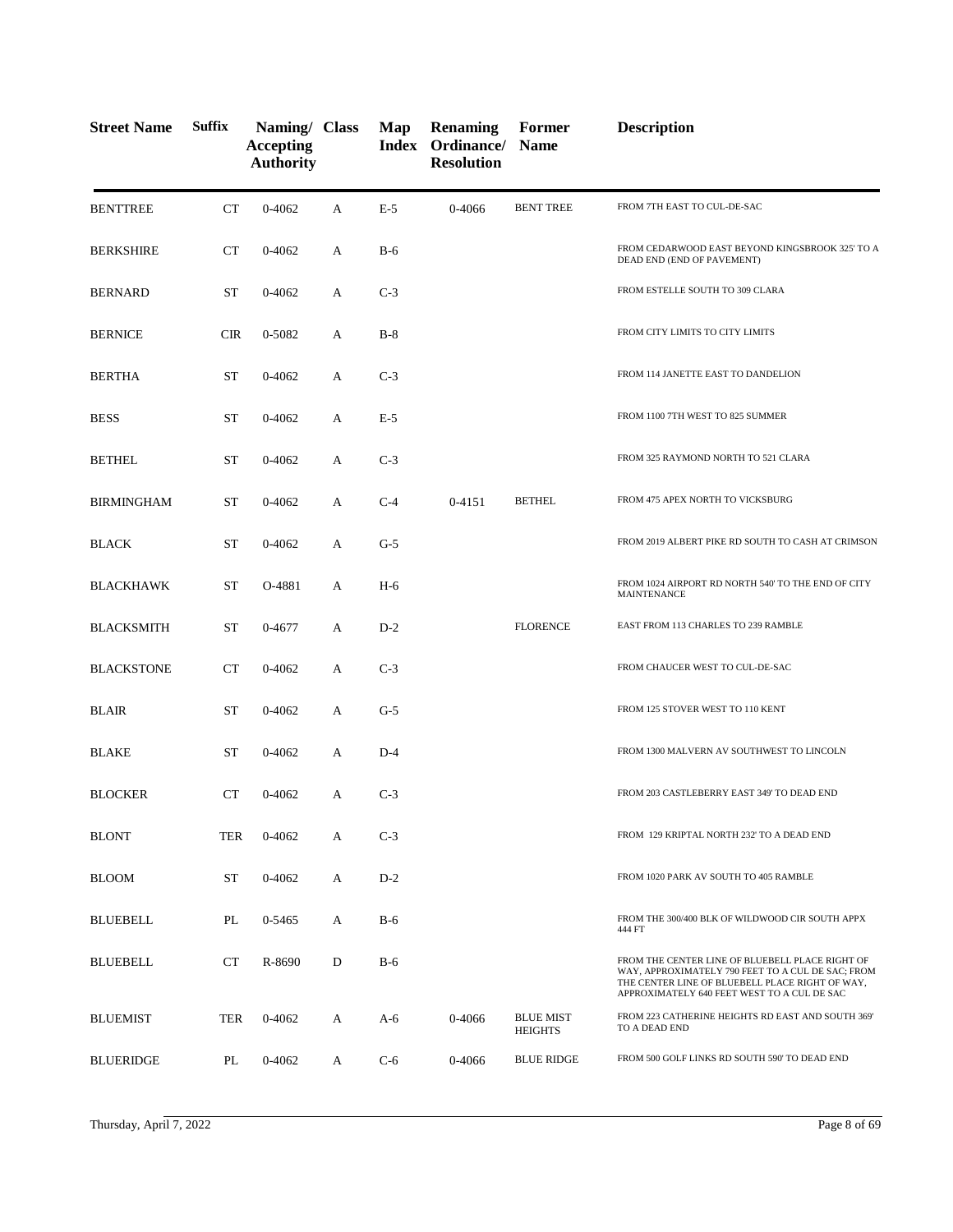| Street Name | Suffix | Naming/ Accepting Authority | Class | Map Index | Renaming Ordinance/ Resolution | Former Name | Description |
|---|---|---|---|---|---|---|---|
| BENTTREE | CT | 0-4062 | A | E-5 | 0-4066 | BENT TREE | FROM 7TH EAST TO CUL-DE-SAC |
| BERKSHIRE | CT | 0-4062 | A | B-6 | | | FROM CEDARWOOD EAST BEYOND KINGSBROOK 325' TO A DEAD END (END OF PAVEMENT) |
| BERNARD | ST | 0-4062 | A | C-3 | | | FROM ESTELLE SOUTH TO 309 CLARA |
| BERNICE | CIR | 0-5082 | A | B-8 | | | FROM CITY LIMITS TO CITY LIMITS |
| BERTHA | ST | 0-4062 | A | C-3 | | | FROM 114 JANETTE EAST TO DANDELION |
| BESS | ST | 0-4062 | A | E-5 | | | FROM 1100 7TH WEST TO 825 SUMMER |
| BETHEL | ST | 0-4062 | A | C-3 | | | FROM 325 RAYMOND NORTH TO 521 CLARA |
| BIRMINGHAM | ST | 0-4062 | A | C-4 | 0-4151 | BETHEL | FROM 475 APEX NORTH TO VICKSBURG |
| BLACK | ST | 0-4062 | A | G-5 | | | FROM 2019 ALBERT PIKE RD SOUTH TO CASH AT CRIMSON |
| BLACKHAWK | ST | O-4881 | A | H-6 | | | FROM 1024 AIRPORT RD NORTH 540' TO THE END OF CITY MAINTENANCE |
| BLACKSMITH | ST | 0-4677 | A | D-2 | | FLORENCE | EAST FROM 113 CHARLES TO 239 RAMBLE |
| BLACKSTONE | CT | 0-4062 | A | C-3 | | | FROM CHAUCER WEST TO CUL-DE-SAC |
| BLAIR | ST | 0-4062 | A | G-5 | | | FROM 125 STOVER WEST TO 110 KENT |
| BLAKE | ST | 0-4062 | A | D-4 | | | FROM 1300 MALVERN AV SOUTHWEST TO LINCOLN |
| BLOCKER | CT | 0-4062 | A | C-3 | | | FROM 203 CASTLEBERRY EAST 349' TO DEAD END |
| BLONT | TER | 0-4062 | A | C-3 | | | FROM 129 KRIPTAL NORTH 232' TO A DEAD END |
| BLOOM | ST | 0-4062 | A | D-2 | | | FROM 1020 PARK AV SOUTH TO 405 RAMBLE |
| BLUEBELL | PL | 0-5465 | A | B-6 | | | FROM THE 300/400 BLK OF WILDWOOD CIR SOUTH APPX 444 FT |
| BLUEBELL | CT | R-8690 | D | B-6 | | | FROM THE CENTER LINE OF BLUEBELL PLACE RIGHT OF WAY, APPROXIMATELY 790 FEET TO A CUL DE SAC; FROM THE CENTER LINE OF BLUEBELL PLACE RIGHT OF WAY, APPROXIMATELY 640 FEET WEST TO A CUL DE SAC |
| BLUEMIST | TER | 0-4062 | A | A-6 | 0-4066 | BLUE MIST HEIGHTS | FROM 223 CATHERINE HEIGHTS RD EAST AND SOUTH 369' TO A DEAD END |
| BLUERIDGE | PL | 0-4062 | A | C-6 | 0-4066 | BLUE RIDGE | FROM 500 GOLF LINKS RD SOUTH 590' TO DEAD END |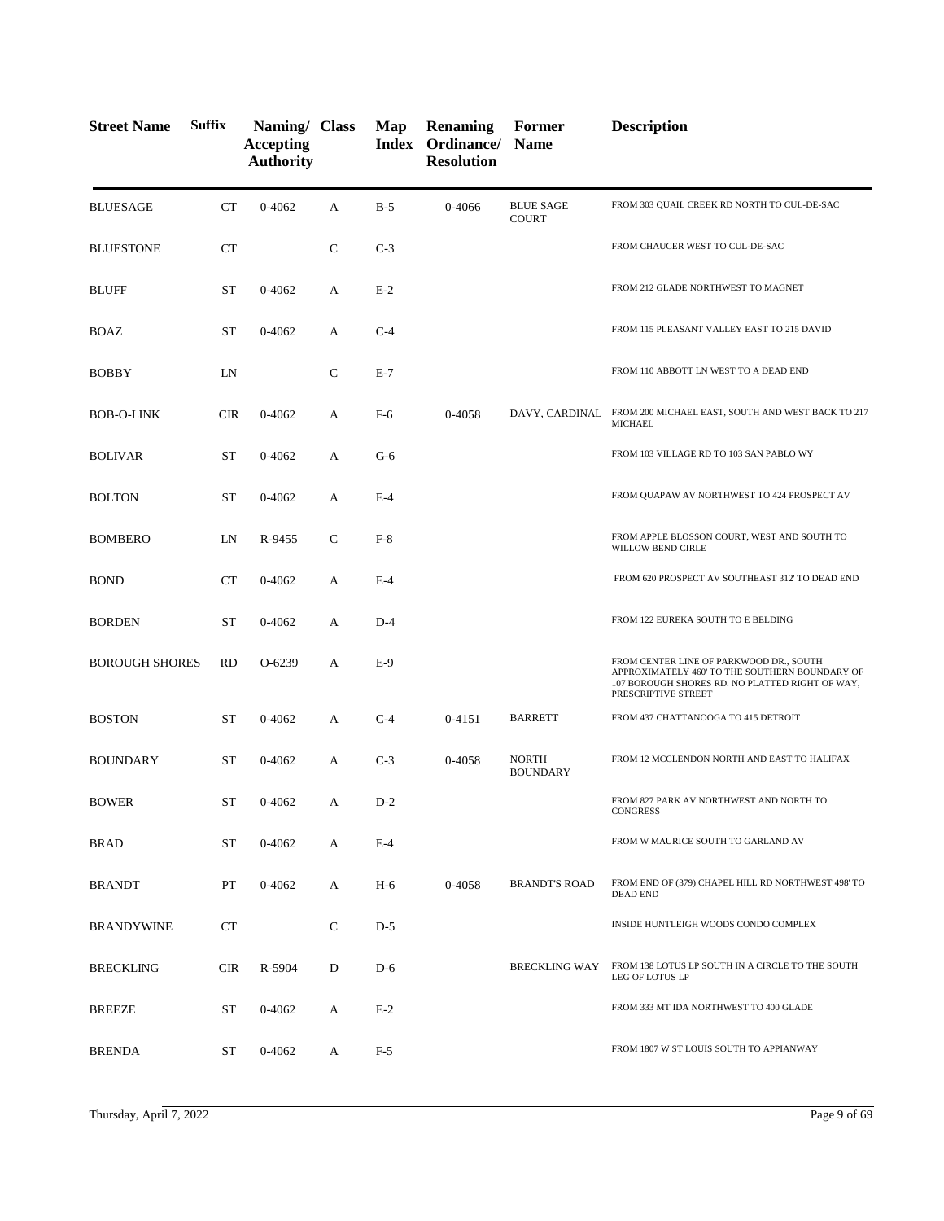| Street Name | Suffix | Naming/ Accepting Authority | Class | Map Index | Renaming Ordinance/ Resolution | Former Name | Description |
|---|---|---|---|---|---|---|---|
| BLUESAGE | CT | 0-4062 | A | B-5 | 0-4066 | BLUE SAGE COURT | FROM 303 QUAIL CREEK RD NORTH TO CUL-DE-SAC |
| BLUESTONE | CT | | C | C-3 | | | FROM CHAUCER WEST TO CUL-DE-SAC |
| BLUFF | ST | 0-4062 | A | E-2 | | | FROM 212 GLADE NORTHWEST TO MAGNET |
| BOAZ | ST | 0-4062 | A | C-4 | | | FROM 115 PLEASANT VALLEY EAST TO 215 DAVID |
| BOBBY | LN | | C | E-7 | | | FROM 110 ABBOTT LN WEST TO A DEAD END |
| BOB-O-LINK | CIR | 0-4062 | A | F-6 | 0-4058 | DAVY, CARDINAL | FROM 200 MICHAEL EAST, SOUTH AND WEST BACK TO 217 MICHAEL |
| BOLIVAR | ST | 0-4062 | A | G-6 | | | FROM 103 VILLAGE RD TO 103 SAN PABLO WY |
| BOLTON | ST | 0-4062 | A | E-4 | | | FROM QUAPAW AV NORTHWEST TO 424 PROSPECT AV |
| BOMBERO | LN | R-9455 | C | F-8 | | | FROM APPLE BLOSSON COURT, WEST AND SOUTH TO WILLOW BEND CIRLE |
| BOND | CT | 0-4062 | A | E-4 | | | FROM 620 PROSPECT AV SOUTHEAST 312' TO DEAD END |
| BORDEN | ST | 0-4062 | A | D-4 | | | FROM 122 EUREKA SOUTH TO E BELDING |
| BOROUGH SHORES | RD | O-6239 | A | E-9 | | | FROM CENTER LINE OF PARKWOOD DR., SOUTH APPROXIMATELY 460' TO THE SOUTHERN BOUNDARY OF 107 BOROUGH SHORES RD. NO PLATTED RIGHT OF WAY, PRESCRIPTIVE STREET |
| BOSTON | ST | 0-4062 | A | C-4 | 0-4151 | BARRETT | FROM 437 CHATTANOOGA TO 415 DETROIT |
| BOUNDARY | ST | 0-4062 | A | C-3 | 0-4058 | NORTH BOUNDARY | FROM 12 MCCLENDON NORTH AND EAST TO HALIFAX |
| BOWER | ST | 0-4062 | A | D-2 | | | FROM 827 PARK AV NORTHWEST AND NORTH TO CONGRESS |
| BRAD | ST | 0-4062 | A | E-4 | | | FROM W MAURICE SOUTH TO GARLAND AV |
| BRANDT | PT | 0-4062 | A | H-6 | 0-4058 | BRANDT'S ROAD | FROM END OF (379) CHAPEL HILL RD NORTHWEST 498' TO DEAD END |
| BRANDYWINE | CT | | C | D-5 | | | INSIDE HUNTLEIGH WOODS CONDO COMPLEX |
| BRECKLING | CIR | R-5904 | D | D-6 | | BRECKLING WAY | FROM 138 LOTUS LP SOUTH IN A CIRCLE TO THE SOUTH LEG OF LOTUS LP |
| BREEZE | ST | 0-4062 | A | E-2 | | | FROM 333 MT IDA NORTHWEST TO 400 GLADE |
| BRENDA | ST | 0-4062 | A | F-5 | | | FROM 1807 W ST LOUIS SOUTH TO APPIANWAY |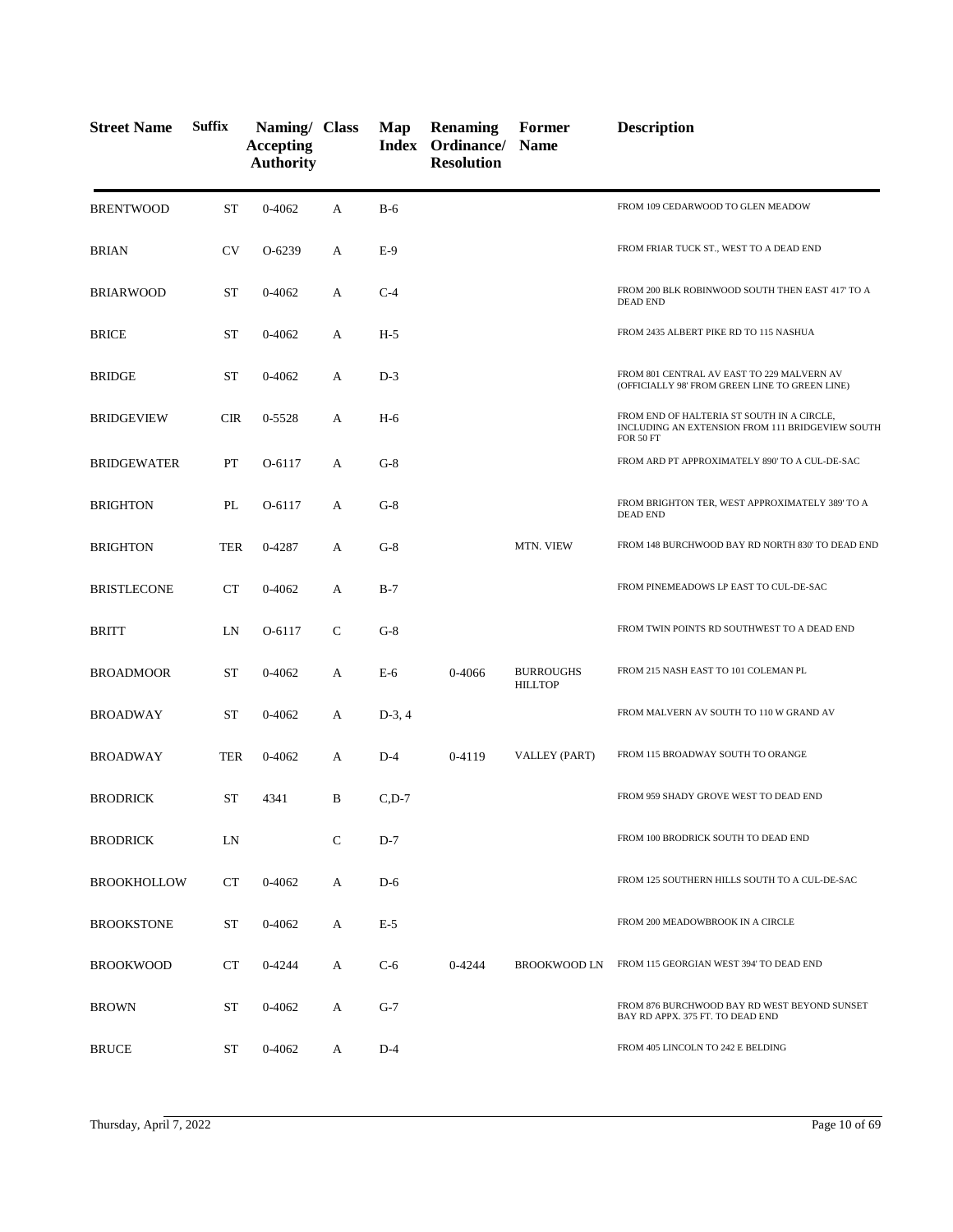| Street Name | Suffix | Naming/ Accepting Authority | Class | Map Index | Renaming Ordinance/ Resolution | Former Name | Description |
|---|---|---|---|---|---|---|---|
| BRENTWOOD | ST | 0-4062 | A | B-6 | | | FROM 109 CEDARWOOD TO GLEN MEADOW |
| BRIAN | CV | O-6239 | A | E-9 | | | FROM FRIAR TUCK ST., WEST TO A DEAD END |
| BRIARWOOD | ST | 0-4062 | A | C-4 | | | FROM 200 BLK ROBINWOOD SOUTH THEN EAST 417' TO A DEAD END |
| BRICE | ST | 0-4062 | A | H-5 | | | FROM 2435 ALBERT PIKE RD TO 115 NASHUA |
| BRIDGE | ST | 0-4062 | A | D-3 | | | FROM 801 CENTRAL AV EAST TO 229 MALVERN AV (OFFICIALLY 98' FROM GREEN LINE TO GREEN LINE) |
| BRIDGEVIEW | CIR | 0-5528 | A | H-6 | | | FROM END OF HALTERIA ST SOUTH IN A CIRCLE, INCLUDING AN EXTENSION FROM 111 BRIDGEVIEW SOUTH FOR 50 FT |
| BRIDGEWATER | PT | O-6117 | A | G-8 | | | FROM ARD PT APPROXIMATELY 890' TO A CUL-DE-SAC |
| BRIGHTON | PL | O-6117 | A | G-8 | | | FROM BRIGHTON TER, WEST APPROXIMATELY 389' TO A DEAD END |
| BRIGHTON | TER | 0-4287 | A | G-8 | | MTN. VIEW | FROM 148 BURCHWOOD BAY RD NORTH 830' TO DEAD END |
| BRISTLECONE | CT | 0-4062 | A | B-7 | | | FROM PINEMEADOWS LP EAST TO CUL-DE-SAC |
| BRITT | LN | O-6117 | C | G-8 | | | FROM TWIN POINTS RD SOUTHWEST TO A DEAD END |
| BROADMOOR | ST | 0-4062 | A | E-6 | 0-4066 | BURROUGHS HILLTOP | FROM 215 NASH EAST TO 101 COLEMAN PL |
| BROADWAY | ST | 0-4062 | A | D-3, 4 | | | FROM MALVERN AV SOUTH TO 110 W GRAND AV |
| BROADWAY | TER | 0-4062 | A | D-4 | 0-4119 | VALLEY (PART) | FROM 115 BROADWAY SOUTH TO ORANGE |
| BRODRICK | ST | 4341 | B | C,D-7 | | | FROM 959 SHADY GROVE WEST TO DEAD END |
| BRODRICK | LN | | C | D-7 | | | FROM 100 BRODRICK SOUTH TO DEAD END |
| BROOKHOLLOW | CT | 0-4062 | A | D-6 | | | FROM 125 SOUTHERN HILLS SOUTH TO A CUL-DE-SAC |
| BROOKSTONE | ST | 0-4062 | A | E-5 | | | FROM 200 MEADOWBROOK IN A CIRCLE |
| BROOKWOOD | CT | 0-4244 | A | C-6 | 0-4244 | BROOKWOOD LN | FROM 115 GEORGIAN WEST 394' TO DEAD END |
| BROWN | ST | 0-4062 | A | G-7 | | | FROM 876 BURCHWOOD BAY RD WEST BEYOND SUNSET BAY RD APPX. 375 FT. TO DEAD END |
| BRUCE | ST | 0-4062 | A | D-4 | | | FROM 405 LINCOLN TO 242 E BELDING |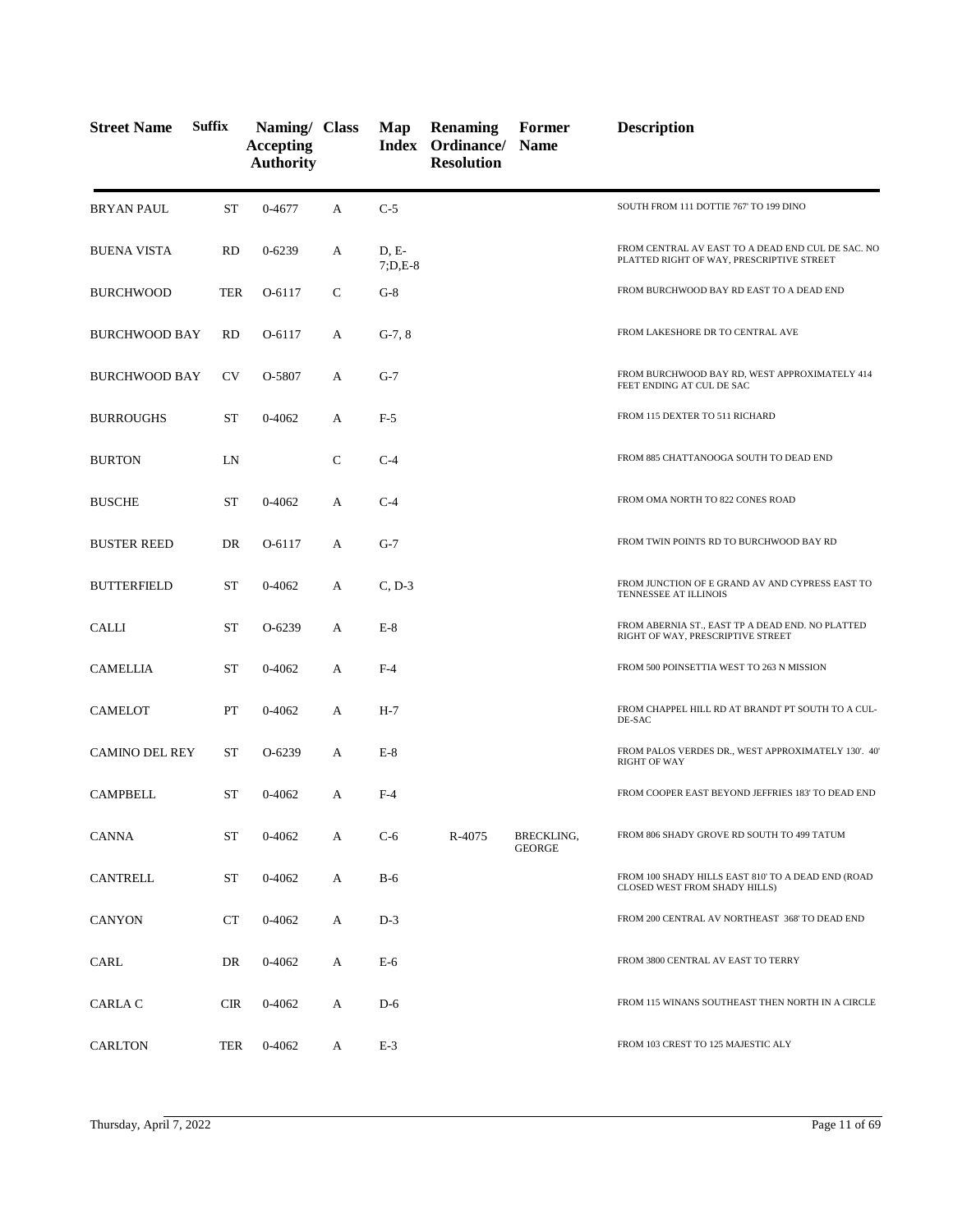| Street Name | Suffix | Naming/ Accepting Authority | Class | Map Index | Renaming Ordinance/ Resolution | Former Name | Description |
|---|---|---|---|---|---|---|---|
| BRYAN PAUL | ST | 0-4677 | A | C-5 | | | SOUTH FROM 111 DOTTIE 767' TO 199 DINO |
| BUENA VISTA | RD | 0-6239 | A | D, E-7;D,E-8 | | | FROM CENTRAL AV EAST TO A DEAD END CUL DE SAC. NO PLATTED RIGHT OF WAY, PRESCRIPTIVE STREET |
| BURCHWOOD | TER | O-6117 | C | G-8 | | | FROM BURCHWOOD BAY RD EAST TO A DEAD END |
| BURCHWOOD BAY | RD | O-6117 | A | G-7, 8 | | | FROM LAKESHORE DR TO CENTRAL AVE |
| BURCHWOOD BAY | CV | O-5807 | A | G-7 | | | FROM BURCHWOOD BAY RD, WEST APPROXIMATELY 414 FEET ENDING AT CUL DE SAC |
| BURROUGHS | ST | 0-4062 | A | F-5 | | | FROM 115 DEXTER TO 511 RICHARD |
| BURTON | LN | | C | C-4 | | | FROM 885 CHATTANOOGA SOUTH TO DEAD END |
| BUSCHE | ST | 0-4062 | A | C-4 | | | FROM OMA NORTH TO 822 CONES ROAD |
| BUSTER REED | DR | O-6117 | A | G-7 | | | FROM TWIN POINTS RD TO BURCHWOOD BAY RD |
| BUTTERFIELD | ST | 0-4062 | A | C, D-3 | | | FROM JUNCTION OF E GRAND AV AND CYPRESS EAST TO TENNESSEE AT ILLINOIS |
| CALLI | ST | O-6239 | A | E-8 | | | FROM ABERNIA ST., EAST TP A DEAD END. NO PLATTED RIGHT OF WAY, PRESCRIPTIVE STREET |
| CAMELLIA | ST | 0-4062 | A | F-4 | | | FROM 500 POINSETTIA WEST TO 263 N MISSION |
| CAMELOT | PT | 0-4062 | A | H-7 | | | FROM CHAPPEL HILL RD AT BRANDT PT SOUTH TO A CUL-DE-SAC |
| CAMINO DEL REY | ST | O-6239 | A | E-8 | | | FROM PALOS VERDES DR., WEST APPROXIMATELY 130'. 40' RIGHT OF WAY |
| CAMPBELL | ST | 0-4062 | A | F-4 | | | FROM COOPER EAST BEYOND JEFFRIES 183' TO DEAD END |
| CANNA | ST | 0-4062 | A | C-6 | R-4075 | BRECKLING, GEORGE | FROM 806 SHADY GROVE RD SOUTH TO 499 TATUM |
| CANTRELL | ST | 0-4062 | A | B-6 | | | FROM 100 SHADY HILLS EAST 810' TO A DEAD END (ROAD CLOSED WEST FROM SHADY HILLS) |
| CANYON | CT | 0-4062 | A | D-3 | | | FROM 200 CENTRAL AV NORTHEAST 368' TO DEAD END |
| CARL | DR | 0-4062 | A | E-6 | | | FROM 3800 CENTRAL AV EAST TO TERRY |
| CARLA C | CIR | 0-4062 | A | D-6 | | | FROM 115 WINANS SOUTHEAST THEN NORTH IN A CIRCLE |
| CARLTON | TER | 0-4062 | A | E-3 | | | FROM 103 CREST TO 125 MAJESTIC ALY |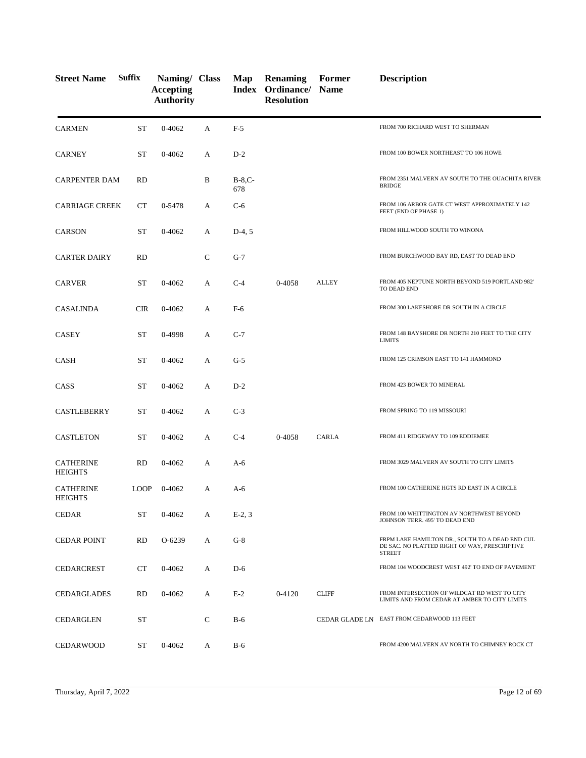| Street Name | Suffix | Naming/ Accepting Authority | Class | Map Index | Renaming Ordinance/ Resolution | Former Name | Description |
|---|---|---|---|---|---|---|---|
| CARMEN | ST | 0-4062 | A | F-5 | | | FROM 700 RICHARD WEST TO SHERMAN |
| CARNEY | ST | 0-4062 | A | D-2 | | | FROM 100 BOWER NORTHEAST TO 106 HOWE |
| CARPENTER DAM | RD | | B | B-8,C-678 | | | FROM 2351 MALVERN AV SOUTH TO THE OUACHITA RIVER BRIDGE |
| CARRIAGE CREEK | CT | 0-5478 | A | C-6 | | | FROM 106 ARBOR GATE CT WEST APPROXIMATELY 142 FEET (END OF PHASE 1) |
| CARSON | ST | 0-4062 | A | D-4, 5 | | | FROM HILLWOOD SOUTH TO WINONA |
| CARTER DAIRY | RD | | C | G-7 | | | FROM BURCHWOOD BAY RD, EAST TO DEAD END |
| CARVER | ST | 0-4062 | A | C-4 | 0-4058 | ALLEY | FROM 405 NEPTUNE NORTH BEYOND 519 PORTLAND 982' TO DEAD END |
| CASALINDA | CIR | 0-4062 | A | F-6 | | | FROM 300 LAKESHORE DR SOUTH IN A CIRCLE |
| CASEY | ST | 0-4998 | A | C-7 | | | FROM 148 BAYSHORE DR NORTH 210 FEET TO THE CITY LIMITS |
| CASH | ST | 0-4062 | A | G-5 | | | FROM 125 CRIMSON EAST TO 141 HAMMOND |
| CASS | ST | 0-4062 | A | D-2 | | | FROM 423 BOWER TO MINERAL |
| CASTLEBERRY | ST | 0-4062 | A | C-3 | | | FROM SPRING TO 119 MISSOURI |
| CASTLETON | ST | 0-4062 | A | C-4 | 0-4058 | CARLA | FROM 411 RIDGEWAY TO 109 EDDIEMEE |
| CATHERINE HEIGHTS | RD | 0-4062 | A | A-6 | | | FROM 3029 MALVERN AV SOUTH TO CITY LIMITS |
| CATHERINE HEIGHTS | LOOP | 0-4062 | A | A-6 | | | FROM 100 CATHERINE HGTS RD EAST IN A CIRCLE |
| CEDAR | ST | 0-4062 | A | E-2, 3 | | | FROM 100 WHITTINGTON AV NORTHWEST BEYOND JOHNSON TERR. 495' TO DEAD END |
| CEDAR POINT | RD | O-6239 | A | G-8 | | | FRPM LAKE HAMILTON DR., SOUTH TO A DEAD END CUL DE SAC. NO PLATTED RIGHT OF WAY, PRESCRIPTIVE STREET |
| CEDARCREST | CT | 0-4062 | A | D-6 | | | FROM 104 WOODCREST WEST 492' TO END OF PAVEMENT |
| CEDARGLADES | RD | 0-4062 | A | E-2 | 0-4120 | CLIFF | FROM INTERSECTION OF WILDCAT RD WEST TO CITY LIMITS AND FROM CEDAR AT AMBER TO CITY LIMITS |
| CEDARGLEN | ST | | C | B-6 | | CEDAR GLADE LN | EAST FROM CEDARWOOD 113 FEET |
| CEDARWOOD | ST | 0-4062 | A | B-6 | | | FROM 4200 MALVERN AV NORTH TO CHIMNEY ROCK CT |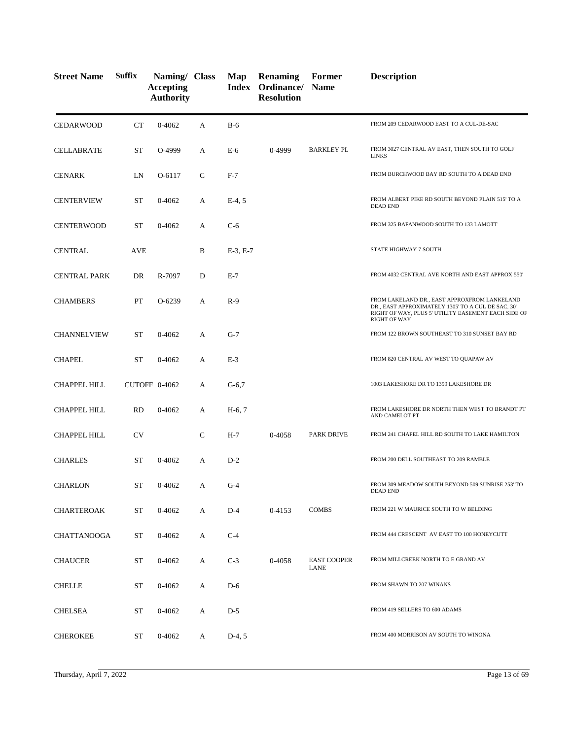| Street Name | Suffix | Naming/ Accepting Authority | Class | Map Index | Renaming Ordinance/ Resolution | Former Name | Description |
|---|---|---|---|---|---|---|---|
| CEDARWOOD | CT | 0-4062 | A | B-6 | | | FROM 209 CEDARWOOD EAST TO A CUL-DE-SAC |
| CELLABRATE | ST | O-4999 | A | E-6 | 0-4999 | BARKLEY PL | FROM 3027 CENTRAL AV EAST, THEN SOUTH TO GOLF LINKS |
| CENARK | LN | O-6117 | C | F-7 | | | FROM BURCHWOOD BAY RD SOUTH TO A DEAD END |
| CENTERVIEW | ST | 0-4062 | A | E-4, 5 | | | FROM ALBERT PIKE RD SOUTH BEYOND PLAIN 515' TO A DEAD END |
| CENTERWOOD | ST | 0-4062 | A | C-6 | | | FROM 325 BAFANWOOD SOUTH TO 133 LAMOTT |
| CENTRAL | AVE | | B | E-3, E-7 | | | STATE HIGHWAY 7 SOUTH |
| CENTRAL PARK | DR | R-7097 | D | E-7 | | | FROM 4032 CENTRAL AVE NORTH AND EAST APPROX 550' |
| CHAMBERS | PT | O-6239 | A | R-9 | | | FROM LAKELAND DR., EAST APPROXFROM LANKELAND DR., EAST APPROXIMATELY 1305' TO A CUL DE SAC. 30' RIGHT OF WAY, PLUS 5' UTILITY EASEMENT EACH SIDE OF RIGHT OF WAY |
| CHANNELVIEW | ST | 0-4062 | A | G-7 | | | FROM 122 BROWN SOUTHEAST TO 310 SUNSET BAY RD |
| CHAPEL | ST | 0-4062 | A | E-3 | | | FROM 820 CENTRAL AV WEST TO QUAPAW AV |
| CHAPPEL HILL | CUTOFF | 0-4062 | A | G-6,7 | | | 1003 LAKESHORE DR TO 1399 LAKESHORE DR |
| CHAPPEL HILL | RD | 0-4062 | A | H-6, 7 | | | FROM LAKESHORE DR NORTH THEN WEST TO BRANDT PT AND CAMELOT PT |
| CHAPPEL HILL | CV | | C | H-7 | 0-4058 | PARK DRIVE | FROM 241 CHAPEL HILL RD SOUTH TO LAKE HAMILTON |
| CHARLES | ST | 0-4062 | A | D-2 | | | FROM 200 DELL SOUTHEAST TO 209 RAMBLE |
| CHARLON | ST | 0-4062 | A | G-4 | | | FROM 309 MEADOW SOUTH BEYOND 509 SUNRISE 253' TO DEAD END |
| CHARTEROAK | ST | 0-4062 | A | D-4 | 0-4153 | COMBS | FROM 221 W MAURICE SOUTH TO W BELDING |
| CHATTANOOGA | ST | 0-4062 | A | C-4 | | | FROM 444 CRESCENT AV EAST TO 100 HONEYCUTT |
| CHAUCER | ST | 0-4062 | A | C-3 | 0-4058 | EAST COOPER LANE | FROM MILLCREEK NORTH TO E GRAND AV |
| CHELLE | ST | 0-4062 | A | D-6 | | | FROM SHAWN TO 207 WINANS |
| CHELSEA | ST | 0-4062 | A | D-5 | | | FROM 419 SELLERS TO 600 ADAMS |
| CHEROKEE | ST | 0-4062 | A | D-4, 5 | | | FROM 400 MORRISON AV SOUTH TO WINONA |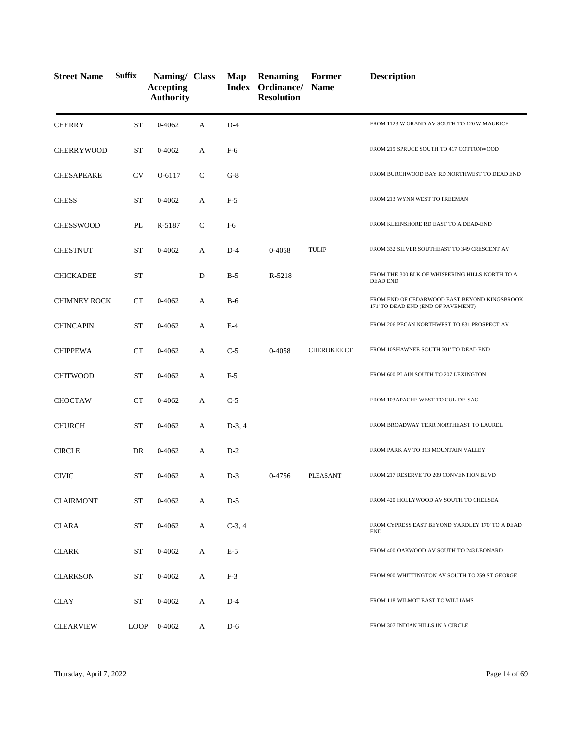| Street Name | Suffix | Naming/ Accepting Authority | Class | Map Index | Renaming Ordinance/ Resolution | Former Name | Description |
|---|---|---|---|---|---|---|---|
| CHERRY | ST | 0-4062 | A | D-4 | | | FROM 1123 W GRAND AV SOUTH TO 120 W MAURICE |
| CHERRYWOOD | ST | 0-4062 | A | F-6 | | | FROM 219 SPRUCE SOUTH TO 417 COTTONWOOD |
| CHESAPEAKE | CV | O-6117 | C | G-8 | | | FROM BURCHWOOD BAY RD NORTHWEST TO DEAD END |
| CHESS | ST | 0-4062 | A | F-5 | | | FROM 213 WYNN WEST TO FREEMAN |
| CHESSWOOD | PL | R-5187 | C | I-6 | | | FROM KLEINSHORE RD EAST TO A DEAD-END |
| CHESTNUT | ST | 0-4062 | A | D-4 | 0-4058 | TULIP | FROM 332 SILVER SOUTHEAST TO 349 CRESCENT AV |
| CHICKADEE | ST | | D | B-5 | R-5218 | | FROM THE 300 BLK OF WHISPERING HILLS NORTH TO A DEAD END |
| CHIMNEY ROCK | CT | 0-4062 | A | B-6 | | | FROM END OF CEDARWOOD EAST BEYOND KINGSBROOK 171' TO DEAD END (END OF PAVEMENT) |
| CHINCAPIN | ST | 0-4062 | A | E-4 | | | FROM 206 PECAN NORTHWEST TO 831 PROSPECT AV |
| CHIPPEWA | CT | 0-4062 | A | C-5 | 0-4058 | CHEROKEE CT | FROM 10SHAWNEE SOUTH 301' TO DEAD END |
| CHITWOOD | ST | 0-4062 | A | F-5 | | | FROM 600 PLAIN SOUTH TO 207 LEXINGTON |
| CHOCTAW | CT | 0-4062 | A | C-5 | | | FROM 103APACHE WEST TO CUL-DE-SAC |
| CHURCH | ST | 0-4062 | A | D-3, 4 | | | FROM BROADWAY TERR NORTHEAST TO LAUREL |
| CIRCLE | DR | 0-4062 | A | D-2 | | | FROM PARK AV TO 313 MOUNTAIN VALLEY |
| CIVIC | ST | 0-4062 | A | D-3 | 0-4756 | PLEASANT | FROM 217 RESERVE TO 209 CONVENTION BLVD |
| CLAIRMONT | ST | 0-4062 | A | D-5 | | | FROM 420 HOLLYWOOD AV SOUTH TO CHELSEA |
| CLARA | ST | 0-4062 | A | C-3, 4 | | | FROM CYPRESS EAST BEYOND YARDLEY 170' TO A DEAD END |
| CLARK | ST | 0-4062 | A | E-5 | | | FROM 400 OAKWOOD AV SOUTH TO 243 LEONARD |
| CLARKSON | ST | 0-4062 | A | F-3 | | | FROM 900 WHITTINGTON AV SOUTH TO 259 ST GEORGE |
| CLAY | ST | 0-4062 | A | D-4 | | | FROM 118 WILMOT EAST TO WILLIAMS |
| CLEARVIEW | LOOP | 0-4062 | A | D-6 | | | FROM 307 INDIAN HILLS IN A CIRCLE |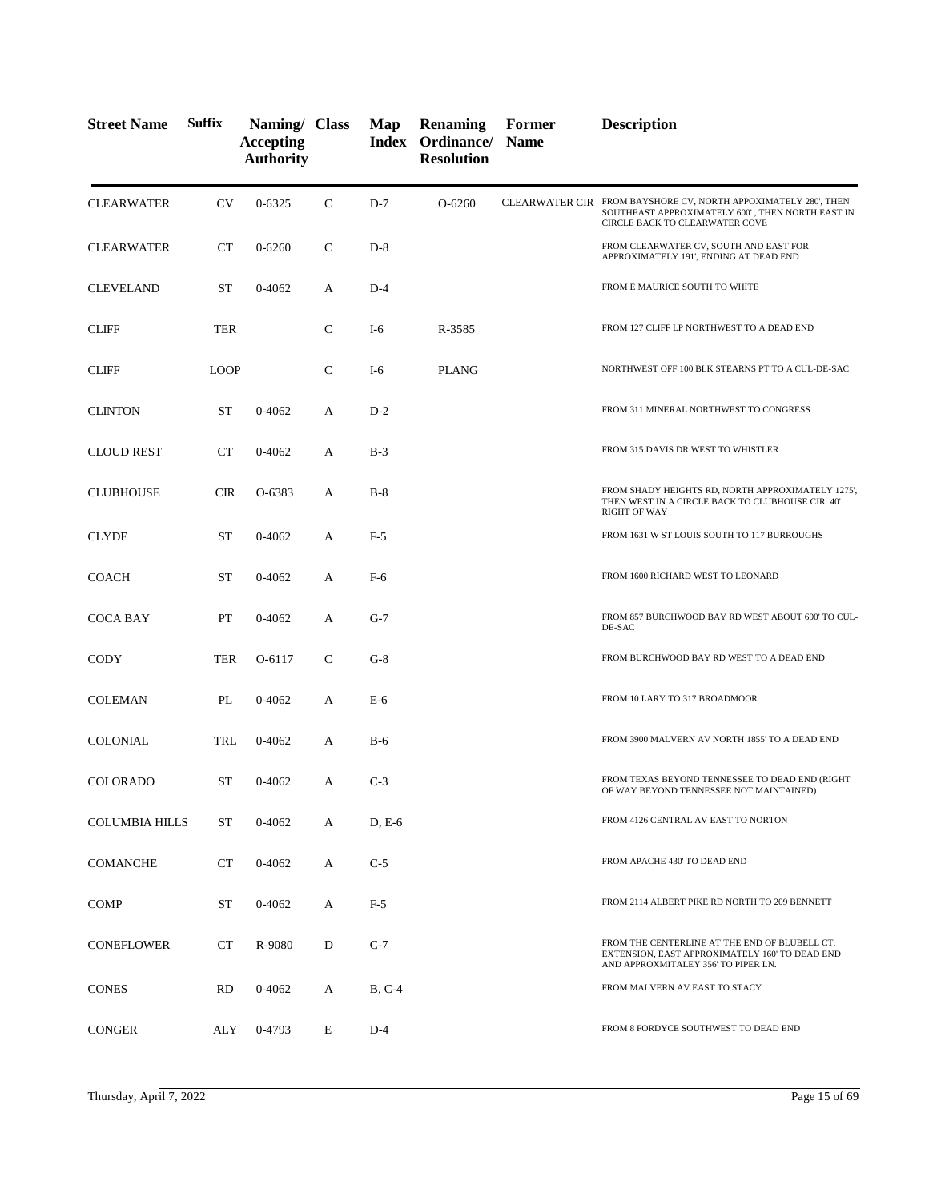| Street Name | Suffix | Naming/ Accepting Authority | Class | Map Index | Renaming Ordinance/ Resolution | Former Name | Description |
|---|---|---|---|---|---|---|---|
| CLEARWATER | CV | 0-6325 | C | D-7 | O-6260 | CLEARWATER CIR | FROM BAYSHORE CV, NORTH APPOXIMATELY 280', THEN SOUTHEAST APPROXIMATELY 600' , THEN NORTH EAST IN CIRCLE BACK TO CLEARWATER COVE |
| CLEARWATER | CT | 0-6260 | C | D-8 | | | FROM CLEARWATER CV, SOUTH AND EAST FOR APPROXIMATELY 191', ENDING AT DEAD END |
| CLEVELAND | ST | 0-4062 | A | D-4 | | | FROM E MAURICE SOUTH TO WHITE |
| CLIFF | TER | | C | I-6 | R-3585 | | FROM 127 CLIFF LP NORTHWEST TO A DEAD END |
| CLIFF | LOOP | | C | I-6 | PLANG | | NORTHWEST OFF 100 BLK STEARNS PT TO A CUL-DE-SAC |
| CLINTON | ST | 0-4062 | A | D-2 | | | FROM 311 MINERAL NORTHWEST TO CONGRESS |
| CLOUD REST | CT | 0-4062 | A | B-3 | | | FROM 315 DAVIS DR WEST TO WHISTLER |
| CLUBHOUSE | CIR | O-6383 | A | B-8 | | | FROM SHADY HEIGHTS RD, NORTH APPROXIMATELY 1275', THEN WEST IN A CIRCLE BACK TO CLUBHOUSE CIR. 40' RIGHT OF WAY |
| CLYDE | ST | 0-4062 | A | F-5 | | | FROM 1631 W ST LOUIS SOUTH TO 117 BURROUGHS |
| COACH | ST | 0-4062 | A | F-6 | | | FROM 1600 RICHARD WEST TO LEONARD |
| COCA BAY | PT | 0-4062 | A | G-7 | | | FROM 857 BURCHWOOD BAY RD WEST ABOUT 690' TO CUL-DE-SAC |
| CODY | TER | O-6117 | C | G-8 | | | FROM BURCHWOOD BAY RD WEST TO A DEAD END |
| COLEMAN | PL | 0-4062 | A | E-6 | | | FROM 10 LARY TO 317 BROADMOOR |
| COLONIAL | TRL | 0-4062 | A | B-6 | | | FROM 3900 MALVERN AV NORTH 1855' TO A DEAD END |
| COLORADO | ST | 0-4062 | A | C-3 | | | FROM TEXAS BEYOND TENNESSEE TO DEAD END (RIGHT OF WAY BEYOND TENNESSEE NOT MAINTAINED) |
| COLUMBIA HILLS | ST | 0-4062 | A | D, E-6 | | | FROM 4126 CENTRAL AV EAST TO NORTON |
| COMANCHE | CT | 0-4062 | A | C-5 | | | FROM APACHE 430' TO DEAD END |
| COMP | ST | 0-4062 | A | F-5 | | | FROM 2114 ALBERT PIKE RD NORTH TO 209 BENNETT |
| CONEFLOWER | CT | R-9080 | D | C-7 | | | FROM THE CENTERLINE AT THE END OF BLUBELL CT. EXTENSION, EAST APPROXIMATELY 160' TO DEAD END AND APPROXMITALEY 356' TO PIPER LN. |
| CONES | RD | 0-4062 | A | B, C-4 | | | FROM MALVERN AV EAST TO STACY |
| CONGER | ALY | 0-4793 | E | D-4 | | | FROM 8 FORDYCE SOUTHWEST TO DEAD END |

Thursday, April 7, 2022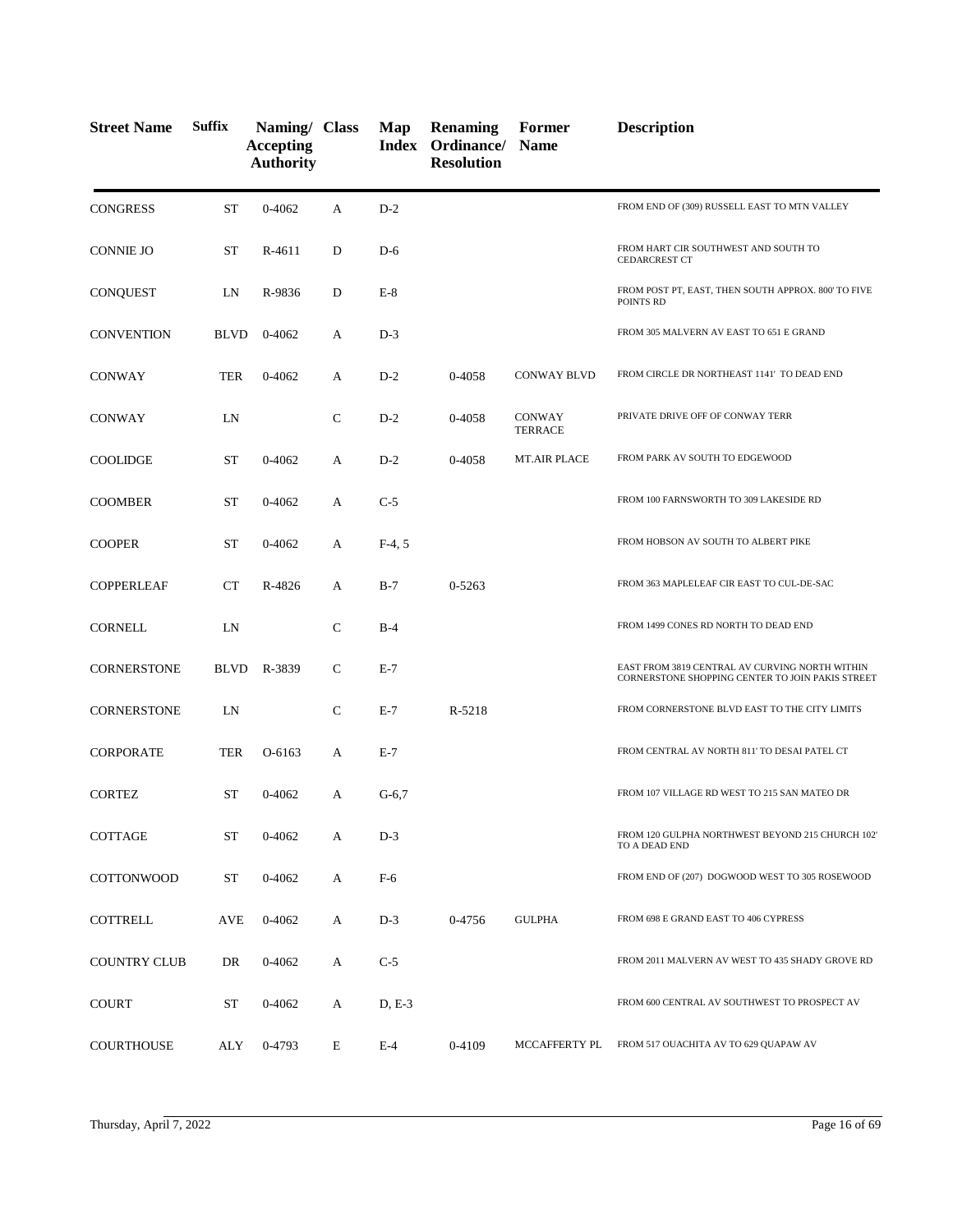| Street Name | Suffix | Naming/ Accepting Authority | Class | Map Index | Renaming Ordinance/ Resolution | Former Name | Description |
|---|---|---|---|---|---|---|---|
| CONGRESS | ST | 0-4062 | A | D-2 | | | FROM END OF (309) RUSSELL EAST TO MTN VALLEY |
| CONNIE JO | ST | R-4611 | D | D-6 | | | FROM HART CIR SOUTHWEST AND SOUTH TO CEDARCREST CT |
| CONQUEST | LN | R-9836 | D | E-8 | | | FROM POST PT, EAST, THEN SOUTH APPROX. 800' TO FIVE POINTS RD |
| CONVENTION | BLVD | 0-4062 | A | D-3 | | | FROM 305 MALVERN AV EAST TO 651 E GRAND |
| CONWAY | TER | 0-4062 | A | D-2 | 0-4058 | CONWAY BLVD | FROM CIRCLE DR NORTHEAST 1141' TO DEAD END |
| CONWAY | LN | | C | D-2 | 0-4058 | CONWAY TERRACE | PRIVATE DRIVE OFF OF CONWAY TERR |
| COOLIDGE | ST | 0-4062 | A | D-2 | 0-4058 | MT.AIR PLACE | FROM PARK AV SOUTH TO EDGEWOOD |
| COOMBER | ST | 0-4062 | A | C-5 | | | FROM 100 FARNSWORTH TO 309 LAKESIDE RD |
| COOPER | ST | 0-4062 | A | F-4, 5 | | | FROM HOBSON AV SOUTH TO ALBERT PIKE |
| COPPERLEAF | CT | R-4826 | A | B-7 | 0-5263 | | FROM 363 MAPLELEAF CIR EAST TO CUL-DE-SAC |
| CORNELL | LN | | C | B-4 | | | FROM 1499 CONES RD NORTH TO DEAD END |
| CORNERSTONE | BLVD | R-3839 | C | E-7 | | | EAST FROM 3819 CENTRAL AV CURVING NORTH WITHIN CORNERSTONE SHOPPING CENTER TO JOIN PAKIS STREET |
| CORNERSTONE | LN | | C | E-7 | R-5218 | | FROM CORNERSTONE BLVD EAST TO THE CITY LIMITS |
| CORPORATE | TER | O-6163 | A | E-7 | | | FROM CENTRAL AV NORTH 811' TO DESAI PATEL CT |
| CORTEZ | ST | 0-4062 | A | G-6,7 | | | FROM 107 VILLAGE RD WEST TO 215 SAN MATEO DR |
| COTTAGE | ST | 0-4062 | A | D-3 | | | FROM 120 GULPHA NORTHWEST BEYOND 215 CHURCH 102' TO A DEAD END |
| COTTONWOOD | ST | 0-4062 | A | F-6 | | | FROM END OF (207) DOGWOOD WEST TO 305 ROSEWOOD |
| COTTRELL | AVE | 0-4062 | A | D-3 | 0-4756 | GULPHA | FROM 698 E GRAND EAST TO 406 CYPRESS |
| COUNTRY CLUB | DR | 0-4062 | A | C-5 | | | FROM 2011 MALVERN AV WEST TO 435 SHADY GROVE RD |
| COURT | ST | 0-4062 | A | D, E-3 | | | FROM 600 CENTRAL AV SOUTHWEST TO PROSPECT AV |
| COURTHOUSE | ALY | 0-4793 | E | E-4 | 0-4109 | MCCAFFERTY PL | FROM 517 OUACHITA AV TO 629 QUAPAW AV |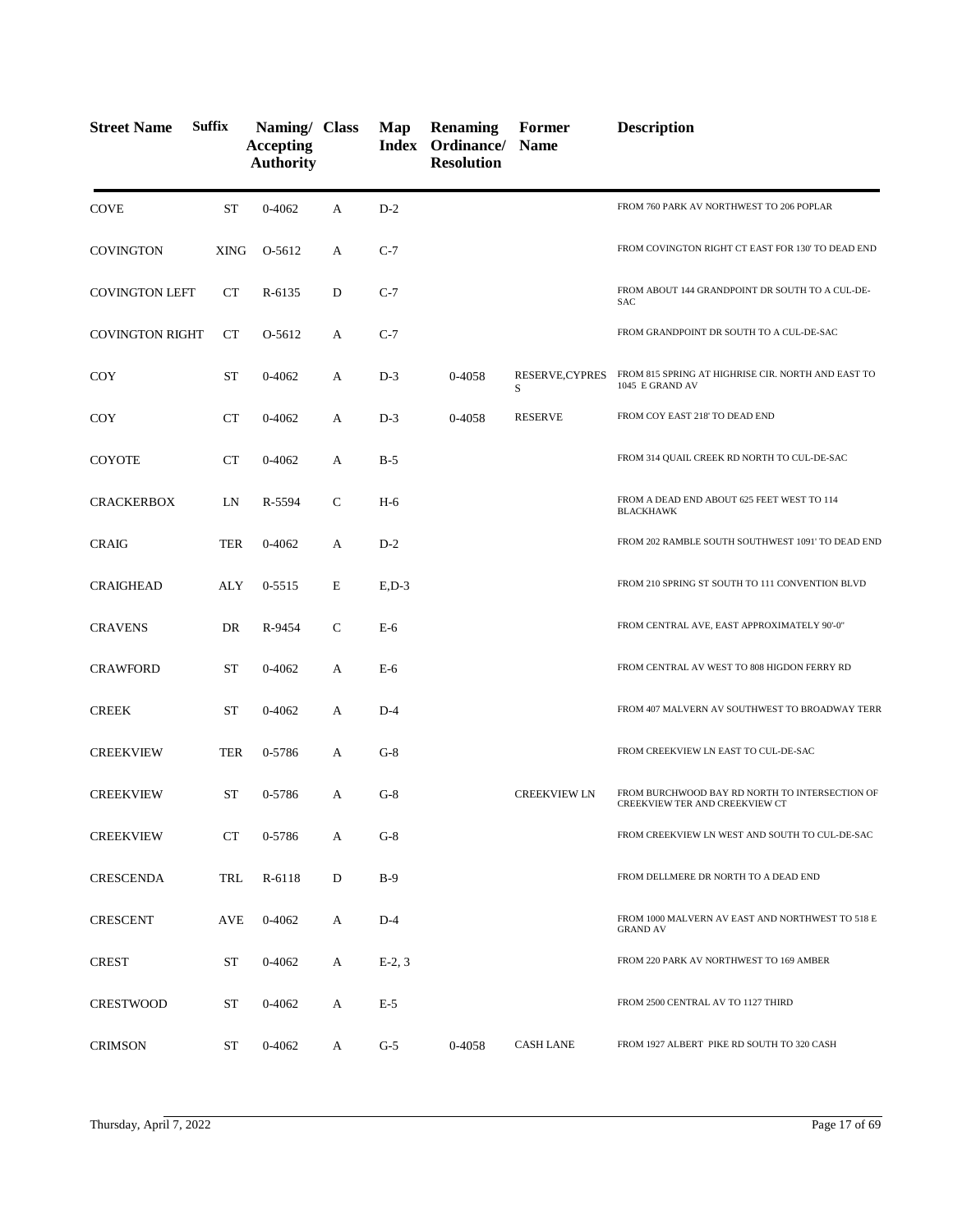| Street Name | Suffix | Naming/ Accepting Authority | Class | Map Index | Renaming Ordinance/ Resolution | Former Name | Description |
|---|---|---|---|---|---|---|---|
| COVE | ST | 0-4062 | A | D-2 | | | FROM 760 PARK AV NORTHWEST TO 206 POPLAR |
| COVINGTON | XING | O-5612 | A | C-7 | | | FROM COVINGTON RIGHT CT EAST FOR 130' TO DEAD END |
| COVINGTON LEFT | CT | R-6135 | D | C-7 | | | FROM ABOUT 144 GRANDPOINT DR SOUTH TO A CUL-DE-SAC |
| COVINGTON RIGHT | CT | O-5612 | A | C-7 | | | FROM GRANDPOINT DR SOUTH TO A CUL-DE-SAC |
| COY | ST | 0-4062 | A | D-3 | 0-4058 | RESERVE,CYPRESS | FROM 815 SPRING AT HIGHRISE CIR. NORTH AND EAST TO 1045 E GRAND AV |
| COY | CT | 0-4062 | A | D-3 | 0-4058 | RESERVE | FROM COY EAST 218' TO DEAD END |
| COYOTE | CT | 0-4062 | A | B-5 | | | FROM 314 QUAIL CREEK RD NORTH TO CUL-DE-SAC |
| CRACKERBOX | LN | R-5594 | C | H-6 | | | FROM A DEAD END ABOUT 625 FEET WEST TO 114 BLACKHAWK |
| CRAIG | TER | 0-4062 | A | D-2 | | | FROM 202 RAMBLE SOUTH SOUTHWEST 1091' TO DEAD END |
| CRAIGHEAD | ALY | 0-5515 | E | E,D-3 | | | FROM 210 SPRING ST SOUTH TO 111 CONVENTION BLVD |
| CRAVENS | DR | R-9454 | C | E-6 | | | FROM CENTRAL AVE, EAST APPROXIMATELY 90'-0" |
| CRAWFORD | ST | 0-4062 | A | E-6 | | | FROM CENTRAL AV WEST TO 808 HIGDON FERRY RD |
| CREEK | ST | 0-4062 | A | D-4 | | | FROM 407 MALVERN AV SOUTHWEST TO BROADWAY TERR |
| CREEKVIEW | TER | 0-5786 | A | G-8 | | | FROM CREEKVIEW LN EAST TO CUL-DE-SAC |
| CREEKVIEW | ST | 0-5786 | A | G-8 | | CREEKVIEW LN | FROM BURCHWOOD BAY RD NORTH TO INTERSECTION OF CREEKVIEW TER AND CREEKVIEW CT |
| CREEKVIEW | CT | 0-5786 | A | G-8 | | | FROM CREEKVIEW LN WEST AND SOUTH TO CUL-DE-SAC |
| CRESCENDA | TRL | R-6118 | D | B-9 | | | FROM DELLMERE DR NORTH TO A DEAD END |
| CRESCENT | AVE | 0-4062 | A | D-4 | | | FROM 1000 MALVERN AV EAST AND NORTHWEST TO 518 E GRAND AV |
| CREST | ST | 0-4062 | A | E-2, 3 | | | FROM 220 PARK AV NORTHWEST TO 169 AMBER |
| CRESTWOOD | ST | 0-4062 | A | E-5 | | | FROM 2500 CENTRAL AV TO 1127 THIRD |
| CRIMSON | ST | 0-4062 | A | G-5 | 0-4058 | CASH LANE | FROM 1927 ALBERT PIKE RD SOUTH TO 320 CASH |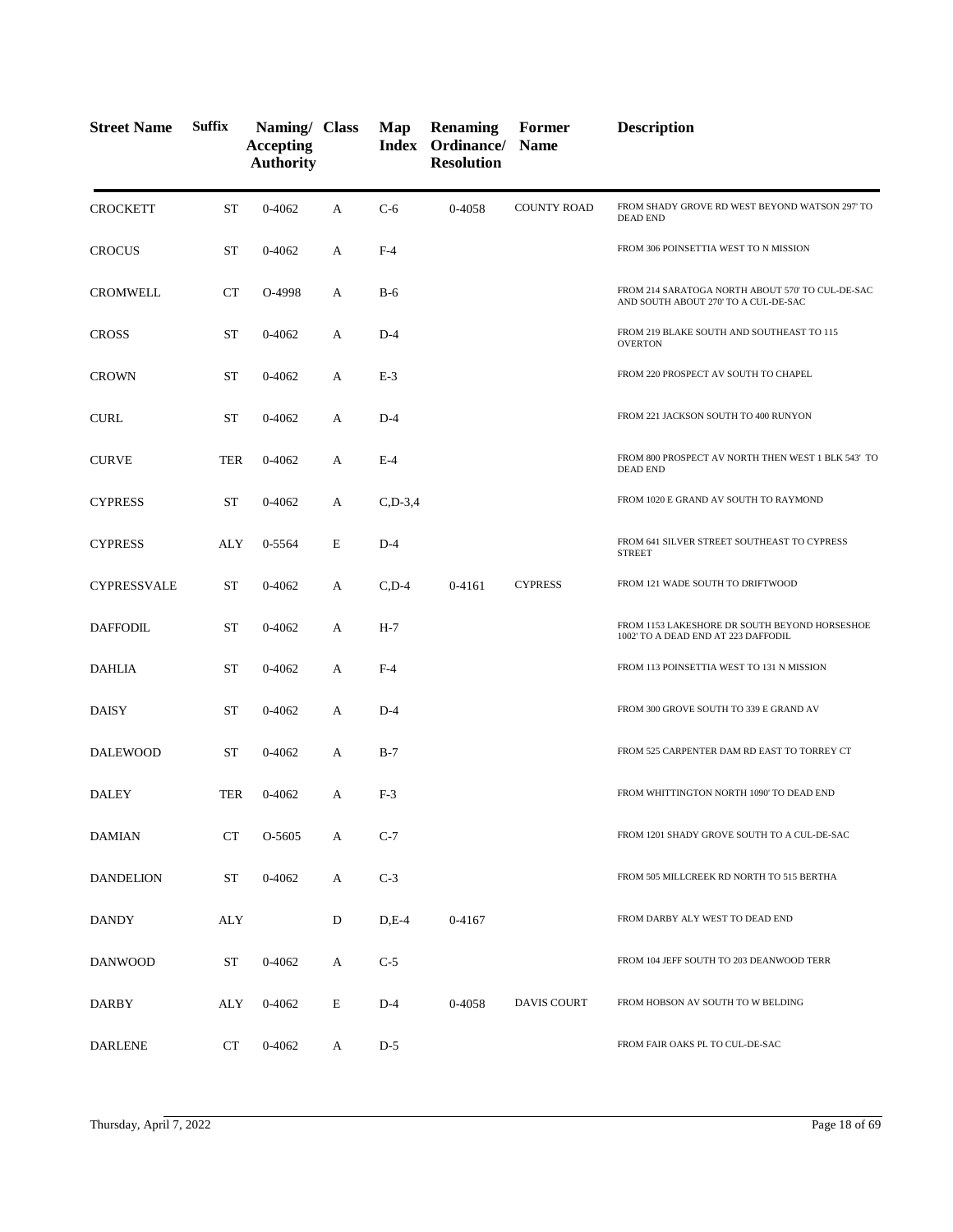| Street Name | Suffix | Naming/ Accepting Authority | Class | Map Index | Renaming Ordinance/ Resolution | Former Name | Description |
|---|---|---|---|---|---|---|---|
| CROCKETT | ST | 0-4062 | A | C-6 | 0-4058 | COUNTY ROAD | FROM SHADY GROVE RD WEST BEYOND WATSON 297' TO DEAD END |
| CROCUS | ST | 0-4062 | A | F-4 | | | FROM 306 POINSETTIA WEST TO N MISSION |
| CROMWELL | CT | O-4998 | A | B-6 | | | FROM 214 SARATOGA NORTH ABOUT 570' TO CUL-DE-SAC AND SOUTH ABOUT 270' TO A CUL-DE-SAC |
| CROSS | ST | 0-4062 | A | D-4 | | | FROM 219 BLAKE SOUTH AND SOUTHEAST TO 115 OVERTON |
| CROWN | ST | 0-4062 | A | E-3 | | | FROM 220 PROSPECT AV SOUTH TO CHAPEL |
| CURL | ST | 0-4062 | A | D-4 | | | FROM 221 JACKSON SOUTH TO 400 RUNYON |
| CURVE | TER | 0-4062 | A | E-4 | | | FROM 800 PROSPECT AV NORTH THEN WEST 1 BLK 543' TO DEAD END |
| CYPRESS | ST | 0-4062 | A | C,D-3,4 | | | FROM 1020 E GRAND AV SOUTH TO RAYMOND |
| CYPRESS | ALY | 0-5564 | E | D-4 | | | FROM 641 SILVER STREET SOUTHEAST TO CYPRESS STREET |
| CYPRESSVALE | ST | 0-4062 | A | C,D-4 | 0-4161 | CYPRESS | FROM 121 WADE SOUTH TO DRIFTWOOD |
| DAFFODIL | ST | 0-4062 | A | H-7 | | | FROM 1153 LAKESHORE DR SOUTH BEYOND HORSESHOE 1002' TO A DEAD END AT 223 DAFFODIL |
| DAHLIA | ST | 0-4062 | A | F-4 | | | FROM 113 POINSETTIA WEST TO 131 N MISSION |
| DAISY | ST | 0-4062 | A | D-4 | | | FROM 300 GROVE SOUTH TO 339 E GRAND AV |
| DALEWOOD | ST | 0-4062 | A | B-7 | | | FROM 525 CARPENTER DAM RD EAST TO TORREY CT |
| DALEY | TER | 0-4062 | A | F-3 | | | FROM WHITTINGTON NORTH 1090' TO DEAD END |
| DAMIAN | CT | O-5605 | A | C-7 | | | FROM 1201 SHADY GROVE SOUTH TO A CUL-DE-SAC |
| DANDELION | ST | 0-4062 | A | C-3 | | | FROM 505 MILLCREEK RD NORTH TO 515 BERTHA |
| DANDY | ALY | | D | D,E-4 | 0-4167 | | FROM DARBY ALY WEST TO DEAD END |
| DANWOOD | ST | 0-4062 | A | C-5 | | | FROM 104 JEFF SOUTH TO 203 DEANWOOD TERR |
| DARBY | ALY | 0-4062 | E | D-4 | 0-4058 | DAVIS COURT | FROM HOBSON AV SOUTH TO W BELDING |
| DARLENE | CT | 0-4062 | A | D-5 | | | FROM FAIR OAKS PL TO CUL-DE-SAC |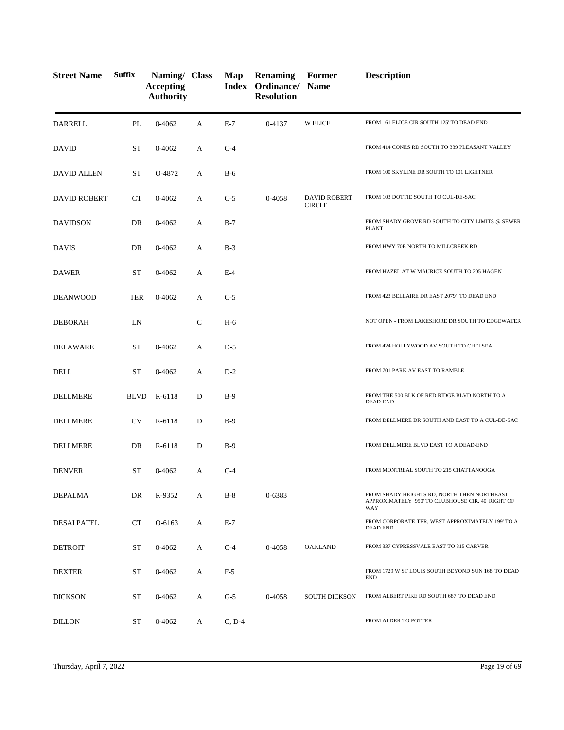| Street Name | Suffix | Naming/ Accepting Authority | Class | Map Index | Renaming Ordinance/ Resolution | Former Name | Description |
|---|---|---|---|---|---|---|---|
| DARRELL | PL | 0-4062 | A | E-7 | 0-4137 | W ELICE | FROM 161 ELICE CIR SOUTH 125' TO DEAD END |
| DAVID | ST | 0-4062 | A | C-4 | | | FROM 414 CONES RD SOUTH TO 339 PLEASANT VALLEY |
| DAVID ALLEN | ST | O-4872 | A | B-6 | | | FROM 100 SKYLINE DR SOUTH TO 101 LIGHTNER |
| DAVID ROBERT | CT | 0-4062 | A | C-5 | 0-4058 | DAVID ROBERT CIRCLE | FROM 103 DOTTIE SOUTH TO CUL-DE-SAC |
| DAVIDSON | DR | 0-4062 | A | B-7 | | | FROM SHADY GROVE RD SOUTH TO CITY LIMITS @ SEWER PLANT |
| DAVIS | DR | 0-4062 | A | B-3 | | | FROM HWY 70E NORTH TO MILLCREEK RD |
| DAWER | ST | 0-4062 | A | E-4 | | | FROM HAZEL AT W MAURICE SOUTH TO 205 HAGEN |
| DEANWOOD | TER | 0-4062 | A | C-5 | | | FROM 423 BELLAIRE DR EAST 2079' TO DEAD END |
| DEBORAH | LN | | C | H-6 | | | NOT OPEN - FROM LAKESHORE DR SOUTH TO EDGEWATER |
| DELAWARE | ST | 0-4062 | A | D-5 | | | FROM 424 HOLLYWOOD AV SOUTH TO CHELSEA |
| DELL | ST | 0-4062 | A | D-2 | | | FROM 701 PARK AV EAST TO RAMBLE |
| DELLMERE | BLVD | R-6118 | D | B-9 | | | FROM THE 500 BLK OF RED RIDGE BLVD NORTH TO A DEAD-END |
| DELLMERE | CV | R-6118 | D | B-9 | | | FROM DELLMERE DR SOUTH AND EAST TO A CUL-DE-SAC |
| DELLMERE | DR | R-6118 | D | B-9 | | | FROM DELLMERE BLVD EAST TO A DEAD-END |
| DENVER | ST | 0-4062 | A | C-4 | | | FROM MONTREAL SOUTH TO 215 CHATTANOOGA |
| DEPALMA | DR | R-9352 | A | B-8 | 0-6383 | | FROM SHADY HEIGHTS RD, NORTH THEN NORTHEAST APPROXIMATELY 950' TO CLUBHOUSE CIR. 40' RIGHT OF WAY |
| DESAI PATEL | CT | O-6163 | A | E-7 | | | FROM CORPORATE TER, WEST APPROXIMATELY 199' TO A DEAD END |
| DETROIT | ST | 0-4062 | A | C-4 | 0-4058 | OAKLAND | FROM 337 CYPRESSVALE EAST TO 315 CARVER |
| DEXTER | ST | 0-4062 | A | F-5 | | | FROM 1729 W ST LOUIS SOUTH BEYOND SUN 168' TO DEAD END |
| DICKSON | ST | 0-4062 | A | G-5 | 0-4058 | SOUTH DICKSON | FROM ALBERT PIKE RD SOUTH 687' TO DEAD END |
| DILLON | ST | 0-4062 | A | C, D-4 | | | FROM ALDER TO POTTER |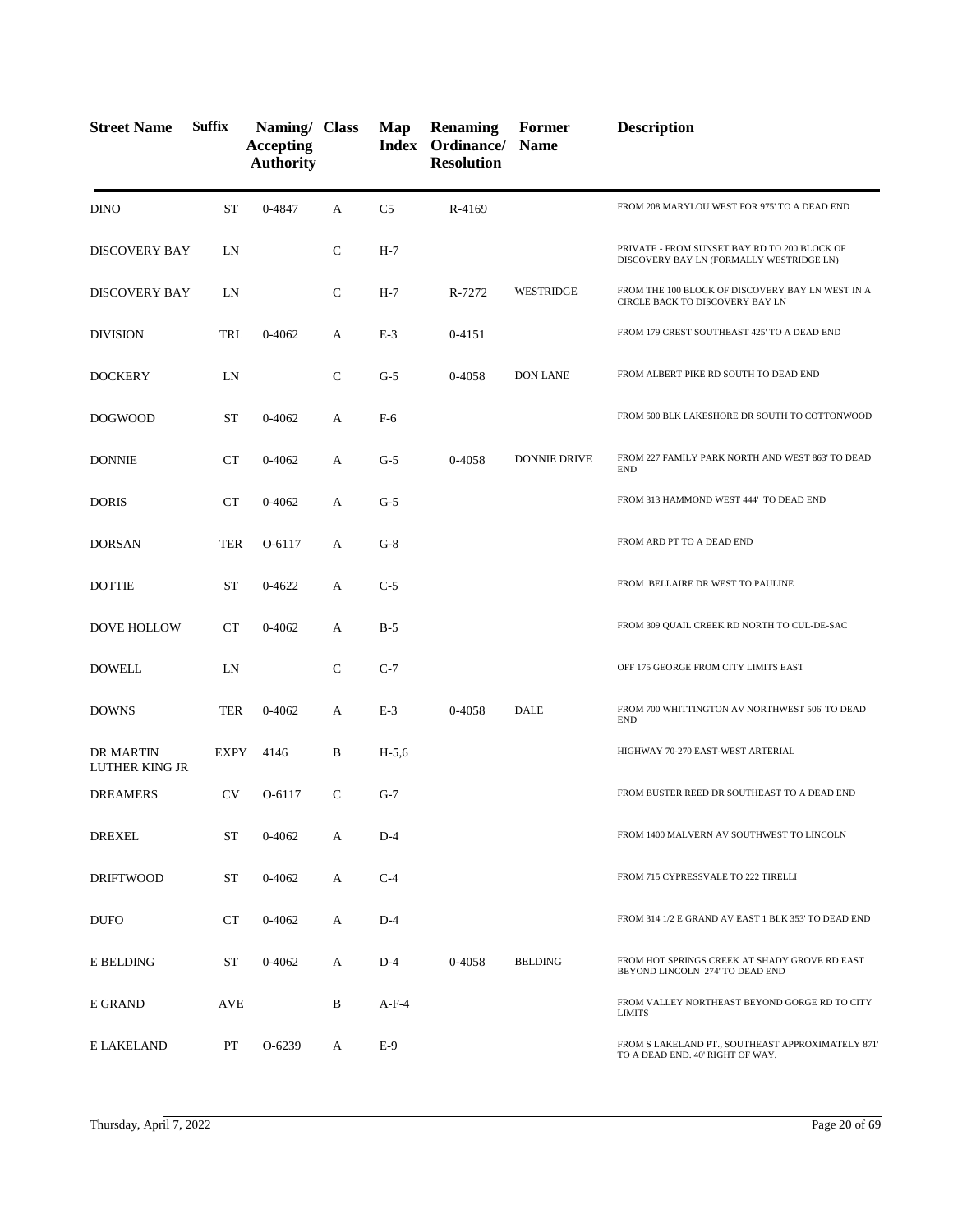| Street Name | Suffix | Naming/ Accepting Authority | Class | Map Index | Renaming Ordinance/ Resolution | Former Name | Description |
|---|---|---|---|---|---|---|---|
| DINO | ST | 0-4847 | A | C5 | R-4169 | | FROM 208 MARYLOU WEST FOR 975' TO A DEAD END |
| DISCOVERY BAY | LN | | C | H-7 | | | PRIVATE - FROM SUNSET BAY RD TO 200 BLOCK OF DISCOVERY BAY LN (FORMALLY WESTRIDGE LN) |
| DISCOVERY BAY | LN | | C | H-7 | R-7272 | WESTRIDGE | FROM THE 100 BLOCK OF DISCOVERY BAY LN WEST IN A CIRCLE BACK TO DISCOVERY BAY LN |
| DIVISION | TRL | 0-4062 | A | E-3 | 0-4151 | | FROM 179 CREST SOUTHEAST 425' TO A DEAD END |
| DOCKERY | LN | | C | G-5 | 0-4058 | DON LANE | FROM ALBERT PIKE RD SOUTH TO DEAD END |
| DOGWOOD | ST | 0-4062 | A | F-6 | | | FROM 500 BLK LAKESHORE DR SOUTH TO COTTONWOOD |
| DONNIE | CT | 0-4062 | A | G-5 | 0-4058 | DONNIE DRIVE | FROM 227 FAMILY PARK NORTH AND WEST 863' TO DEAD END |
| DORIS | CT | 0-4062 | A | G-5 | | | FROM 313 HAMMOND WEST 444' TO DEAD END |
| DORSAN | TER | O-6117 | A | G-8 | | | FROM ARD PT TO A DEAD END |
| DOTTIE | ST | 0-4622 | A | C-5 | | | FROM BELLAIRE DR WEST TO PAULINE |
| DOVE HOLLOW | CT | 0-4062 | A | B-5 | | | FROM 309 QUAIL CREEK RD NORTH TO CUL-DE-SAC |
| DOWELL | LN | | C | C-7 | | | OFF 175 GEORGE FROM CITY LIMITS EAST |
| DOWNS | TER | 0-4062 | A | E-3 | 0-4058 | DALE | FROM 700 WHITTINGTON AV NORTHWEST 506' TO DEAD END |
| DR MARTIN LUTHER KING JR | EXPY | 4146 | B | H-5,6 | | | HIGHWAY 70-270 EAST-WEST ARTERIAL |
| DREAMERS | CV | O-6117 | C | G-7 | | | FROM BUSTER REED DR SOUTHEAST TO A DEAD END |
| DREXEL | ST | 0-4062 | A | D-4 | | | FROM 1400 MALVERN AV SOUTHWEST TO LINCOLN |
| DRIFTWOOD | ST | 0-4062 | A | C-4 | | | FROM 715 CYPRESSVALE TO 222 TIRELLI |
| DUFO | CT | 0-4062 | A | D-4 | | | FROM 314 1/2 E GRAND AV EAST 1 BLK 353' TO DEAD END |
| E BELDING | ST | 0-4062 | A | D-4 | 0-4058 | BELDING | FROM HOT SPRINGS CREEK AT SHADY GROVE RD EAST BEYOND LINCOLN 274' TO DEAD END |
| E GRAND | AVE | | B | A-F-4 | | | FROM VALLEY NORTHEAST BEYOND GORGE RD TO CITY LIMITS |
| E LAKELAND | PT | O-6239 | A | E-9 | | | FROM S LAKELAND PT., SOUTHEAST APPROXIMATELY 871' TO A DEAD END. 40' RIGHT OF WAY. |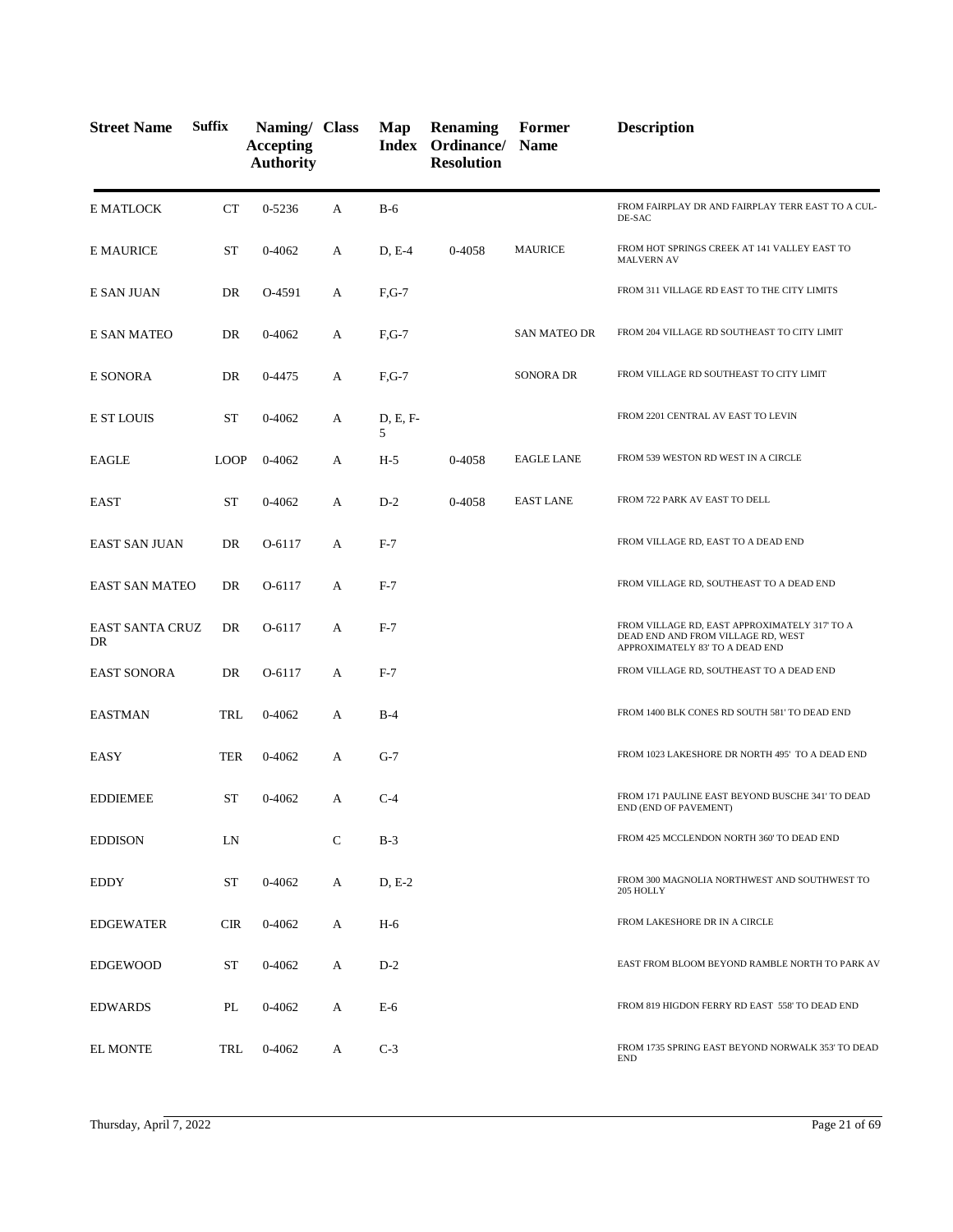| Street Name | Suffix | Naming/ Accepting Authority | Class | Map Index | Renaming Ordinance/ Resolution | Former Name | Description |
|---|---|---|---|---|---|---|---|
| E MATLOCK | CT | 0-5236 | A | B-6 | | | FROM FAIRPLAY DR AND FAIRPLAY TERR EAST TO A CUL-DE-SAC |
| E MAURICE | ST | 0-4062 | A | D, E-4 | 0-4058 | MAURICE | FROM HOT SPRINGS CREEK AT 141 VALLEY EAST TO MALVERN AV |
| E SAN JUAN | DR | O-4591 | A | F,G-7 | | | FROM 311 VILLAGE RD EAST TO THE CITY LIMITS |
| E SAN MATEO | DR | 0-4062 | A | F,G-7 | | SAN MATEO DR | FROM 204 VILLAGE RD SOUTHEAST TO CITY LIMIT |
| E SONORA | DR | 0-4475 | A | F,G-7 | | SONORA DR | FROM VILLAGE RD SOUTHEAST TO CITY LIMIT |
| E ST LOUIS | ST | 0-4062 | A | D, E, F-5 | | | FROM 2201 CENTRAL AV EAST TO LEVIN |
| EAGLE | LOOP | 0-4062 | A | H-5 | 0-4058 | EAGLE LANE | FROM 539 WESTON RD WEST IN A CIRCLE |
| EAST | ST | 0-4062 | A | D-2 | 0-4058 | EAST LANE | FROM 722 PARK AV EAST TO DELL |
| EAST SAN JUAN | DR | O-6117 | A | F-7 | | | FROM VILLAGE RD, EAST TO A DEAD END |
| EAST SAN MATEO | DR | O-6117 | A | F-7 | | | FROM VILLAGE RD, SOUTHEAST TO A DEAD END |
| EAST SANTA CRUZ DR | DR | O-6117 | A | F-7 | | | FROM VILLAGE RD, EAST APPROXIMATELY 317' TO A DEAD END AND FROM VILLAGE RD, WEST APPROXIMATELY 83' TO A DEAD END |
| EAST SONORA | DR | O-6117 | A | F-7 | | | FROM VILLAGE RD, SOUTHEAST TO A DEAD END |
| EASTMAN | TRL | 0-4062 | A | B-4 | | | FROM 1400 BLK CONES RD SOUTH 581' TO DEAD END |
| EASY | TER | 0-4062 | A | G-7 | | | FROM 1023 LAKESHORE DR NORTH 495' TO A DEAD END |
| EDDIEMEE | ST | 0-4062 | A | C-4 | | | FROM 171 PAULINE EAST BEYOND BUSCHE 341' TO DEAD END (END OF PAVEMENT) |
| EDDISON | LN | | C | B-3 | | | FROM 425 MCCLENDON NORTH 360' TO DEAD END |
| EDDY | ST | 0-4062 | A | D, E-2 | | | FROM 300 MAGNOLIA NORTHWEST AND SOUTHWEST TO 205 HOLLY |
| EDGEWATER | CIR | 0-4062 | A | H-6 | | | FROM LAKESHORE DR IN A CIRCLE |
| EDGEWOOD | ST | 0-4062 | A | D-2 | | | EAST FROM BLOOM BEYOND RAMBLE NORTH TO PARK AV |
| EDWARDS | PL | 0-4062 | A | E-6 | | | FROM 819 HIGDON FERRY RD EAST 558' TO DEAD END |
| EL MONTE | TRL | 0-4062 | A | C-3 | | | FROM 1735 SPRING EAST BEYOND NORWALK 353' TO DEAD END |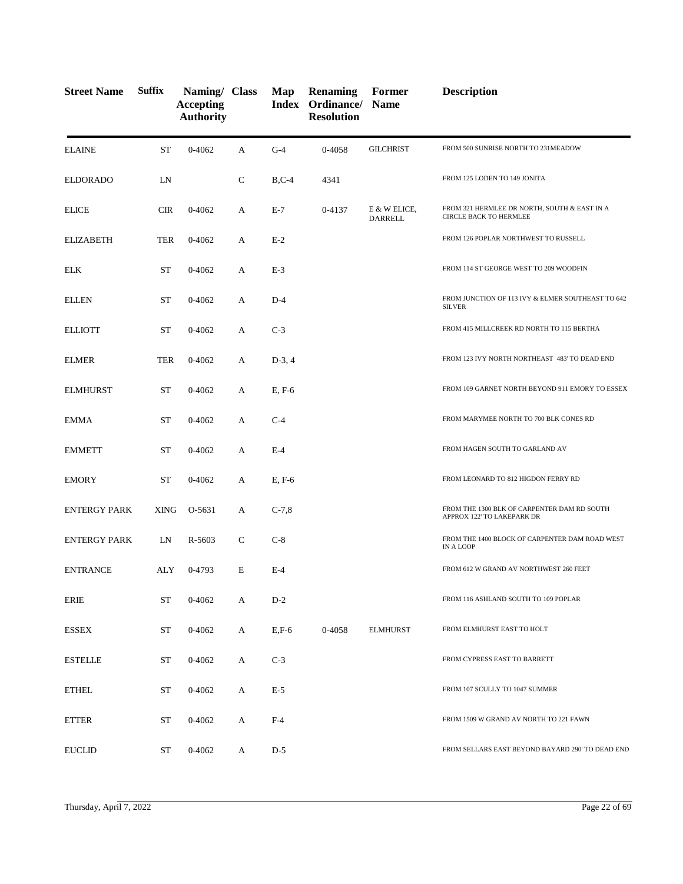| Street Name | Suffix | Naming/ Accepting Authority | Class | Map Index | Renaming Ordinance/ Resolution | Former Name | Description |
|---|---|---|---|---|---|---|---|
| ELAINE | ST | 0-4062 | A | G-4 | 0-4058 | GILCHRIST | FROM 500 SUNRISE NORTH TO 231MEADOW |
| ELDORADO | LN | | C | B,C-4 | 4341 | | FROM 125 LODEN TO 149 JONITA |
| ELICE | CIR | 0-4062 | A | E-7 | 0-4137 | E & W ELICE, DARRELL | FROM 321 HERMLEE DR NORTH, SOUTH & EAST IN A CIRCLE BACK TO HERMLEE |
| ELIZABETH | TER | 0-4062 | A | E-2 | | | FROM 126 POPLAR NORTHWEST TO RUSSELL |
| ELK | ST | 0-4062 | A | E-3 | | | FROM 114 ST GEORGE WEST TO 209 WOODFIN |
| ELLEN | ST | 0-4062 | A | D-4 | | | FROM JUNCTION OF 113 IVY & ELMER SOUTHEAST TO 642 SILVER |
| ELLIOTT | ST | 0-4062 | A | C-3 | | | FROM 415 MILLCREEK RD NORTH TO 115 BERTHA |
| ELMER | TER | 0-4062 | A | D-3, 4 | | | FROM 123 IVY NORTH NORTHEAST 483' TO DEAD END |
| ELMHURST | ST | 0-4062 | A | E, F-6 | | | FROM 109 GARNET NORTH BEYOND 911 EMORY TO ESSEX |
| EMMA | ST | 0-4062 | A | C-4 | | | FROM MARYMEE NORTH TO 700 BLK CONES RD |
| EMMETT | ST | 0-4062 | A | E-4 | | | FROM HAGEN SOUTH TO GARLAND AV |
| EMORY | ST | 0-4062 | A | E, F-6 | | | FROM LEONARD TO 812 HIGDON FERRY RD |
| ENTERGY PARK | XING | O-5631 | A | C-7,8 | | | FROM THE 1300 BLK OF CARPENTER DAM RD SOUTH APPROX 122' TO LAKEPARK DR |
| ENTERGY PARK | LN | R-5603 | C | C-8 | | | FROM THE 1400 BLOCK OF CARPENTER DAM ROAD WEST IN A LOOP |
| ENTRANCE | ALY | 0-4793 | E | E-4 | | | FROM 612 W GRAND AV NORTHWEST 260 FEET |
| ERIE | ST | 0-4062 | A | D-2 | | | FROM 116 ASHLAND SOUTH TO 109 POPLAR |
| ESSEX | ST | 0-4062 | A | E,F-6 | 0-4058 | ELMHURST | FROM ELMHURST EAST TO HOLT |
| ESTELLE | ST | 0-4062 | A | C-3 | | | FROM CYPRESS EAST TO BARRETT |
| ETHEL | ST | 0-4062 | A | E-5 | | | FROM 107 SCULLY TO 1047 SUMMER |
| ETTER | ST | 0-4062 | A | F-4 | | | FROM 1509 W GRAND AV NORTH TO 221 FAWN |
| EUCLID | ST | 0-4062 | A | D-5 | | | FROM SELLARS EAST BEYOND BAYARD 290' TO DEAD END |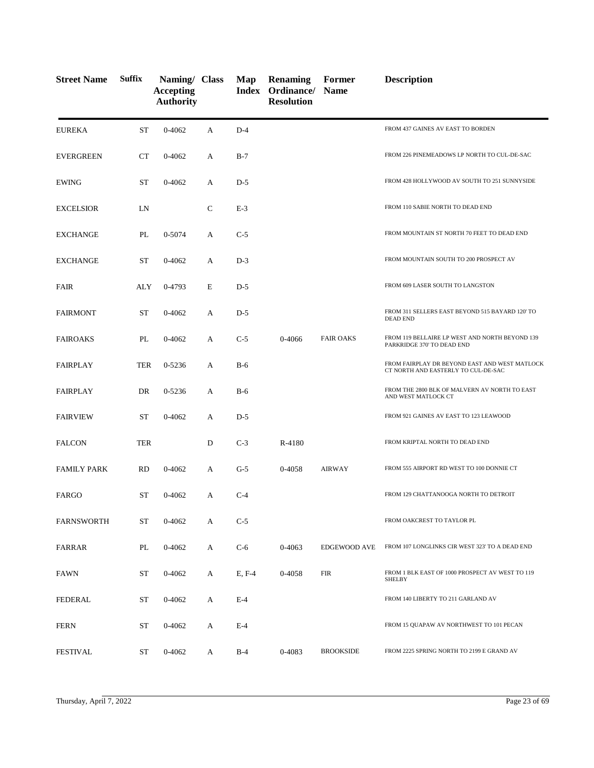| Street Name | Suffix | Naming/ Accepting Authority | Class | Map Index | Renaming Ordinance/ Resolution | Former Name | Description |
|---|---|---|---|---|---|---|---|
| EUREKA | ST | 0-4062 | A | D-4 | | | FROM 437 GAINES AV EAST TO BORDEN |
| EVERGREEN | CT | 0-4062 | A | B-7 | | | FROM 226 PINEMEADOWS LP NORTH TO CUL-DE-SAC |
| EWING | ST | 0-4062 | A | D-5 | | | FROM 428 HOLLYWOOD AV SOUTH TO 251 SUNNYSIDE |
| EXCELSIOR | LN | | C | E-3 | | | FROM 110 SABIE NORTH TO DEAD END |
| EXCHANGE | PL | 0-5074 | A | C-5 | | | FROM MOUNTAIN ST NORTH 70 FEET TO DEAD END |
| EXCHANGE | ST | 0-4062 | A | D-3 | | | FROM MOUNTAIN SOUTH TO 200 PROSPECT AV |
| FAIR | ALY | 0-4793 | E | D-5 | | | FROM 609 LASER SOUTH TO LANGSTON |
| FAIRMONT | ST | 0-4062 | A | D-5 | | | FROM 311 SELLERS EAST BEYOND 515 BAYARD 120' TO DEAD END |
| FAIROAKS | PL | 0-4062 | A | C-5 | 0-4066 | FAIR OAKS | FROM 119 BELLAIRE LP WEST AND NORTH BEYOND 139 PARKRIDGE 370' TO DEAD END |
| FAIRPLAY | TER | 0-5236 | A | B-6 | | | FROM FAIRPLAY DR BEYOND EAST AND WEST MATLOCK CT NORTH AND EASTERLY TO CUL-DE-SAC |
| FAIRPLAY | DR | 0-5236 | A | B-6 | | | FROM THE 2800 BLK OF MALVERN AV NORTH TO EAST AND WEST MATLOCK CT |
| FAIRVIEW | ST | 0-4062 | A | D-5 | | | FROM 921 GAINES AV EAST TO 123 LEAWOOD |
| FALCON | TER | | D | C-3 | R-4180 | | FROM KRIPTAL NORTH TO DEAD END |
| FAMILY PARK | RD | 0-4062 | A | G-5 | 0-4058 | AIRWAY | FROM 555 AIRPORT RD WEST TO 100 DONNIE CT |
| FARGO | ST | 0-4062 | A | C-4 | | | FROM 129 CHATTANOOGA NORTH TO DETROIT |
| FARNSWORTH | ST | 0-4062 | A | C-5 | | | FROM OAKCREST TO TAYLOR PL |
| FARRAR | PL | 0-4062 | A | C-6 | 0-4063 | EDGEWOOD AVE | FROM 107 LONGLINKS CIR WEST 323' TO A DEAD END |
| FAWN | ST | 0-4062 | A | E, F-4 | 0-4058 | FIR | FROM 1 BLK EAST OF 1000 PROSPECT AV WEST TO 119 SHELBY |
| FEDERAL | ST | 0-4062 | A | E-4 | | | FROM 140 LIBERTY TO 211 GARLAND AV |
| FERN | ST | 0-4062 | A | E-4 | | | FROM 15 QUAPAW AV NORTHWEST TO 101 PECAN |
| FESTIVAL | ST | 0-4062 | A | B-4 | 0-4083 | BROOKSIDE | FROM 2225 SPRING NORTH TO 2199 E GRAND AV |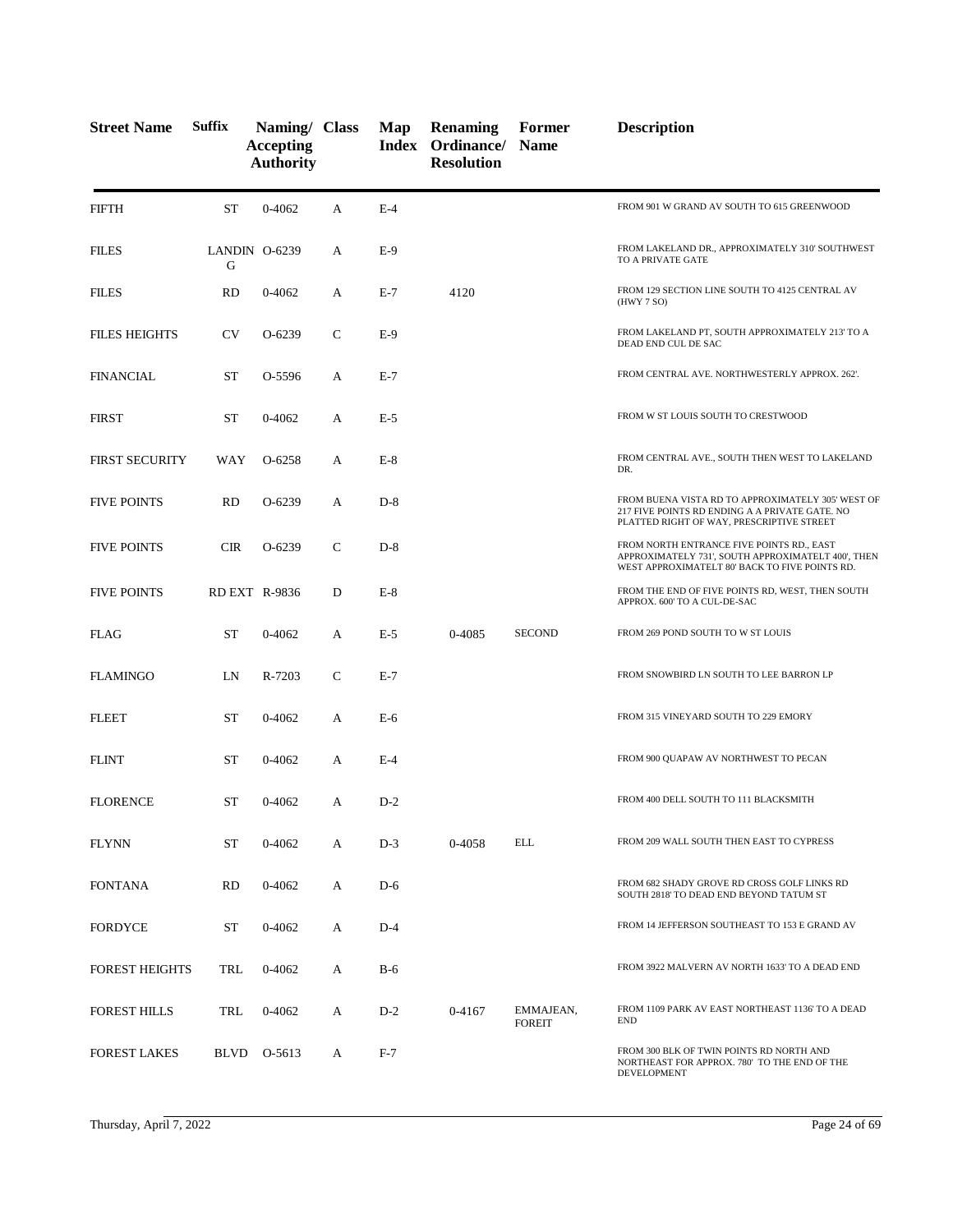| Street Name | Suffix | Naming/ Accepting Authority | Class | Map Index | Renaming Ordinance/ Resolution | Former Name | Description |
|---|---|---|---|---|---|---|---|
| FIFTH | ST | 0-4062 | A | E-4 | | | FROM 901 W GRAND AV SOUTH TO 615 GREENWOOD |
| FILES | LANDING | O-6239 | A | E-9 | | | FROM LAKELAND DR., APPROXIMATELY 310' SOUTHWEST TO A PRIVATE GATE |
| FILES | RD | 0-4062 | A | E-7 | 4120 | | FROM 129 SECTION LINE SOUTH TO 4125 CENTRAL AV (HWY 7 SO) |
| FILES HEIGHTS | CV | O-6239 | C | E-9 | | | FROM LAKELAND PT, SOUTH APPROXIMATELY 213' TO A DEAD END CUL DE SAC |
| FINANCIAL | ST | O-5596 | A | E-7 | | | FROM CENTRAL AVE. NORTHWESTERLY APPROX. 262'. |
| FIRST | ST | 0-4062 | A | E-5 | | | FROM W ST LOUIS SOUTH TO CRESTWOOD |
| FIRST SECURITY | WAY | O-6258 | A | E-8 | | | FROM CENTRAL AVE., SOUTH THEN WEST TO LAKELAND DR. |
| FIVE POINTS | RD | O-6239 | A | D-8 | | | FROM BUENA VISTA RD TO APPROXIMATELY 305' WEST OF 217 FIVE POINTS RD ENDING A A PRIVATE GATE. NO PLATTED RIGHT OF WAY, PRESCRIPTIVE STREET |
| FIVE POINTS | CIR | O-6239 | C | D-8 | | | FROM NORTH ENTRANCE FIVE POINTS RD., EAST APPROXIMATELY 731', SOUTH APPROXIMATELT 400', THEN WEST APPROXIMATELT 80' BACK TO FIVE POINTS RD. |
| FIVE POINTS | RD EXT | R-9836 | D | E-8 | | | FROM THE END OF FIVE POINTS RD, WEST, THEN SOUTH APPROX. 600' TO A CUL-DE-SAC |
| FLAG | ST | 0-4062 | A | E-5 | 0-4085 | SECOND | FROM 269 POND SOUTH TO W ST LOUIS |
| FLAMINGO | LN | R-7203 | C | E-7 | | | FROM SNOWBIRD LN SOUTH TO LEE BARRON LP |
| FLEET | ST | 0-4062 | A | E-6 | | | FROM 315 VINEYARD SOUTH TO 229 EMORY |
| FLINT | ST | 0-4062 | A | E-4 | | | FROM 900 QUAPAW AV NORTHWEST TO PECAN |
| FLORENCE | ST | 0-4062 | A | D-2 | | | FROM 400 DELL SOUTH TO 111 BLACKSMITH |
| FLYNN | ST | 0-4062 | A | D-3 | 0-4058 | ELL | FROM 209 WALL SOUTH THEN EAST TO CYPRESS |
| FONTANA | RD | 0-4062 | A | D-6 | | | FROM 682 SHADY GROVE RD CROSS GOLF LINKS RD SOUTH 2818' TO DEAD END BEYOND TATUM ST |
| FORDYCE | ST | 0-4062 | A | D-4 | | | FROM 14 JEFFERSON SOUTHEAST TO 153 E GRAND AV |
| FOREST HEIGHTS | TRL | 0-4062 | A | B-6 | | | FROM 3922 MALVERN AV NORTH 1633' TO A DEAD END |
| FOREST HILLS | TRL | 0-4062 | A | D-2 | 0-4167 | EMMAJEAN, FOREIT | FROM 1109 PARK AV EAST NORTHEAST 1136' TO A DEAD END |
| FOREST LAKES | BLVD | O-5613 | A | F-7 | | | FROM 300 BLK OF TWIN POINTS RD NORTH AND NORTHEAST FOR APPROX. 780' TO THE END OF THE DEVELOPMENT |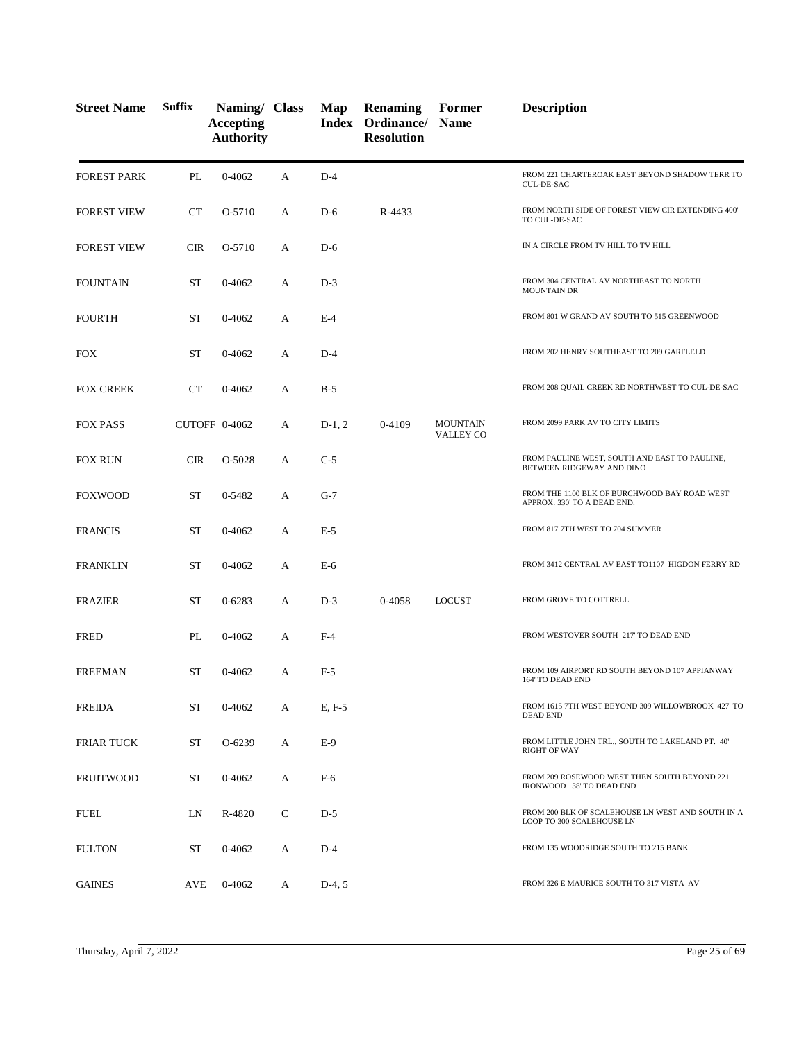| Street Name | Suffix | Naming/ Accepting Authority | Class | Map Index | Renaming Ordinance/ Resolution | Former Name | Description |
|---|---|---|---|---|---|---|---|
| FOREST PARK | PL | 0-4062 | A | D-4 | | | FROM 221 CHARTEROAK EAST BEYOND SHADOW TERR TO CUL-DE-SAC |
| FOREST VIEW | CT | O-5710 | A | D-6 | R-4433 | | FROM NORTH SIDE OF FOREST VIEW CIR EXTENDING 400' TO CUL-DE-SAC |
| FOREST VIEW | CIR | O-5710 | A | D-6 | | | IN A CIRCLE FROM TV HILL TO TV HILL |
| FOUNTAIN | ST | 0-4062 | A | D-3 | | | FROM 304 CENTRAL AV NORTHEAST TO NORTH MOUNTAIN DR |
| FOURTH | ST | 0-4062 | A | E-4 | | | FROM 801 W GRAND AV SOUTH TO 515 GREENWOOD |
| FOX | ST | 0-4062 | A | D-4 | | | FROM 202 HENRY SOUTHEAST TO 209 GARFLELD |
| FOX CREEK | CT | 0-4062 | A | B-5 | | | FROM 208 QUAIL CREEK RD NORTHWEST TO CUL-DE-SAC |
| FOX PASS | CUTOFF | 0-4062 | A | D-1, 2 | 0-4109 | MOUNTAIN VALLEY CO | FROM 2099 PARK AV TO CITY LIMITS |
| FOX RUN | CIR | O-5028 | A | C-5 | | | FROM PAULINE WEST, SOUTH AND EAST TO PAULINE, BETWEEN RIDGEWAY AND DINO |
| FOXWOOD | ST | 0-5482 | A | G-7 | | | FROM THE 1100 BLK OF BURCHWOOD BAY ROAD WEST APPROX. 330' TO A DEAD END. |
| FRANCIS | ST | 0-4062 | A | E-5 | | | FROM 817 7TH WEST TO 704 SUMMER |
| FRANKLIN | ST | 0-4062 | A | E-6 | | | FROM 3412 CENTRAL AV EAST TO1107 HIGDON FERRY RD |
| FRAZIER | ST | 0-6283 | A | D-3 | 0-4058 | LOCUST | FROM GROVE TO COTTRELL |
| FRED | PL | 0-4062 | A | F-4 | | | FROM WESTOVER SOUTH 217' TO DEAD END |
| FREEMAN | ST | 0-4062 | A | F-5 | | | FROM 109 AIRPORT RD SOUTH BEYOND 107 APPIANWAY 164' TO DEAD END |
| FREIDA | ST | 0-4062 | A | E, F-5 | | | FROM 1615 7TH WEST BEYOND 309 WILLOWBROOK 427' TO DEAD END |
| FRIAR TUCK | ST | O-6239 | A | E-9 | | | FROM LITTLE JOHN TRL., SOUTH TO LAKELAND PT. 40' RIGHT OF WAY |
| FRUITWOOD | ST | 0-4062 | A | F-6 | | | FROM 209 ROSEWOOD WEST THEN SOUTH BEYOND 221 IRONWOOD 138' TO DEAD END |
| FUEL | LN | R-4820 | C | D-5 | | | FROM 200 BLK OF SCALEHOUSE LN WEST AND SOUTH IN A LOOP TO 300 SCALEHOUSE LN |
| FULTON | ST | 0-4062 | A | D-4 | | | FROM 135 WOODRIDGE SOUTH TO 215 BANK |
| GAINES | AVE | 0-4062 | A | D-4, 5 | | | FROM 326 E MAURICE SOUTH TO 317 VISTA AV |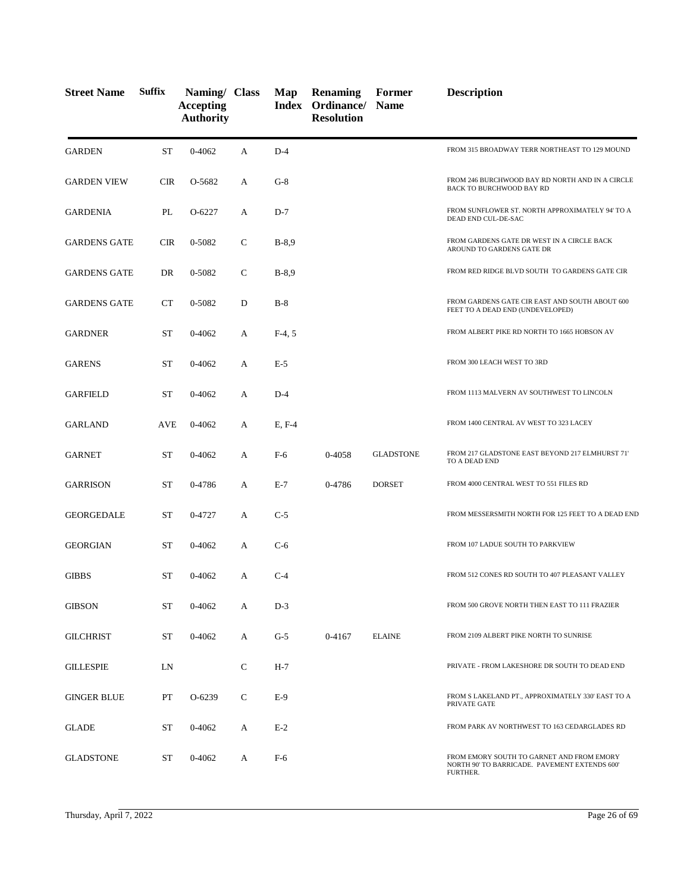| Street Name | Suffix | Naming/ Accepting Authority | Class | Map Index | Renaming Ordinance/ Resolution | Former Name | Description |
|---|---|---|---|---|---|---|---|
| GARDEN | ST | 0-4062 | A | D-4 | | | FROM 315 BROADWAY TERR NORTHEAST TO 129 MOUND |
| GARDEN VIEW | CIR | O-5682 | A | G-8 | | | FROM 246 BURCHWOOD BAY RD NORTH AND IN A CIRCLE BACK TO BURCHWOOD BAY RD |
| GARDENIA | PL | O-6227 | A | D-7 | | | FROM SUNFLOWER ST. NORTH APPROXIMATELY 94' TO A DEAD END CUL-DE-SAC |
| GARDENS GATE | CIR | 0-5082 | C | B-8,9 | | | FROM GARDENS GATE DR WEST IN A CIRCLE BACK AROUND TO GARDENS GATE DR |
| GARDENS GATE | DR | 0-5082 | C | B-8,9 | | | FROM RED RIDGE BLVD SOUTH TO GARDENS GATE CIR |
| GARDENS GATE | CT | 0-5082 | D | B-8 | | | FROM GARDENS GATE CIR EAST AND SOUTH ABOUT 600 FEET TO A DEAD END (UNDEVELOPED) |
| GARDNER | ST | 0-4062 | A | F-4, 5 | | | FROM ALBERT PIKE RD NORTH TO 1665 HOBSON AV |
| GARENS | ST | 0-4062 | A | E-5 | | | FROM 300 LEACH WEST TO 3RD |
| GARFIELD | ST | 0-4062 | A | D-4 | | | FROM 1113 MALVERN AV SOUTHWEST TO LINCOLN |
| GARLAND | AVE | 0-4062 | A | E, F-4 | | | FROM 1400 CENTRAL AV WEST TO 323 LACEY |
| GARNET | ST | 0-4062 | A | F-6 | 0-4058 | GLADSTONE | FROM 217 GLADSTONE EAST BEYOND 217 ELMHURST 71' TO A DEAD END |
| GARRISON | ST | 0-4786 | A | E-7 | 0-4786 | DORSET | FROM 4000 CENTRAL WEST TO 551 FILES RD |
| GEORGEDALE | ST | 0-4727 | A | C-5 | | | FROM MESSERSMITH NORTH FOR 125 FEET TO A DEAD END |
| GEORGIAN | ST | 0-4062 | A | C-6 | | | FROM 107 LADUE SOUTH TO PARKVIEW |
| GIBBS | ST | 0-4062 | A | C-4 | | | FROM 512 CONES RD SOUTH TO 407 PLEASANT VALLEY |
| GIBSON | ST | 0-4062 | A | D-3 | | | FROM 500 GROVE NORTH THEN EAST TO 111 FRAZIER |
| GILCHRIST | ST | 0-4062 | A | G-5 | 0-4167 | ELAINE | FROM 2109 ALBERT PIKE NORTH TO SUNRISE |
| GILLESPIE | LN | | C | H-7 | | | PRIVATE - FROM LAKESHORE DR SOUTH TO DEAD END |
| GINGER BLUE | PT | O-6239 | C | E-9 | | | FROM S LAKELAND PT., APPROXIMATELY 330' EAST TO A PRIVATE GATE |
| GLADE | ST | 0-4062 | A | E-2 | | | FROM PARK AV NORTHWEST TO 163 CEDARGLADES RD |
| GLADSTONE | ST | 0-4062 | A | F-6 | | | FROM EMORY SOUTH TO GARNET AND FROM EMORY NORTH 90' TO BARRICADE. PAVEMENT EXTENDS 600' FURTHER. |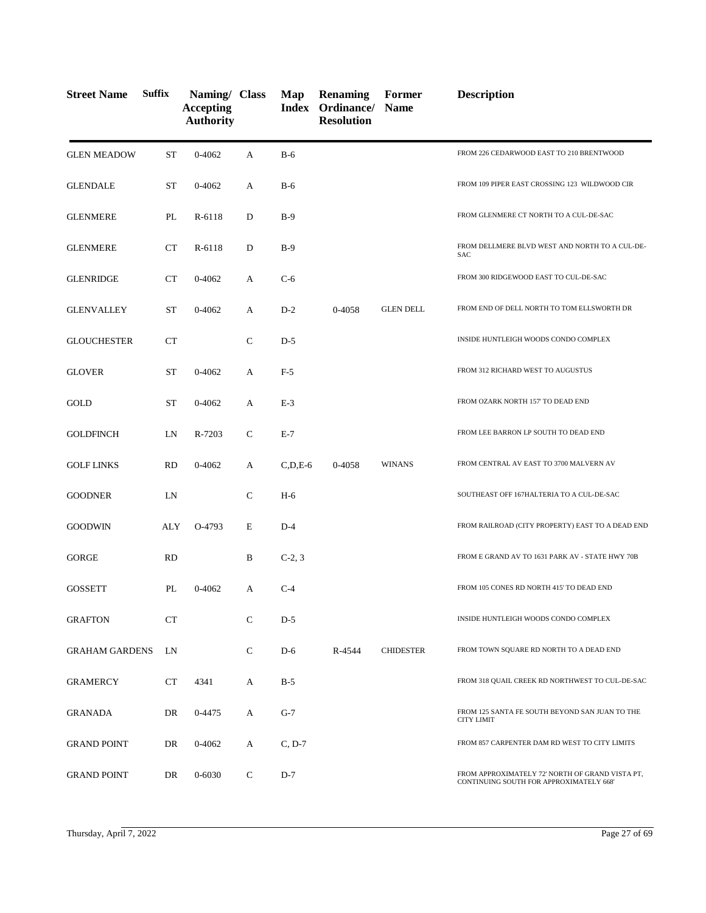| Street Name | Suffix | Naming/ Accepting Authority | Class | Map Index | Renaming Ordinance/ Resolution | Former Name | Description |
|---|---|---|---|---|---|---|---|
| GLEN MEADOW | ST | 0-4062 | A | B-6 | | | FROM 226 CEDARWOOD EAST TO 210 BRENTWOOD |
| GLENDALE | ST | 0-4062 | A | B-6 | | | FROM 109 PIPER EAST CROSSING 123 WILDWOOD CIR |
| GLENMERE | PL | R-6118 | D | B-9 | | | FROM GLENMERE CT NORTH TO A CUL-DE-SAC |
| GLENMERE | CT | R-6118 | D | B-9 | | | FROM DELLMERE BLVD WEST AND NORTH TO A CUL-DE-SAC |
| GLENRIDGE | CT | 0-4062 | A | C-6 | | | FROM 300 RIDGEWOOD EAST TO CUL-DE-SAC |
| GLENVALLEY | ST | 0-4062 | A | D-2 | 0-4058 | GLEN DELL | FROM END OF DELL NORTH TO TOM ELLSWORTH DR |
| GLOUCHESTER | CT | | C | D-5 | | | INSIDE HUNTLEIGH WOODS CONDO COMPLEX |
| GLOVER | ST | 0-4062 | A | F-5 | | | FROM 312 RICHARD WEST TO AUGUSTUS |
| GOLD | ST | 0-4062 | A | E-3 | | | FROM OZARK NORTH 157' TO DEAD END |
| GOLDFINCH | LN | R-7203 | C | E-7 | | | FROM LEE BARRON LP SOUTH TO DEAD END |
| GOLF LINKS | RD | 0-4062 | A | C,D,E-6 | 0-4058 | WINANS | FROM CENTRAL AV EAST TO 3700 MALVERN AV |
| GOODNER | LN | | C | H-6 | | | SOUTHEAST OFF 167HALTERIA TO A CUL-DE-SAC |
| GOODWIN | ALY | O-4793 | E | D-4 | | | FROM RAILROAD (CITY PROPERTY) EAST TO A DEAD END |
| GORGE | RD | | B | C-2, 3 | | | FROM E GRAND AV TO 1631 PARK AV - STATE HWY 70B |
| GOSSETT | PL | 0-4062 | A | C-4 | | | FROM 105 CONES RD NORTH 415' TO DEAD END |
| GRAFTON | CT | | C | D-5 | | | INSIDE HUNTLEIGH WOODS CONDO COMPLEX |
| GRAHAM GARDENS | LN | | C | D-6 | R-4544 | CHIDESTER | FROM TOWN SQUARE RD NORTH TO A DEAD END |
| GRAMERCY | CT | 4341 | A | B-5 | | | FROM 318 QUAIL CREEK RD NORTHWEST TO CUL-DE-SAC |
| GRANADA | DR | 0-4475 | A | G-7 | | | FROM 125 SANTA FE SOUTH BEYOND SAN JUAN TO THE CITY LIMIT |
| GRAND POINT | DR | 0-4062 | A | C, D-7 | | | FROM 857 CARPENTER DAM RD WEST TO CITY LIMITS |
| GRAND POINT | DR | 0-6030 | C | D-7 | | | FROM APPROXIMATELY 72' NORTH OF GRAND VISTA PT, CONTINUING SOUTH FOR APPROXIMATELY 668' |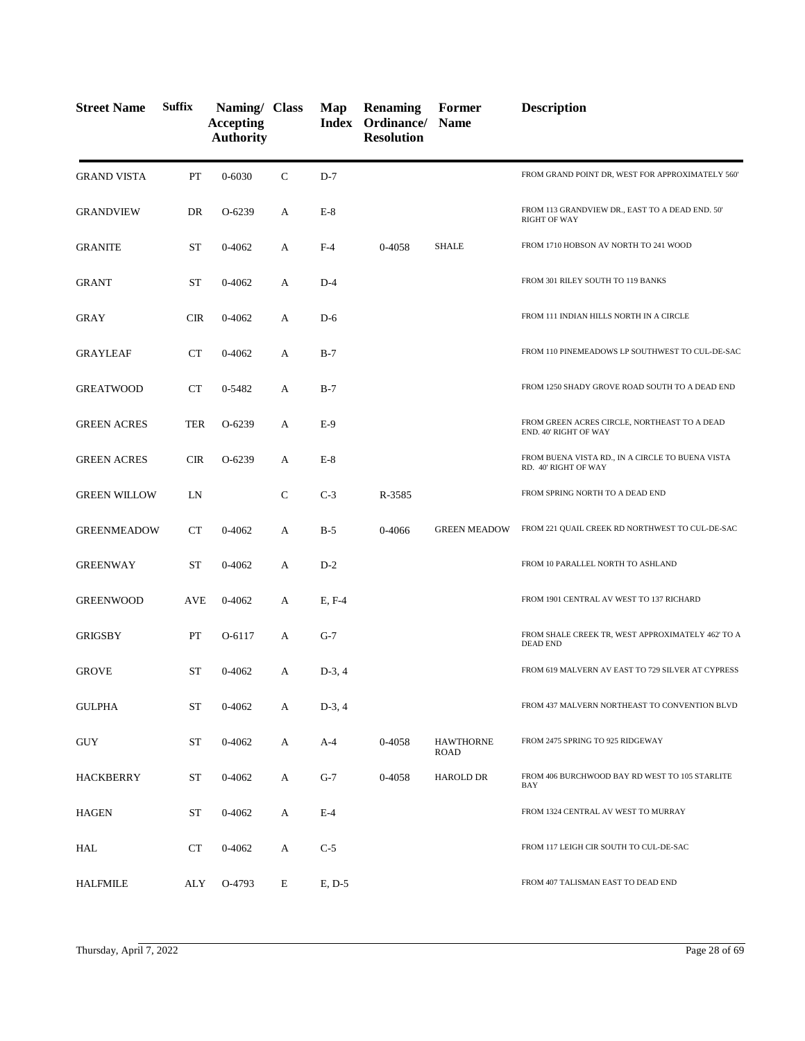| Street Name | Suffix | Naming/ Accepting Authority | Class | Map Index | Renaming Ordinance/ Resolution | Former Name | Description |
|---|---|---|---|---|---|---|---|
| GRAND VISTA | PT | 0-6030 | C | D-7 | | | FROM GRAND POINT DR, WEST FOR APPROXIMATELY 560' |
| GRANDVIEW | DR | O-6239 | A | E-8 | | | FROM 113 GRANDVIEW DR., EAST TO A DEAD END. 50' RIGHT OF WAY |
| GRANITE | ST | 0-4062 | A | F-4 | 0-4058 | SHALE | FROM 1710 HOBSON AV NORTH TO 241 WOOD |
| GRANT | ST | 0-4062 | A | D-4 | | | FROM 301 RILEY SOUTH TO 119 BANKS |
| GRAY | CIR | 0-4062 | A | D-6 | | | FROM 111 INDIAN HILLS NORTH IN A CIRCLE |
| GRAYLEAF | CT | 0-4062 | A | B-7 | | | FROM 110 PINEMEADOWS LP SOUTHWEST TO CUL-DE-SAC |
| GREATWOOD | CT | 0-5482 | A | B-7 | | | FROM 1250 SHADY GROVE ROAD SOUTH TO A DEAD END |
| GREEN ACRES | TER | O-6239 | A | E-9 | | | FROM GREEN ACRES CIRCLE, NORTHEAST TO A DEAD END. 40' RIGHT OF WAY |
| GREEN ACRES | CIR | O-6239 | A | E-8 | | | FROM BUENA VISTA RD., IN A CIRCLE TO BUENA VISTA RD. 40' RIGHT OF WAY |
| GREEN WILLOW | LN | | C | C-3 | R-3585 | | FROM SPRING NORTH TO A DEAD END |
| GREENMEADOW | CT | 0-4062 | A | B-5 | 0-4066 | GREEN MEADOW | FROM 221 QUAIL CREEK RD NORTHWEST TO CUL-DE-SAC |
| GREENWAY | ST | 0-4062 | A | D-2 | | | FROM 10 PARALLEL NORTH TO ASHLAND |
| GREENWOOD | AVE | 0-4062 | A | E, F-4 | | | FROM 1901 CENTRAL AV WEST TO 137 RICHARD |
| GRIGSBY | PT | O-6117 | A | G-7 | | | FROM SHALE CREEK TR, WEST APPROXIMATELY 462' TO A DEAD END |
| GROVE | ST | 0-4062 | A | D-3, 4 | | | FROM 619 MALVERN AV EAST TO 729 SILVER AT CYPRESS |
| GULPHA | ST | 0-4062 | A | D-3, 4 | | | FROM 437 MALVERN NORTHEAST TO CONVENTION BLVD |
| GUY | ST | 0-4062 | A | A-4 | 0-4058 | HAWTHORNE ROAD | FROM 2475 SPRING TO 925 RIDGEWAY |
| HACKBERRY | ST | 0-4062 | A | G-7 | 0-4058 | HAROLD DR | FROM 406 BURCHWOOD BAY RD WEST TO 105 STARLITE BAY |
| HAGEN | ST | 0-4062 | A | E-4 | | | FROM 1324 CENTRAL AV WEST TO MURRAY |
| HAL | CT | 0-4062 | A | C-5 | | | FROM 117 LEIGH CIR SOUTH TO CUL-DE-SAC |
| HALFMILE | ALY | O-4793 | E | E, D-5 | | | FROM 407 TALISMAN EAST TO DEAD END |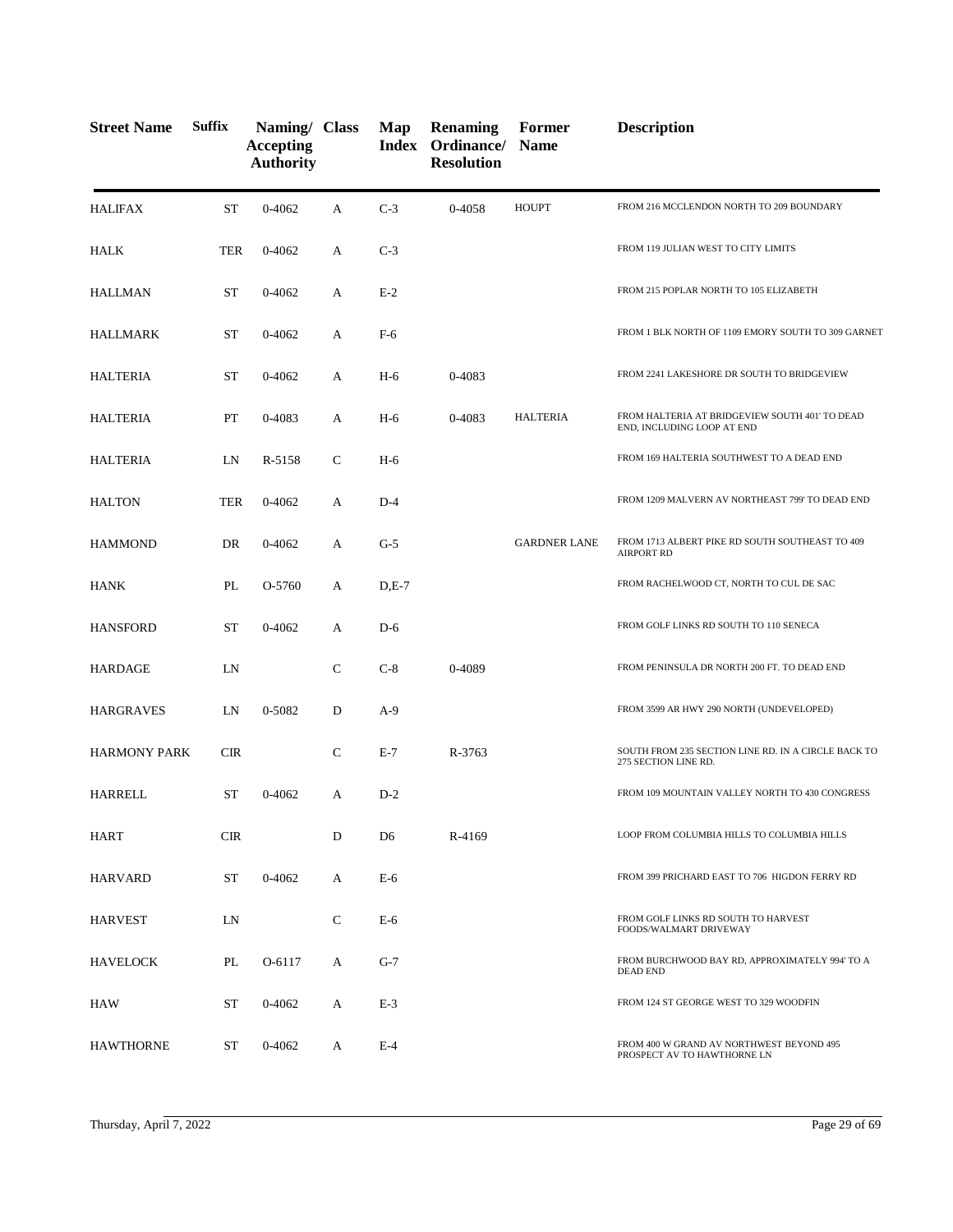| Street Name | Suffix | Naming/ Accepting Authority | Class | Map Index | Renaming Ordinance/ Resolution | Former Name | Description |
|---|---|---|---|---|---|---|---|
| HALIFAX | ST | 0-4062 | A | C-3 | 0-4058 | HOUPT | FROM 216 MCCLENDON NORTH TO 209 BOUNDARY |
| HALK | TER | 0-4062 | A | C-3 | | | FROM 119 JULIAN WEST TO CITY LIMITS |
| HALLMAN | ST | 0-4062 | A | E-2 | | | FROM 215 POPLAR NORTH TO 105 ELIZABETH |
| HALLMARK | ST | 0-4062 | A | F-6 | | | FROM 1 BLK NORTH OF 1109 EMORY SOUTH TO 309 GARNET |
| HALTERIA | ST | 0-4062 | A | H-6 | 0-4083 | | FROM 2241 LAKESHORE DR SOUTH TO BRIDGEVIEW |
| HALTERIA | PT | 0-4083 | A | H-6 | 0-4083 | HALTERIA | FROM HALTERIA AT BRIDGEVIEW SOUTH 401' TO DEAD END, INCLUDING LOOP AT END |
| HALTERIA | LN | R-5158 | C | H-6 | | | FROM 169 HALTERIA SOUTHWEST TO A DEAD END |
| HALTON | TER | 0-4062 | A | D-4 | | | FROM 1209 MALVERN AV NORTHEAST 799' TO DEAD END |
| HAMMOND | DR | 0-4062 | A | G-5 | | GARDNER LANE | FROM 1713 ALBERT PIKE RD SOUTH SOUTHEAST TO 409 AIRPORT RD |
| HANK | PL | O-5760 | A | D,E-7 | | | FROM RACHELWOOD CT, NORTH TO CUL DE SAC |
| HANSFORD | ST | 0-4062 | A | D-6 | | | FROM GOLF LINKS RD SOUTH TO 110 SENECA |
| HARDAGE | LN | | C | C-8 | 0-4089 | | FROM PENINSULA DR NORTH 200 FT. TO DEAD END |
| HARGRAVES | LN | 0-5082 | D | A-9 | | | FROM 3599 AR HWY 290 NORTH (UNDEVELOPED) |
| HARMONY PARK | CIR | | C | E-7 | R-3763 | | SOUTH FROM 235 SECTION LINE RD. IN A CIRCLE BACK TO 275 SECTION LINE RD. |
| HARRELL | ST | 0-4062 | A | D-2 | | | FROM 109 MOUNTAIN VALLEY NORTH TO 430 CONGRESS |
| HART | CIR | | D | D6 | R-4169 | | LOOP FROM COLUMBIA HILLS TO COLUMBIA HILLS |
| HARVARD | ST | 0-4062 | A | E-6 | | | FROM 399 PRICHARD EAST TO 706 HIGDON FERRY RD |
| HARVEST | LN | | C | E-6 | | | FROM GOLF LINKS RD SOUTH TO HARVEST FOODS/WALMART DRIVEWAY |
| HAVELOCK | PL | O-6117 | A | G-7 | | | FROM BURCHWOOD BAY RD, APPROXIMATELY 994' TO A DEAD END |
| HAW | ST | 0-4062 | A | E-3 | | | FROM 124 ST GEORGE WEST TO 329 WOODFIN |
| HAWTHORNE | ST | 0-4062 | A | E-4 | | | FROM 400 W GRAND AV NORTHWEST BEYOND 495 PROSPECT AV TO HAWTHORNE LN |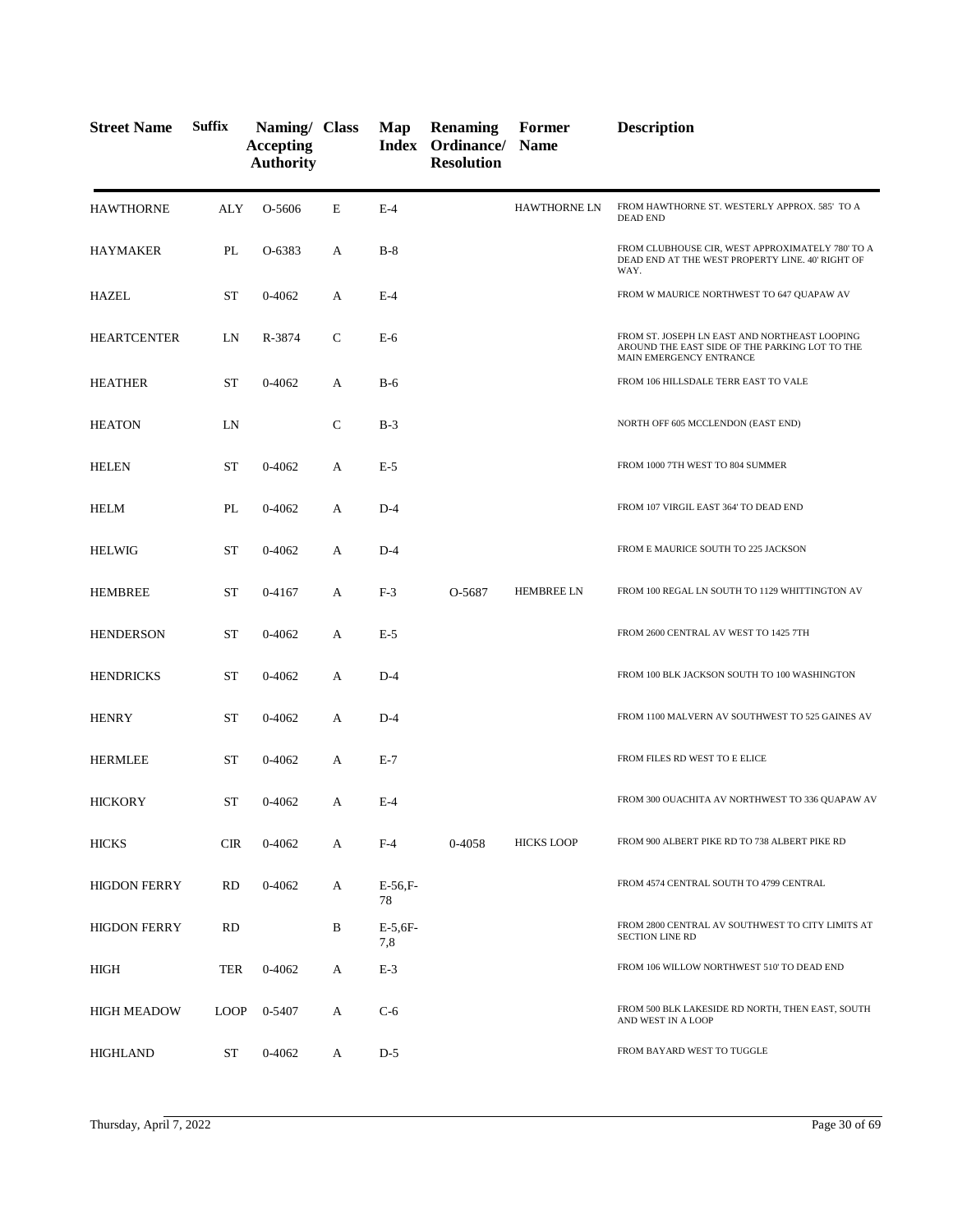| Street Name | Suffix | Naming/ Accepting Authority | Class | Map Index | Renaming Ordinance/ Resolution | Former Name | Description |
|---|---|---|---|---|---|---|---|
| HAWTHORNE | ALY | O-5606 | E | E-4 | | HAWTHORNE LN | FROM HAWTHORNE ST. WESTERLY APPROX. 585' TO A DEAD END |
| HAYMAKER | PL | O-6383 | A | B-8 | | | FROM CLUBHOUSE CIR, WEST APPROXIMATELY 780' TO A DEAD END AT THE WEST PROPERTY LINE. 40' RIGHT OF WAY. |
| HAZEL | ST | 0-4062 | A | E-4 | | | FROM W MAURICE NORTHWEST TO 647 QUAPAW AV |
| HEARTCENTER | LN | R-3874 | C | E-6 | | | FROM ST. JOSEPH LN EAST AND NORTHEAST LOOPING AROUND THE EAST SIDE OF THE PARKING LOT TO THE MAIN EMERGENCY ENTRANCE |
| HEATHER | ST | 0-4062 | A | B-6 | | | FROM 106 HILLSDALE TERR EAST TO VALE |
| HEATON | LN | | C | B-3 | | | NORTH OFF 605 MCCLENDON (EAST END) |
| HELEN | ST | 0-4062 | A | E-5 | | | FROM 1000 7TH WEST TO 804 SUMMER |
| HELM | PL | 0-4062 | A | D-4 | | | FROM 107 VIRGIL EAST 364' TO DEAD END |
| HELWIG | ST | 0-4062 | A | D-4 | | | FROM E MAURICE SOUTH TO 225 JACKSON |
| HEMBREE | ST | 0-4167 | A | F-3 | O-5687 | HEMBREE LN | FROM 100 REGAL LN SOUTH TO 1129 WHITTINGTON AV |
| HENDERSON | ST | 0-4062 | A | E-5 | | | FROM 2600 CENTRAL AV WEST TO 1425 7TH |
| HENDRICKS | ST | 0-4062 | A | D-4 | | | FROM 100 BLK JACKSON SOUTH TO 100 WASHINGTON |
| HENRY | ST | 0-4062 | A | D-4 | | | FROM 1100 MALVERN AV SOUTHWEST TO 525 GAINES AV |
| HERMLEE | ST | 0-4062 | A | E-7 | | | FROM FILES RD WEST TO E ELICE |
| HICKORY | ST | 0-4062 | A | E-4 | | | FROM 300 OUACHITA AV NORTHWEST TO 336 QUAPAW AV |
| HICKS | CIR | 0-4062 | A | F-4 | 0-4058 | HICKS LOOP | FROM 900 ALBERT PIKE RD TO 738 ALBERT PIKE RD |
| HIGDON FERRY | RD | 0-4062 | A | E-56,F-78 | | | FROM 4574 CENTRAL SOUTH TO 4799 CENTRAL |
| HIGDON FERRY | RD | | B | E-5,6F-7,8 | | | FROM 2800 CENTRAL AV SOUTHWEST TO CITY LIMITS AT SECTION LINE RD |
| HIGH | TER | 0-4062 | A | E-3 | | | FROM 106 WILLOW NORTHWEST 510' TO DEAD END |
| HIGH MEADOW | LOOP | 0-5407 | A | C-6 | | | FROM 500 BLK LAKESIDE RD NORTH, THEN EAST, SOUTH AND WEST IN A LOOP |
| HIGHLAND | ST | 0-4062 | A | D-5 | | | FROM BAYARD WEST TO TUGGLE |

Thursday, April 7, 2022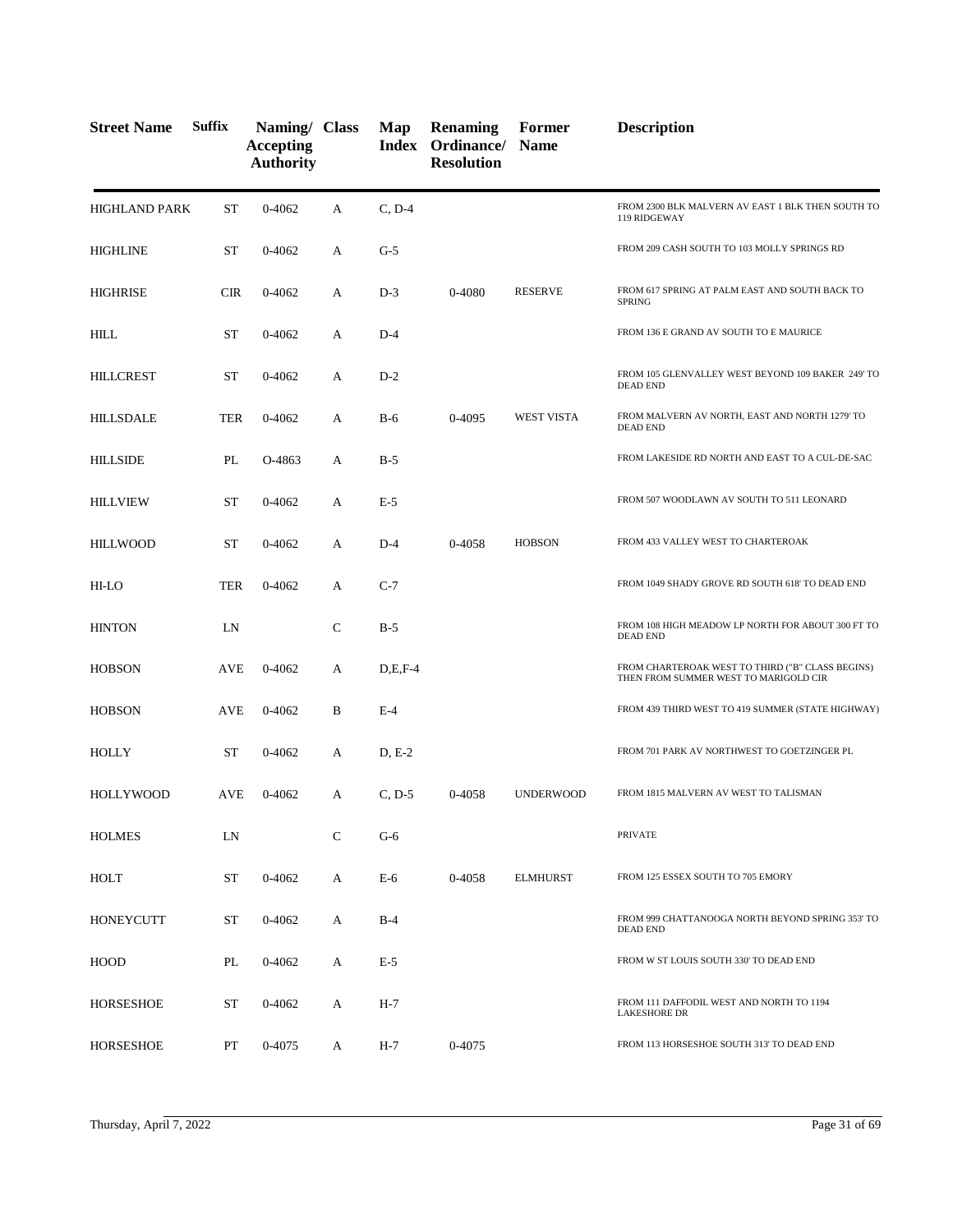| Street Name | Suffix | Naming/ Accepting Authority | Class | Map Index | Renaming Ordinance/ Resolution | Former Name | Description |
|---|---|---|---|---|---|---|---|
| HIGHLAND PARK | ST | 0-4062 | A | C, D-4 | | | FROM 2300 BLK MALVERN AV EAST 1 BLK THEN SOUTH TO 119 RIDGEWAY |
| HIGHLINE | ST | 0-4062 | A | G-5 | | | FROM 209 CASH SOUTH TO 103 MOLLY SPRINGS RD |
| HIGHRISE | CIR | 0-4062 | A | D-3 | 0-4080 | RESERVE | FROM 617 SPRING AT PALM EAST AND SOUTH BACK TO SPRING |
| HILL | ST | 0-4062 | A | D-4 | | | FROM 136 E GRAND AV SOUTH TO E MAURICE |
| HILLCREST | ST | 0-4062 | A | D-2 | | | FROM 105 GLENVALLEY WEST BEYOND 109 BAKER 249' TO DEAD END |
| HILLSDALE | TER | 0-4062 | A | B-6 | 0-4095 | WEST VISTA | FROM MALVERN AV NORTH, EAST AND NORTH 1279' TO DEAD END |
| HILLSIDE | PL | O-4863 | A | B-5 | | | FROM LAKESIDE RD NORTH AND EAST TO A CUL-DE-SAC |
| HILLVIEW | ST | 0-4062 | A | E-5 | | | FROM 507 WOODLAWN AV SOUTH TO 511 LEONARD |
| HILLWOOD | ST | 0-4062 | A | D-4 | 0-4058 | HOBSON | FROM 433 VALLEY WEST TO CHARTEROAK |
| HI-LO | TER | 0-4062 | A | C-7 | | | FROM 1049 SHADY GROVE RD SOUTH 618' TO DEAD END |
| HINTON | LN | | C | B-5 | | | FROM 108 HIGH MEADOW LP NORTH FOR ABOUT 300 FT TO DEAD END |
| HOBSON | AVE | 0-4062 | A | D,E,F-4 | | | FROM CHARTEROAK WEST TO THIRD ("B" CLASS BEGINS) THEN FROM SUMMER WEST TO MARIGOLD CIR |
| HOBSON | AVE | 0-4062 | B | E-4 | | | FROM 439 THIRD WEST TO 419 SUMMER (STATE HIGHWAY) |
| HOLLY | ST | 0-4062 | A | D, E-2 | | | FROM 701 PARK AV NORTHWEST TO GOETZINGER PL |
| HOLLYWOOD | AVE | 0-4062 | A | C, D-5 | 0-4058 | UNDERWOOD | FROM 1815 MALVERN AV WEST TO TALISMAN |
| HOLMES | LN | | C | G-6 | | | PRIVATE |
| HOLT | ST | 0-4062 | A | E-6 | 0-4058 | ELMHURST | FROM 125 ESSEX SOUTH TO 705 EMORY |
| HONEYCUTT | ST | 0-4062 | A | B-4 | | | FROM 999 CHATTANOOGA NORTH BEYOND SPRING 353' TO DEAD END |
| HOOD | PL | 0-4062 | A | E-5 | | | FROM W ST LOUIS SOUTH 330' TO DEAD END |
| HORSESHOE | ST | 0-4062 | A | H-7 | | | FROM 111 DAFFODIL WEST AND NORTH TO 1194 LAKESHORE DR |
| HORSESHOE | PT | 0-4075 | A | H-7 | 0-4075 | | FROM 113 HORSESHOE SOUTH 313' TO DEAD END |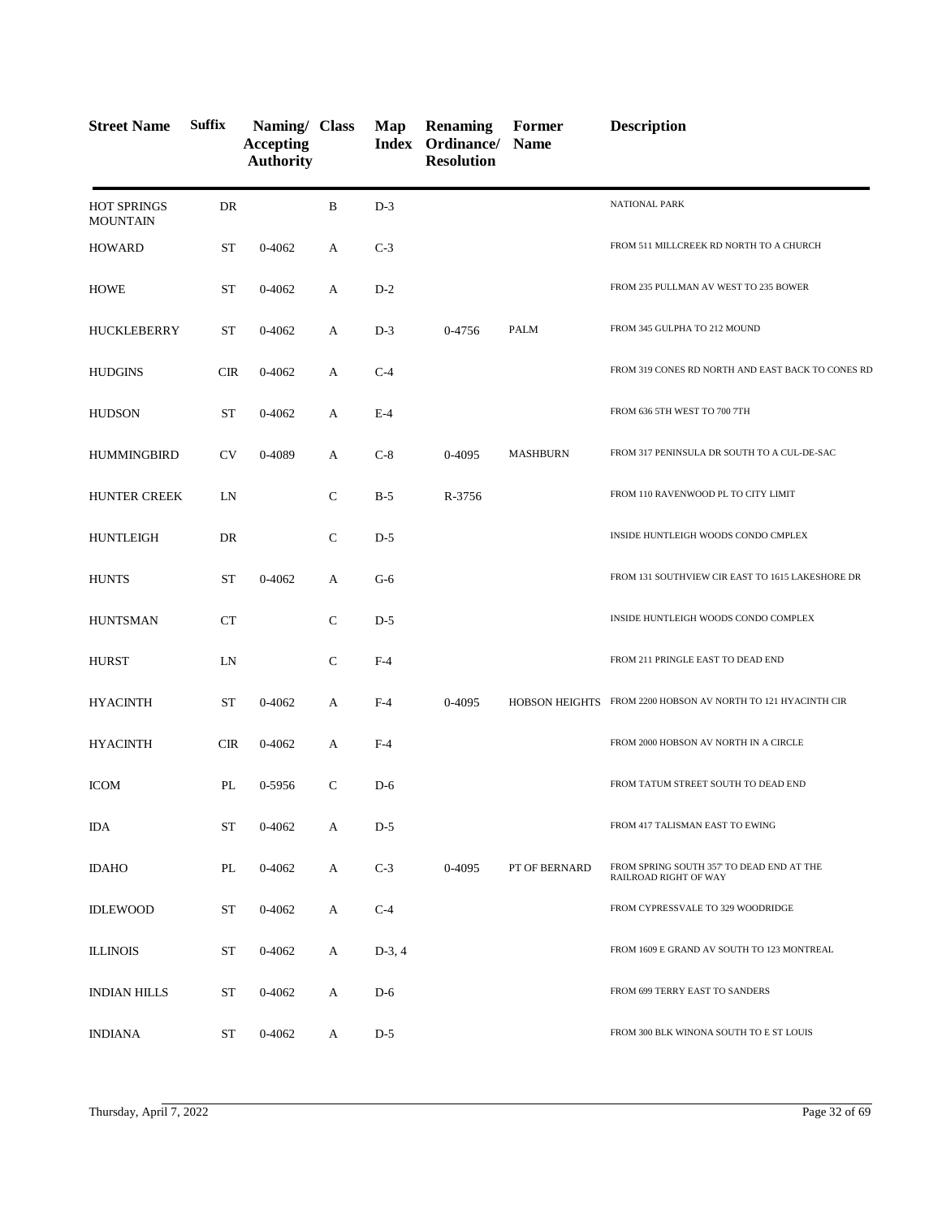| Street Name | Suffix | Naming/ Accepting Authority | Class | Map Index | Renaming Ordinance/ Resolution | Former Name | Description |
|---|---|---|---|---|---|---|---|
| HOT SPRINGS MOUNTAIN | DR | | B | D-3 | | | NATIONAL PARK |
| HOWARD | ST | 0-4062 | A | C-3 | | | FROM 511 MILLCREEK RD NORTH TO A CHURCH |
| HOWE | ST | 0-4062 | A | D-2 | | | FROM 235 PULLMAN AV WEST TO 235 BOWER |
| HUCKLEBERRY | ST | 0-4062 | A | D-3 | 0-4756 | PALM | FROM 345 GULPHA TO 212 MOUND |
| HUDGINS | CIR | 0-4062 | A | C-4 | | | FROM 319 CONES RD NORTH AND EAST BACK TO CONES RD |
| HUDSON | ST | 0-4062 | A | E-4 | | | FROM 636 5TH WEST TO 700 7TH |
| HUMMINGBIRD | CV | 0-4089 | A | C-8 | 0-4095 | MASHBURN | FROM 317 PENINSULA DR SOUTH TO A CUL-DE-SAC |
| HUNTER CREEK | LN | | C | B-5 | R-3756 | | FROM 110 RAVENWOOD PL TO CITY LIMIT |
| HUNTLEIGH | DR | | C | D-5 | | | INSIDE HUNTLEIGH WOODS CONDO CMPLEX |
| HUNTS | ST | 0-4062 | A | G-6 | | | FROM 131 SOUTHVIEW CIR EAST TO 1615 LAKESHORE DR |
| HUNTSMAN | CT | | C | D-5 | | | INSIDE HUNTLEIGH WOODS CONDO COMPLEX |
| HURST | LN | | C | F-4 | | | FROM 211 PRINGLE EAST TO DEAD END |
| HYACINTH | ST | 0-4062 | A | F-4 | 0-4095 | HOBSON HEIGHTS | FROM 2200 HOBSON AV NORTH TO 121 HYACINTH CIR |
| HYACINTH | CIR | 0-4062 | A | F-4 | | | FROM 2000 HOBSON AV NORTH IN A CIRCLE |
| ICOM | PL | 0-5956 | C | D-6 | | | FROM TATUM STREET SOUTH TO DEAD END |
| IDA | ST | 0-4062 | A | D-5 | | | FROM 417 TALISMAN EAST TO EWING |
| IDAHO | PL | 0-4062 | A | C-3 | 0-4095 | PT OF BERNARD | FROM SPRING SOUTH 357' TO DEAD END AT THE RAILROAD RIGHT OF WAY |
| IDLEWOOD | ST | 0-4062 | A | C-4 | | | FROM CYPRESSVALE TO 329 WOODRIDGE |
| ILLINOIS | ST | 0-4062 | A | D-3, 4 | | | FROM 1609 E GRAND AV SOUTH TO 123 MONTREAL |
| INDIAN HILLS | ST | 0-4062 | A | D-6 | | | FROM 699 TERRY EAST TO SANDERS |
| INDIANA | ST | 0-4062 | A | D-5 | | | FROM 300 BLK WINONA SOUTH TO E ST LOUIS |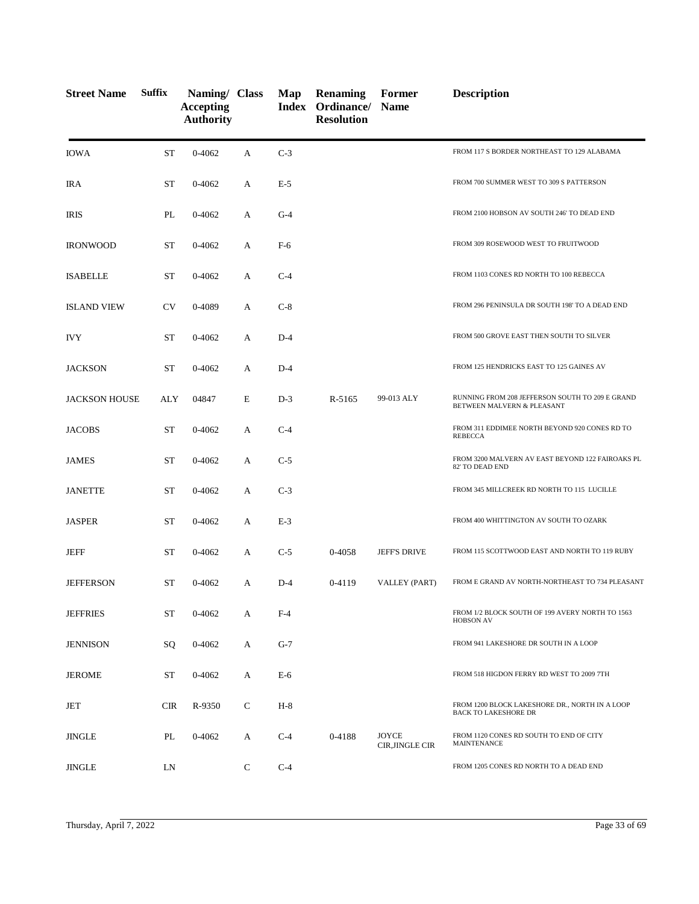| Street Name | Suffix | Naming/ Accepting Authority | Class | Map Index | Renaming Ordinance/ Resolution | Former Name | Description |
|---|---|---|---|---|---|---|---|
| IOWA | ST | 0-4062 | A | C-3 | | | FROM 117 S BORDER NORTHEAST TO 129 ALABAMA |
| IRA | ST | 0-4062 | A | E-5 | | | FROM 700 SUMMER WEST TO 309 S PATTERSON |
| IRIS | PL | 0-4062 | A | G-4 | | | FROM 2100 HOBSON AV SOUTH 246' TO DEAD END |
| IRONWOOD | ST | 0-4062 | A | F-6 | | | FROM 309 ROSEWOOD WEST TO FRUITWOOD |
| ISABELLE | ST | 0-4062 | A | C-4 | | | FROM 1103 CONES RD NORTH TO 100 REBECCA |
| ISLAND VIEW | CV | 0-4089 | A | C-8 | | | FROM 296 PENINSULA DR SOUTH 198' TO A DEAD END |
| IVY | ST | 0-4062 | A | D-4 | | | FROM 500 GROVE EAST THEN SOUTH TO SILVER |
| JACKSON | ST | 0-4062 | A | D-4 | | | FROM 125 HENDRICKS EAST TO 125 GAINES AV |
| JACKSON HOUSE | ALY | 04847 | E | D-3 | R-5165 | 99-013 ALY | RUNNING FROM 208 JEFFERSON SOUTH TO 209 E GRAND BETWEEN MALVERN & PLEASANT |
| JACOBS | ST | 0-4062 | A | C-4 | | | FROM 311 EDDIMEE NORTH BEYOND 920 CONES RD TO REBECCA |
| JAMES | ST | 0-4062 | A | C-5 | | | FROM 3200 MALVERN AV EAST BEYOND 122 FAIROAKS PL 82' TO DEAD END |
| JANETTE | ST | 0-4062 | A | C-3 | | | FROM 345 MILLCREEK RD NORTH TO 115 LUCILLE |
| JASPER | ST | 0-4062 | A | E-3 | | | FROM 400 WHITTINGTON AV SOUTH TO OZARK |
| JEFF | ST | 0-4062 | A | C-5 | 0-4058 | JEFF'S DRIVE | FROM 115 SCOTTWOOD EAST AND NORTH TO 119 RUBY |
| JEFFERSON | ST | 0-4062 | A | D-4 | 0-4119 | VALLEY (PART) | FROM E GRAND AV NORTH-NORTHEAST TO 734 PLEASANT |
| JEFFRIES | ST | 0-4062 | A | F-4 | | | FROM 1/2 BLOCK SOUTH OF 199 AVERY NORTH TO 1563 HOBSON AV |
| JENNISON | SQ | 0-4062 | A | G-7 | | | FROM 941 LAKESHORE DR SOUTH IN A LOOP |
| JEROME | ST | 0-4062 | A | E-6 | | | FROM 518 HIGDON FERRY RD WEST TO 2009 7TH |
| JET | CIR | R-9350 | C | H-8 | | | FROM 1200 BLOCK LAKESHORE DR., NORTH IN A LOOP BACK TO LAKESHORE DR |
| JINGLE | PL | 0-4062 | A | C-4 | 0-4188 | JOYCE CIR,JINGLE CIR | FROM 1120 CONES RD SOUTH TO END OF CITY MAINTENANCE |
| JINGLE | LN | | C | C-4 | | | FROM 1205 CONES RD NORTH TO A DEAD END |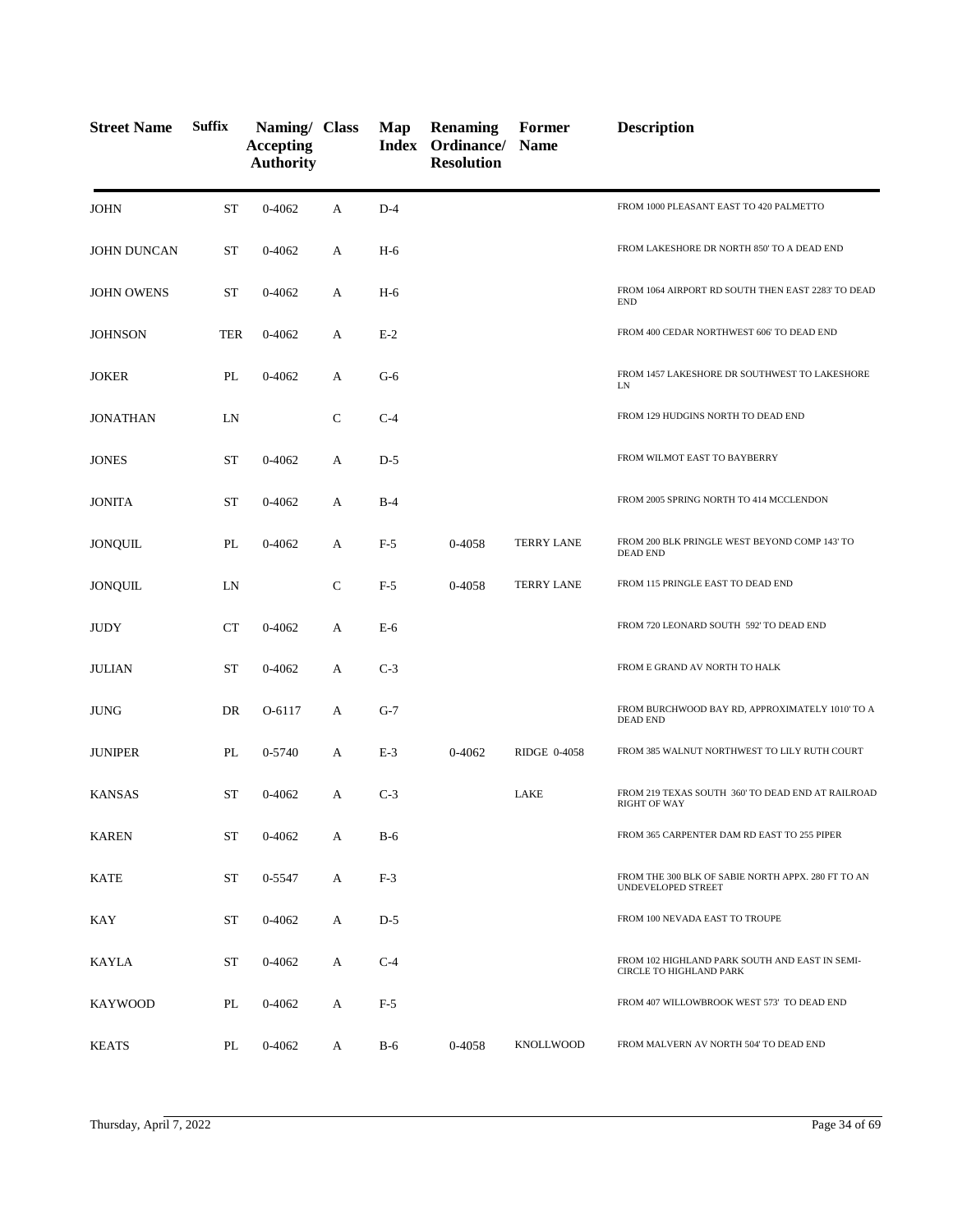| Street Name | Suffix | Naming/ Accepting Authority | Class | Map Index | Renaming Ordinance/ Resolution | Former Name | Description |
|---|---|---|---|---|---|---|---|
| JOHN | ST | 0-4062 | A | D-4 | | | FROM 1000 PLEASANT EAST TO 420 PALMETTO |
| JOHN DUNCAN | ST | 0-4062 | A | H-6 | | | FROM LAKESHORE DR NORTH 850' TO A DEAD END |
| JOHN OWENS | ST | 0-4062 | A | H-6 | | | FROM 1064 AIRPORT RD SOUTH THEN EAST 2283' TO DEAD END |
| JOHNSON | TER | 0-4062 | A | E-2 | | | FROM 400 CEDAR NORTHWEST 606' TO DEAD END |
| JOKER | PL | 0-4062 | A | G-6 | | | FROM 1457 LAKESHORE DR SOUTHWEST TO LAKESHORE LN |
| JONATHAN | LN | | C | C-4 | | | FROM 129 HUDGINS NORTH TO DEAD END |
| JONES | ST | 0-4062 | A | D-5 | | | FROM WILMOT EAST TO BAYBERRY |
| JONITA | ST | 0-4062 | A | B-4 | | | FROM 2005 SPRING NORTH TO 414 MCCLENDON |
| JONQUIL | PL | 0-4062 | A | F-5 | 0-4058 | TERRY LANE | FROM 200 BLK PRINGLE WEST BEYOND COMP 143' TO DEAD END |
| JONQUIL | LN | | C | F-5 | 0-4058 | TERRY LANE | FROM 115 PRINGLE EAST TO DEAD END |
| JUDY | CT | 0-4062 | A | E-6 | | | FROM 720 LEONARD SOUTH 592' TO DEAD END |
| JULIAN | ST | 0-4062 | A | C-3 | | | FROM E GRAND AV NORTH TO HALK |
| JUNG | DR | O-6117 | A | G-7 | | | FROM BURCHWOOD BAY RD, APPROXIMATELY 1010' TO A DEAD END |
| JUNIPER | PL | 0-5740 | A | E-3 | 0-4062 | RIDGE 0-4058 | FROM 385 WALNUT NORTHWEST TO LILY RUTH COURT |
| KANSAS | ST | 0-4062 | A | C-3 | | LAKE | FROM 219 TEXAS SOUTH 360' TO DEAD END AT RAILROAD RIGHT OF WAY |
| KAREN | ST | 0-4062 | A | B-6 | | | FROM 365 CARPENTER DAM RD EAST TO 255 PIPER |
| KATE | ST | 0-5547 | A | F-3 | | | FROM THE 300 BLK OF SABIE NORTH APPX. 280 FT TO AN UNDEVELOPED STREET |
| KAY | ST | 0-4062 | A | D-5 | | | FROM 100 NEVADA EAST TO TROUPE |
| KAYLA | ST | 0-4062 | A | C-4 | | | FROM 102 HIGHLAND PARK SOUTH AND EAST IN SEMI-CIRCLE TO HIGHLAND PARK |
| KAYWOOD | PL | 0-4062 | A | F-5 | | | FROM 407 WILLOWBROOK WEST 573' TO DEAD END |
| KEATS | PL | 0-4062 | A | B-6 | 0-4058 | KNOLLWOOD | FROM MALVERN AV NORTH 504' TO DEAD END |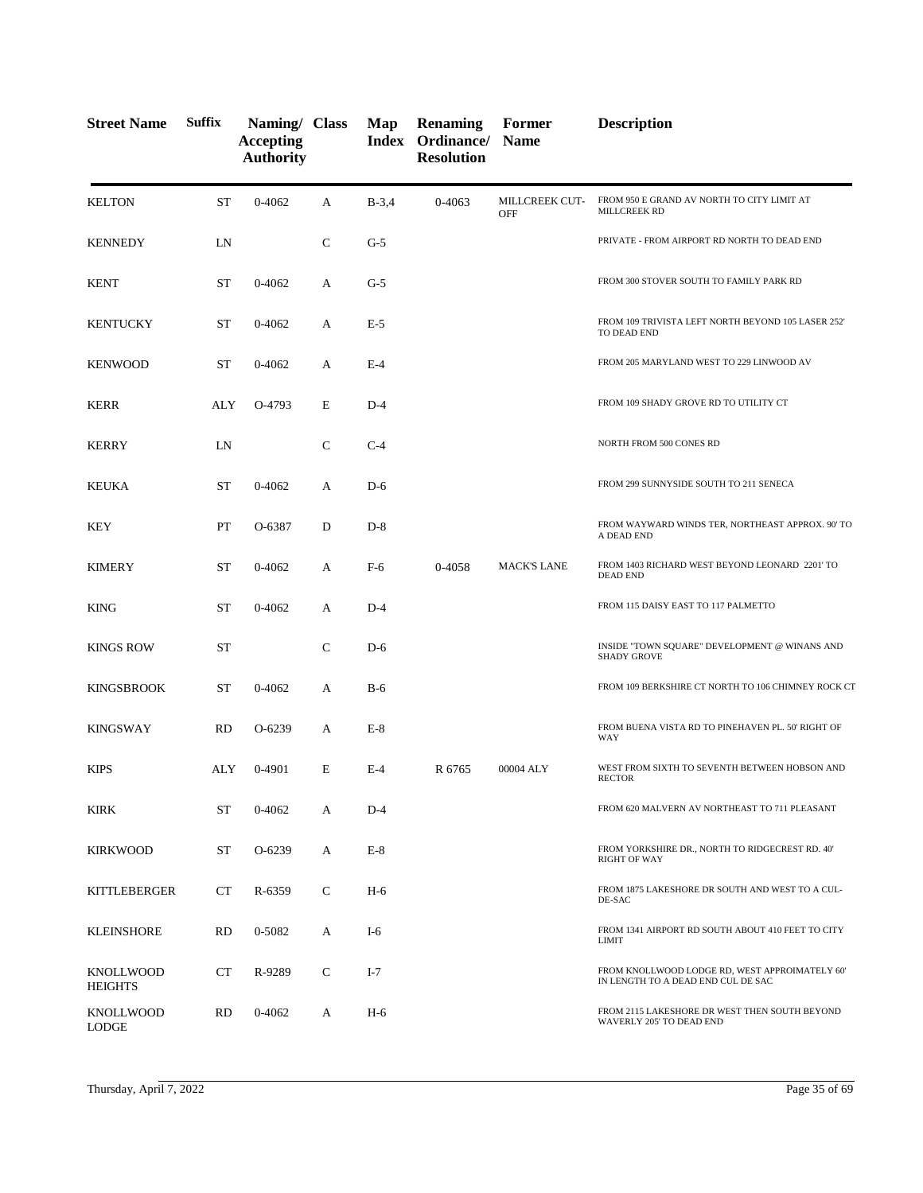| Street Name | Suffix | Naming/ Accepting Authority | Class | Map Index | Renaming Ordinance/ Resolution | Former Name | Description |
|---|---|---|---|---|---|---|---|
| KELTON | ST | 0-4062 | A | B-3,4 | 0-4063 | MILLCREEK CUT-OFF | FROM 950 E GRAND AV NORTH TO CITY LIMIT AT MILLCREEK RD |
| KENNEDY | LN | | C | G-5 | | | PRIVATE - FROM AIRPORT RD NORTH TO DEAD END |
| KENT | ST | 0-4062 | A | G-5 | | | FROM 300 STOVER SOUTH TO FAMILY PARK RD |
| KENTUCKY | ST | 0-4062 | A | E-5 | | | FROM 109 TRIVISTA LEFT NORTH BEYOND 105 LASER 252' TO DEAD END |
| KENWOOD | ST | 0-4062 | A | E-4 | | | FROM 205 MARYLAND WEST TO 229 LINWOOD AV |
| KERR | ALY | O-4793 | E | D-4 | | | FROM 109 SHADY GROVE RD TO UTILITY CT |
| KERRY | LN | | C | C-4 | | | NORTH FROM 500 CONES RD |
| KEUKA | ST | 0-4062 | A | D-6 | | | FROM 299 SUNNYSIDE SOUTH TO 211 SENECA |
| KEY | PT | O-6387 | D | D-8 | | | FROM WAYWARD WINDS TER, NORTHEAST APPROX. 90' TO A DEAD END |
| KIMERY | ST | 0-4062 | A | F-6 | 0-4058 | MACK'S LANE | FROM 1403 RICHARD WEST BEYOND LEONARD 2201' TO DEAD END |
| KING | ST | 0-4062 | A | D-4 | | | FROM 115 DAISY EAST TO 117 PALMETTO |
| KINGS ROW | ST | | C | D-6 | | | INSIDE "TOWN SQUARE" DEVELOPMENT @ WINANS AND SHADY GROVE |
| KINGSBROOK | ST | 0-4062 | A | B-6 | | | FROM 109 BERKSHIRE CT NORTH TO 106 CHIMNEY ROCK CT |
| KINGSWAY | RD | O-6239 | A | E-8 | | | FROM BUENA VISTA RD TO PINEHAVEN PL. 50' RIGHT OF WAY |
| KIPS | ALY | 0-4901 | E | E-4 | R 6765 | 00004 ALY | WEST FROM SIXTH TO SEVENTH BETWEEN HOBSON AND RECTOR |
| KIRK | ST | 0-4062 | A | D-4 | | | FROM 620 MALVERN AV NORTHEAST TO 711 PLEASANT |
| KIRKWOOD | ST | O-6239 | A | E-8 | | | FROM YORKSHIRE DR., NORTH TO RIDGECREST RD. 40' RIGHT OF WAY |
| KITTLEBERGER | CT | R-6359 | C | H-6 | | | FROM 1875 LAKESHORE DR SOUTH AND WEST TO A CUL-DE-SAC |
| KLEINSHORE | RD | 0-5082 | A | I-6 | | | FROM 1341 AIRPORT RD SOUTH ABOUT 410 FEET TO CITY LIMIT |
| KNOLLWOOD HEIGHTS | CT | R-9289 | C | I-7 | | | FROM KNOLLWOOD LODGE RD, WEST APPROIMATELY 60' IN LENGTH TO A DEAD END CUL DE SAC |
| KNOLLWOOD LODGE | RD | 0-4062 | A | H-6 | | | FROM 2115 LAKESHORE DR WEST THEN SOUTH BEYOND WAVERLY 205' TO DEAD END |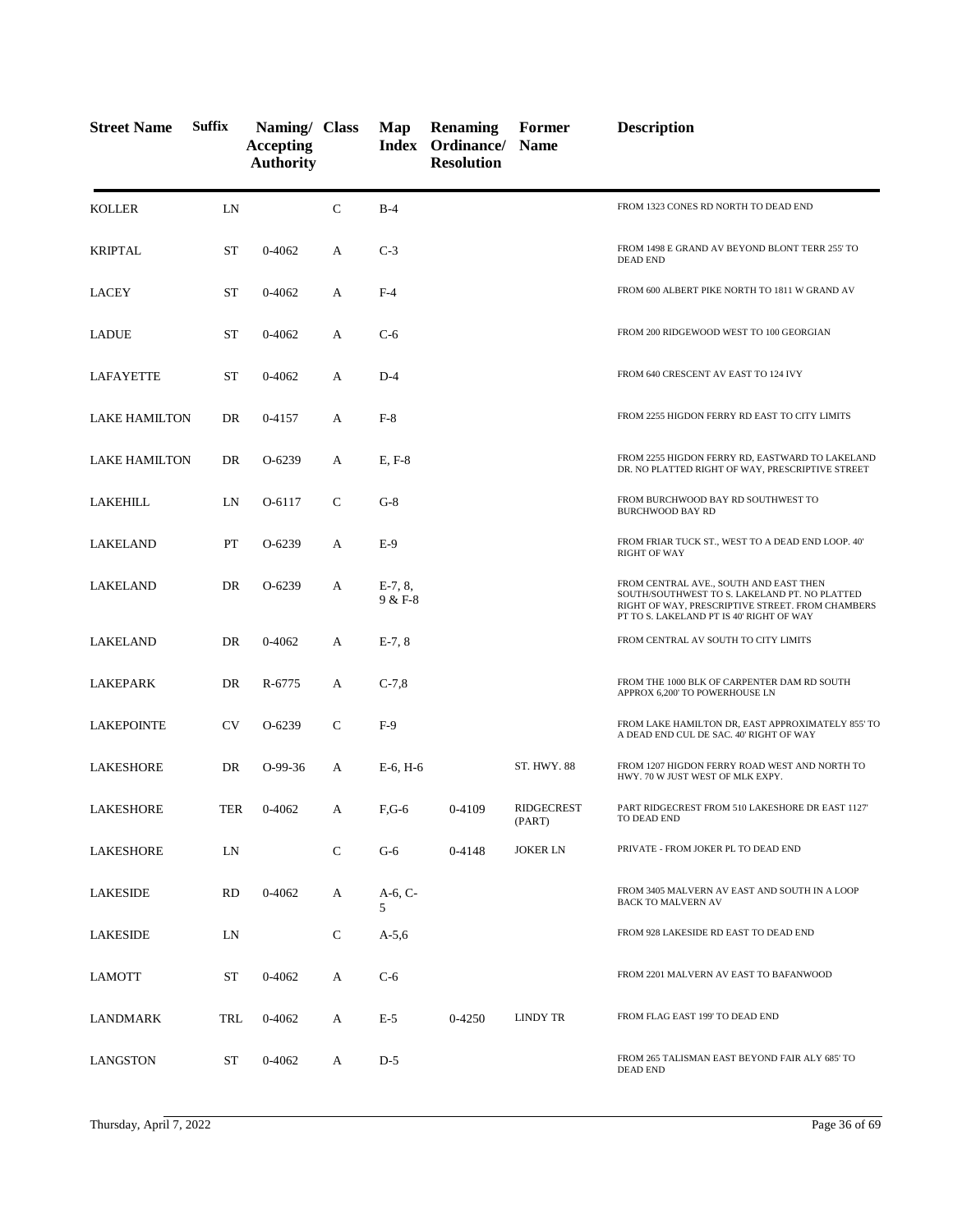| Street Name | Suffix | Naming/ Accepting Authority | Class | Map Index | Renaming Ordinance/ Resolution | Former Name | Description |
|---|---|---|---|---|---|---|---|
| KOLLER | LN | | C | B-4 | | | FROM 1323 CONES RD NORTH TO DEAD END |
| KRIPTAL | ST | 0-4062 | A | C-3 | | | FROM 1498 E GRAND AV BEYOND BLONT TERR 255' TO DEAD END |
| LACEY | ST | 0-4062 | A | F-4 | | | FROM 600 ALBERT PIKE NORTH TO 1811 W GRAND AV |
| LADUE | ST | 0-4062 | A | C-6 | | | FROM 200 RIDGEWOOD WEST TO 100 GEORGIAN |
| LAFAYETTE | ST | 0-4062 | A | D-4 | | | FROM 640 CRESCENT AV EAST TO 124 IVY |
| LAKE HAMILTON | DR | 0-4157 | A | F-8 | | | FROM 2255 HIGDON FERRY RD EAST TO CITY LIMITS |
| LAKE HAMILTON | DR | O-6239 | A | E, F-8 | | | FROM 2255 HIGDON FERRY RD, EASTWARD TO LAKELAND DR. NO PLATTED RIGHT OF WAY, PRESCRIPTIVE STREET |
| LAKEHILL | LN | O-6117 | C | G-8 | | | FROM BURCHWOOD BAY RD SOUTHWEST TO BURCHWOOD BAY RD |
| LAKELAND | PT | O-6239 | A | E-9 | | | FROM FRIAR TUCK ST., WEST TO A DEAD END LOOP. 40' RIGHT OF WAY |
| LAKELAND | DR | O-6239 | A | E-7, 8, 9 & F-8 | | | FROM CENTRAL AVE., SOUTH AND EAST THEN SOUTH/SOUTHWEST TO S. LAKELAND PT. NO PLATTED RIGHT OF WAY, PRESCRIPTIVE STREET. FROM CHAMBERS PT TO S. LAKELAND PT IS 40' RIGHT OF WAY |
| LAKELAND | DR | 0-4062 | A | E-7, 8 | | | FROM CENTRAL AV SOUTH TO CITY LIMITS |
| LAKEPARK | DR | R-6775 | A | C-7,8 | | | FROM THE 1000 BLK OF CARPENTER DAM RD SOUTH APPROX 6,200' TO POWERHOUSE LN |
| LAKEPOINTE | CV | O-6239 | C | F-9 | | | FROM LAKE HAMILTON DR, EAST APPROXIMATELY 855' TO A DEAD END CUL DE SAC. 40' RIGHT OF WAY |
| LAKESHORE | DR | O-99-36 | A | E-6, H-6 | | ST. HWY. 88 | FROM 1207 HIGDON FERRY ROAD WEST AND NORTH TO HWY. 70 W JUST WEST OF MLK EXPY. |
| LAKESHORE | TER | 0-4062 | A | F,G-6 | 0-4109 | RIDGECREST (PART) | PART RIDGECREST FROM 510 LAKESHORE DR EAST 1127' TO DEAD END |
| LAKESHORE | LN | | C | G-6 | 0-4148 | JOKER LN | PRIVATE - FROM JOKER PL TO DEAD END |
| LAKESIDE | RD | 0-4062 | A | A-6, C-5 | | | FROM 3405 MALVERN AV EAST AND SOUTH IN A LOOP BACK TO MALVERN AV |
| LAKESIDE | LN | | C | A-5,6 | | | FROM 928 LAKESIDE RD EAST TO DEAD END |
| LAMOTT | ST | 0-4062 | A | C-6 | | | FROM 2201 MALVERN AV EAST TO BAFANWOOD |
| LANDMARK | TRL | 0-4062 | A | E-5 | 0-4250 | LINDY TR | FROM FLAG EAST 199' TO DEAD END |
| LANGSTON | ST | 0-4062 | A | D-5 | | | FROM 265 TALISMAN EAST BEYOND FAIR ALY 685' TO DEAD END |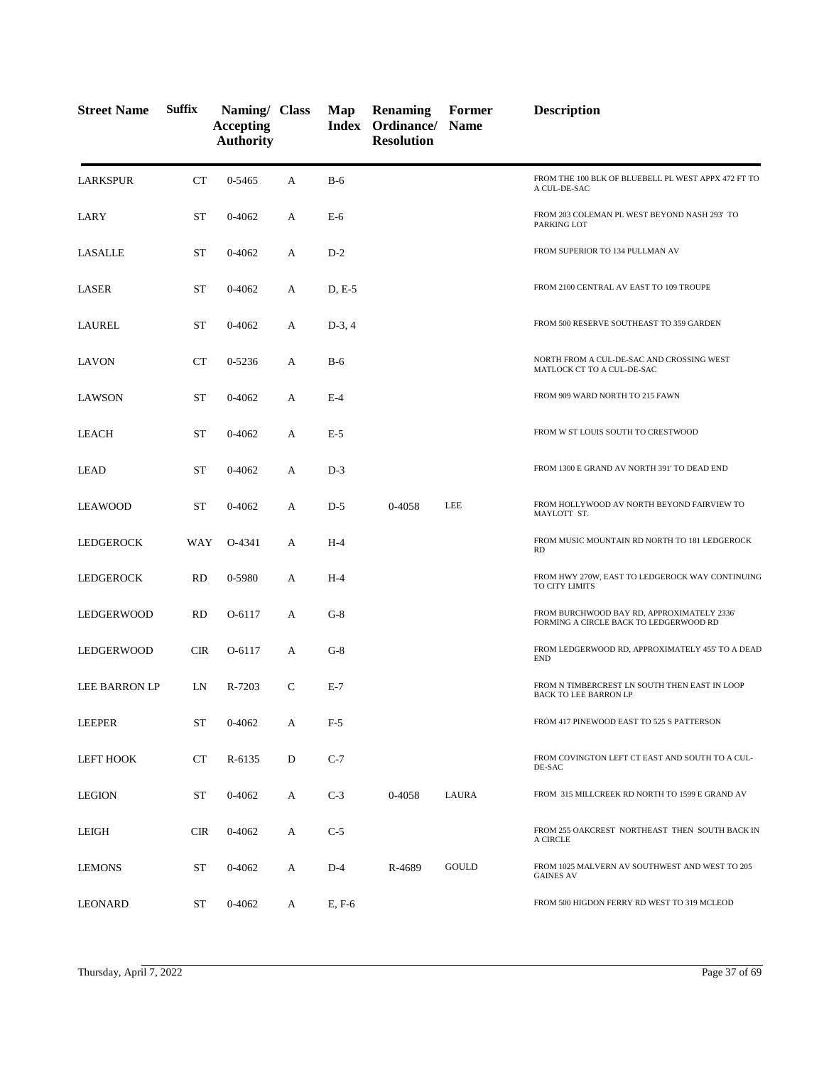| Street Name | Suffix | Naming/ Accepting Authority | Class | Map Index | Renaming Ordinance/ Resolution | Former Name | Description |
|---|---|---|---|---|---|---|---|
| LARKSPUR | CT | 0-5465 | A | B-6 | | | FROM THE 100 BLK OF BLUEBELL PL WEST APPX 472 FT TO A CUL-DE-SAC |
| LARY | ST | 0-4062 | A | E-6 | | | FROM 203 COLEMAN PL WEST BEYOND NASH 293' TO PARKING LOT |
| LASALLE | ST | 0-4062 | A | D-2 | | | FROM SUPERIOR TO 134 PULLMAN AV |
| LASER | ST | 0-4062 | A | D, E-5 | | | FROM 2100 CENTRAL AV EAST TO 109 TROUPE |
| LAUREL | ST | 0-4062 | A | D-3, 4 | | | FROM 500 RESERVE SOUTHEAST TO 359 GARDEN |
| LAVON | CT | 0-5236 | A | B-6 | | | NORTH FROM A CUL-DE-SAC AND CROSSING WEST MATLOCK CT TO A CUL-DE-SAC |
| LAWSON | ST | 0-4062 | A | E-4 | | | FROM 909 WARD NORTH TO 215 FAWN |
| LEACH | ST | 0-4062 | A | E-5 | | | FROM W ST LOUIS SOUTH TO CRESTWOOD |
| LEAD | ST | 0-4062 | A | D-3 | | | FROM 1300 E GRAND AV NORTH 391' TO DEAD END |
| LEAWOOD | ST | 0-4062 | A | D-5 | 0-4058 | LEE | FROM HOLLYWOOD AV NORTH BEYOND FAIRVIEW TO MAYLOTT ST. |
| LEDGEROCK | WAY | O-4341 | A | H-4 | | | FROM MUSIC MOUNTAIN RD NORTH TO 181 LEDGEROCK RD |
| LEDGEROCK | RD | 0-5980 | A | H-4 | | | FROM HWY 270W, EAST TO LEDGEROCK WAY CONTINUING TO CITY LIMITS |
| LEDGERWOOD | RD | O-6117 | A | G-8 | | | FROM BURCHWOOD BAY RD, APPROXIMATELY 2336' FORMING A CIRCLE BACK TO LEDGERWOOD RD |
| LEDGERWOOD | CIR | O-6117 | A | G-8 | | | FROM LEDGERWOOD RD, APPROXIMATELY 455' TO A DEAD END |
| LEE BARRON LP | LN | R-7203 | C | E-7 | | | FROM N TIMBERCREST LN SOUTH THEN EAST IN LOOP BACK TO LEE BARRON LP |
| LEEPER | ST | 0-4062 | A | F-5 | | | FROM 417 PINEWOOD EAST TO 525 S PATTERSON |
| LEFT HOOK | CT | R-6135 | D | C-7 | | | FROM COVINGTON LEFT CT EAST AND SOUTH TO A CUL-DE-SAC |
| LEGION | ST | 0-4062 | A | C-3 | 0-4058 | LAURA | FROM 315 MILLCREEK RD NORTH TO 1599 E GRAND AV |
| LEIGH | CIR | 0-4062 | A | C-5 | | | FROM 255 OAKCREST NORTHEAST THEN SOUTH BACK IN A CIRCLE |
| LEMONS | ST | 0-4062 | A | D-4 | R-4689 | GOULD | FROM 1025 MALVERN AV SOUTHWEST AND WEST TO 205 GAINES AV |
| LEONARD | ST | 0-4062 | A | E, F-6 | | | FROM 500 HIGDON FERRY RD WEST TO 319 MCLEOD |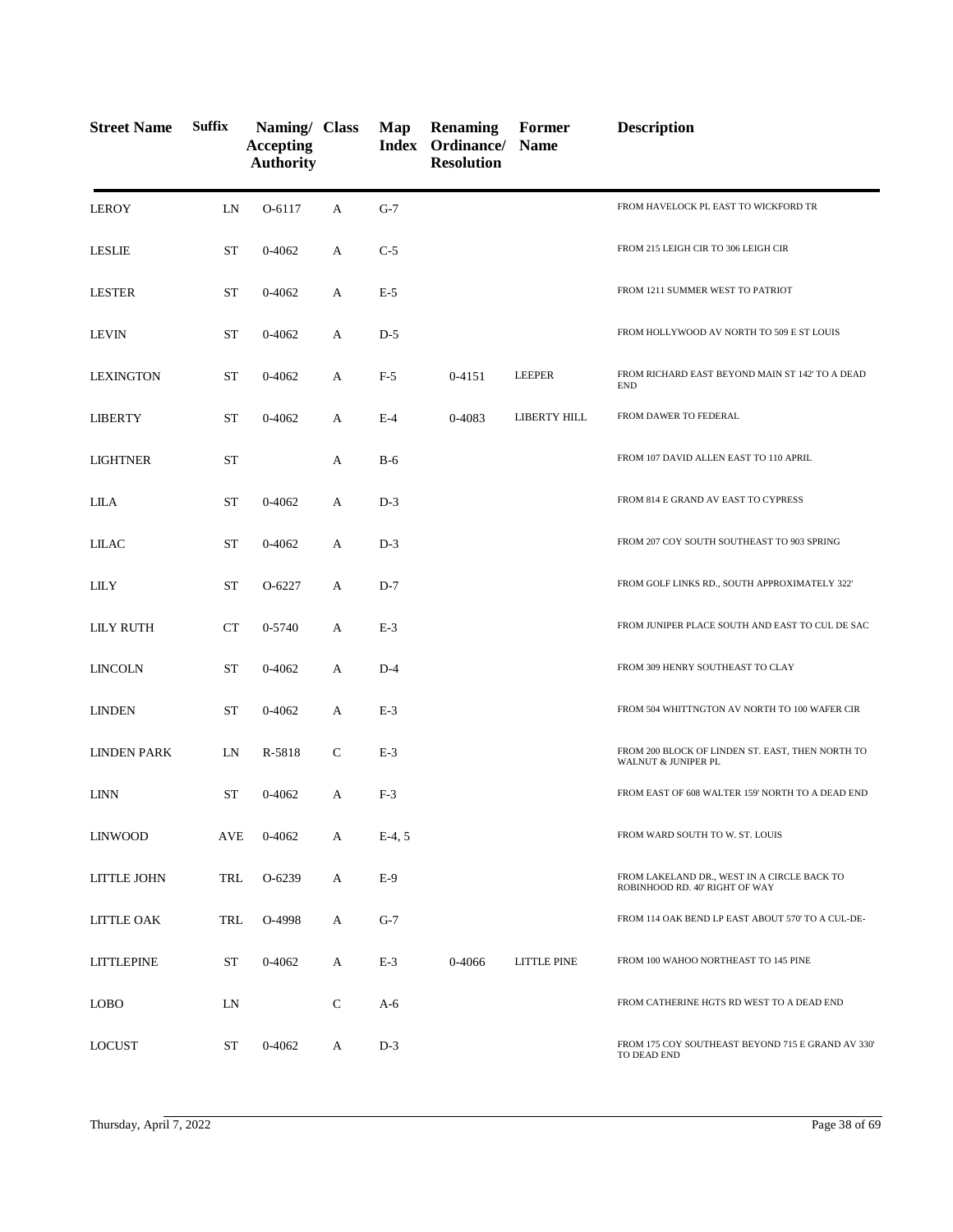| Street Name | Suffix | Naming/ Accepting Authority | Class | Map Index | Renaming Ordinance/ Resolution | Former Name | Description |
|---|---|---|---|---|---|---|---|
| LEROY | LN | O-6117 | A | G-7 | | | FROM HAVELOCK PL EAST TO WICKFORD TR |
| LESLIE | ST | 0-4062 | A | C-5 | | | FROM 215 LEIGH CIR TO 306 LEIGH CIR |
| LESTER | ST | 0-4062 | A | E-5 | | | FROM 1211 SUMMER WEST TO PATRIOT |
| LEVIN | ST | 0-4062 | A | D-5 | | | FROM HOLLYWOOD AV NORTH TO 509 E ST LOUIS |
| LEXINGTON | ST | 0-4062 | A | F-5 | 0-4151 | LEEPER | FROM RICHARD EAST BEYOND MAIN ST 142' TO A DEAD END |
| LIBERTY | ST | 0-4062 | A | E-4 | 0-4083 | LIBERTY HILL | FROM DAWER TO FEDERAL |
| LIGHTNER | ST | | A | B-6 | | | FROM 107 DAVID ALLEN EAST TO 110 APRIL |
| LILA | ST | 0-4062 | A | D-3 | | | FROM 814 E GRAND AV EAST TO CYPRESS |
| LILAC | ST | 0-4062 | A | D-3 | | | FROM 207 COY SOUTH SOUTHEAST TO 903 SPRING |
| LILY | ST | O-6227 | A | D-7 | | | FROM GOLF LINKS RD., SOUTH APPROXIMATELY 322' |
| LILY RUTH | CT | 0-5740 | A | E-3 | | | FROM JUNIPER PLACE SOUTH AND EAST TO CUL DE SAC |
| LINCOLN | ST | 0-4062 | A | D-4 | | | FROM 309 HENRY SOUTHEAST TO CLAY |
| LINDEN | ST | 0-4062 | A | E-3 | | | FROM 504 WHITTNGTON AV NORTH TO 100 WAFER CIR |
| LINDEN PARK | LN | R-5818 | C | E-3 | | | FROM 200 BLOCK OF LINDEN ST. EAST, THEN NORTH TO WALNUT & JUNIPER PL |
| LINN | ST | 0-4062 | A | F-3 | | | FROM EAST OF 608 WALTER 159' NORTH TO A DEAD END |
| LINWOOD | AVE | 0-4062 | A | E-4, 5 | | | FROM WARD SOUTH TO W. ST. LOUIS |
| LITTLE JOHN | TRL | O-6239 | A | E-9 | | | FROM LAKELAND DR., WEST IN A CIRCLE BACK TO ROBINHOOD RD. 40' RIGHT OF WAY |
| LITTLE OAK | TRL | O-4998 | A | G-7 | | | FROM 114 OAK BEND LP EAST ABOUT 570' TO A CUL-DE- |
| LITTLEPINE | ST | 0-4062 | A | E-3 | 0-4066 | LITTLE PINE | FROM 100 WAHOO NORTHEAST TO 145 PINE |
| LOBO | LN | | C | A-6 | | | FROM CATHERINE HGTS RD WEST TO A DEAD END |
| LOCUST | ST | 0-4062 | A | D-3 | | | FROM 175 COY SOUTHEAST BEYOND 715 E GRAND AV 330' TO DEAD END |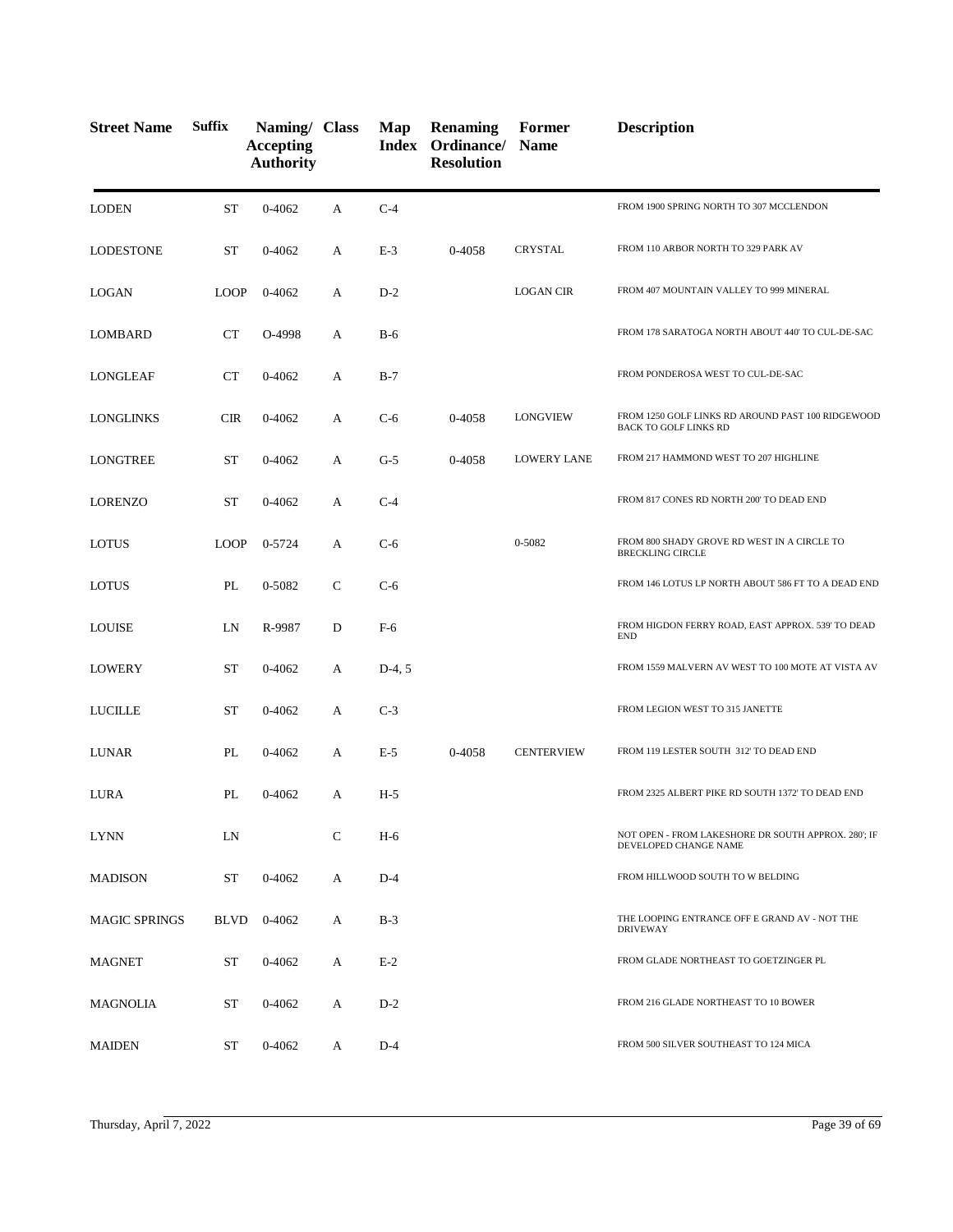| Street Name | Suffix | Naming/ Accepting Authority | Class | Map Index | Renaming Ordinance/ Resolution | Former Name | Description |
|---|---|---|---|---|---|---|---|
| LODEN | ST | 0-4062 | A | C-4 | | | FROM 1900 SPRING NORTH TO 307 MCCLENDON |
| LODESTONE | ST | 0-4062 | A | E-3 | 0-4058 | CRYSTAL | FROM 110 ARBOR NORTH TO 329 PARK AV |
| LOGAN | LOOP | 0-4062 | A | D-2 | | LOGAN CIR | FROM 407 MOUNTAIN VALLEY TO 999 MINERAL |
| LOMBARD | CT | O-4998 | A | B-6 | | | FROM 178 SARATOGA NORTH ABOUT 440' TO CUL-DE-SAC |
| LONGLEAF | CT | 0-4062 | A | B-7 | | | FROM PONDEROSA WEST TO CUL-DE-SAC |
| LONGLINKS | CIR | 0-4062 | A | C-6 | 0-4058 | LONGVIEW | FROM 1250 GOLF LINKS RD AROUND PAST 100 RIDGEWOOD BACK TO GOLF LINKS RD |
| LONGTREE | ST | 0-4062 | A | G-5 | 0-4058 | LOWERY LANE | FROM 217 HAMMOND WEST TO 207 HIGHLINE |
| LORENZO | ST | 0-4062 | A | C-4 | | | FROM 817 CONES RD NORTH 200' TO DEAD END |
| LOTUS | LOOP | 0-5724 | A | C-6 | | 0-5082 | FROM 800 SHADY GROVE RD WEST IN A CIRCLE TO BRECKLING CIRCLE |
| LOTUS | PL | 0-5082 | C | C-6 | | | FROM 146 LOTUS LP NORTH ABOUT 586 FT TO A DEAD END |
| LOUISE | LN | R-9987 | D | F-6 | | | FROM HIGDON FERRY ROAD, EAST APPROX. 539' TO DEAD END |
| LOWERY | ST | 0-4062 | A | D-4, 5 | | | FROM 1559 MALVERN AV WEST TO 100 MOTE AT VISTA AV |
| LUCILLE | ST | 0-4062 | A | C-3 | | | FROM LEGION WEST TO 315 JANETTE |
| LUNAR | PL | 0-4062 | A | E-5 | 0-4058 | CENTERVIEW | FROM 119 LESTER SOUTH 312' TO DEAD END |
| LURA | PL | 0-4062 | A | H-5 | | | FROM 2325 ALBERT PIKE RD SOUTH 1372' TO DEAD END |
| LYNN | LN | | C | H-6 | | | NOT OPEN - FROM LAKESHORE DR SOUTH APPROX. 280'; IF DEVELOPED CHANGE NAME |
| MADISON | ST | 0-4062 | A | D-4 | | | FROM HILLWOOD SOUTH TO W BELDING |
| MAGIC SPRINGS | BLVD | 0-4062 | A | B-3 | | | THE LOOPING ENTRANCE OFF E GRAND AV - NOT THE DRIVEWAY |
| MAGNET | ST | 0-4062 | A | E-2 | | | FROM GLADE NORTHEAST TO GOETZINGER PL |
| MAGNOLIA | ST | 0-4062 | A | D-2 | | | FROM 216 GLADE NORTHEAST TO 10 BOWER |
| MAIDEN | ST | 0-4062 | A | D-4 | | | FROM 500 SILVER SOUTHEAST TO 124 MICA |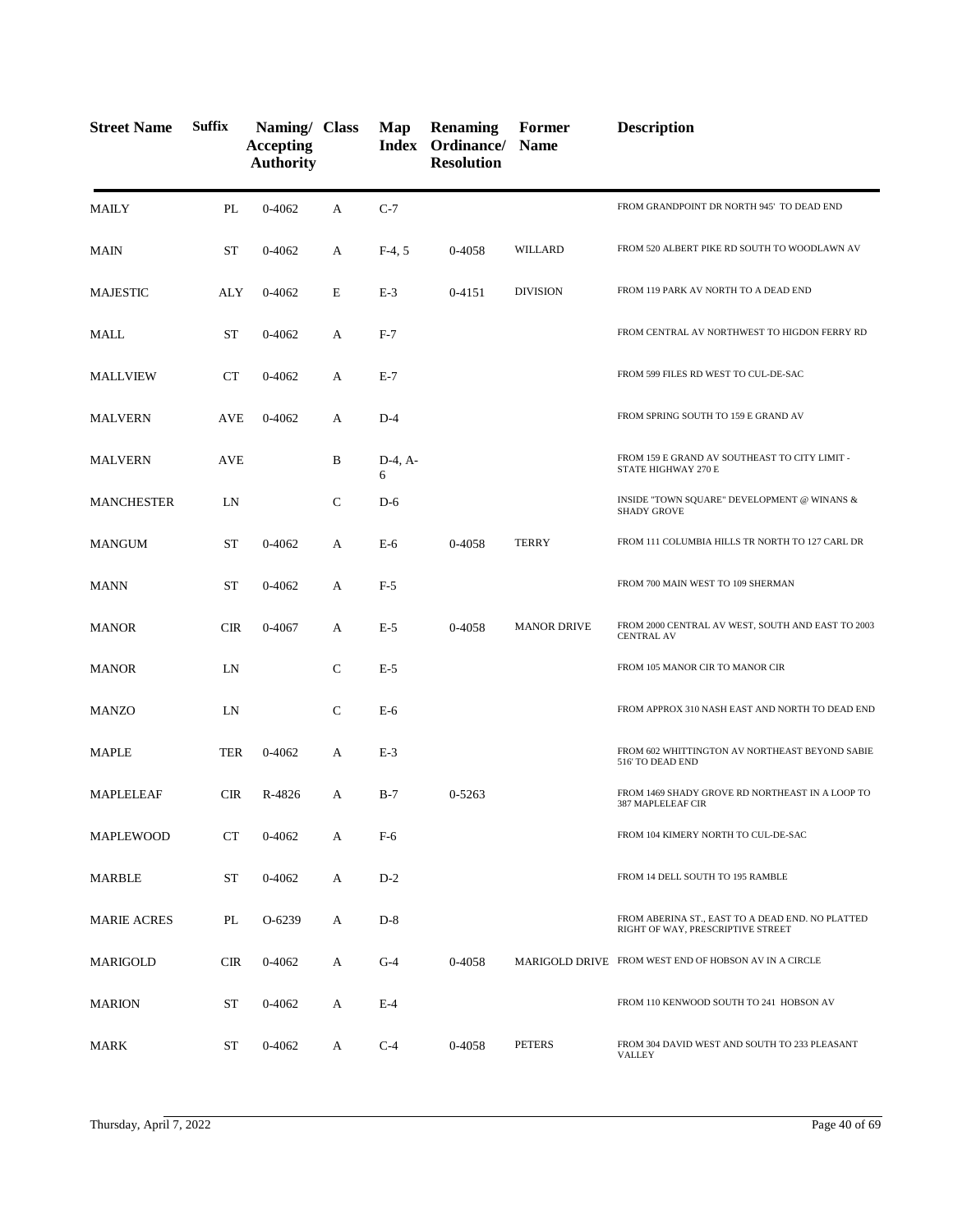| Street Name | Suffix | Naming/ Accepting Authority | Class | Map Index | Renaming Ordinance/ Resolution | Former Name | Description |
|---|---|---|---|---|---|---|---|
| MAILY | PL | 0-4062 | A | C-7 | | | FROM GRANDPOINT DR NORTH 945' TO DEAD END |
| MAIN | ST | 0-4062 | A | F-4, 5 | 0-4058 | WILLARD | FROM 520 ALBERT PIKE RD SOUTH TO WOODLAWN AV |
| MAJESTIC | ALY | 0-4062 | E | E-3 | 0-4151 | DIVISION | FROM 119 PARK AV NORTH TO A DEAD END |
| MALL | ST | 0-4062 | A | F-7 | | | FROM CENTRAL AV NORTHWEST TO HIGDON FERRY RD |
| MALLVIEW | CT | 0-4062 | A | E-7 | | | FROM 599 FILES RD WEST TO CUL-DE-SAC |
| MALVERN | AVE | 0-4062 | A | D-4 | | | FROM SPRING SOUTH TO 159 E GRAND AV |
| MALVERN | AVE | | B | D-4, A-6 | | | FROM 159 E GRAND AV SOUTHEAST TO CITY LIMIT - STATE HIGHWAY 270 E |
| MANCHESTER | LN | | C | D-6 | | | INSIDE "TOWN SQUARE" DEVELOPMENT @ WINANS & SHADY GROVE |
| MANGUM | ST | 0-4062 | A | E-6 | 0-4058 | TERRY | FROM 111 COLUMBIA HILLS TR NORTH TO 127 CARL DR |
| MANN | ST | 0-4062 | A | F-5 | | | FROM 700 MAIN WEST TO 109 SHERMAN |
| MANOR | CIR | 0-4067 | A | E-5 | 0-4058 | MANOR DRIVE | FROM 2000 CENTRAL AV WEST, SOUTH AND EAST TO 2003 CENTRAL AV |
| MANOR | LN | | C | E-5 | | | FROM 105 MANOR CIR TO MANOR CIR |
| MANZO | LN | | C | E-6 | | | FROM APPROX 310 NASH EAST AND NORTH TO DEAD END |
| MAPLE | TER | 0-4062 | A | E-3 | | | FROM 602 WHITTINGTON AV NORTHEAST BEYOND SABIE 516' TO DEAD END |
| MAPLELEAF | CIR | R-4826 | A | B-7 | 0-5263 | | FROM 1469 SHADY GROVE RD NORTHEAST IN A LOOP TO 387 MAPLELEAF CIR |
| MAPLEWOOD | CT | 0-4062 | A | F-6 | | | FROM 104 KIMERY NORTH TO CUL-DE-SAC |
| MARBLE | ST | 0-4062 | A | D-2 | | | FROM 14 DELL SOUTH TO 195 RAMBLE |
| MARIE ACRES | PL | O-6239 | A | D-8 | | | FROM ABERINA ST., EAST TO A DEAD END. NO PLATTED RIGHT OF WAY, PRESCRIPTIVE STREET |
| MARIGOLD | CIR | 0-4062 | A | G-4 | 0-4058 | MARIGOLD DRIVE | FROM WEST END OF HOBSON AV IN A CIRCLE |
| MARION | ST | 0-4062 | A | E-4 | | | FROM 110 KENWOOD SOUTH TO 241 HOBSON AV |
| MARK | ST | 0-4062 | A | C-4 | 0-4058 | PETERS | FROM 304 DAVID WEST AND SOUTH TO 233 PLEASANT VALLEY |

Thursday, April 7, 2022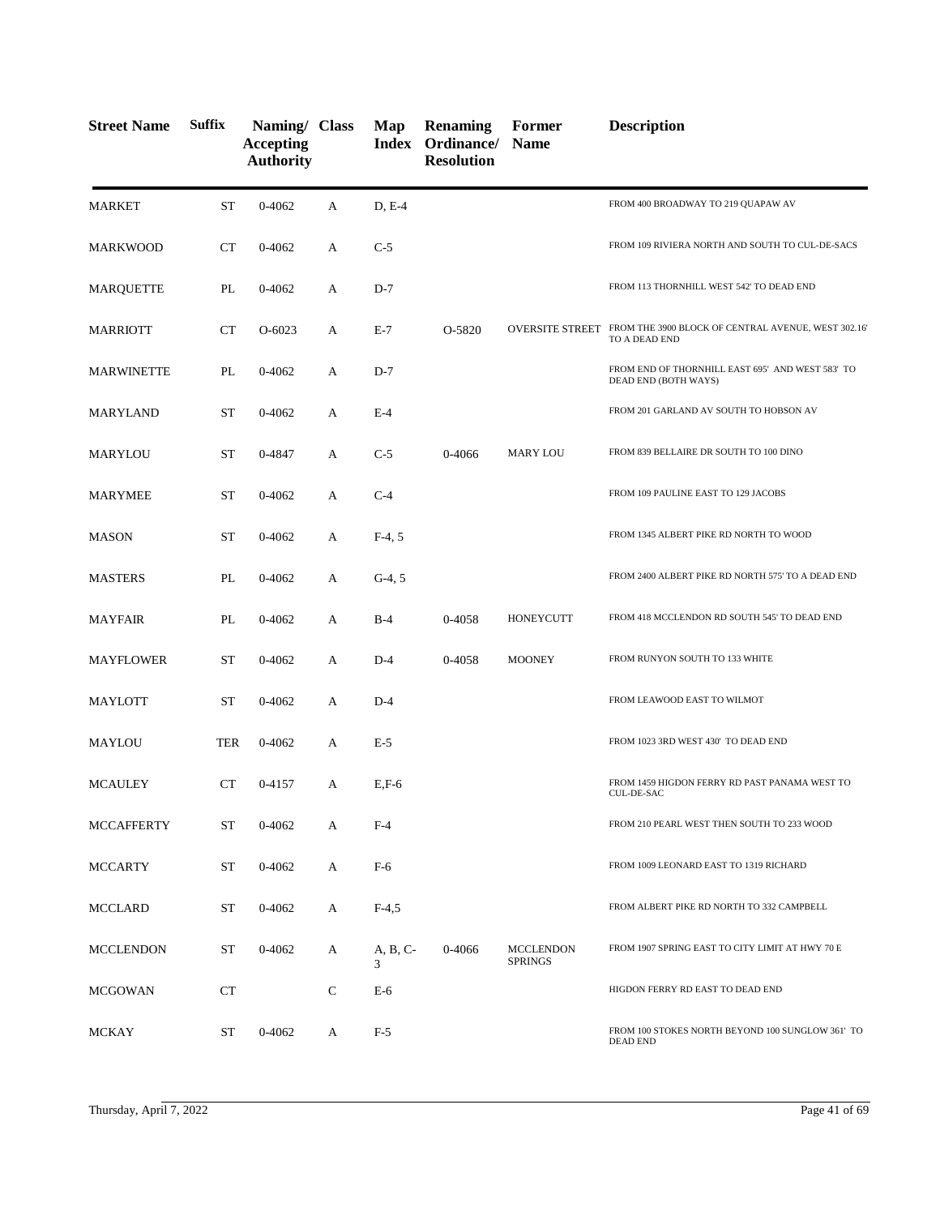| Street Name | Suffix | Naming/ Accepting Authority | Class | Map Index | Renaming Ordinance/ Resolution | Former Name | Description |
|---|---|---|---|---|---|---|---|
| MARKET | ST | 0-4062 | A | D, E-4 | | | FROM 400 BROADWAY TO 219 QUAPAW AV |
| MARKWOOD | CT | 0-4062 | A | C-5 | | | FROM 109 RIVIERA NORTH AND SOUTH TO CUL-DE-SACS |
| MARQUETTE | PL | 0-4062 | A | D-7 | | | FROM 113 THORNHILL WEST 542' TO DEAD END |
| MARRIOTT | CT | O-6023 | A | E-7 | O-5820 | OVERSITE STREET | FROM THE 3900 BLOCK OF CENTRAL AVENUE, WEST 302.16' TO A DEAD END |
| MARWINETTE | PL | 0-4062 | A | D-7 | | | FROM END OF THORNHILL EAST 695' AND WEST 583' TO DEAD END (BOTH WAYS) |
| MARYLAND | ST | 0-4062 | A | E-4 | | | FROM 201 GARLAND AV SOUTH TO HOBSON AV |
| MARYLOU | ST | 0-4847 | A | C-5 | 0-4066 | MARY LOU | FROM 839 BELLAIRE DR SOUTH TO 100 DINO |
| MARYMEE | ST | 0-4062 | A | C-4 | | | FROM 109 PAULINE EAST TO 129 JACOBS |
| MASON | ST | 0-4062 | A | F-4, 5 | | | FROM 1345 ALBERT PIKE RD NORTH TO WOOD |
| MASTERS | PL | 0-4062 | A | G-4, 5 | | | FROM 2400 ALBERT PIKE RD NORTH 575' TO A DEAD END |
| MAYFAIR | PL | 0-4062 | A | B-4 | 0-4058 | HONEYCUTT | FROM 418 MCCLENDON RD SOUTH 545' TO DEAD END |
| MAYFLOWER | ST | 0-4062 | A | D-4 | 0-4058 | MOONEY | FROM RUNYON SOUTH TO 133 WHITE |
| MAYLOTT | ST | 0-4062 | A | D-4 | | | FROM LEAWOOD EAST TO WILMOT |
| MAYLOU | TER | 0-4062 | A | E-5 | | | FROM 1023 3RD WEST 430' TO DEAD END |
| MCAULEY | CT | 0-4157 | A | E,F-6 | | | FROM 1459 HIGDON FERRY RD PAST PANAMA WEST TO CUL-DE-SAC |
| MCCAFFERTY | ST | 0-4062 | A | F-4 | | | FROM 210 PEARL WEST THEN SOUTH TO 233 WOOD |
| MCCARTY | ST | 0-4062 | A | F-6 | | | FROM 1009 LEONARD EAST TO 1319 RICHARD |
| MCCLARD | ST | 0-4062 | A | F-4,5 | | | FROM ALBERT PIKE RD NORTH TO 332 CAMPBELL |
| MCCLENDON | ST | 0-4062 | A | A, B, C-3 | 0-4066 | MCCLENDON SPRINGS | FROM 1907 SPRING EAST TO CITY LIMIT AT HWY 70 E |
| MCGOWAN | CT | | C | E-6 | | | HIGDON FERRY RD EAST TO DEAD END |
| MCKAY | ST | 0-4062 | A | F-5 | | | FROM 100 STOKES NORTH BEYOND 100 SUNGLOW 361' TO DEAD END |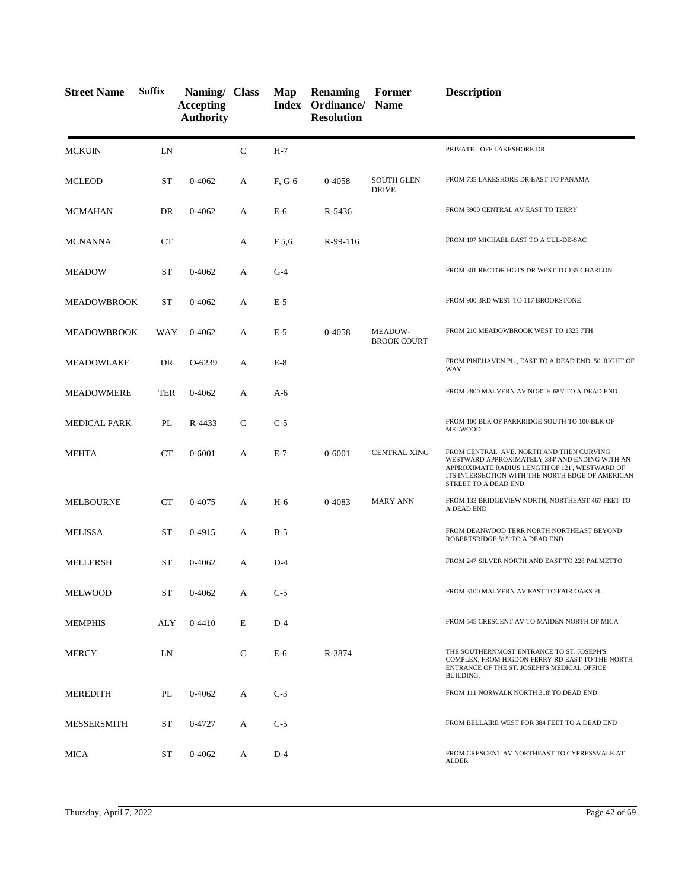| Street Name | Suffix | Naming/ Accepting Authority | Class | Map Index | Renaming Ordinance/ Resolution | Former Name | Description |
|---|---|---|---|---|---|---|---|
| MCKUIN | LN | | C | H-7 | | | PRIVATE - OFF LAKESHORE DR |
| MCLEOD | ST | 0-4062 | A | F, G-6 | 0-4058 | SOUTH GLEN DRIVE | FROM 735 LAKESHORE DR EAST TO PANAMA |
| MCMAHAN | DR | 0-4062 | A | E-6 | R-5436 | | FROM 3900 CENTRAL AV EAST TO TERRY |
| MCNANNA | CT | | A | F 5,6 | R-99-116 | | FROM 107 MICHAEL EAST TO A CUL-DE-SAC |
| MEADOW | ST | 0-4062 | A | G-4 | | | FROM 301 RECTOR HGTS DR WEST TO 135 CHARLON |
| MEADOWBROOK | ST | 0-4062 | A | E-5 | | | FROM 900 3RD WEST TO 117 BROOKSTONE |
| MEADOWBROOK | WAY | 0-4062 | A | E-5 | 0-4058 | MEADOW-BROOK COURT | FROM 210 MEADOWBROOK WEST TO 1325 7TH |
| MEADOWLAKE | DR | O-6239 | A | E-8 | | | FROM PINEHAVEN PL., EAST TO A DEAD END. 50' RIGHT OF WAY |
| MEADOWMERE | TER | 0-4062 | A | A-6 | | | FROM 2800 MALVERN AV NORTH 685' TO A DEAD END |
| MEDICAL PARK | PL | R-4433 | C | C-5 | | | FROM 100 BLK OF PARKRIDGE SOUTH TO 100 BLK OF MELWOOD |
| MEHTA | CT | 0-6001 | A | E-7 | 0-6001 | CENTRAL XING | FROM CENTRAL AVE, NORTH AND THEN CURVING WESTWARD APPROXIMATELY 384' AND ENDING WITH AN APPROXIMATE RADIUS LENGTH OF 121', WESTWARD OF ITS INTERSECTION WITH THE NORTH EDGE OF AMERICAN STREET TO A DEAD END |
| MELBOURNE | CT | 0-4075 | A | H-6 | 0-4083 | MARY ANN | FROM 133 BRIDGEVIEW NORTH, NORTHEAST 467 FEET TO A DEAD END |
| MELISSA | ST | 0-4915 | A | B-5 | | | FROM DEANWOOD TERR NORTH NORTHEAST BEYOND ROBERTSRIDGE 515' TO A DEAD END |
| MELLERSH | ST | 0-4062 | A | D-4 | | | FROM 247 SILVER NORTH AND EAST TO 228 PALMETTO |
| MELWOOD | ST | 0-4062 | A | C-5 | | | FROM 3100 MALVERN AV EAST TO FAIR OAKS PL |
| MEMPHIS | ALY | 0-4410 | E | D-4 | | | FROM 545 CRESCENT AV TO MAIDEN NORTH OF MICA |
| MERCY | LN | | C | E-6 | R-3874 | | THE SOUTHERNMOST ENTRANCE TO ST. JOSEPH'S COMPLEX, FROM HIGDON FERRY RD EAST TO THE NORTH ENTRANCE OF THE ST. JOSEPH'S MEDICAL OFFICE BUILDING. |
| MEREDITH | PL | 0-4062 | A | C-3 | | | FROM 111 NORWALK NORTH 318' TO DEAD END |
| MESSERSMITH | ST | 0-4727 | A | C-5 | | | FROM BELLAIRE WEST FOR 384 FEET TO A DEAD END |
| MICA | ST | 0-4062 | A | D-4 | | | FROM CRESCENT AV NORTHEAST TO CYPRESSVALE AT ALDER |

Thursday, April 7, 2022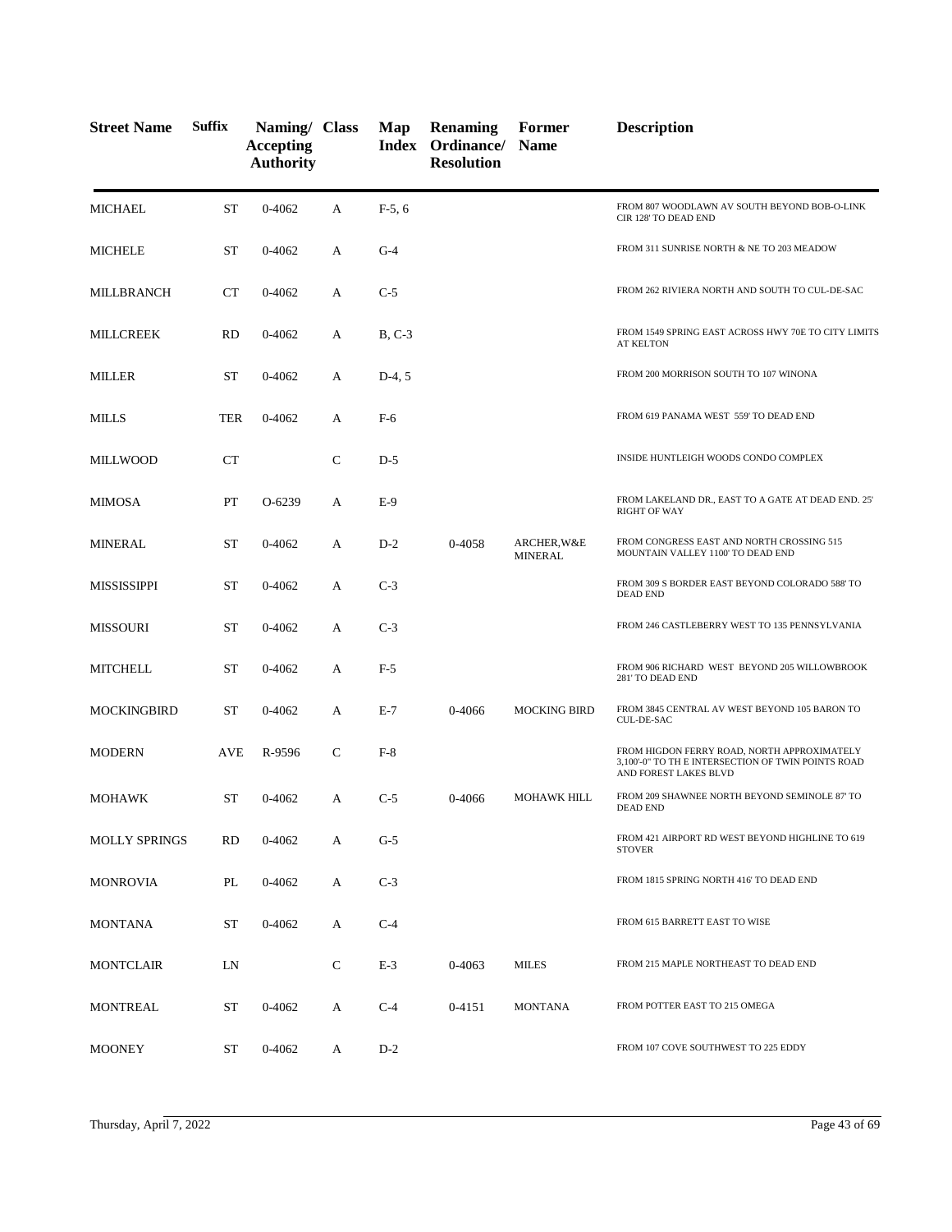| Street Name | Suffix | Naming/ Accepting Authority | Class | Map Index | Renaming Ordinance/ Resolution | Former Name | Description |
|---|---|---|---|---|---|---|---|
| MICHAEL | ST | 0-4062 | A | F-5, 6 | | | FROM 807 WOODLAWN AV SOUTH BEYOND BOB-O-LINK CIR 128' TO DEAD END |
| MICHELE | ST | 0-4062 | A | G-4 | | | FROM 311 SUNRISE NORTH & NE TO 203 MEADOW |
| MILLBRANCH | CT | 0-4062 | A | C-5 | | | FROM 262 RIVIERA NORTH AND SOUTH TO CUL-DE-SAC |
| MILLCREEK | RD | 0-4062 | A | B, C-3 | | | FROM 1549 SPRING EAST ACROSS HWY 70E TO CITY LIMITS AT KELTON |
| MILLER | ST | 0-4062 | A | D-4, 5 | | | FROM 200 MORRISON SOUTH TO 107 WINONA |
| MILLS | TER | 0-4062 | A | F-6 | | | FROM 619 PANAMA WEST 559' TO DEAD END |
| MILLWOOD | CT | | C | D-5 | | | INSIDE HUNTLEIGH WOODS CONDO COMPLEX |
| MIMOSA | PT | O-6239 | A | E-9 | | | FROM LAKELAND DR., EAST TO A GATE AT DEAD END. 25' RIGHT OF WAY |
| MINERAL | ST | 0-4062 | A | D-2 | 0-4058 | ARCHER,W&E MINERAL | FROM CONGRESS EAST AND NORTH CROSSING 515 MOUNTAIN VALLEY 1100' TO DEAD END |
| MISSISSIPPI | ST | 0-4062 | A | C-3 | | | FROM 309 S BORDER EAST BEYOND COLORADO 588' TO DEAD END |
| MISSOURI | ST | 0-4062 | A | C-3 | | | FROM 246 CASTLEBERRY WEST TO 135 PENNSYLVANIA |
| MITCHELL | ST | 0-4062 | A | F-5 | | | FROM 906 RICHARD WEST BEYOND 205 WILLOWBROOK 281' TO DEAD END |
| MOCKINGBIRD | ST | 0-4062 | A | E-7 | 0-4066 | MOCKING BIRD | FROM 3845 CENTRAL AV WEST BEYOND 105 BARON TO CUL-DE-SAC |
| MODERN | AVE | R-9596 | C | F-8 | | | FROM HIGDON FERRY ROAD, NORTH APPROXIMATELY 3,100'-0" TO TH E INTERSECTION OF TWIN POINTS ROAD AND FOREST LAKES BLVD |
| MOHAWK | ST | 0-4062 | A | C-5 | 0-4066 | MOHAWK HILL | FROM 209 SHAWNEE NORTH BEYOND SEMINOLE 87' TO DEAD END |
| MOLLY SPRINGS | RD | 0-4062 | A | G-5 | | | FROM 421 AIRPORT RD WEST BEYOND HIGHLINE TO 619 STOVER |
| MONROVIA | PL | 0-4062 | A | C-3 | | | FROM 1815 SPRING NORTH 416' TO DEAD END |
| MONTANA | ST | 0-4062 | A | C-4 | | | FROM 615 BARRETT EAST TO WISE |
| MONTCLAIR | LN | | C | E-3 | 0-4063 | MILES | FROM 215 MAPLE NORTHEAST TO DEAD END |
| MONTREAL | ST | 0-4062 | A | C-4 | 0-4151 | MONTANA | FROM POTTER EAST TO 215 OMEGA |
| MOONEY | ST | 0-4062 | A | D-2 | | | FROM 107 COVE SOUTHWEST TO 225 EDDY |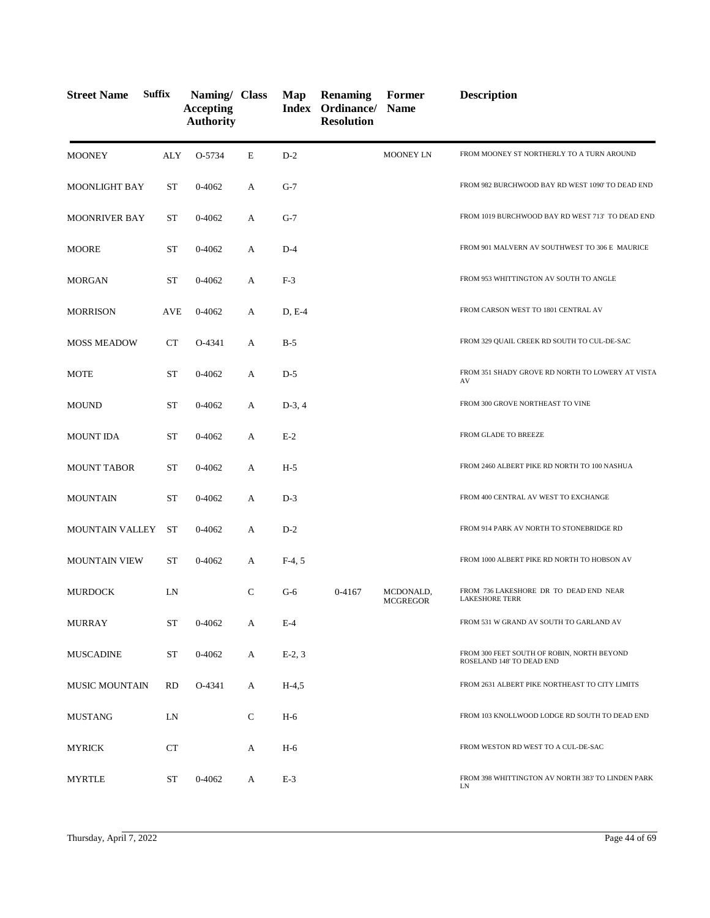| Street Name | Suffix | Naming/ Accepting Authority | Class | Map Index | Renaming Ordinance/ Resolution | Former Name | Description |
|---|---|---|---|---|---|---|---|
| MOONEY | ALY | O-5734 | E | D-2 | | MOONEY LN | FROM MOONEY ST NORTHERLY TO A TURN AROUND |
| MOONLIGHT BAY | ST | 0-4062 | A | G-7 | | | FROM 982 BURCHWOOD BAY RD WEST 1090' TO DEAD END |
| MOONRIVER BAY | ST | 0-4062 | A | G-7 | | | FROM 1019 BURCHWOOD BAY RD WEST 713' TO DEAD END |
| MOORE | ST | 0-4062 | A | D-4 | | | FROM 901 MALVERN AV SOUTHWEST TO 306 E MAURICE |
| MORGAN | ST | 0-4062 | A | F-3 | | | FROM 953 WHITTINGTON AV SOUTH TO ANGLE |
| MORRISON | AVE | 0-4062 | A | D, E-4 | | | FROM CARSON WEST TO 1801 CENTRAL AV |
| MOSS MEADOW | CT | O-4341 | A | B-5 | | | FROM 329 QUAIL CREEK RD SOUTH TO CUL-DE-SAC |
| MOTE | ST | 0-4062 | A | D-5 | | | FROM 351 SHADY GROVE RD NORTH TO LOWERY AT VISTA AV |
| MOUND | ST | 0-4062 | A | D-3, 4 | | | FROM 300 GROVE NORTHEAST TO VINE |
| MOUNT IDA | ST | 0-4062 | A | E-2 | | | FROM GLADE TO BREEZE |
| MOUNT TABOR | ST | 0-4062 | A | H-5 | | | FROM 2460 ALBERT PIKE RD NORTH TO 100 NASHUA |
| MOUNTAIN | ST | 0-4062 | A | D-3 | | | FROM 400 CENTRAL AV WEST TO EXCHANGE |
| MOUNTAIN VALLEY | ST | 0-4062 | A | D-2 | | | FROM 914 PARK AV NORTH TO STONEBRIDGE RD |
| MOUNTAIN VIEW | ST | 0-4062 | A | F-4, 5 | | | FROM 1000 ALBERT PIKE RD NORTH TO HOBSON AV |
| MURDOCK | LN | | C | G-6 | 0-4167 | MCDONALD, MCGREGOR | FROM 736 LAKESHORE DR TO DEAD END NEAR LAKESHORE TERR |
| MURRAY | ST | 0-4062 | A | E-4 | | | FROM 531 W GRAND AV SOUTH TO GARLAND AV |
| MUSCADINE | ST | 0-4062 | A | E-2, 3 | | | FROM 300 FEET SOUTH OF ROBIN, NORTH BEYOND ROSELAND 148' TO DEAD END |
| MUSIC MOUNTAIN | RD | O-4341 | A | H-4,5 | | | FROM 2631 ALBERT PIKE NORTHEAST TO CITY LIMITS |
| MUSTANG | LN | | C | H-6 | | | FROM 103 KNOLLWOOD LODGE RD SOUTH TO DEAD END |
| MYRICK | CT | | A | H-6 | | | FROM WESTON RD WEST TO A CUL-DE-SAC |
| MYRTLE | ST | 0-4062 | A | E-3 | | | FROM 398 WHITTINGTON AV NORTH 383' TO LINDEN PARK LN |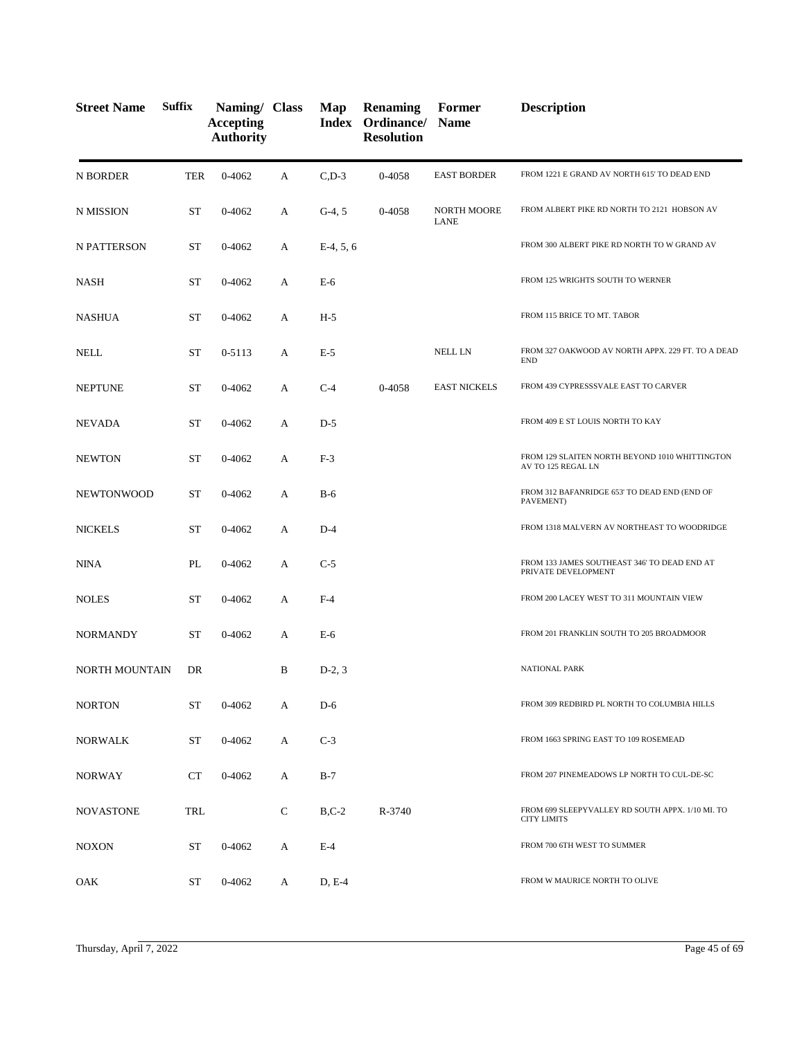| Street Name | Suffix | Naming/ Accepting Authority | Class | Map Index | Renaming Ordinance/ Resolution | Former Name | Description |
|---|---|---|---|---|---|---|---|
| N BORDER | TER | 0-4062 | A | C,D-3 | 0-4058 | EAST BORDER | FROM 1221 E GRAND AV NORTH 615' TO DEAD END |
| N MISSION | ST | 0-4062 | A | G-4, 5 | 0-4058 | NORTH MOORE LANE | FROM ALBERT PIKE RD NORTH TO 2121 HOBSON AV |
| N PATTERSON | ST | 0-4062 | A | E-4, 5, 6 | | | FROM 300 ALBERT PIKE RD NORTH TO W GRAND AV |
| NASH | ST | 0-4062 | A | E-6 | | | FROM 125 WRIGHTS SOUTH TO WERNER |
| NASHUA | ST | 0-4062 | A | H-5 | | | FROM 115 BRICE TO MT. TABOR |
| NELL | ST | 0-5113 | A | E-5 | | NELL LN | FROM 327 OAKWOOD AV NORTH APPX. 229 FT. TO A DEAD END |
| NEPTUNE | ST | 0-4062 | A | C-4 | 0-4058 | EAST NICKELS | FROM 439 CYPRESSSVALE EAST TO CARVER |
| NEVADA | ST | 0-4062 | A | D-5 | | | FROM 409 E ST LOUIS NORTH TO KAY |
| NEWTON | ST | 0-4062 | A | F-3 | | | FROM 129 SLAITEN NORTH BEYOND 1010 WHITTINGTON AV TO 125 REGAL LN |
| NEWTONWOOD | ST | 0-4062 | A | B-6 | | | FROM 312 BAFANRIDGE 653' TO DEAD END (END OF PAVEMENT) |
| NICKELS | ST | 0-4062 | A | D-4 | | | FROM 1318 MALVERN AV NORTHEAST TO WOODRIDGE |
| NINA | PL | 0-4062 | A | C-5 | | | FROM 133 JAMES SOUTHEAST 346' TO DEAD END AT PRIVATE DEVELOPMENT |
| NOLES | ST | 0-4062 | A | F-4 | | | FROM 200 LACEY WEST TO 311 MOUNTAIN VIEW |
| NORMANDY | ST | 0-4062 | A | E-6 | | | FROM 201 FRANKLIN SOUTH TO 205 BROADMOOR |
| NORTH MOUNTAIN | DR | | B | D-2, 3 | | | NATIONAL PARK |
| NORTON | ST | 0-4062 | A | D-6 | | | FROM 309 REDBIRD PL NORTH TO COLUMBIA HILLS |
| NORWALK | ST | 0-4062 | A | C-3 | | | FROM 1663 SPRING EAST TO 109 ROSEMEAD |
| NORWAY | CT | 0-4062 | A | B-7 | | | FROM 207 PINEMEADOWS LP NORTH TO CUL-DE-SC |
| NOVASTONE | TRL | | C | B,C-2 | R-3740 | | FROM 699 SLEEPYVALLEY RD SOUTH APPX. 1/10 MI. TO CITY LIMITS |
| NOXON | ST | 0-4062 | A | E-4 | | | FROM 700 6TH WEST TO SUMMER |
| OAK | ST | 0-4062 | A | D, E-4 | | | FROM W MAURICE NORTH TO OLIVE |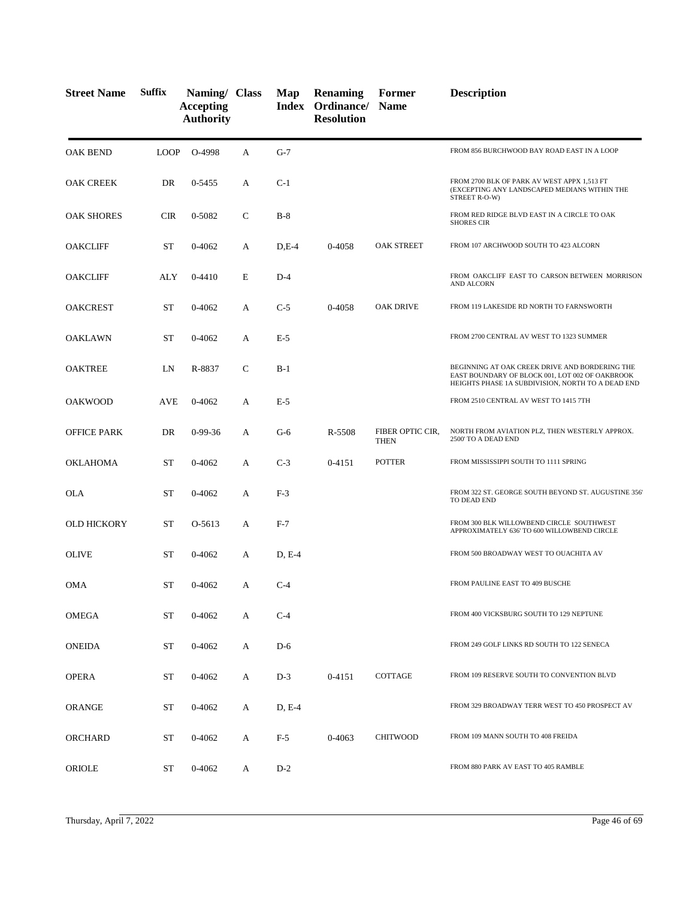| Street Name | Suffix | Naming/ Accepting Authority | Class | Map Index | Renaming Ordinance/ Resolution | Former Name | Description |
|---|---|---|---|---|---|---|---|
| OAK BEND | LOOP | O-4998 | A | G-7 | | | FROM 856 BURCHWOOD BAY ROAD EAST IN A LOOP |
| OAK CREEK | DR | 0-5455 | A | C-1 | | | FROM 2700 BLK OF PARK AV WEST APPX 1,513 FT (EXCEPTING ANY LANDSCAPED MEDIANS WITHIN THE STREET R-O-W) |
| OAK SHORES | CIR | 0-5082 | C | B-8 | | | FROM RED RIDGE BLVD EAST IN A CIRCLE TO OAK SHORES CIR |
| OAKCLIFF | ST | 0-4062 | A | D,E-4 | 0-4058 | OAK STREET | FROM 107 ARCHWOOD SOUTH TO 423 ALCORN |
| OAKCLIFF | ALY | 0-4410 | E | D-4 | | | FROM OAKCLIFF EAST TO CARSON BETWEEN MORRISON AND ALCORN |
| OAKCREST | ST | 0-4062 | A | C-5 | 0-4058 | OAK DRIVE | FROM 119 LAKESIDE RD NORTH TO FARNSWORTH |
| OAKLAWN | ST | 0-4062 | A | E-5 | | | FROM 2700 CENTRAL AV WEST TO 1323 SUMMER |
| OAKTREE | LN | R-8837 | C | B-1 | | | BEGINNING AT OAK CREEK DRIVE AND BORDERING THE EAST BOUNDARY OF BLOCK 001, LOT 002 OF OAKBROOK HEIGHTS PHASE 1A SUBDIVISION, NORTH TO A DEAD END |
| OAKWOOD | AVE | 0-4062 | A | E-5 | | | FROM 2510 CENTRAL AV WEST TO 1415 7TH |
| OFFICE PARK | DR | 0-99-36 | A | G-6 | R-5508 | FIBER OPTIC CIR, THEN | NORTH FROM AVIATION PLZ, THEN WESTERLY APPROX. 2500' TO A DEAD END |
| OKLAHOMA | ST | 0-4062 | A | C-3 | 0-4151 | POTTER | FROM MISSISSIPPI SOUTH TO 1111 SPRING |
| OLA | ST | 0-4062 | A | F-3 | | | FROM 322 ST. GEORGE SOUTH BEYOND ST. AUGUSTINE 356' TO DEAD END |
| OLD HICKORY | ST | O-5613 | A | F-7 | | | FROM 300 BLK WILLOWBEND CIRCLE SOUTHWEST APPROXIMATELY 636' TO 600 WILLOWBEND CIRCLE |
| OLIVE | ST | 0-4062 | A | D, E-4 | | | FROM 500 BROADWAY WEST TO OUACHITA AV |
| OMA | ST | 0-4062 | A | C-4 | | | FROM PAULINE EAST TO 409 BUSCHE |
| OMEGA | ST | 0-4062 | A | C-4 | | | FROM 400 VICKSBURG SOUTH TO 129 NEPTUNE |
| ONEIDA | ST | 0-4062 | A | D-6 | | | FROM 249 GOLF LINKS RD SOUTH TO 122 SENECA |
| OPERA | ST | 0-4062 | A | D-3 | 0-4151 | COTTAGE | FROM 109 RESERVE SOUTH TO CONVENTION BLVD |
| ORANGE | ST | 0-4062 | A | D, E-4 | | | FROM 329 BROADWAY TERR WEST TO 450 PROSPECT AV |
| ORCHARD | ST | 0-4062 | A | F-5 | 0-4063 | CHITWOOD | FROM 109 MANN SOUTH TO 408 FREIDA |
| ORIOLE | ST | 0-4062 | A | D-2 | | | FROM 880 PARK AV EAST TO 405 RAMBLE |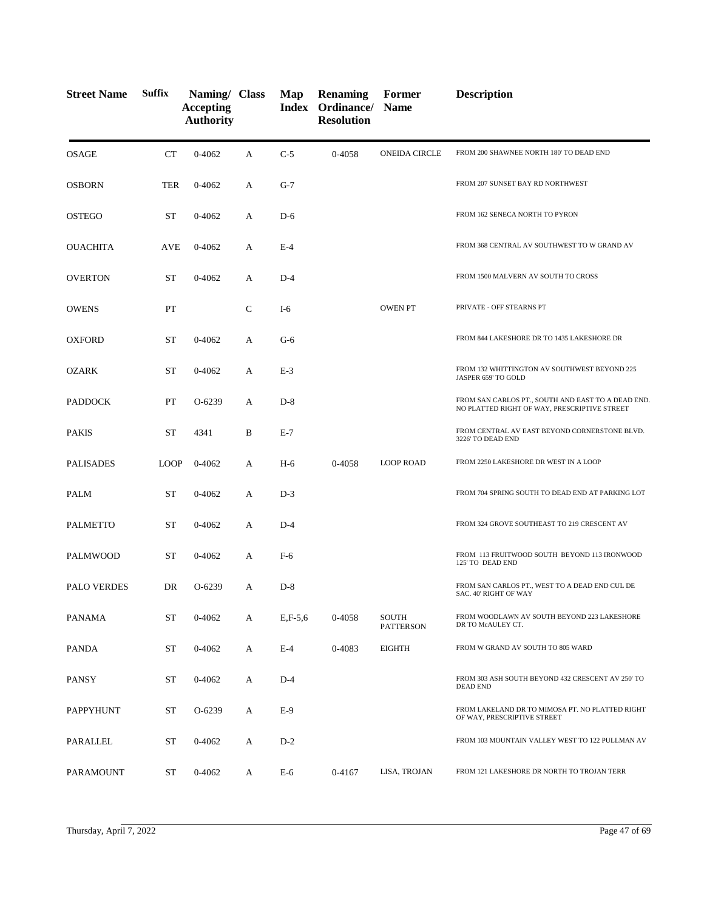| Street Name | Suffix | Naming/ Accepting Authority | Class | Map Index | Renaming Ordinance/ Resolution | Former Name | Description |
|---|---|---|---|---|---|---|---|
| OSAGE | CT | 0-4062 | A | C-5 | 0-4058 | ONEIDA CIRCLE | FROM 200 SHAWNEE NORTH 180' TO DEAD END |
| OSBORN | TER | 0-4062 | A | G-7 | | | FROM 207 SUNSET BAY RD NORTHWEST |
| OSTEGO | ST | 0-4062 | A | D-6 | | | FROM 162 SENECA NORTH TO PYRON |
| OUACHITA | AVE | 0-4062 | A | E-4 | | | FROM 368 CENTRAL AV SOUTHWEST TO W GRAND AV |
| OVERTON | ST | 0-4062 | A | D-4 | | | FROM 1500 MALVERN AV SOUTH TO CROSS |
| OWENS | PT | | C | I-6 | | OWEN PT | PRIVATE - OFF STEARNS PT |
| OXFORD | ST | 0-4062 | A | G-6 | | | FROM 844 LAKESHORE DR TO 1435 LAKESHORE DR |
| OZARK | ST | 0-4062 | A | E-3 | | | FROM 132 WHITTINGTON AV SOUTHWEST BEYOND 225 JASPER 659' TO GOLD |
| PADDOCK | PT | O-6239 | A | D-8 | | | FROM SAN CARLOS PT., SOUTH AND EAST TO A DEAD END. NO PLATTED RIGHT OF WAY, PRESCRIPTIVE STREET |
| PAKIS | ST | 4341 | B | E-7 | | | FROM CENTRAL AV EAST BEYOND CORNERSTONE BLVD. 3226' TO DEAD END |
| PALISADES | LOOP | 0-4062 | A | H-6 | 0-4058 | LOOP ROAD | FROM 2250 LAKESHORE DR WEST IN A LOOP |
| PALM | ST | 0-4062 | A | D-3 | | | FROM 704 SPRING SOUTH TO DEAD END AT PARKING LOT |
| PALMETTO | ST | 0-4062 | A | D-4 | | | FROM 324 GROVE SOUTHEAST TO 219 CRESCENT AV |
| PALMWOOD | ST | 0-4062 | A | F-6 | | | FROM 113 FRUITWOOD SOUTH BEYOND 113 IRONWOOD 125' TO DEAD END |
| PALO VERDES | DR | O-6239 | A | D-8 | | | FROM SAN CARLOS PT., WEST TO A DEAD END CUL DE SAC. 40' RIGHT OF WAY |
| PANAMA | ST | 0-4062 | A | E,F-5,6 | 0-4058 | SOUTH PATTERSON | FROM WOODLAWN AV SOUTH BEYOND 223 LAKESHORE DR TO McAULEY CT. |
| PANDA | ST | 0-4062 | A | E-4 | 0-4083 | EIGHTH | FROM W GRAND AV SOUTH TO 805 WARD |
| PANSY | ST | 0-4062 | A | D-4 | | | FROM 303 ASH SOUTH BEYOND 432 CRESCENT AV 250' TO DEAD END |
| PAPPYHUNT | ST | O-6239 | A | E-9 | | | FROM LAKELAND DR TO MIMOSA PT. NO PLATTED RIGHT OF WAY, PRESCRIPTIVE STREET |
| PARALLEL | ST | 0-4062 | A | D-2 | | | FROM 103 MOUNTAIN VALLEY WEST TO 122 PULLMAN AV |
| PARAMOUNT | ST | 0-4062 | A | E-6 | 0-4167 | LISA, TROJAN | FROM 121 LAKESHORE DR NORTH TO TROJAN TERR |

Thursday, April 7, 2022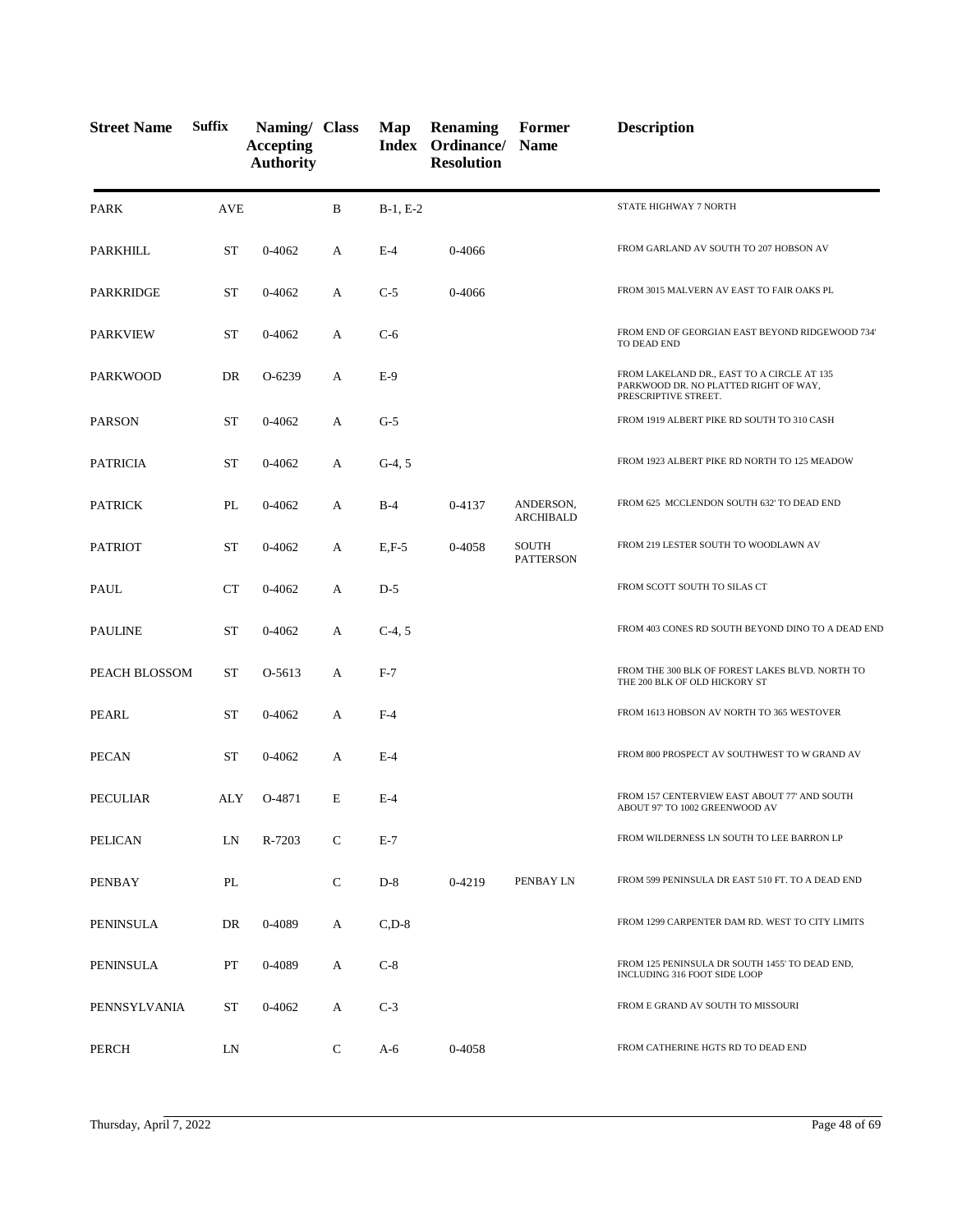| Street Name | Suffix | Naming/ Accepting Authority | Class | Map Index | Renaming Ordinance/ Resolution | Former Name | Description |
|---|---|---|---|---|---|---|---|
| PARK | AVE | | B | B-1, E-2 | | | STATE HIGHWAY 7 NORTH |
| PARKHILL | ST | 0-4062 | A | E-4 | 0-4066 | | FROM GARLAND AV SOUTH TO 207 HOBSON AV |
| PARKRIDGE | ST | 0-4062 | A | C-5 | 0-4066 | | FROM 3015 MALVERN AV EAST TO FAIR OAKS PL |
| PARKVIEW | ST | 0-4062 | A | C-6 | | | FROM END OF GEORGIAN EAST BEYOND RIDGEWOOD 734' TO DEAD END |
| PARKWOOD | DR | O-6239 | A | E-9 | | | FROM LAKELAND DR., EAST TO A CIRCLE AT 135 PARKWOOD DR. NO PLATTED RIGHT OF WAY, PRESCRIPTIVE STREET. |
| PARSON | ST | 0-4062 | A | G-5 | | | FROM 1919 ALBERT PIKE RD SOUTH TO 310 CASH |
| PATRICIA | ST | 0-4062 | A | G-4, 5 | | | FROM 1923 ALBERT PIKE RD NORTH TO 125 MEADOW |
| PATRICK | PL | 0-4062 | A | B-4 | 0-4137 | ANDERSON, ARCHIBALD | FROM 625 MCCLENDON SOUTH 632' TO DEAD END |
| PATRIOT | ST | 0-4062 | A | E,F-5 | 0-4058 | SOUTH PATTERSON | FROM 219 LESTER SOUTH TO WOODLAWN AV |
| PAUL | CT | 0-4062 | A | D-5 | | | FROM SCOTT SOUTH TO SILAS CT |
| PAULINE | ST | 0-4062 | A | C-4, 5 | | | FROM 403 CONES RD SOUTH BEYOND DINO TO A DEAD END |
| PEACH BLOSSOM | ST | O-5613 | A | F-7 | | | FROM THE 300 BLK OF FOREST LAKES BLVD. NORTH TO THE 200 BLK OF OLD HICKORY ST |
| PEARL | ST | 0-4062 | A | F-4 | | | FROM 1613 HOBSON AV NORTH TO 365 WESTOVER |
| PECAN | ST | 0-4062 | A | E-4 | | | FROM 800 PROSPECT AV SOUTHWEST TO W GRAND AV |
| PECULIAR | ALY | O-4871 | E | E-4 | | | FROM 157 CENTERVIEW EAST ABOUT 77' AND SOUTH ABOUT 97' TO 1002 GREENWOOD AV |
| PELICAN | LN | R-7203 | C | E-7 | | | FROM WILDERNESS LN SOUTH TO LEE BARRON LP |
| PENBAY | PL | | C | D-8 | 0-4219 | PENBAY LN | FROM 599 PENINSULA DR EAST 510 FT. TO A DEAD END |
| PENINSULA | DR | 0-4089 | A | C,D-8 | | | FROM 1299 CARPENTER DAM RD. WEST TO CITY LIMITS |
| PENINSULA | PT | 0-4089 | A | C-8 | | | FROM 125 PENINSULA DR SOUTH 1455' TO DEAD END, INCLUDING 316 FOOT SIDE LOOP |
| PENNSYLVANIA | ST | 0-4062 | A | C-3 | | | FROM E GRAND AV SOUTH TO MISSOURI |
| PERCH | LN | | C | A-6 | 0-4058 | | FROM CATHERINE HGTS RD TO DEAD END |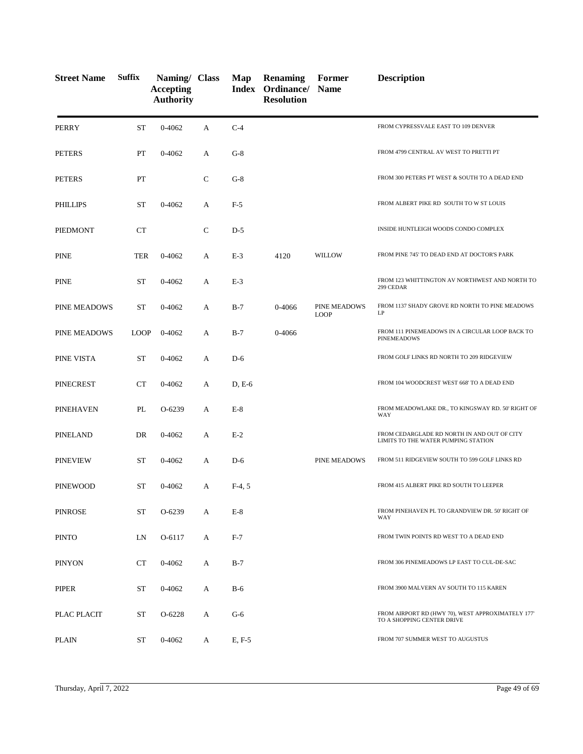| Street Name | Suffix | Naming/ Accepting Authority | Class | Map Index | Renaming Ordinance/ Resolution | Former Name | Description |
|---|---|---|---|---|---|---|---|
| PERRY | ST | 0-4062 | A | C-4 | | | FROM CYPRESSVALE EAST TO 109 DENVER |
| PETERS | PT | 0-4062 | A | G-8 | | | FROM 4799 CENTRAL AV WEST TO PRETTI PT |
| PETERS | PT | | C | G-8 | | | FROM 300 PETERS PT WEST & SOUTH TO A DEAD END |
| PHILLIPS | ST | 0-4062 | A | F-5 | | | FROM ALBERT PIKE RD SOUTH TO W ST LOUIS |
| PIEDMONT | CT | | C | D-5 | | | INSIDE HUNTLEIGH WOODS CONDO COMPLEX |
| PINE | TER | 0-4062 | A | E-3 | 4120 | WILLOW | FROM PINE 745' TO DEAD END AT DOCTOR'S PARK |
| PINE | ST | 0-4062 | A | E-3 | | | FROM 123 WHITTINGTON AV NORTHWEST AND NORTH TO 299 CEDAR |
| PINE MEADOWS | ST | 0-4062 | A | B-7 | 0-4066 | PINE MEADOWS LOOP | FROM 1137 SHADY GROVE RD NORTH TO PINE MEADOWS LP |
| PINE MEADOWS | LOOP | 0-4062 | A | B-7 | 0-4066 | | FROM 111 PINEMEADOWS IN A CIRCULAR LOOP BACK TO PINEMEADOWS |
| PINE VISTA | ST | 0-4062 | A | D-6 | | | FROM GOLF LINKS RD NORTH TO 209 RIDGEVIEW |
| PINECREST | CT | 0-4062 | A | D, E-6 | | | FROM 104 WOODCREST WEST 668' TO A DEAD END |
| PINEHAVEN | PL | O-6239 | A | E-8 | | | FROM MEADOWLAKE DR., TO KINGSWAY RD. 50' RIGHT OF WAY |
| PINELAND | DR | 0-4062 | A | E-2 | | | FROM CEDARGLADE RD NORTH IN AND OUT OF CITY LIMITS TO THE WATER PUMPING STATION |
| PINEVIEW | ST | 0-4062 | A | D-6 | | PINE MEADOWS | FROM 511 RIDGEVIEW SOUTH TO 599 GOLF LINKS RD |
| PINEWOOD | ST | 0-4062 | A | F-4, 5 | | | FROM 415 ALBERT PIKE RD SOUTH TO LEEPER |
| PINROSE | ST | O-6239 | A | E-8 | | | FROM PINEHAVEN PL TO GRANDVIEW DR. 50' RIGHT OF WAY |
| PINTO | LN | O-6117 | A | F-7 | | | FROM TWIN POINTS RD WEST TO A DEAD END |
| PINYON | CT | 0-4062 | A | B-7 | | | FROM 306 PINEMEADOWS LP EAST TO CUL-DE-SAC |
| PIPER | ST | 0-4062 | A | B-6 | | | FROM 3900 MALVERN AV SOUTH TO 115 KAREN |
| PLAC PLACIT | ST | O-6228 | A | G-6 | | | FROM AIRPORT RD (HWY 70), WEST APPROXIMATELY 177' TO A SHOPPING CENTER DRIVE |
| PLAIN | ST | 0-4062 | A | E, F-5 | | | FROM 707 SUMMER WEST TO AUGUSTUS |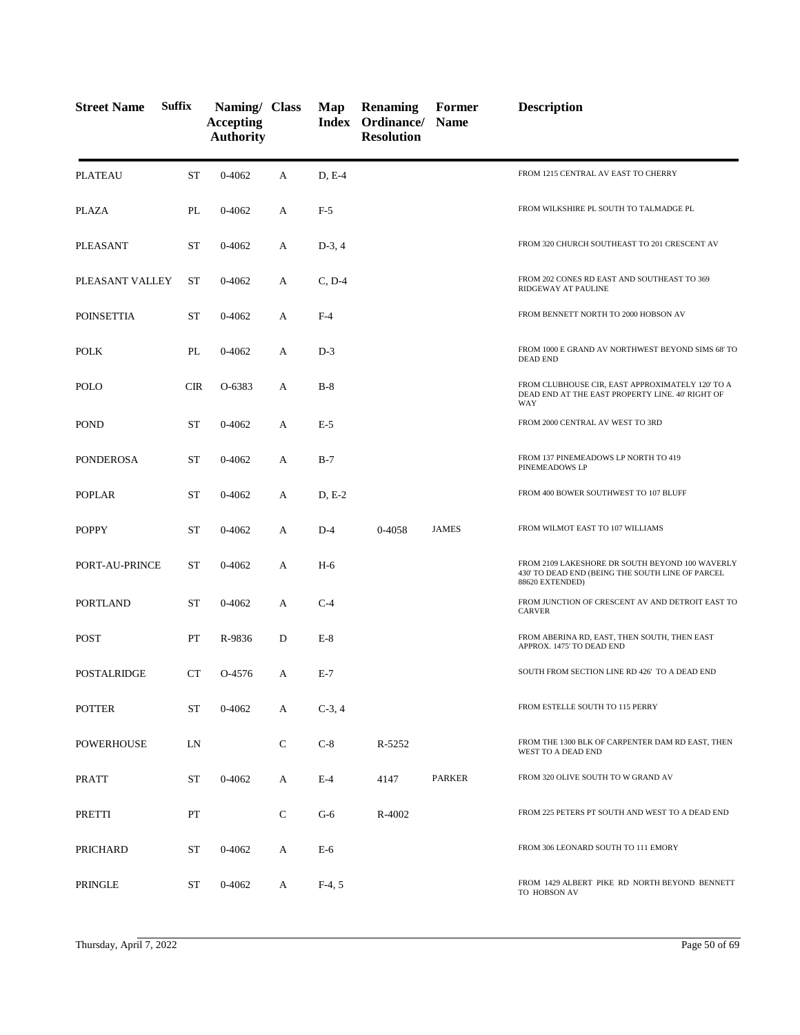| Street Name | Suffix | Naming/ Accepting Authority | Class | Map Index | Renaming Ordinance/ Resolution | Former Name | Description |
|---|---|---|---|---|---|---|---|
| PLATEAU | ST | 0-4062 | A | D, E-4 | | | FROM 1215 CENTRAL AV EAST TO CHERRY |
| PLAZA | PL | 0-4062 | A | F-5 | | | FROM WILKSHIRE PL SOUTH TO TALMADGE PL |
| PLEASANT | ST | 0-4062 | A | D-3, 4 | | | FROM 320 CHURCH SOUTHEAST TO 201 CRESCENT AV |
| PLEASANT VALLEY | ST | 0-4062 | A | C, D-4 | | | FROM 202 CONES RD EAST AND SOUTHEAST TO 369 RIDGEWAY AT PAULINE |
| POINSETTIA | ST | 0-4062 | A | F-4 | | | FROM BENNETT NORTH TO 2000 HOBSON AV |
| POLK | PL | 0-4062 | A | D-3 | | | FROM 1000 E GRAND AV NORTHWEST BEYOND SIMS 68' TO DEAD END |
| POLO | CIR | O-6383 | A | B-8 | | | FROM CLUBHOUSE CIR, EAST APPROXIMATELY 120' TO A DEAD END AT THE EAST PROPERTY LINE. 40' RIGHT OF WAY |
| POND | ST | 0-4062 | A | E-5 | | | FROM 2000 CENTRAL AV WEST TO 3RD |
| PONDEROSA | ST | 0-4062 | A | B-7 | | | FROM 137 PINEMEADOWS LP NORTH TO 419 PINEMEADOWS LP |
| POPLAR | ST | 0-4062 | A | D, E-2 | | | FROM 400 BOWER SOUTHWEST TO 107 BLUFF |
| POPPY | ST | 0-4062 | A | D-4 | 0-4058 | JAMES | FROM WILMOT EAST TO 107 WILLIAMS |
| PORT-AU-PRINCE | ST | 0-4062 | A | H-6 | | | FROM 2109 LAKESHORE DR SOUTH BEYOND 100 WAVERLY 430' TO DEAD END (BEING THE SOUTH LINE OF PARCEL 88620 EXTENDED) |
| PORTLAND | ST | 0-4062 | A | C-4 | | | FROM JUNCTION OF CRESCENT AV AND DETROIT EAST TO CARVER |
| POST | PT | R-9836 | D | E-8 | | | FROM ABERINA RD, EAST, THEN SOUTH, THEN EAST APPROX. 1475' TO DEAD END |
| POSTALRIDGE | CT | O-4576 | A | E-7 | | | SOUTH FROM SECTION LINE RD 426' TO A DEAD END |
| POTTER | ST | 0-4062 | A | C-3, 4 | | | FROM ESTELLE SOUTH TO 115 PERRY |
| POWERHOUSE | LN | | C | C-8 | R-5252 | | FROM THE 1300 BLK OF CARPENTER DAM RD EAST, THEN WEST TO A DEAD END |
| PRATT | ST | 0-4062 | A | E-4 | 4147 | PARKER | FROM 320 OLIVE SOUTH TO W GRAND AV |
| PRETTI | PT | | C | G-6 | R-4002 | | FROM 225 PETERS PT SOUTH AND WEST TO A DEAD END |
| PRICHARD | ST | 0-4062 | A | E-6 | | | FROM 306 LEONARD SOUTH TO 111 EMORY |
| PRINGLE | ST | 0-4062 | A | F-4, 5 | | | FROM 1429 ALBERT PIKE RD NORTH BEYOND BENNETT TO HOBSON AV |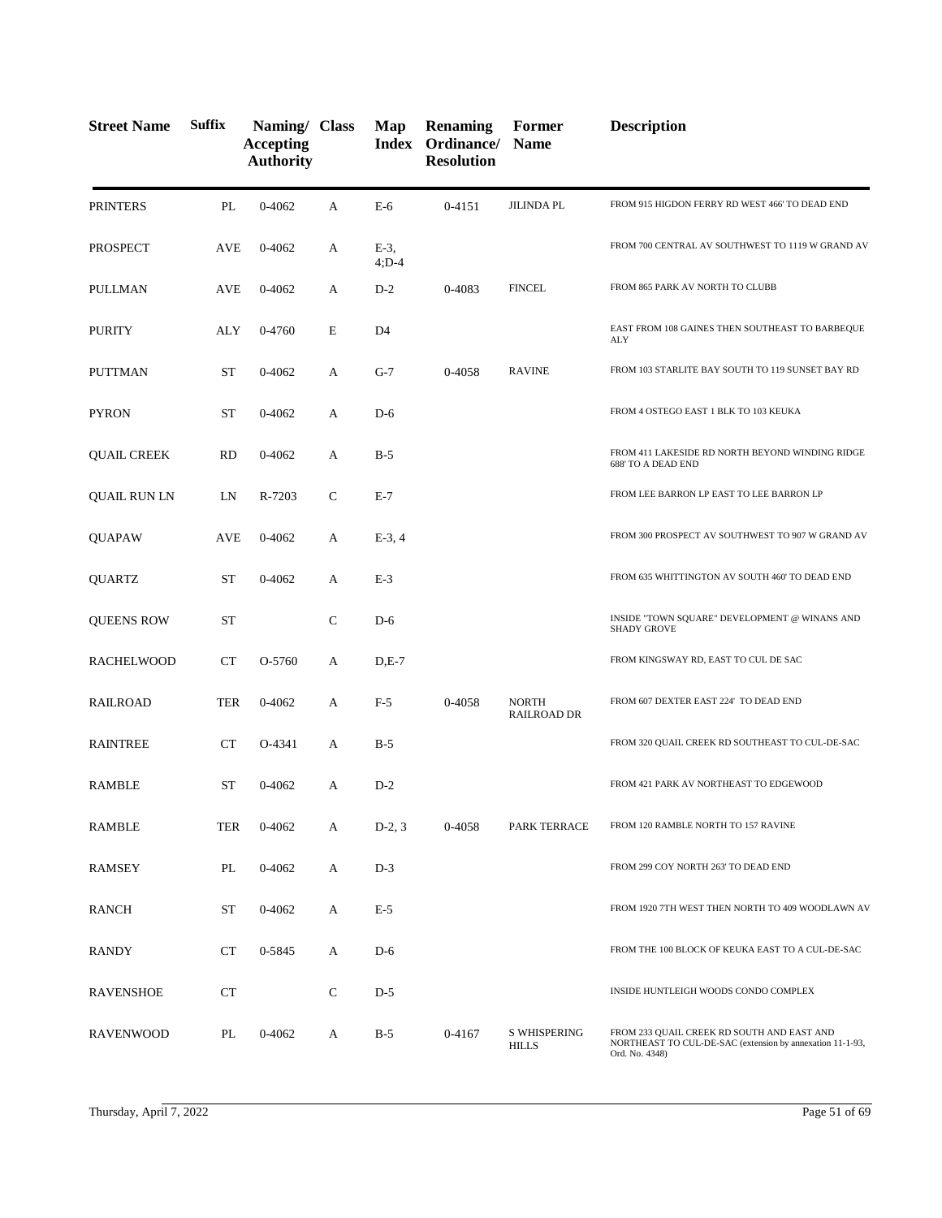| Street Name | Suffix | Naming/ Accepting Authority | Class | Map Index | Renaming Ordinance/ Resolution | Former Name | Description |
|---|---|---|---|---|---|---|---|
| PRINTERS | PL | 0-4062 | A | E-6 | 0-4151 | JILINDA PL | FROM 915 HIGDON FERRY RD WEST 466' TO DEAD END |
| PROSPECT | AVE | 0-4062 | A | E-3, 4;D-4 | | | FROM 700 CENTRAL AV SOUTHWEST TO 1119 W GRAND AV |
| PULLMAN | AVE | 0-4062 | A | D-2 | 0-4083 | FINCEL | FROM 865 PARK AV NORTH TO CLUBB |
| PURITY | ALY | 0-4760 | E | D4 | | | EAST FROM 108 GAINES THEN SOUTHEAST TO BARBEQUE ALY |
| PUTTMAN | ST | 0-4062 | A | G-7 | 0-4058 | RAVINE | FROM 103 STARLITE BAY SOUTH TO 119 SUNSET BAY RD |
| PYRON | ST | 0-4062 | A | D-6 | | | FROM 4 OSTEGO EAST 1 BLK TO 103 KEUKA |
| QUAIL CREEK | RD | 0-4062 | A | B-5 | | | FROM 411 LAKESIDE RD NORTH BEYOND WINDING RIDGE 688' TO A DEAD END |
| QUAIL RUN LN | LN | R-7203 | C | E-7 | | | FROM LEE BARRON LP EAST TO LEE BARRON LP |
| QUAPAW | AVE | 0-4062 | A | E-3, 4 | | | FROM 300 PROSPECT AV SOUTHWEST TO 907 W GRAND AV |
| QUARTZ | ST | 0-4062 | A | E-3 | | | FROM 635 WHITTINGTON AV SOUTH 460' TO DEAD END |
| QUEENS ROW | ST | | C | D-6 | | | INSIDE "TOWN SQUARE" DEVELOPMENT @ WINANS AND SHADY GROVE |
| RACHELWOOD | CT | O-5760 | A | D,E-7 | | | FROM KINGSWAY RD, EAST TO CUL DE SAC |
| RAILROAD | TER | 0-4062 | A | F-5 | 0-4058 | NORTH RAILROAD DR | FROM 607 DEXTER EAST 224' TO DEAD END |
| RAINTREE | CT | O-4341 | A | B-5 | | | FROM 320 QUAIL CREEK RD SOUTHEAST TO CUL-DE-SAC |
| RAMBLE | ST | 0-4062 | A | D-2 | | | FROM 421 PARK AV NORTHEAST TO EDGEWOOD |
| RAMBLE | TER | 0-4062 | A | D-2, 3 | 0-4058 | PARK TERRACE | FROM 120 RAMBLE NORTH TO 157 RAVINE |
| RAMSEY | PL | 0-4062 | A | D-3 | | | FROM 299 COY NORTH 263' TO DEAD END |
| RANCH | ST | 0-4062 | A | E-5 | | | FROM 1920 7TH WEST THEN NORTH TO 409 WOODLAWN AV |
| RANDY | CT | 0-5845 | A | D-6 | | | FROM THE 100 BLOCK OF KEUKA EAST TO A CUL-DE-SAC |
| RAVENSHOE | CT | | C | D-5 | | | INSIDE HUNTLEIGH WOODS CONDO COMPLEX |
| RAVENWOOD | PL | 0-4062 | A | B-5 | 0-4167 | S WHISPERING HILLS | FROM 233 QUAIL CREEK RD SOUTH AND EAST AND NORTHEAST TO CUL-DE-SAC (extension by annexation 11-1-93, Ord. No. 4348) |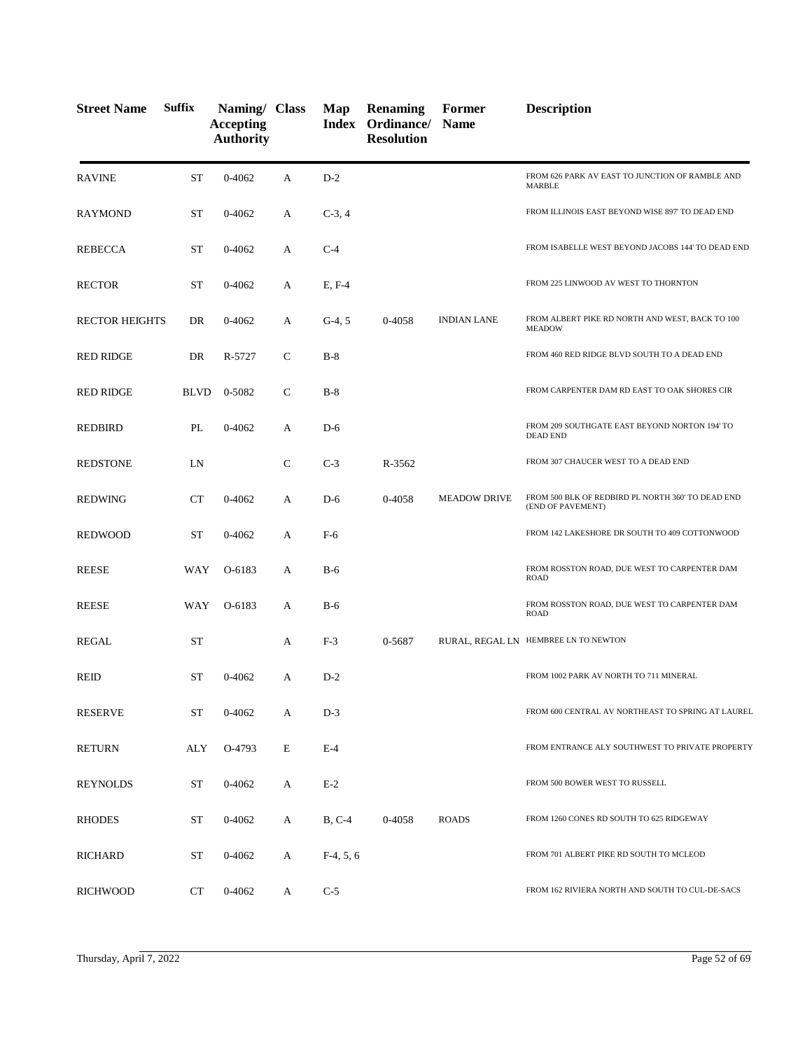| Street Name | Suffix | Naming/ Accepting Authority | Class | Map Index | Renaming Ordinance/ Resolution | Former Name | Description |
|---|---|---|---|---|---|---|---|
| RAVINE | ST | 0-4062 | A | D-2 | | | FROM 626 PARK AV EAST TO JUNCTION OF RAMBLE AND MARBLE |
| RAYMOND | ST | 0-4062 | A | C-3, 4 | | | FROM ILLINOIS EAST BEYOND WISE 897' TO DEAD END |
| REBECCA | ST | 0-4062 | A | C-4 | | | FROM ISABELLE WEST BEYOND JACOBS 144' TO DEAD END |
| RECTOR | ST | 0-4062 | A | E, F-4 | | | FROM 225 LINWOOD AV WEST TO THORNTON |
| RECTOR HEIGHTS | DR | 0-4062 | A | G-4, 5 | 0-4058 | INDIAN LANE | FROM ALBERT PIKE RD NORTH AND WEST, BACK TO 100 MEADOW |
| RED RIDGE | DR | R-5727 | C | B-8 | | | FROM 460 RED RIDGE BLVD SOUTH TO A DEAD END |
| RED RIDGE | BLVD | 0-5082 | C | B-8 | | | FROM CARPENTER DAM RD EAST TO OAK SHORES CIR |
| REDBIRD | PL | 0-4062 | A | D-6 | | | FROM 209 SOUTHGATE EAST BEYOND NORTON 194' TO DEAD END |
| REDSTONE | LN | | C | C-3 | R-3562 | | FROM 307 CHAUCER WEST TO A DEAD END |
| REDWING | CT | 0-4062 | A | D-6 | 0-4058 | MEADOW DRIVE | FROM 500 BLK OF REDBIRD PL NORTH 360' TO DEAD END (END OF PAVEMENT) |
| REDWOOD | ST | 0-4062 | A | F-6 | | | FROM 142 LAKESHORE DR SOUTH TO 409 COTTONWOOD |
| REESE | WAY | O-6183 | A | B-6 | | | FROM ROSSTON ROAD, DUE WEST TO CARPENTER DAM ROAD |
| REESE | WAY | O-6183 | A | B-6 | | | FROM ROSSTON ROAD, DUE WEST TO CARPENTER DAM ROAD |
| REGAL | ST | | A | F-3 | 0-5687 | RURAL, REGAL LN | HEMBREE LN TO NEWTON |
| REID | ST | 0-4062 | A | D-2 | | | FROM 1002 PARK AV NORTH TO 711 MINERAL |
| RESERVE | ST | 0-4062 | A | D-3 | | | FROM 600 CENTRAL AV NORTHEAST TO SPRING AT LAUREL |
| RETURN | ALY | O-4793 | E | E-4 | | | FROM ENTRANCE ALY SOUTHWEST TO PRIVATE PROPERTY |
| REYNOLDS | ST | 0-4062 | A | E-2 | | | FROM 500 BOWER WEST TO RUSSELL |
| RHODES | ST | 0-4062 | A | B, C-4 | 0-4058 | ROADS | FROM 1260 CONES RD SOUTH TO 625 RIDGEWAY |
| RICHARD | ST | 0-4062 | A | F-4, 5, 6 | | | FROM 701 ALBERT PIKE RD SOUTH TO MCLEOD |
| RICHWOOD | CT | 0-4062 | A | C-5 | | | FROM 162 RIVIERA NORTH AND SOUTH TO CUL-DE-SACS |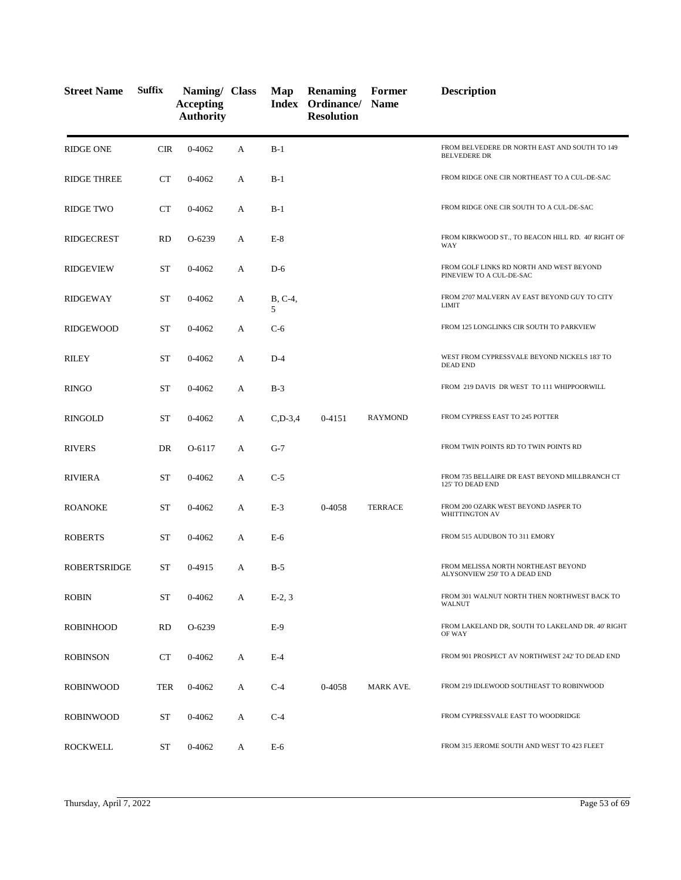| Street Name | Suffix | Naming/ Accepting Authority | Class | Map Index | Renaming Ordinance/ Resolution | Former Name | Description |
|---|---|---|---|---|---|---|---|
| RIDGE ONE | CIR | 0-4062 | A | B-1 | | | FROM BELVEDERE DR NORTH EAST AND SOUTH TO 149 BELVEDERE DR |
| RIDGE THREE | CT | 0-4062 | A | B-1 | | | FROM RIDGE ONE CIR NORTHEAST TO A CUL-DE-SAC |
| RIDGE TWO | CT | 0-4062 | A | B-1 | | | FROM RIDGE ONE CIR SOUTH TO A CUL-DE-SAC |
| RIDGECREST | RD | O-6239 | A | E-8 | | | FROM KIRKWOOD ST., TO BEACON HILL RD. 40' RIGHT OF WAY |
| RIDGEVIEW | ST | 0-4062 | A | D-6 | | | FROM GOLF LINKS RD NORTH AND WEST BEYOND PINEVIEW TO A CUL-DE-SAC |
| RIDGEWAY | ST | 0-4062 | A | B, C-4, 5 | | | FROM 2707 MALVERN AV EAST BEYOND GUY TO CITY LIMIT |
| RIDGEWOOD | ST | 0-4062 | A | C-6 | | | FROM 125 LONGLINKS CIR SOUTH TO PARKVIEW |
| RILEY | ST | 0-4062 | A | D-4 | | | WEST FROM CYPRESSVALE BEYOND NICKELS 183' TO DEAD END |
| RINGO | ST | 0-4062 | A | B-3 | | | FROM 219 DAVIS DR WEST TO 111 WHIPPOORWILL |
| RINGOLD | ST | 0-4062 | A | C,D-3,4 | 0-4151 | RAYMOND | FROM CYPRESS EAST TO 245 POTTER |
| RIVERS | DR | O-6117 | A | G-7 | | | FROM TWIN POINTS RD TO TWIN POINTS RD |
| RIVIERA | ST | 0-4062 | A | C-5 | | | FROM 735 BELLAIRE DR EAST BEYOND MILLBRANCH CT 125' TO DEAD END |
| ROANOKE | ST | 0-4062 | A | E-3 | 0-4058 | TERRACE | FROM 200 OZARK WEST BEYOND JASPER TO WHITTINGTON AV |
| ROBERTS | ST | 0-4062 | A | E-6 | | | FROM 515 AUDUBON TO 311 EMORY |
| ROBERTSRIDGE | ST | 0-4915 | A | B-5 | | | FROM MELISSA NORTH NORTHEAST BEYOND ALYSONVIEW 250' TO A DEAD END |
| ROBIN | ST | 0-4062 | A | E-2, 3 | | | FROM 301 WALNUT NORTH THEN NORTHWEST BACK TO WALNUT |
| ROBINHOOD | RD | O-6239 | | E-9 | | | FROM LAKELAND DR, SOUTH TO LAKELAND DR. 40' RIGHT OF WAY |
| ROBINSON | CT | 0-4062 | A | E-4 | | | FROM 901 PROSPECT AV NORTHWEST 242' TO DEAD END |
| ROBINWOOD | TER | 0-4062 | A | C-4 | 0-4058 | MARK AVE. | FROM 219 IDLEWOOD SOUTHEAST TO ROBINWOOD |
| ROBINWOOD | ST | 0-4062 | A | C-4 | | | FROM CYPRESSVALE EAST TO WOODRIDGE |
| ROCKWELL | ST | 0-4062 | A | E-6 | | | FROM 315 JEROME SOUTH AND WEST TO 423 FLEET |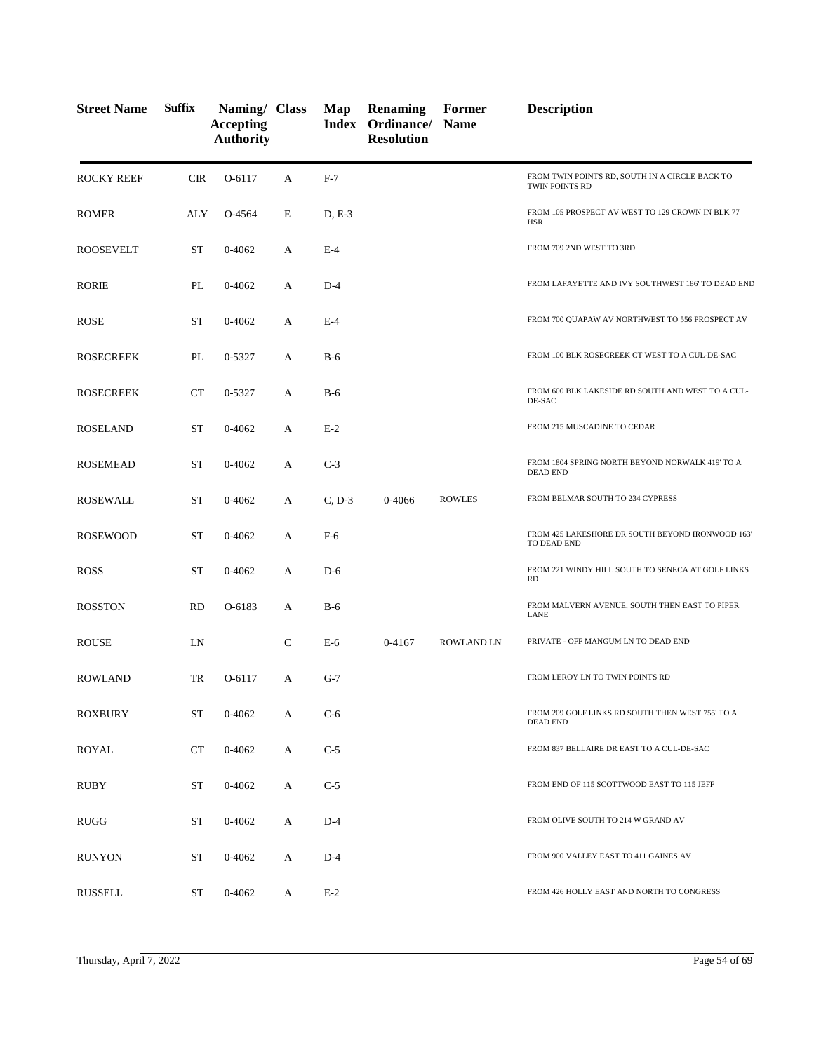| Street Name | Suffix | Naming/ Accepting Authority | Class | Map Index | Renaming Ordinance/ Resolution | Former Name | Description |
|---|---|---|---|---|---|---|---|
| ROCKY REEF | CIR | O-6117 | A | F-7 | | | FROM TWIN POINTS RD, SOUTH IN A CIRCLE BACK TO TWIN POINTS RD |
| ROMER | ALY | O-4564 | E | D, E-3 | | | FROM 105 PROSPECT AV WEST TO 129 CROWN IN BLK 77 HSR |
| ROOSEVELT | ST | 0-4062 | A | E-4 | | | FROM 709 2ND WEST TO 3RD |
| RORIE | PL | 0-4062 | A | D-4 | | | FROM LAFAYETTE AND IVY SOUTHWEST 186' TO DEAD END |
| ROSE | ST | 0-4062 | A | E-4 | | | FROM 700 QUAPAW AV NORTHWEST TO 556 PROSPECT AV |
| ROSECREEK | PL | 0-5327 | A | B-6 | | | FROM 100 BLK ROSECREEK CT WEST TO A CUL-DE-SAC |
| ROSECREEK | CT | 0-5327 | A | B-6 | | | FROM 600 BLK LAKESIDE RD SOUTH AND WEST TO A CUL-DE-SAC |
| ROSELAND | ST | 0-4062 | A | E-2 | | | FROM 215 MUSCADINE TO CEDAR |
| ROSEMEAD | ST | 0-4062 | A | C-3 | | | FROM 1804 SPRING NORTH BEYOND NORWALK 419' TO A DEAD END |
| ROSEWALL | ST | 0-4062 | A | C, D-3 | 0-4066 | ROWLES | FROM BELMAR SOUTH TO 234 CYPRESS |
| ROSEWOOD | ST | 0-4062 | A | F-6 | | | FROM 425 LAKESHORE DR SOUTH BEYOND IRONWOOD 163' TO DEAD END |
| ROSS | ST | 0-4062 | A | D-6 | | | FROM 221 WINDY HILL SOUTH TO SENECA AT GOLF LINKS RD |
| ROSSTON | RD | O-6183 | A | B-6 | | | FROM MALVERN AVENUE, SOUTH THEN EAST TO PIPER LANE |
| ROUSE | LN | | C | E-6 | 0-4167 | ROWLAND LN | PRIVATE - OFF MANGUM LN TO DEAD END |
| ROWLAND | TR | O-6117 | A | G-7 | | | FROM LEROY LN TO TWIN POINTS RD |
| ROXBURY | ST | 0-4062 | A | C-6 | | | FROM 209 GOLF LINKS RD SOUTH THEN WEST 755' TO A DEAD END |
| ROYAL | CT | 0-4062 | A | C-5 | | | FROM 837 BELLAIRE DR EAST TO A CUL-DE-SAC |
| RUBY | ST | 0-4062 | A | C-5 | | | FROM END OF 115 SCOTTWOOD EAST TO 115 JEFF |
| RUGG | ST | 0-4062 | A | D-4 | | | FROM OLIVE SOUTH TO 214 W GRAND AV |
| RUNYON | ST | 0-4062 | A | D-4 | | | FROM 900 VALLEY EAST TO 411 GAINES AV |
| RUSSELL | ST | 0-4062 | A | E-2 | | | FROM 426 HOLLY EAST AND NORTH TO CONGRESS |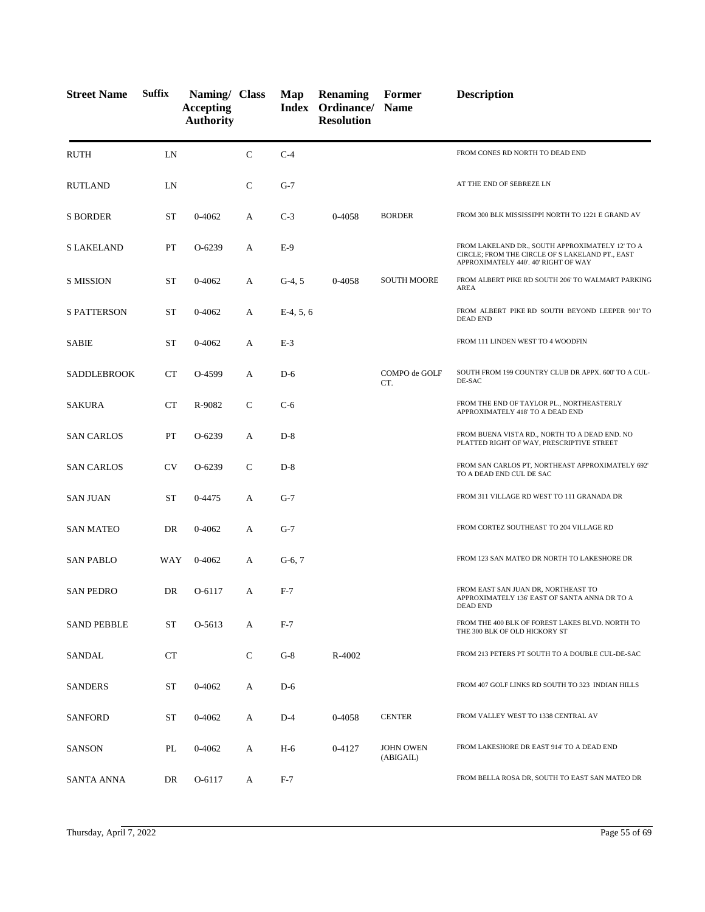| Street Name | Suffix | Naming/ Accepting Authority | Class | Map Index | Renaming Ordinance/ Resolution | Former Name | Description |
|---|---|---|---|---|---|---|---|
| RUTH | LN | | C | C-4 | | | FROM CONES RD NORTH TO DEAD END |
| RUTLAND | LN | | C | G-7 | | | AT THE END OF SEBREZE LN |
| S BORDER | ST | 0-4062 | A | C-3 | 0-4058 | BORDER | FROM 300 BLK MISSISSIPPI NORTH TO 1221 E GRAND AV |
| S LAKELAND | PT | O-6239 | A | E-9 | | | FROM LAKELAND DR., SOUTH APPROXIMATELY 12' TO A CIRCLE; FROM THE CIRCLE OF S LAKELAND PT., EAST APPROXIMATELY 440'. 40' RIGHT OF WAY |
| S MISSION | ST | 0-4062 | A | G-4, 5 | 0-4058 | SOUTH MOORE | FROM ALBERT PIKE RD SOUTH 206' TO WALMART PARKING AREA |
| S PATTERSON | ST | 0-4062 | A | E-4, 5, 6 | | | FROM ALBERT PIKE RD SOUTH BEYOND LEEPER 901' TO DEAD END |
| SABIE | ST | 0-4062 | A | E-3 | | | FROM 111 LINDEN WEST TO 4 WOODFIN |
| SADDLEBROOK | CT | O-4599 | A | D-6 | | COMPO de GOLF CT. | SOUTH FROM 199 COUNTRY CLUB DR APPX. 600' TO A CUL-DE-SAC |
| SAKURA | CT | R-9082 | C | C-6 | | | FROM THE END OF TAYLOR PL., NORTHEASTERLY APPROXIMATELY 418' TO A DEAD END |
| SAN CARLOS | PT | O-6239 | A | D-8 | | | FROM BUENA VISTA RD., NORTH TO A DEAD END. NO PLATTED RIGHT OF WAY, PRESCRIPTIVE STREET |
| SAN CARLOS | CV | O-6239 | C | D-8 | | | FROM SAN CARLOS PT, NORTHEAST APPROXIMATELY 692' TO A DEAD END CUL DE SAC |
| SAN JUAN | ST | 0-4475 | A | G-7 | | | FROM 311 VILLAGE RD WEST TO 111 GRANADA DR |
| SAN MATEO | DR | 0-4062 | A | G-7 | | | FROM CORTEZ SOUTHEAST TO 204 VILLAGE RD |
| SAN PABLO | WAY | 0-4062 | A | G-6, 7 | | | FROM 123 SAN MATEO DR NORTH TO LAKESHORE DR |
| SAN PEDRO | DR | O-6117 | A | F-7 | | | FROM EAST SAN JUAN DR, NORTHEAST TO APPROXIMATELY 136' EAST OF SANTA ANNA DR TO A DEAD END |
| SAND PEBBLE | ST | O-5613 | A | F-7 | | | FROM THE 400 BLK OF FOREST LAKES BLVD. NORTH TO THE 300 BLK OF OLD HICKORY ST |
| SANDAL | CT | | C | G-8 | R-4002 | | FROM 213 PETERS PT SOUTH TO A DOUBLE CUL-DE-SAC |
| SANDERS | ST | 0-4062 | A | D-6 | | | FROM 407 GOLF LINKS RD SOUTH TO 323 INDIAN HILLS |
| SANFORD | ST | 0-4062 | A | D-4 | 0-4058 | CENTER | FROM VALLEY WEST TO 1338 CENTRAL AV |
| SANSON | PL | 0-4062 | A | H-6 | 0-4127 | JOHN OWEN (ABIGAIL) | FROM LAKESHORE DR EAST 914' TO A DEAD END |
| SANTA ANNA | DR | O-6117 | A | F-7 | | | FROM BELLA ROSA DR, SOUTH TO EAST SAN MATEO DR |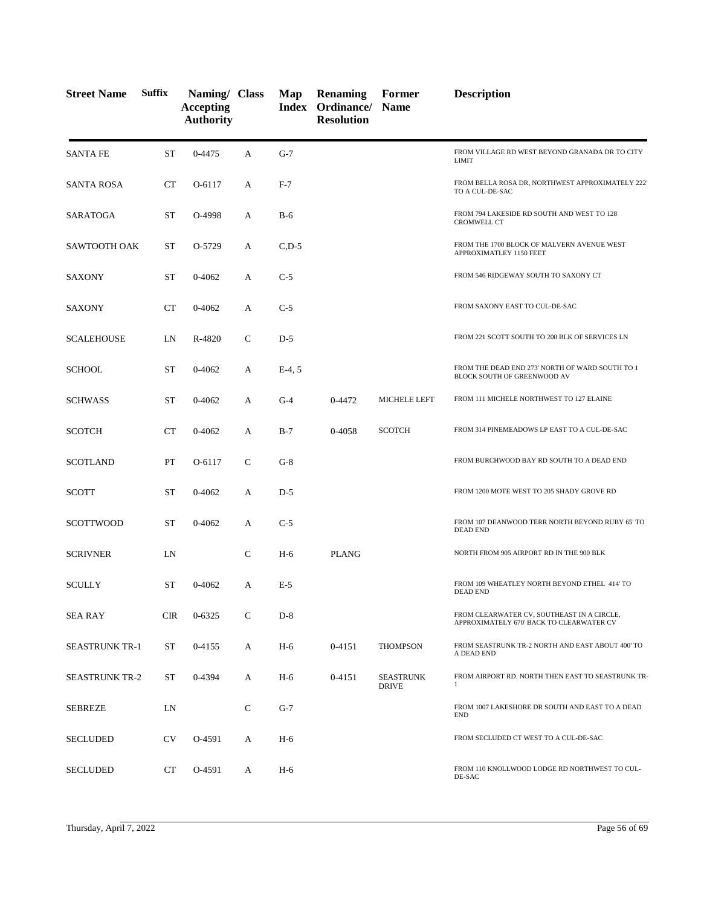| Street Name | Suffix | Naming/ Accepting Authority | Class | Map Index | Renaming Ordinance/ Resolution | Former Name | Description |
|---|---|---|---|---|---|---|---|
| SANTA FE | ST | 0-4475 | A | G-7 | | | FROM VILLAGE RD WEST BEYOND GRANADA DR TO CITY LIMIT |
| SANTA ROSA | CT | O-6117 | A | F-7 | | | FROM BELLA ROSA DR, NORTHWEST APPROXIMATELY 222' TO A CUL-DE-SAC |
| SARATOGA | ST | O-4998 | A | B-6 | | | FROM 794 LAKESIDE RD SOUTH AND WEST TO 128 CROMWELL CT |
| SAWTOOTH OAK | ST | O-5729 | A | C,D-5 | | | FROM THE 1700 BLOCK OF MALVERN AVENUE WEST APPROXIMATLEY 1150 FEET |
| SAXONY | ST | 0-4062 | A | C-5 | | | FROM 546 RIDGEWAY SOUTH TO SAXONY CT |
| SAXONY | CT | 0-4062 | A | C-5 | | | FROM SAXONY EAST TO CUL-DE-SAC |
| SCALEHOUSE | LN | R-4820 | C | D-5 | | | FROM 221 SCOTT SOUTH TO 200 BLK OF SERVICES LN |
| SCHOOL | ST | 0-4062 | A | E-4, 5 | | | FROM THE DEAD END 273' NORTH OF WARD SOUTH TO 1 BLOCK SOUTH OF GREENWOOD AV |
| SCHWASS | ST | 0-4062 | A | G-4 | 0-4472 | MICHELE LEFT | FROM 111 MICHELE NORTHWEST TO 127 ELAINE |
| SCOTCH | CT | 0-4062 | A | B-7 | 0-4058 | SCOTCH | FROM 314 PINEMEADOWS LP EAST TO A CUL-DE-SAC |
| SCOTLAND | PT | O-6117 | C | G-8 | | | FROM BURCHWOOD BAY RD SOUTH TO A DEAD END |
| SCOTT | ST | 0-4062 | A | D-5 | | | FROM 1200 MOTE WEST TO 205 SHADY GROVE RD |
| SCOTTWOOD | ST | 0-4062 | A | C-5 | | | FROM 107 DEANWOOD TERR NORTH BEYOND RUBY 65' TO DEAD END |
| SCRIVNER | LN | | C | H-6 | PLANG | | NORTH FROM 905 AIRPORT RD IN THE 900 BLK |
| SCULLY | ST | 0-4062 | A | E-5 | | | FROM 109 WHEATLEY NORTH BEYOND ETHEL 414' TO DEAD END |
| SEA RAY | CIR | 0-6325 | C | D-8 | | | FROM CLEARWATER CV, SOUTHEAST IN A CIRCLE, APPROXIMATELY 670' BACK TO CLEARWATER CV |
| SEASTRUNK TR-1 | ST | 0-4155 | A | H-6 | 0-4151 | THOMPSON | FROM SEASTRUNK TR-2 NORTH AND EAST ABOUT 400' TO A DEAD END |
| SEASTRUNK TR-2 | ST | 0-4394 | A | H-6 | 0-4151 | SEASTRUNK DRIVE | FROM AIRPORT RD. NORTH THEN EAST TO SEASTRUNK TR-1 |
| SEBREZE | LN | | C | G-7 | | | FROM 1007 LAKESHORE DR SOUTH AND EAST TO A DEAD END |
| SECLUDED | CV | O-4591 | A | H-6 | | | FROM SECLUDED CT WEST TO A CUL-DE-SAC |
| SECLUDED | CT | O-4591 | A | H-6 | | | FROM 110 KNOLLWOOD LODGE RD NORTHWEST TO CUL-DE-SAC |

Thursday, April 7, 2022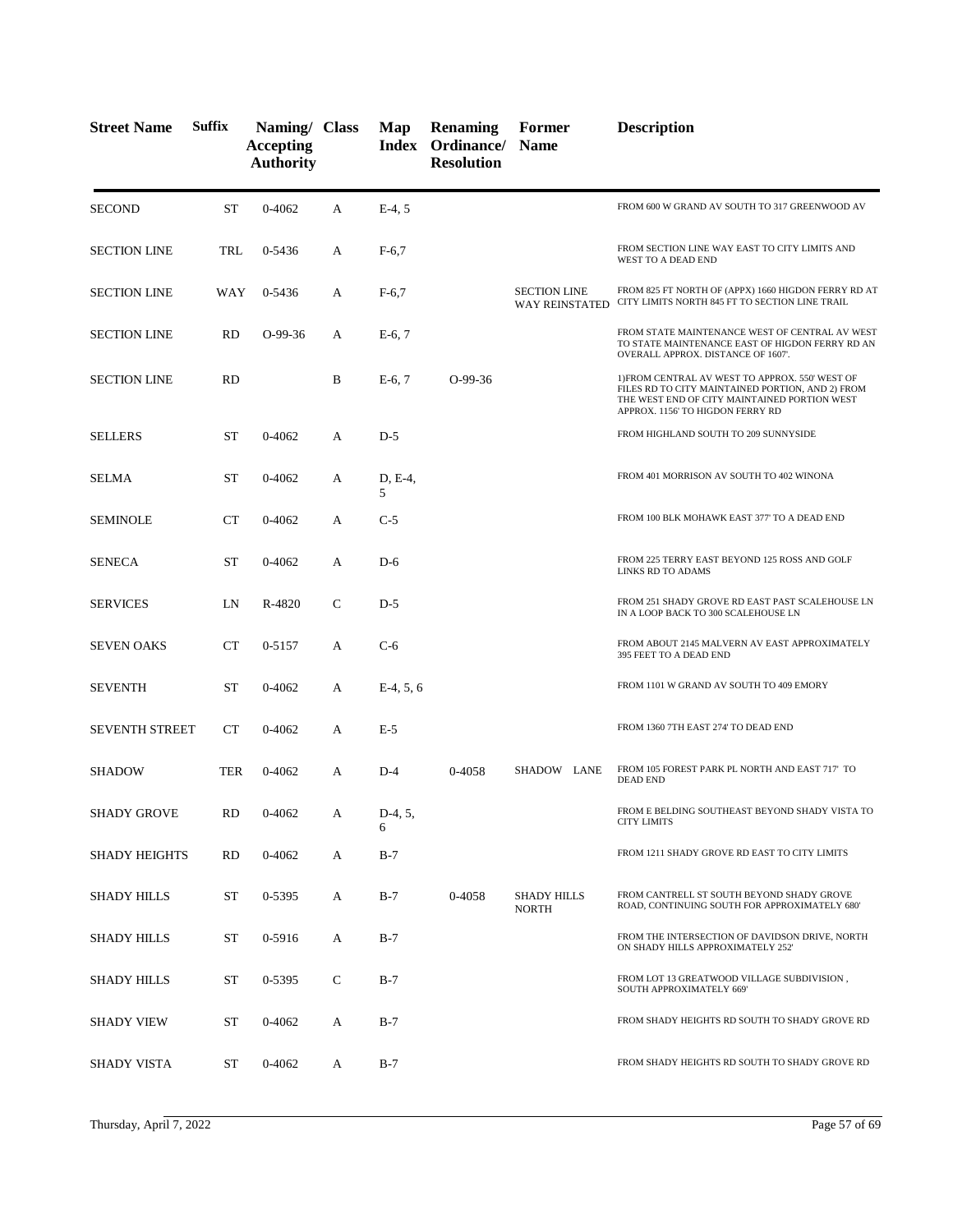| Street Name | Suffix | Naming/ Accepting Authority | Class | Map Index | Renaming Ordinance/ Resolution | Former Name | Description |
|---|---|---|---|---|---|---|---|
| SECOND | ST | 0-4062 | A | E-4, 5 | | | FROM 600 W GRAND AV SOUTH TO 317 GREENWOOD AV |
| SECTION LINE | TRL | 0-5436 | A | F-6,7 | | | FROM SECTION LINE WAY EAST TO CITY LIMITS AND WEST TO A DEAD END |
| SECTION LINE | WAY | 0-5436 | A | F-6,7 | | SECTION LINE WAY REINSTATED | FROM 825 FT NORTH OF (APPX) 1660 HIGDON FERRY RD AT CITY LIMITS NORTH 845 FT TO SECTION LINE TRAIL |
| SECTION LINE | RD | O-99-36 | A | E-6, 7 | | | FROM STATE MAINTENANCE WEST OF CENTRAL AV WEST TO STATE MAINTENANCE EAST OF HIGDON FERRY RD AN OVERALL APPROX. DISTANCE OF 1607'. |
| SECTION LINE | RD | | B | E-6, 7 | O-99-36 | | 1)FROM CENTRAL AV WEST TO APPROX. 550' WEST OF FILES RD TO CITY MAINTAINED PORTION, AND 2) FROM THE WEST END OF CITY MAINTAINED PORTION WEST APPROX. 1156' TO HIGDON FERRY RD |
| SELLERS | ST | 0-4062 | A | D-5 | | | FROM HIGHLAND SOUTH TO 209 SUNNYSIDE |
| SELMA | ST | 0-4062 | A | D, E-4, 5 | | | FROM 401 MORRISON AV SOUTH TO 402 WINONA |
| SEMINOLE | CT | 0-4062 | A | C-5 | | | FROM 100 BLK MOHAWK EAST 377' TO A DEAD END |
| SENECA | ST | 0-4062 | A | D-6 | | | FROM 225 TERRY EAST BEYOND 125 ROSS AND GOLF LINKS RD TO ADAMS |
| SERVICES | LN | R-4820 | C | D-5 | | | FROM 251 SHADY GROVE RD EAST PAST SCALEHOUSE LN IN A LOOP BACK TO 300 SCALEHOUSE LN |
| SEVEN OAKS | CT | 0-5157 | A | C-6 | | | FROM ABOUT 2145 MALVERN AV EAST APPROXIMATELY 395 FEET TO A DEAD END |
| SEVENTH | ST | 0-4062 | A | E-4, 5, 6 | | | FROM 1101 W GRAND AV SOUTH TO 409 EMORY |
| SEVENTH STREET | CT | 0-4062 | A | E-5 | | | FROM 1360 7TH EAST 274' TO DEAD END |
| SHADOW | TER | 0-4062 | A | D-4 | 0-4058 | SHADOW LANE | FROM 105 FOREST PARK PL NORTH AND EAST 717' TO DEAD END |
| SHADY GROVE | RD | 0-4062 | A | D-4, 5, 6 | | | FROM E BELDING SOUTHEAST BEYOND SHADY VISTA TO CITY LIMITS |
| SHADY HEIGHTS | RD | 0-4062 | A | B-7 | | | FROM 1211 SHADY GROVE RD EAST TO CITY LIMITS |
| SHADY HILLS | ST | 0-5395 | A | B-7 | 0-4058 | SHADY HILLS NORTH | FROM CANTRELL ST SOUTH BEYOND SHADY GROVE ROAD, CONTINUING SOUTH FOR APPROXIMATELY 680' |
| SHADY HILLS | ST | 0-5916 | A | B-7 | | | FROM THE INTERSECTION OF DAVIDSON DRIVE, NORTH ON SHADY HILLS APPROXIMATELY 252' |
| SHADY HILLS | ST | 0-5395 | C | B-7 | | | FROM LOT 13 GREATWOOD VILLAGE SUBDIVISION , SOUTH APPROXIMATELY 669' |
| SHADY VIEW | ST | 0-4062 | A | B-7 | | | FROM SHADY HEIGHTS RD SOUTH TO SHADY GROVE RD |
| SHADY VISTA | ST | 0-4062 | A | B-7 | | | FROM SHADY HEIGHTS RD SOUTH TO SHADY GROVE RD |

Thursday, April 7, 2022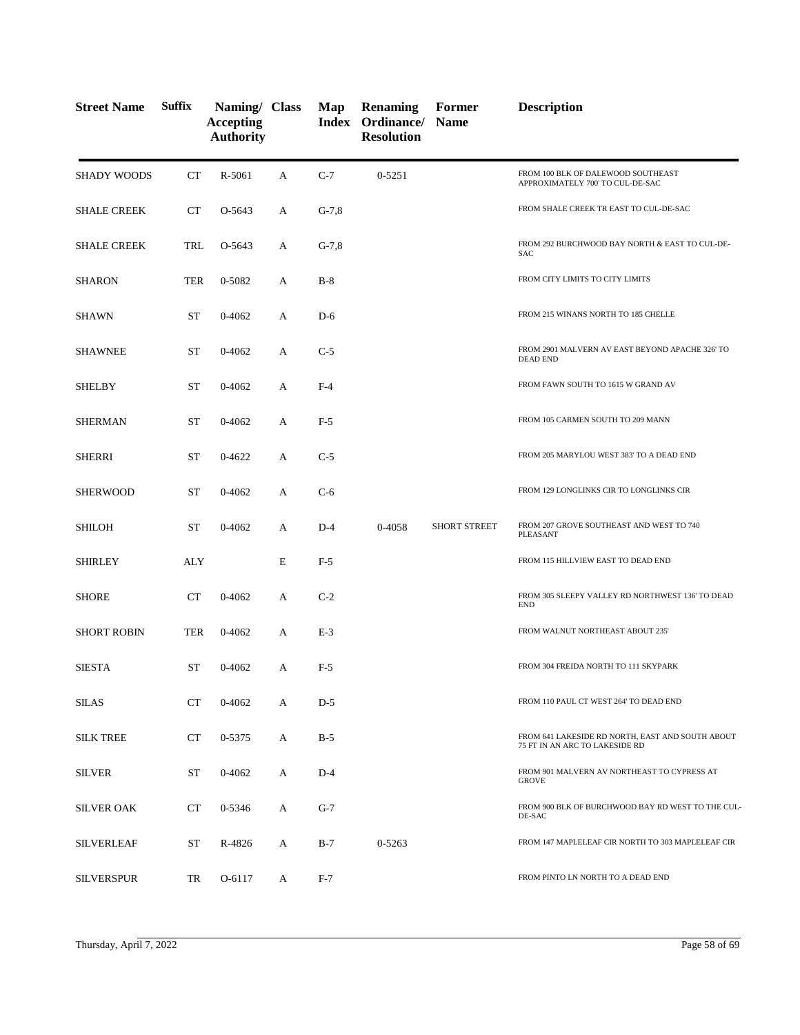| Street Name | Suffix | Naming/ Accepting Authority | Class | Map Index | Renaming Ordinance/ Resolution | Former Name | Description |
|---|---|---|---|---|---|---|---|
| SHADY WOODS | CT | R-5061 | A | C-7 | 0-5251 | | FROM 100 BLK OF DALEWOOD SOUTHEAST APPROXIMATELY 700' TO CUL-DE-SAC |
| SHALE CREEK | CT | O-5643 | A | G-7,8 | | | FROM SHALE CREEK TR EAST TO CUL-DE-SAC |
| SHALE CREEK | TRL | O-5643 | A | G-7,8 | | | FROM 292 BURCHWOOD BAY NORTH & EAST TO CUL-DE-SAC |
| SHARON | TER | 0-5082 | A | B-8 | | | FROM CITY LIMITS TO CITY LIMITS |
| SHAWN | ST | 0-4062 | A | D-6 | | | FROM 215 WINANS NORTH TO 185 CHELLE |
| SHAWNEE | ST | 0-4062 | A | C-5 | | | FROM 2901 MALVERN AV EAST BEYOND APACHE 326' TO DEAD END |
| SHELBY | ST | 0-4062 | A | F-4 | | | FROM FAWN SOUTH TO 1615 W GRAND AV |
| SHERMAN | ST | 0-4062 | A | F-5 | | | FROM 105 CARMEN SOUTH TO 209 MANN |
| SHERRI | ST | 0-4622 | A | C-5 | | | FROM 205 MARYLOU WEST 383' TO A DEAD END |
| SHERWOOD | ST | 0-4062 | A | C-6 | | | FROM 129 LONGLINKS CIR TO LONGLINKS CIR |
| SHILOH | ST | 0-4062 | A | D-4 | 0-4058 | SHORT STREET | FROM 207 GROVE SOUTHEAST AND WEST TO 740 PLEASANT |
| SHIRLEY | ALY | | E | F-5 | | | FROM 115 HILLVIEW EAST TO DEAD END |
| SHORE | CT | 0-4062 | A | C-2 | | | FROM 305 SLEEPY VALLEY RD NORTHWEST 136' TO DEAD END |
| SHORT ROBIN | TER | 0-4062 | A | E-3 | | | FROM WALNUT NORTHEAST ABOUT 235' |
| SIESTA | ST | 0-4062 | A | F-5 | | | FROM 304 FREIDA NORTH TO 111 SKYPARK |
| SILAS | CT | 0-4062 | A | D-5 | | | FROM 110 PAUL CT WEST 264' TO DEAD END |
| SILK TREE | CT | 0-5375 | A | B-5 | | | FROM 641 LAKESIDE RD NORTH, EAST AND SOUTH ABOUT 75 FT IN AN ARC TO LAKESIDE RD |
| SILVER | ST | 0-4062 | A | D-4 | | | FROM 901 MALVERN AV NORTHEAST TO CYPRESS AT GROVE |
| SILVER OAK | CT | 0-5346 | A | G-7 | | | FROM 900 BLK OF BURCHWOOD BAY RD WEST TO THE CUL-DE-SAC |
| SILVERLEAF | ST | R-4826 | A | B-7 | 0-5263 | | FROM 147 MAPLELEAF CIR NORTH TO 303 MAPLELEAF CIR |
| SILVERSPUR | TR | O-6117 | A | F-7 | | | FROM PINTO LN NORTH TO A DEAD END |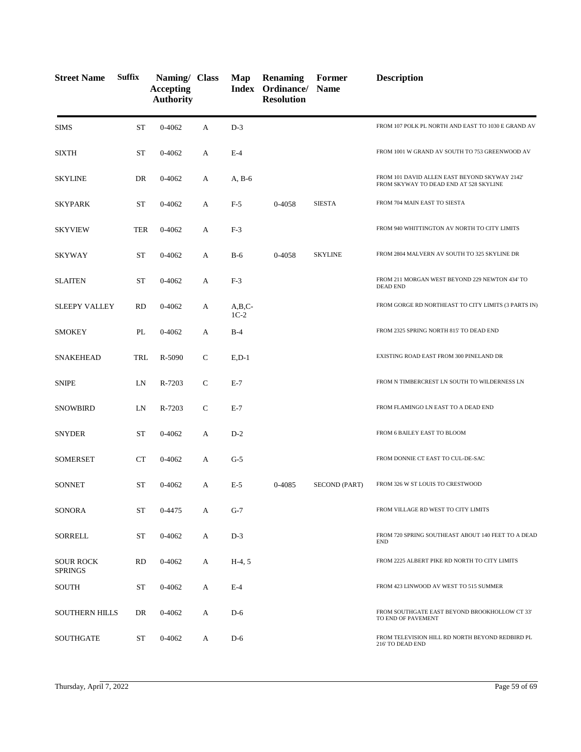| Street Name | Suffix | Naming/ Accepting Authority | Class | Map Index | Renaming Ordinance/ Resolution | Former Name | Description |
|---|---|---|---|---|---|---|---|
| SIMS | ST | 0-4062 | A | D-3 | | | FROM 107 POLK PL NORTH AND EAST TO 1030 E GRAND AV |
| SIXTH | ST | 0-4062 | A | E-4 | | | FROM 1001 W GRAND AV SOUTH TO 753 GREENWOOD AV |
| SKYLINE | DR | 0-4062 | A | A, B-6 | | | FROM 101 DAVID ALLEN EAST BEYOND SKYWAY 2142' FROM SKYWAY TO DEAD END AT 528 SKYLINE |
| SKYPARK | ST | 0-4062 | A | F-5 | 0-4058 | SIESTA | FROM 704 MAIN EAST TO SIESTA |
| SKYVIEW | TER | 0-4062 | A | F-3 | | | FROM 940 WHITTINGTON AV NORTH TO CITY LIMITS |
| SKYWAY | ST | 0-4062 | A | B-6 | 0-4058 | SKYLINE | FROM 2804 MALVERN AV SOUTH TO 325 SKYLINE DR |
| SLAITEN | ST | 0-4062 | A | F-3 | | | FROM 211 MORGAN WEST BEYOND 229 NEWTON 434' TO DEAD END |
| SLEEPY VALLEY | RD | 0-4062 | A | A,B,C-1C-2 | | | FROM GORGE RD NORTHEAST TO CITY LIMITS (3 PARTS IN) |
| SMOKEY | PL | 0-4062 | A | B-4 | | | FROM 2325 SPRING NORTH 815' TO DEAD END |
| SNAKEHEAD | TRL | R-5090 | C | E,D-1 | | | EXISTING ROAD EAST FROM 300 PINELAND DR |
| SNIPE | LN | R-7203 | C | E-7 | | | FROM N TIMBERCREST LN SOUTH TO WILDERNESS LN |
| SNOWBIRD | LN | R-7203 | C | E-7 | | | FROM FLAMINGO LN EAST TO A DEAD END |
| SNYDER | ST | 0-4062 | A | D-2 | | | FROM 6 BAILEY EAST TO BLOOM |
| SOMERSET | CT | 0-4062 | A | G-5 | | | FROM DONNIE CT EAST TO CUL-DE-SAC |
| SONNET | ST | 0-4062 | A | E-5 | 0-4085 | SECOND (PART) | FROM 326 W ST LOUIS TO CRESTWOOD |
| SONORA | ST | 0-4475 | A | G-7 | | | FROM VILLAGE RD WEST TO CITY LIMITS |
| SORRELL | ST | 0-4062 | A | D-3 | | | FROM 720 SPRING SOUTHEAST ABOUT 140 FEET TO A DEAD END |
| SOUR ROCK SPRINGS | RD | 0-4062 | A | H-4, 5 | | | FROM 2225 ALBERT PIKE RD NORTH TO CITY LIMITS |
| SOUTH | ST | 0-4062 | A | E-4 | | | FROM 423 LINWOOD AV WEST TO 515 SUMMER |
| SOUTHERN HILLS | DR | 0-4062 | A | D-6 | | | FROM SOUTHGATE EAST BEYOND BROOKHOLLOW CT 33' TO END OF PAVEMENT |
| SOUTHGATE | ST | 0-4062 | A | D-6 | | | FROM TELEVISION HILL RD NORTH BEYOND REDBIRD PL 216' TO DEAD END |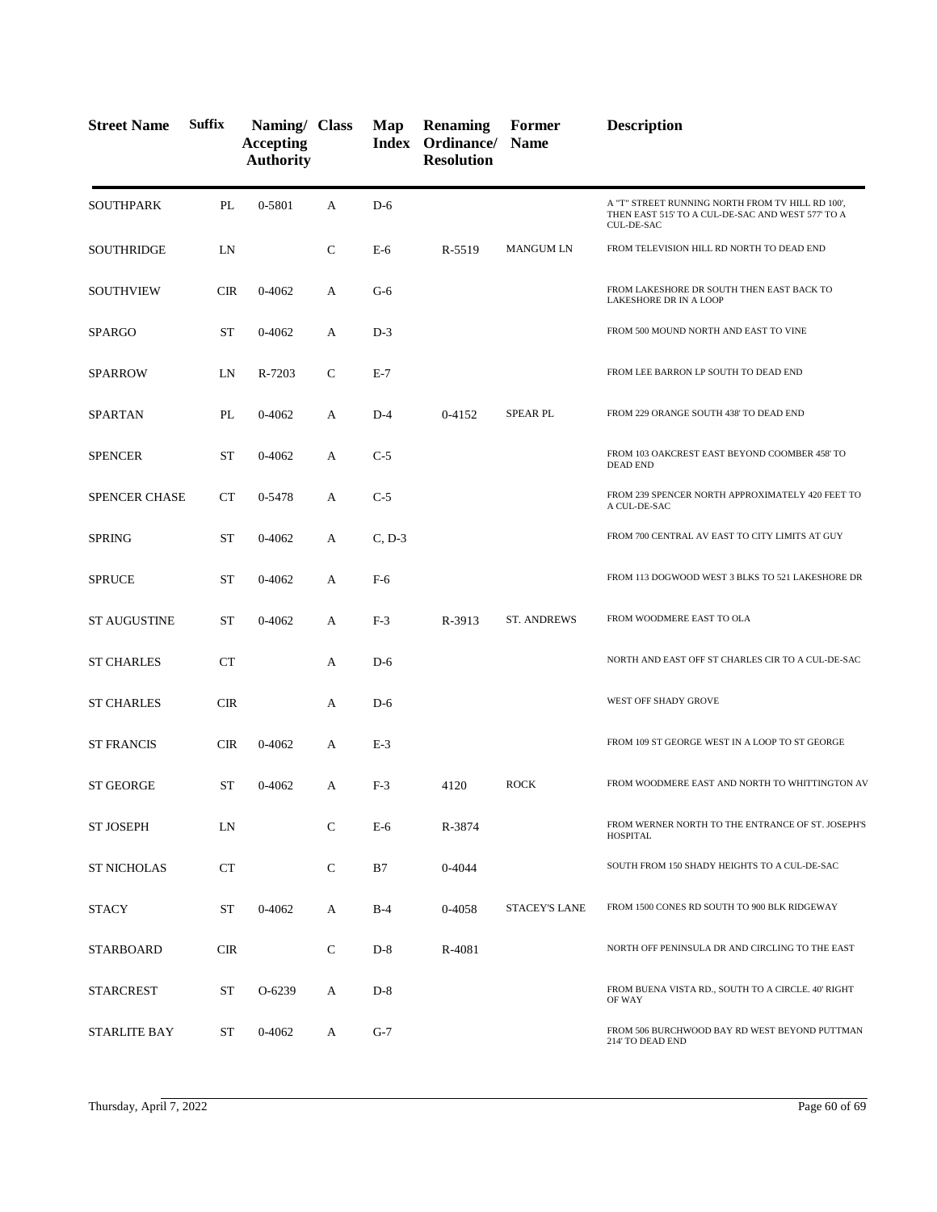| Street Name | Suffix | Naming/ Accepting Authority | Class | Map Index | Renaming Ordinance/ Resolution | Former Name | Description |
|---|---|---|---|---|---|---|---|
| SOUTHPARK | PL | 0-5801 | A | D-6 | | | A "T" STREET RUNNING NORTH FROM TV HILL RD 100', THEN EAST 515' TO A CUL-DE-SAC AND WEST 577' TO A CUL-DE-SAC |
| SOUTHRIDGE | LN | | C | E-6 | R-5519 | MANGUM LN | FROM TELEVISION HILL RD NORTH TO DEAD END |
| SOUTHVIEW | CIR | 0-4062 | A | G-6 | | | FROM LAKESHORE DR SOUTH THEN EAST BACK TO LAKESHORE DR IN A LOOP |
| SPARGO | ST | 0-4062 | A | D-3 | | | FROM 500 MOUND NORTH AND EAST TO VINE |
| SPARROW | LN | R-7203 | C | E-7 | | | FROM LEE BARRON LP SOUTH TO DEAD END |
| SPARTAN | PL | 0-4062 | A | D-4 | 0-4152 | SPEAR PL | FROM 229 ORANGE SOUTH 438' TO DEAD END |
| SPENCER | ST | 0-4062 | A | C-5 | | | FROM 103 OAKCREST EAST BEYOND COOMBER 458' TO DEAD END |
| SPENCER CHASE | CT | 0-5478 | A | C-5 | | | FROM 239 SPENCER NORTH APPROXIMATELY 420 FEET TO A CUL-DE-SAC |
| SPRING | ST | 0-4062 | A | C, D-3 | | | FROM 700 CENTRAL AV EAST TO CITY LIMITS AT GUY |
| SPRUCE | ST | 0-4062 | A | F-6 | | | FROM 113 DOGWOOD WEST 3 BLKS TO 521 LAKESHORE DR |
| ST AUGUSTINE | ST | 0-4062 | A | F-3 | R-3913 | ST. ANDREWS | FROM WOODMERE EAST TO OLA |
| ST CHARLES | CT | | A | D-6 | | | NORTH AND EAST OFF ST CHARLES CIR TO A CUL-DE-SAC |
| ST CHARLES | CIR | | A | D-6 | | | WEST OFF SHADY GROVE |
| ST FRANCIS | CIR | 0-4062 | A | E-3 | | | FROM 109 ST GEORGE WEST IN A LOOP TO ST GEORGE |
| ST GEORGE | ST | 0-4062 | A | F-3 | 4120 | ROCK | FROM WOODMERE EAST AND NORTH TO WHITTINGTON AV |
| ST JOSEPH | LN | | C | E-6 | R-3874 | | FROM WERNER NORTH TO THE ENTRANCE OF ST. JOSEPH'S HOSPITAL |
| ST NICHOLAS | CT | | C | B7 | 0-4044 | | SOUTH FROM 150 SHADY HEIGHTS TO A CUL-DE-SAC |
| STACY | ST | 0-4062 | A | B-4 | 0-4058 | STACEY'S LANE | FROM 1500 CONES RD SOUTH TO 900 BLK RIDGEWAY |
| STARBOARD | CIR | | C | D-8 | R-4081 | | NORTH OFF PENINSULA DR AND CIRCLING TO THE EAST |
| STARCREST | ST | O-6239 | A | D-8 | | | FROM BUENA VISTA RD., SOUTH TO A CIRCLE. 40' RIGHT OF WAY |
| STARLITE BAY | ST | 0-4062 | A | G-7 | | | FROM 506 BURCHWOOD BAY RD WEST BEYOND PUTTMAN 214' TO DEAD END |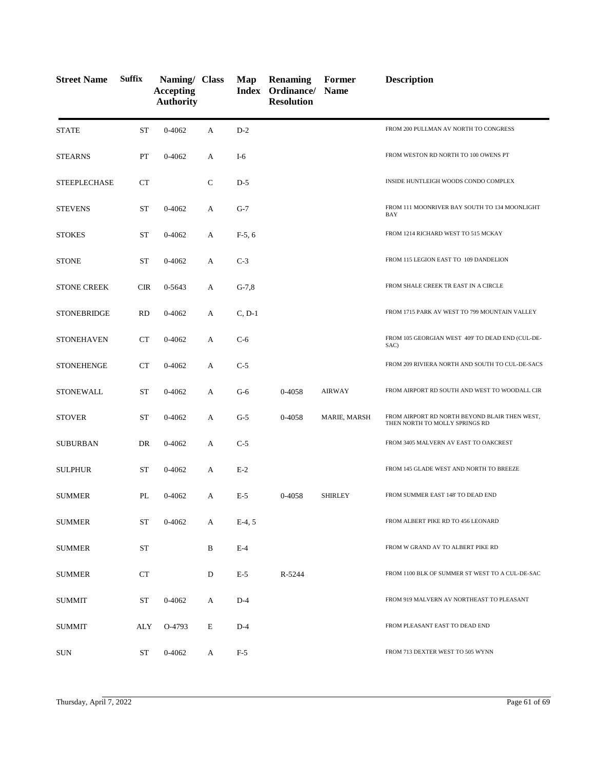| Street Name | Suffix | Naming/ Accepting Authority | Class | Map Index | Renaming Ordinance/ Resolution | Former Name | Description |
|---|---|---|---|---|---|---|---|
| STATE | ST | 0-4062 | A | D-2 | | | FROM 200 PULLMAN AV NORTH TO CONGRESS |
| STEARNS | PT | 0-4062 | A | I-6 | | | FROM WESTON RD NORTH TO 100 OWENS PT |
| STEEPLECHASE | CT | | C | D-5 | | | INSIDE HUNTLEIGH WOODS CONDO COMPLEX |
| STEVENS | ST | 0-4062 | A | G-7 | | | FROM 111 MOONRIVER BAY SOUTH TO 134 MOONLIGHT BAY |
| STOKES | ST | 0-4062 | A | F-5, 6 | | | FROM 1214 RICHARD WEST TO 515 MCKAY |
| STONE | ST | 0-4062 | A | C-3 | | | FROM 115 LEGION EAST TO 109 DANDELION |
| STONE CREEK | CIR | 0-5643 | A | G-7,8 | | | FROM SHALE CREEK TR EAST IN A CIRCLE |
| STONEBRIDGE | RD | 0-4062 | A | C, D-1 | | | FROM 1715 PARK AV WEST TO 799 MOUNTAIN VALLEY |
| STONEHAVEN | CT | 0-4062 | A | C-6 | | | FROM 105 GEORGIAN WEST 409' TO DEAD END (CUL-DE-SAC) |
| STONEHENGE | CT | 0-4062 | A | C-5 | | | FROM 209 RIVIERA NORTH AND SOUTH TO CUL-DE-SACS |
| STONEWALL | ST | 0-4062 | A | G-6 | 0-4058 | AIRWAY | FROM AIRPORT RD SOUTH AND WEST TO WOODALL CIR |
| STOVER | ST | 0-4062 | A | G-5 | 0-4058 | MARIE, MARSH | FROM AIRPORT RD NORTH BEYOND BLAIR THEN WEST, THEN NORTH TO MOLLY SPRINGS RD |
| SUBURBAN | DR | 0-4062 | A | C-5 | | | FROM 3405 MALVERN AV EAST TO OAKCREST |
| SULPHUR | ST | 0-4062 | A | E-2 | | | FROM 145 GLADE WEST AND NORTH TO BREEZE |
| SUMMER | PL | 0-4062 | A | E-5 | 0-4058 | SHIRLEY | FROM SUMMER EAST 148' TO DEAD END |
| SUMMER | ST | 0-4062 | A | E-4, 5 | | | FROM ALBERT PIKE RD TO 456 LEONARD |
| SUMMER | ST | | B | E-4 | | | FROM W GRAND AV TO ALBERT PIKE RD |
| SUMMER | CT | | D | E-5 | R-5244 | | FROM 1100 BLK OF SUMMER ST WEST TO A CUL-DE-SAC |
| SUMMIT | ST | 0-4062 | A | D-4 | | | FROM 919 MALVERN AV NORTHEAST TO PLEASANT |
| SUMMIT | ALY | O-4793 | E | D-4 | | | FROM PLEASANT EAST TO DEAD END |
| SUN | ST | 0-4062 | A | F-5 | | | FROM 713 DEXTER WEST TO 505 WYNN |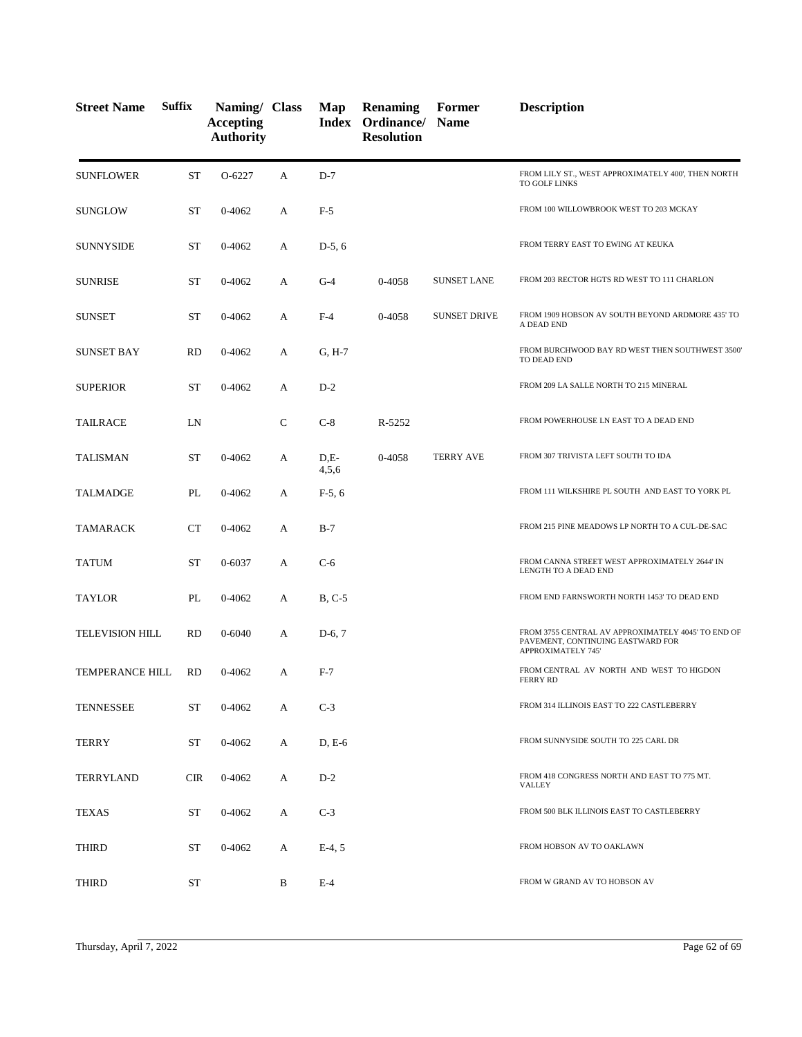| Street Name | Suffix | Naming/ Accepting Authority | Class | Map Index | Renaming Ordinance/ Resolution | Former Name | Description |
|---|---|---|---|---|---|---|---|
| SUNFLOWER | ST | O-6227 | A | D-7 | | | FROM LILY ST., WEST APPROXIMATELY 400', THEN NORTH TO GOLF LINKS |
| SUNGLOW | ST | 0-4062 | A | F-5 | | | FROM 100 WILLOWBROOK WEST TO 203 MCKAY |
| SUNNYSIDE | ST | 0-4062 | A | D-5, 6 | | | FROM TERRY EAST TO EWING AT KEUKA |
| SUNRISE | ST | 0-4062 | A | G-4 | 0-4058 | SUNSET LANE | FROM 203 RECTOR HGTS RD WEST TO 111 CHARLON |
| SUNSET | ST | 0-4062 | A | F-4 | 0-4058 | SUNSET DRIVE | FROM 1909 HOBSON AV SOUTH BEYOND ARDMORE 435' TO A DEAD END |
| SUNSET BAY | RD | 0-4062 | A | G, H-7 | | | FROM BURCHWOOD BAY RD WEST THEN SOUTHWEST 3500' TO DEAD END |
| SUPERIOR | ST | 0-4062 | A | D-2 | | | FROM 209 LA SALLE NORTH TO 215 MINERAL |
| TAILRACE | LN | | C | C-8 | R-5252 | | FROM POWERHOUSE LN EAST TO A DEAD END |
| TALISMAN | ST | 0-4062 | A | D,E-4,5,6 | 0-4058 | TERRY AVE | FROM 307 TRIVISTA LEFT SOUTH TO IDA |
| TALMADGE | PL | 0-4062 | A | F-5, 6 | | | FROM 111 WILKSHIRE PL SOUTH AND EAST TO YORK PL |
| TAMARACK | CT | 0-4062 | A | B-7 | | | FROM 215 PINE MEADOWS LP NORTH TO A CUL-DE-SAC |
| TATUM | ST | 0-6037 | A | C-6 | | | FROM CANNA STREET WEST APPROXIMATELY 2644' IN LENGTH TO A DEAD END |
| TAYLOR | PL | 0-4062 | A | B, C-5 | | | FROM END FARNSWORTH NORTH 1453' TO DEAD END |
| TELEVISION HILL | RD | 0-6040 | A | D-6, 7 | | | FROM 3755 CENTRAL AV APPROXIMATELY 4045' TO END OF PAVEMENT, CONTINUING EASTWARD FOR APPROXIMATELY 745' |
| TEMPERANCE HILL | RD | 0-4062 | A | F-7 | | | FROM CENTRAL AV NORTH AND WEST TO HIGDON FERRY RD |
| TENNESSEE | ST | 0-4062 | A | C-3 | | | FROM 314 ILLINOIS EAST TO 222 CASTLEBERRY |
| TERRY | ST | 0-4062 | A | D, E-6 | | | FROM SUNNYSIDE SOUTH TO 225 CARL DR |
| TERRYLAND | CIR | 0-4062 | A | D-2 | | | FROM 418 CONGRESS NORTH AND EAST TO 775 MT. VALLEY |
| TEXAS | ST | 0-4062 | A | C-3 | | | FROM 500 BLK ILLINOIS EAST TO CASTLEBERRY |
| THIRD | ST | 0-4062 | A | E-4, 5 | | | FROM HOBSON AV TO OAKLAWN |
| THIRD | ST | | B | E-4 | | | FROM W GRAND AV TO HOBSON AV |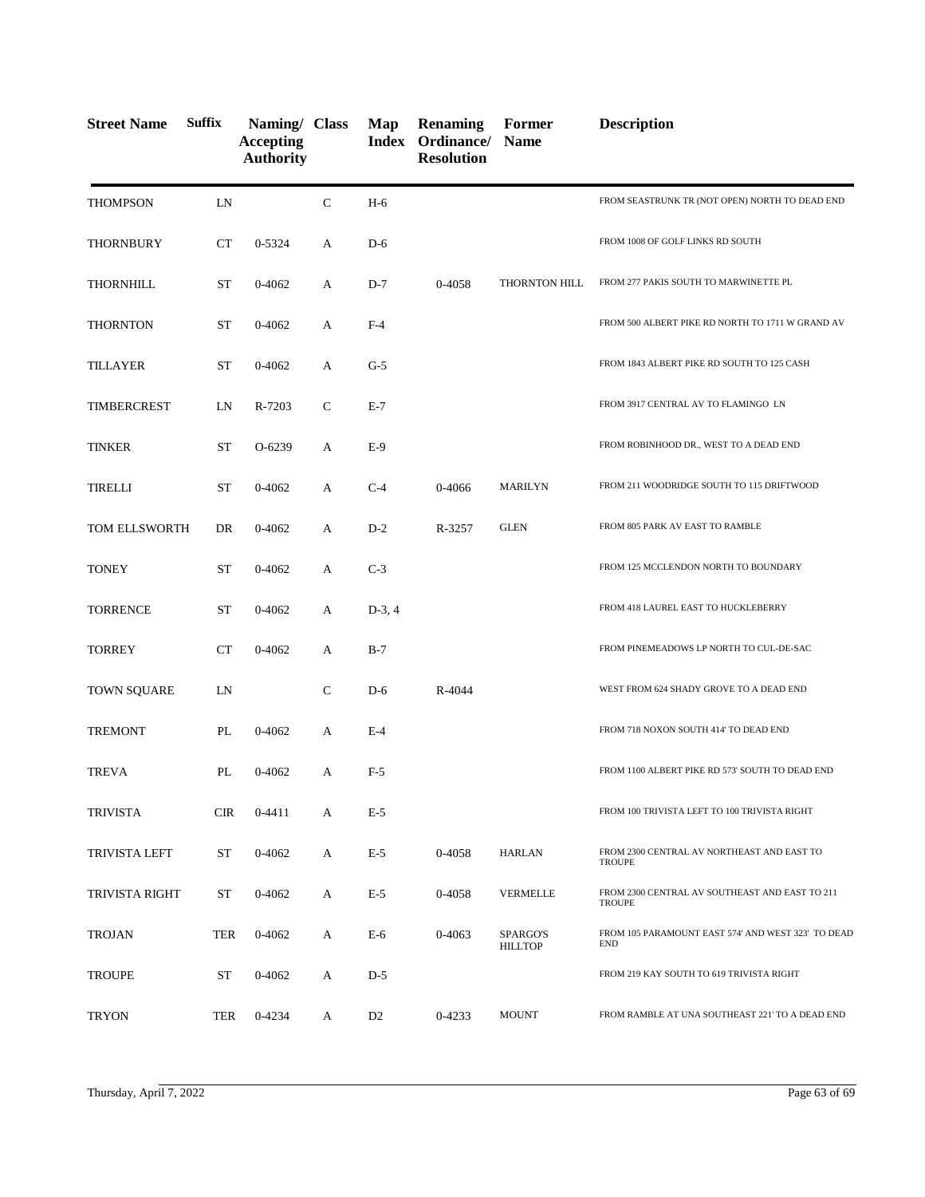| Street Name | Suffix | Naming/ Accepting Authority | Class | Map Index | Renaming Ordinance/ Resolution | Former Name | Description |
|---|---|---|---|---|---|---|---|
| THOMPSON | LN | | C | H-6 | | | FROM SEASTRUNK TR (NOT OPEN) NORTH TO DEAD END |
| THORNBURY | CT | 0-5324 | A | D-6 | | | FROM 1008 OF GOLF LINKS RD SOUTH |
| THORNHILL | ST | 0-4062 | A | D-7 | 0-4058 | THORNTON HILL | FROM 277 PAKIS SOUTH TO MARWINETTE PL |
| THORNTON | ST | 0-4062 | A | F-4 | | | FROM 500 ALBERT PIKE RD NORTH TO 1711 W GRAND AV |
| TILLAYER | ST | 0-4062 | A | G-5 | | | FROM 1843 ALBERT PIKE RD SOUTH TO 125 CASH |
| TIMBERCREST | LN | R-7203 | C | E-7 | | | FROM 3917 CENTRAL AV TO FLAMINGO LN |
| TINKER | ST | O-6239 | A | E-9 | | | FROM ROBINHOOD DR., WEST TO A DEAD END |
| TIRELLI | ST | 0-4062 | A | C-4 | 0-4066 | MARILYN | FROM 211 WOODRIDGE SOUTH TO 115 DRIFTWOOD |
| TOM ELLSWORTH | DR | 0-4062 | A | D-2 | R-3257 | GLEN | FROM 805 PARK AV EAST TO RAMBLE |
| TONEY | ST | 0-4062 | A | C-3 | | | FROM 125 MCCLENDON NORTH TO BOUNDARY |
| TORRENCE | ST | 0-4062 | A | D-3, 4 | | | FROM 418 LAUREL EAST TO HUCKLEBERRY |
| TORREY | CT | 0-4062 | A | B-7 | | | FROM PINEMEADOWS LP NORTH TO CUL-DE-SAC |
| TOWN SQUARE | LN | | C | D-6 | R-4044 | | WEST FROM 624 SHADY GROVE TO A DEAD END |
| TREMONT | PL | 0-4062 | A | E-4 | | | FROM 718 NOXON SOUTH 414' TO DEAD END |
| TREVA | PL | 0-4062 | A | F-5 | | | FROM 1100 ALBERT PIKE RD 573' SOUTH TO DEAD END |
| TRIVISTA | CIR | 0-4411 | A | E-5 | | | FROM 100 TRIVISTA LEFT TO 100 TRIVISTA RIGHT |
| TRIVISTA LEFT | ST | 0-4062 | A | E-5 | 0-4058 | HARLAN | FROM 2300 CENTRAL AV NORTHEAST AND EAST TO TROUPE |
| TRIVISTA RIGHT | ST | 0-4062 | A | E-5 | 0-4058 | VERMELLE | FROM 2300 CENTRAL AV SOUTHEAST AND EAST TO 211 TROUPE |
| TROJAN | TER | 0-4062 | A | E-6 | 0-4063 | SPARGO'S HILLTOP | FROM 105 PARAMOUNT EAST 574' AND WEST 323' TO DEAD END |
| TROUPE | ST | 0-4062 | A | D-5 | | | FROM 219 KAY SOUTH TO 619 TRIVISTA RIGHT |
| TRYON | TER | 0-4234 | A | D2 | 0-4233 | MOUNT | FROM RAMBLE AT UNA SOUTHEAST 221' TO A DEAD END |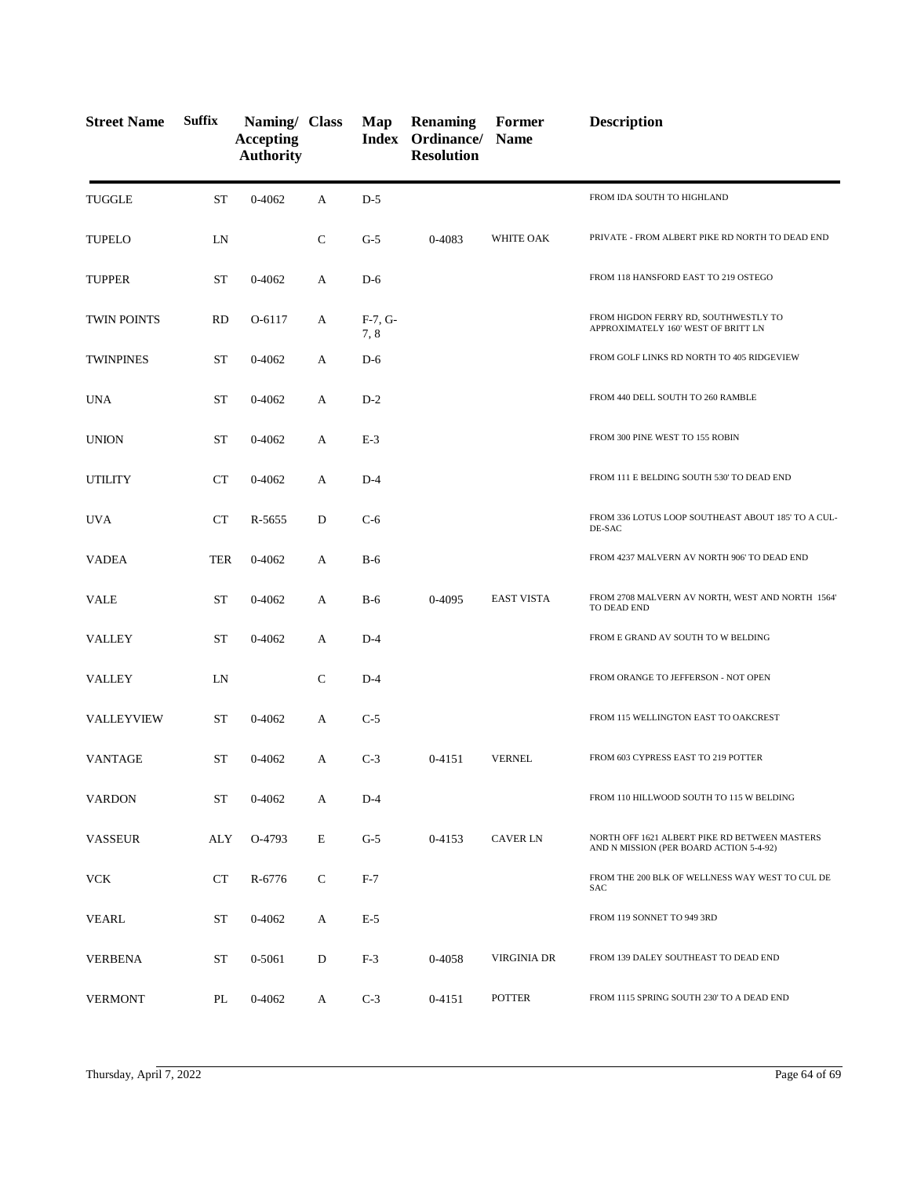| Street Name | Suffix | Naming/ Accepting Authority | Class | Map Index | Renaming Ordinance/ Resolution | Former Name | Description |
|---|---|---|---|---|---|---|---|
| TUGGLE | ST | 0-4062 | A | D-5 | | | FROM IDA SOUTH TO HIGHLAND |
| TUPELO | LN | | C | G-5 | 0-4083 | WHITE OAK | PRIVATE - FROM ALBERT PIKE RD NORTH TO DEAD END |
| TUPPER | ST | 0-4062 | A | D-6 | | | FROM 118 HANSFORD EAST TO 219 OSTEGO |
| TWIN POINTS | RD | O-6117 | A | F-7, G-7, 8 | | | FROM HIGDON FERRY RD, SOUTHWESTLY TO APPROXIMATELY 160' WEST OF BRITT LN |
| TWINPINES | ST | 0-4062 | A | D-6 | | | FROM GOLF LINKS RD NORTH TO 405 RIDGEVIEW |
| UNA | ST | 0-4062 | A | D-2 | | | FROM 440 DELL SOUTH TO 260 RAMBLE |
| UNION | ST | 0-4062 | A | E-3 | | | FROM 300 PINE WEST TO 155 ROBIN |
| UTILITY | CT | 0-4062 | A | D-4 | | | FROM 111 E BELDING SOUTH 530' TO DEAD END |
| UVA | CT | R-5655 | D | C-6 | | | FROM 336 LOTUS LOOP SOUTHEAST ABOUT 185' TO A CUL-DE-SAC |
| VADEA | TER | 0-4062 | A | B-6 | | | FROM 4237 MALVERN AV NORTH 906' TO DEAD END |
| VALE | ST | 0-4062 | A | B-6 | 0-4095 | EAST VISTA | FROM 2708 MALVERN AV NORTH, WEST AND NORTH 1564' TO DEAD END |
| VALLEY | ST | 0-4062 | A | D-4 | | | FROM E GRAND AV SOUTH TO W BELDING |
| VALLEY | LN | | C | D-4 | | | FROM ORANGE TO JEFFERSON - NOT OPEN |
| VALLEYVIEW | ST | 0-4062 | A | C-5 | | | FROM 115 WELLINGTON EAST TO OAKCREST |
| VANTAGE | ST | 0-4062 | A | C-3 | 0-4151 | VERNEL | FROM 603 CYPRESS EAST TO 219 POTTER |
| VARDON | ST | 0-4062 | A | D-4 | | | FROM 110 HILLWOOD SOUTH TO 115 W BELDING |
| VASSEUR | ALY | O-4793 | E | G-5 | 0-4153 | CAVER LN | NORTH OFF 1621 ALBERT PIKE RD BETWEEN MASTERS AND N MISSION (PER BOARD ACTION 5-4-92) |
| VCK | CT | R-6776 | C | F-7 | | | FROM THE 200 BLK OF WELLNESS WAY WEST TO CUL DE SAC |
| VEARL | ST | 0-4062 | A | E-5 | | | FROM 119 SONNET TO 949 3RD |
| VERBENA | ST | 0-5061 | D | F-3 | 0-4058 | VIRGINIA DR | FROM 139 DALEY SOUTHEAST TO DEAD END |
| VERMONT | PL | 0-4062 | A | C-3 | 0-4151 | POTTER | FROM 1115 SPRING SOUTH 230' TO A DEAD END |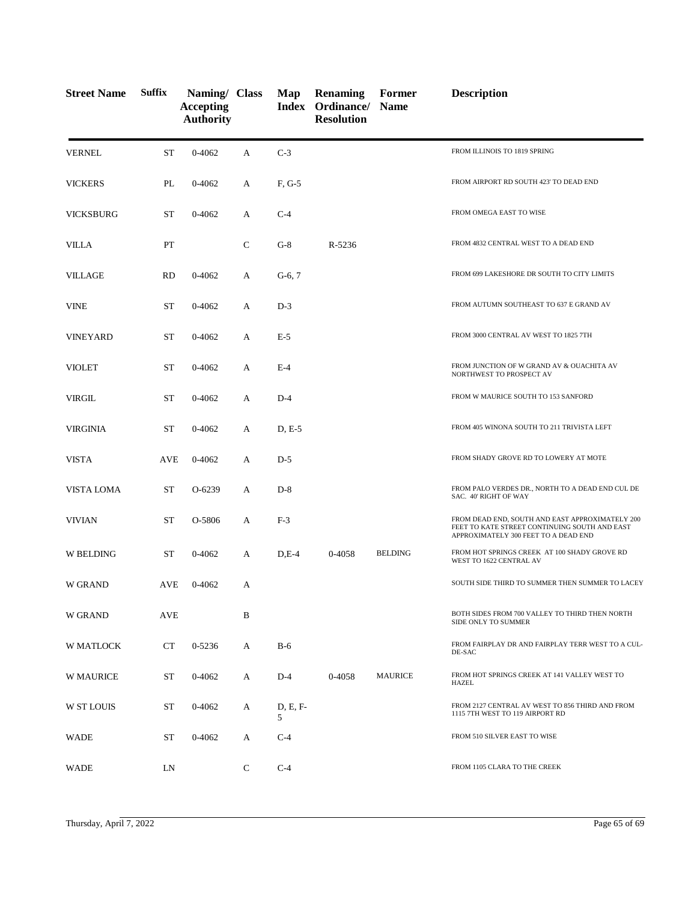| Street Name | Suffix | Naming/ Accepting Authority | Class | Map Index | Renaming Ordinance/ Resolution | Former Name | Description |
|---|---|---|---|---|---|---|---|
| VERNEL | ST | 0-4062 | A | C-3 | | | FROM ILLINOIS TO 1819 SPRING |
| VICKERS | PL | 0-4062 | A | F, G-5 | | | FROM AIRPORT RD SOUTH 423' TO DEAD END |
| VICKSBURG | ST | 0-4062 | A | C-4 | | | FROM OMEGA EAST TO WISE |
| VILLA | PT | | C | G-8 | R-5236 | | FROM 4832 CENTRAL WEST TO A DEAD END |
| VILLAGE | RD | 0-4062 | A | G-6, 7 | | | FROM 699 LAKESHORE DR SOUTH TO CITY LIMITS |
| VINE | ST | 0-4062 | A | D-3 | | | FROM AUTUMN SOUTHEAST TO 637 E GRAND AV |
| VINEYARD | ST | 0-4062 | A | E-5 | | | FROM 3000 CENTRAL AV WEST TO 1825 7TH |
| VIOLET | ST | 0-4062 | A | E-4 | | | FROM JUNCTION OF W GRAND AV & OUACHITA AV NORTHWEST TO PROSPECT AV |
| VIRGIL | ST | 0-4062 | A | D-4 | | | FROM W MAURICE SOUTH TO 153 SANFORD |
| VIRGINIA | ST | 0-4062 | A | D, E-5 | | | FROM 405 WINONA SOUTH TO 211 TRIVISTA LEFT |
| VISTA | AVE | 0-4062 | A | D-5 | | | FROM SHADY GROVE RD TO LOWERY AT MOTE |
| VISTA LOMA | ST | O-6239 | A | D-8 | | | FROM PALO VERDES DR., NORTH TO A DEAD END CUL DE SAC. 40' RIGHT OF WAY |
| VIVIAN | ST | O-5806 | A | F-3 | | | FROM DEAD END, SOUTH AND EAST APPROXIMATELY 200 FEET TO KATE STREET CONTINUING SOUTH AND EAST APPROXIMATELY 300 FEET TO A DEAD END |
| W BELDING | ST | 0-4062 | A | D,E-4 | 0-4058 | BELDING | FROM HOT SPRINGS CREEK AT 100 SHADY GROVE RD WEST TO 1622 CENTRAL AV |
| W GRAND | AVE | 0-4062 | A | | | | SOUTH SIDE THIRD TO SUMMER THEN SUMMER TO LACEY |
| W GRAND | AVE | | B | | | | BOTH SIDES FROM 700 VALLEY TO THIRD THEN NORTH SIDE ONLY TO SUMMER |
| W MATLOCK | CT | 0-5236 | A | B-6 | | | FROM FAIRPLAY DR AND FAIRPLAY TERR WEST TO A CUL-DE-SAC |
| W MAURICE | ST | 0-4062 | A | D-4 | 0-4058 | MAURICE | FROM HOT SPRINGS CREEK AT 141 VALLEY WEST TO HAZEL |
| W ST LOUIS | ST | 0-4062 | A | D, E, F-5 | | | FROM 2127 CENTRAL AV WEST TO 856 THIRD AND FROM 1115 7TH WEST TO 119 AIRPORT RD |
| WADE | ST | 0-4062 | A | C-4 | | | FROM 510 SILVER EAST TO WISE |
| WADE | LN | | C | C-4 | | | FROM 1105 CLARA TO THE CREEK |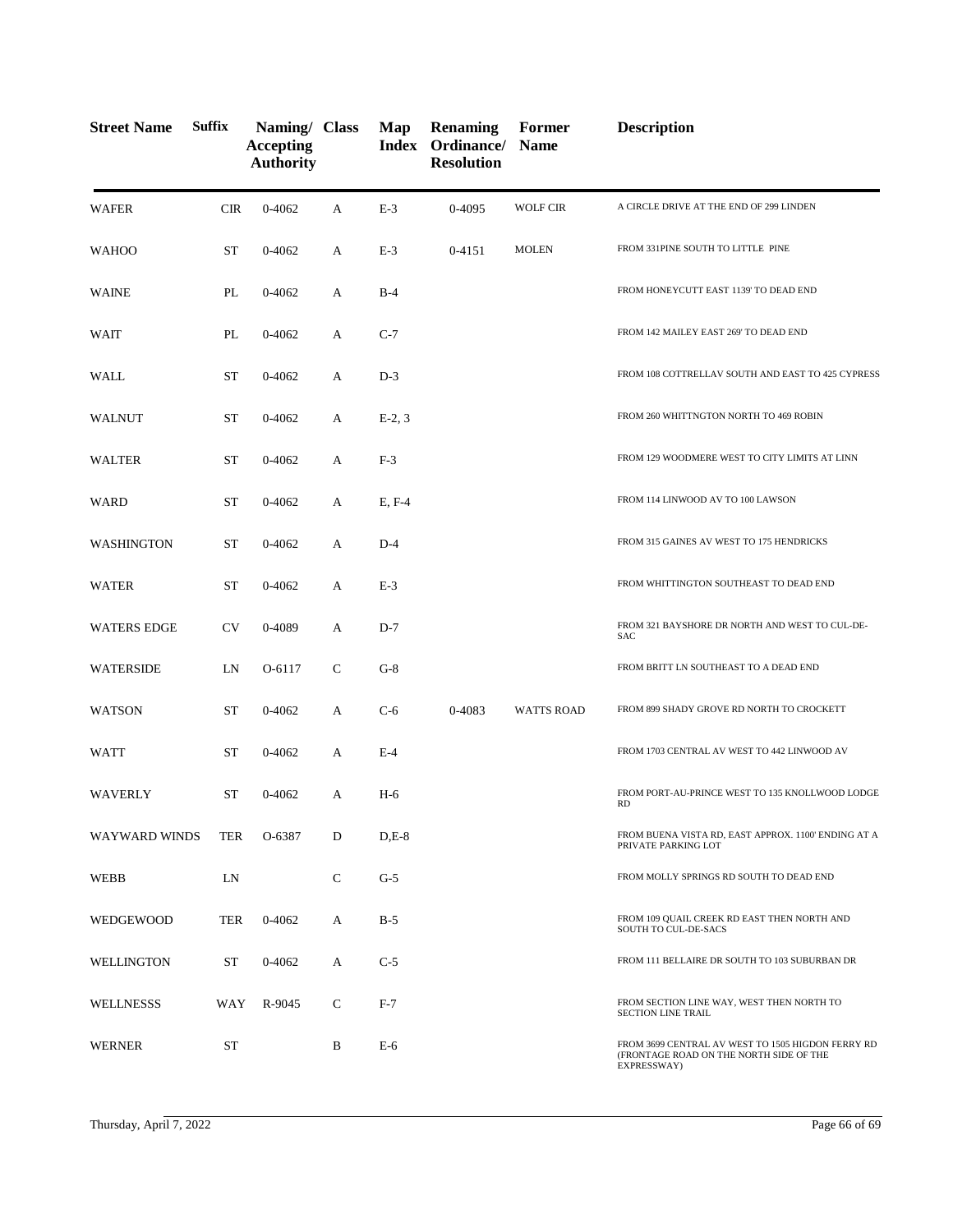| Street Name | Suffix | Naming/ Accepting Authority | Class | Map Index | Renaming Ordinance/ Resolution | Former Name | Description |
|---|---|---|---|---|---|---|---|
| WAFER | CIR | 0-4062 | A | E-3 | 0-4095 | WOLF CIR | A CIRCLE DRIVE AT THE END OF 299 LINDEN |
| WAHOO | ST | 0-4062 | A | E-3 | 0-4151 | MOLEN | FROM 331PINE SOUTH TO LITTLE PINE |
| WAINE | PL | 0-4062 | A | B-4 | | | FROM HONEYCUTT EAST 1139' TO DEAD END |
| WAIT | PL | 0-4062 | A | C-7 | | | FROM 142 MAILEY EAST 269' TO DEAD END |
| WALL | ST | 0-4062 | A | D-3 | | | FROM 108 COTTRELLAV SOUTH AND EAST TO 425 CYPRESS |
| WALNUT | ST | 0-4062 | A | E-2, 3 | | | FROM 260 WHITTNGTON NORTH TO 469 ROBIN |
| WALTER | ST | 0-4062 | A | F-3 | | | FROM 129 WOODMERE WEST TO CITY LIMITS AT LINN |
| WARD | ST | 0-4062 | A | E, F-4 | | | FROM 114 LINWOOD AV TO 100 LAWSON |
| WASHINGTON | ST | 0-4062 | A | D-4 | | | FROM 315 GAINES AV WEST TO 175 HENDRICKS |
| WATER | ST | 0-4062 | A | E-3 | | | FROM WHITTINGTON SOUTHEAST TO DEAD END |
| WATERS EDGE | CV | 0-4089 | A | D-7 | | | FROM 321 BAYSHORE DR NORTH AND WEST TO CUL-DE-SAC |
| WATERSIDE | LN | O-6117 | C | G-8 | | | FROM BRITT LN SOUTHEAST TO A DEAD END |
| WATSON | ST | 0-4062 | A | C-6 | 0-4083 | WATTS ROAD | FROM 899 SHADY GROVE RD NORTH TO CROCKETT |
| WATT | ST | 0-4062 | A | E-4 | | | FROM 1703 CENTRAL AV WEST TO 442 LINWOOD AV |
| WAVERLY | ST | 0-4062 | A | H-6 | | | FROM PORT-AU-PRINCE WEST TO 135 KNOLLWOOD LODGE RD |
| WAYWARD WINDS | TER | O-6387 | D | D,E-8 | | | FROM BUENA VISTA RD, EAST APPROX. 1100' ENDING AT A PRIVATE PARKING LOT |
| WEBB | LN | | C | G-5 | | | FROM MOLLY SPRINGS RD SOUTH TO DEAD END |
| WEDGEWOOD | TER | 0-4062 | A | B-5 | | | FROM 109 QUAIL CREEK RD EAST THEN NORTH AND SOUTH TO CUL-DE-SACS |
| WELLINGTON | ST | 0-4062 | A | C-5 | | | FROM 111 BELLAIRE DR SOUTH TO 103 SUBURBAN DR |
| WELLNESSS | WAY | R-9045 | C | F-7 | | | FROM SECTION LINE WAY, WEST THEN NORTH TO SECTION LINE TRAIL |
| WERNER | ST | | B | E-6 | | | FROM 3699 CENTRAL AV WEST TO 1505 HIGDON FERRY RD (FRONTAGE ROAD ON THE NORTH SIDE OF THE EXPRESSWAY) |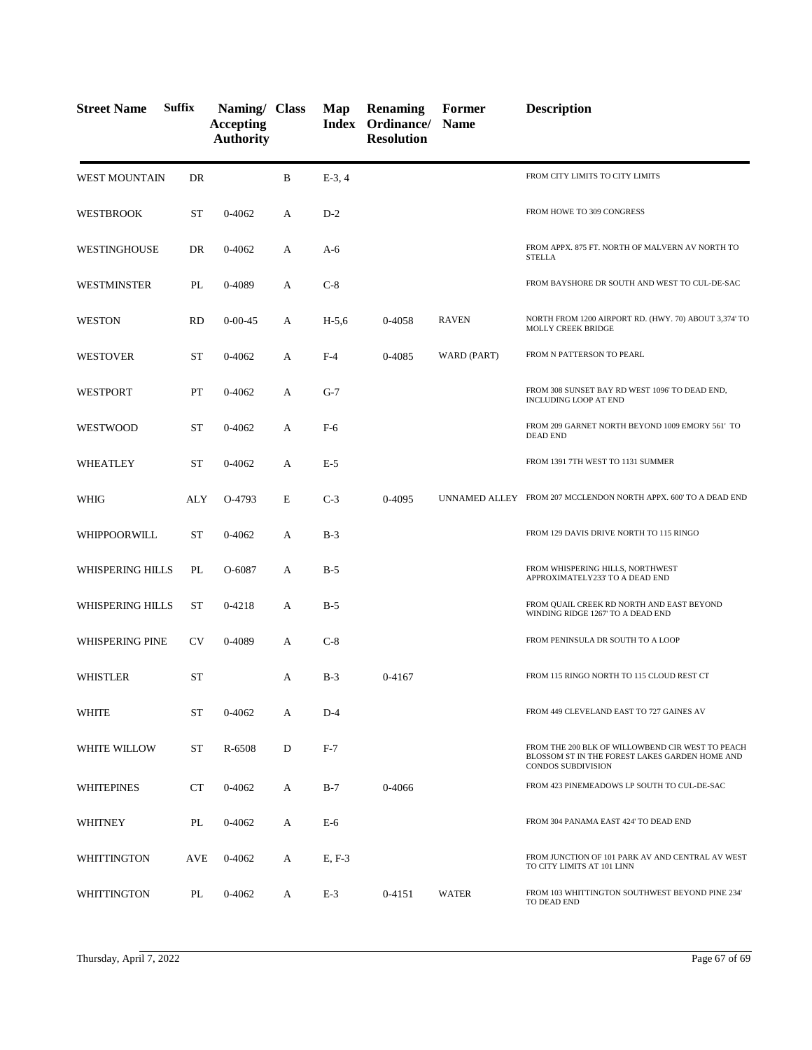| Street Name | Suffix | Naming/ Accepting Authority | Class | Map Index | Renaming Ordinance/ Resolution | Former Name | Description |
|---|---|---|---|---|---|---|---|
| WEST MOUNTAIN | DR | | B | E-3, 4 | | | FROM CITY LIMITS TO CITY LIMITS |
| WESTBROOK | ST | 0-4062 | A | D-2 | | | FROM HOWE TO 309 CONGRESS |
| WESTINGHOUSE | DR | 0-4062 | A | A-6 | | | FROM APPX. 875 FT. NORTH OF MALVERN AV NORTH TO STELLA |
| WESTMINSTER | PL | 0-4089 | A | C-8 | | | FROM BAYSHORE DR SOUTH AND WEST TO CUL-DE-SAC |
| WESTON | RD | 0-00-45 | A | H-5,6 | 0-4058 | RAVEN | NORTH FROM 1200 AIRPORT RD. (HWY. 70) ABOUT 3,374' TO MOLLY CREEK BRIDGE |
| WESTOVER | ST | 0-4062 | A | F-4 | 0-4085 | WARD (PART) | FROM N PATTERSON TO PEARL |
| WESTPORT | PT | 0-4062 | A | G-7 | | | FROM 308 SUNSET BAY RD WEST 1096' TO DEAD END, INCLUDING LOOP AT END |
| WESTWOOD | ST | 0-4062 | A | F-6 | | | FROM 209 GARNET NORTH BEYOND 1009 EMORY 561' TO DEAD END |
| WHEATLEY | ST | 0-4062 | A | E-5 | | | FROM 1391 7TH WEST TO 1131 SUMMER |
| WHIG | ALY | O-4793 | E | C-3 | 0-4095 | UNNAMED ALLEY | FROM 207 MCCLENDON NORTH APPX. 600' TO A DEAD END |
| WHIPPOORWILL | ST | 0-4062 | A | B-3 | | | FROM 129 DAVIS DRIVE NORTH TO 115 RINGO |
| WHISPERING HILLS | PL | O-6087 | A | B-5 | | | FROM WHISPERING HILLS, NORTHWEST APPROXIMATELY233' TO A DEAD END |
| WHISPERING HILLS | ST | 0-4218 | A | B-5 | | | FROM QUAIL CREEK RD NORTH AND EAST BEYOND WINDING RIDGE 1267' TO A DEAD END |
| WHISPERING PINE | CV | 0-4089 | A | C-8 | | | FROM PENINSULA DR SOUTH TO A LOOP |
| WHISTLER | ST | | A | B-3 | 0-4167 | | FROM 115 RINGO NORTH TO 115 CLOUD REST CT |
| WHITE | ST | 0-4062 | A | D-4 | | | FROM 449 CLEVELAND EAST TO 727 GAINES AV |
| WHITE WILLOW | ST | R-6508 | D | F-7 | | | FROM THE 200 BLK OF WILLOWBEND CIR WEST TO PEACH BLOSSOM ST IN THE FOREST LAKES GARDEN HOME AND CONDOS SUBDIVISION |
| WHITEPINES | CT | 0-4062 | A | B-7 | 0-4066 | | FROM 423 PINEMEADOWS LP SOUTH TO CUL-DE-SAC |
| WHITNEY | PL | 0-4062 | A | E-6 | | | FROM 304 PANAMA EAST 424' TO DEAD END |
| WHITTINGTON | AVE | 0-4062 | A | E, F-3 | | | FROM JUNCTION OF 101 PARK AV AND CENTRAL AV WEST TO CITY LIMITS AT 101 LINN |
| WHITTINGTON | PL | 0-4062 | A | E-3 | 0-4151 | WATER | FROM 103 WHITTINGTON SOUTHWEST BEYOND PINE 234' TO DEAD END |

Thursday, April 7, 2022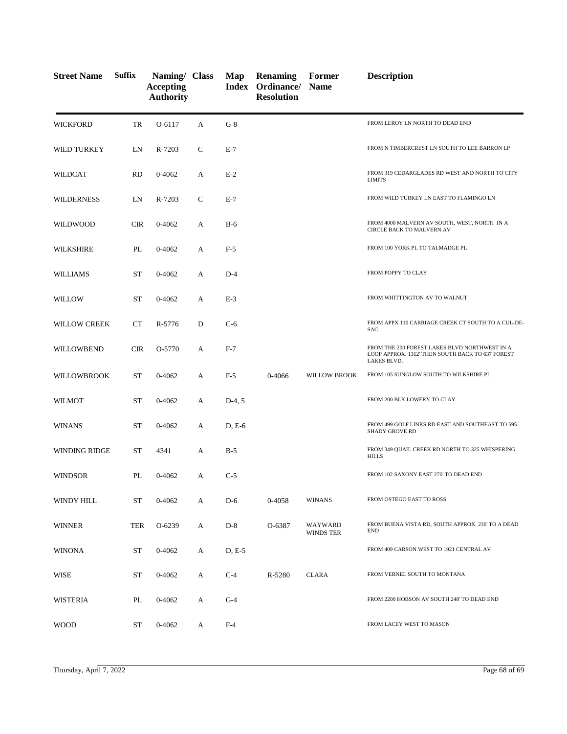| Street Name | Suffix | Naming/ Accepting Authority | Class | Map Index | Renaming Ordinance/ Resolution | Former Name | Description |
|---|---|---|---|---|---|---|---|
| WICKFORD | TR | O-6117 | A | G-8 | | | FROM LEROY LN NORTH TO DEAD END |
| WILD TURKEY | LN | R-7203 | C | E-7 | | | FROM N TIMBERCREST LN SOUTH TO LEE BARRON LP |
| WILDCAT | RD | 0-4062 | A | E-2 | | | FROM 319 CEDARGLADES RD WEST AND NORTH TO CITY LIMITS |
| WILDERNESS | LN | R-7203 | C | E-7 | | | FROM WILD TURKEY LN EAST TO FLAMINGO LN |
| WILDWOOD | CIR | 0-4062 | A | B-6 | | | FROM 4000 MALVERN AV SOUTH, WEST, NORTH IN A CIRCLE BACK TO MALVERN AV |
| WILKSHIRE | PL | 0-4062 | A | F-5 | | | FROM 100 YORK PL TO TALMADGE PL |
| WILLIAMS | ST | 0-4062 | A | D-4 | | | FROM POPPY TO CLAY |
| WILLOW | ST | 0-4062 | A | E-3 | | | FROM WHITTINGTON AV TO WALNUT |
| WILLOW CREEK | CT | R-5776 | D | C-6 | | | FROM APPX 110 CARRIAGE CREEK CT SOUTH TO A CUL-DE-SAC |
| WILLOWBEND | CIR | O-5770 | A | F-7 | | | FROM THE 200 FOREST LAKES BLVD NORTHWEST IN A LOOP APPROX. 1312' THEN SOUTH BACK TO 637 FOREST LAKES BLVD. |
| WILLOWBROOK | ST | 0-4062 | A | F-5 | 0-4066 | WILLOW BROOK | FROM 105 SUNGLOW SOUTH TO WILKSHIRE PL |
| WILMOT | ST | 0-4062 | A | D-4, 5 | | | FROM 200 BLK LOWERY TO CLAY |
| WINANS | ST | 0-4062 | A | D, E-6 | | | FROM 499 GOLF LINKS RD EAST AND SOUTHEAST TO 595 SHADY GROVE RD |
| WINDING RIDGE | ST | 4341 | A | B-5 | | | FROM 349 QUAIL CREEK RD NORTH TO 325 WHISPERING HILLS |
| WINDSOR | PL | 0-4062 | A | C-5 | | | FROM 102 SAXONY EAST 270' TO DEAD END |
| WINDY HILL | ST | 0-4062 | A | D-6 | 0-4058 | WINANS | FROM OSTEGO EAST TO ROSS |
| WINNER | TER | O-6239 | A | D-8 | O-6387 | WAYWARD WINDS TER | FROM BUENA VISTA RD, SOUTH APPROX. 230' TO A DEAD END |
| WINONA | ST | 0-4062 | A | D, E-5 | | | FROM 409 CARSON WEST TO 1921 CENTRAL AV |
| WISE | ST | 0-4062 | A | C-4 | R-5280 | CLARA | FROM VERNEL SOUTH TO MONTANA |
| WISTERIA | PL | 0-4062 | A | G-4 | | | FROM 2200 HOBSON AV SOUTH 248' TO DEAD END |
| WOOD | ST | 0-4062 | A | F-4 | | | FROM LACEY WEST TO MASON |

Thursday, April 7, 2022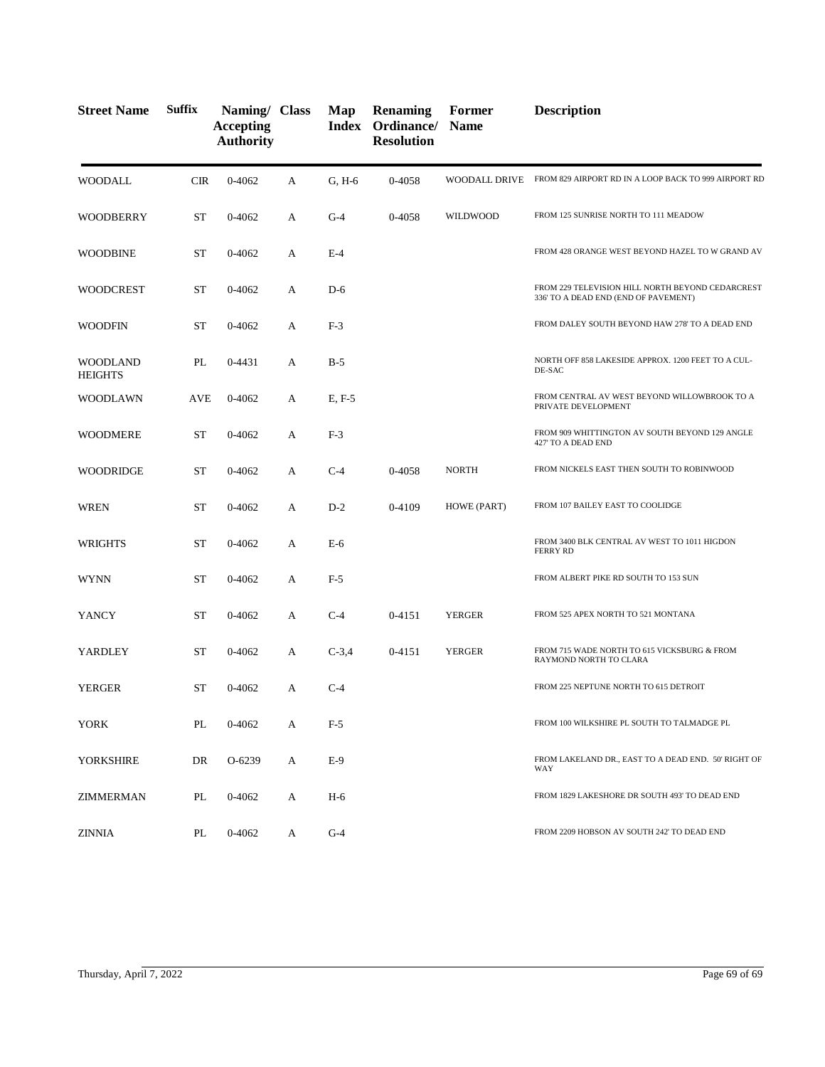| Street Name | Suffix | Naming/ Accepting Authority | Class | Map Index | Renaming Ordinance/ Resolution | Former Name | Description |
|---|---|---|---|---|---|---|---|
| WOODALL | CIR | 0-4062 | A | G, H-6 | 0-4058 | WOODALL DRIVE | FROM 829 AIRPORT RD IN A LOOP BACK TO 999 AIRPORT RD |
| WOODBERRY | ST | 0-4062 | A | G-4 | 0-4058 | WILDWOOD | FROM 125 SUNRISE NORTH TO 111 MEADOW |
| WOODBINE | ST | 0-4062 | A | E-4 | | | FROM 428 ORANGE WEST BEYOND HAZEL TO W GRAND AV |
| WOODCREST | ST | 0-4062 | A | D-6 | | | FROM 229 TELEVISION HILL NORTH BEYOND CEDARCREST 336' TO A DEAD END (END OF PAVEMENT) |
| WOODFIN | ST | 0-4062 | A | F-3 | | | FROM DALEY SOUTH BEYOND HAW 278' TO A DEAD END |
| WOODLAND HEIGHTS | PL | 0-4431 | A | B-5 | | | NORTH OFF 858 LAKESIDE APPROX. 1200 FEET TO A CUL-DE-SAC |
| WOODLAWN | AVE | 0-4062 | A | E, F-5 | | | FROM CENTRAL AV WEST BEYOND WILLOWBROOK TO A PRIVATE DEVELOPMENT |
| WOODMERE | ST | 0-4062 | A | F-3 | | | FROM 909 WHITTINGTON AV SOUTH BEYOND 129 ANGLE 427' TO A DEAD END |
| WOODRIDGE | ST | 0-4062 | A | C-4 | 0-4058 | NORTH | FROM NICKELS EAST THEN SOUTH TO ROBINWOOD |
| WREN | ST | 0-4062 | A | D-2 | 0-4109 | HOWE (PART) | FROM 107 BAILEY EAST TO COOLIDGE |
| WRIGHTS | ST | 0-4062 | A | E-6 | | | FROM 3400 BLK CENTRAL AV WEST TO 1011 HIGDON FERRY RD |
| WYNN | ST | 0-4062 | A | F-5 | | | FROM ALBERT PIKE RD SOUTH TO 153 SUN |
| YANCY | ST | 0-4062 | A | C-4 | 0-4151 | YERGER | FROM 525 APEX NORTH TO 521 MONTANA |
| YARDLEY | ST | 0-4062 | A | C-3,4 | 0-4151 | YERGER | FROM 715 WADE NORTH TO 615 VICKSBURG & FROM RAYMOND NORTH TO CLARA |
| YERGER | ST | 0-4062 | A | C-4 | | | FROM 225 NEPTUNE NORTH TO 615 DETROIT |
| YORK | PL | 0-4062 | A | F-5 | | | FROM 100 WILKSHIRE PL SOUTH TO TALMADGE PL |
| YORKSHIRE | DR | O-6239 | A | E-9 | | | FROM LAKELAND DR., EAST TO A DEAD END. 50' RIGHT OF WAY |
| ZIMMERMAN | PL | 0-4062 | A | H-6 | | | FROM 1829 LAKESHORE DR SOUTH 493' TO DEAD END |
| ZINNIA | PL | 0-4062 | A | G-4 | | | FROM 2209 HOBSON AV SOUTH 242' TO DEAD END |

Thursday, April 7, 2022